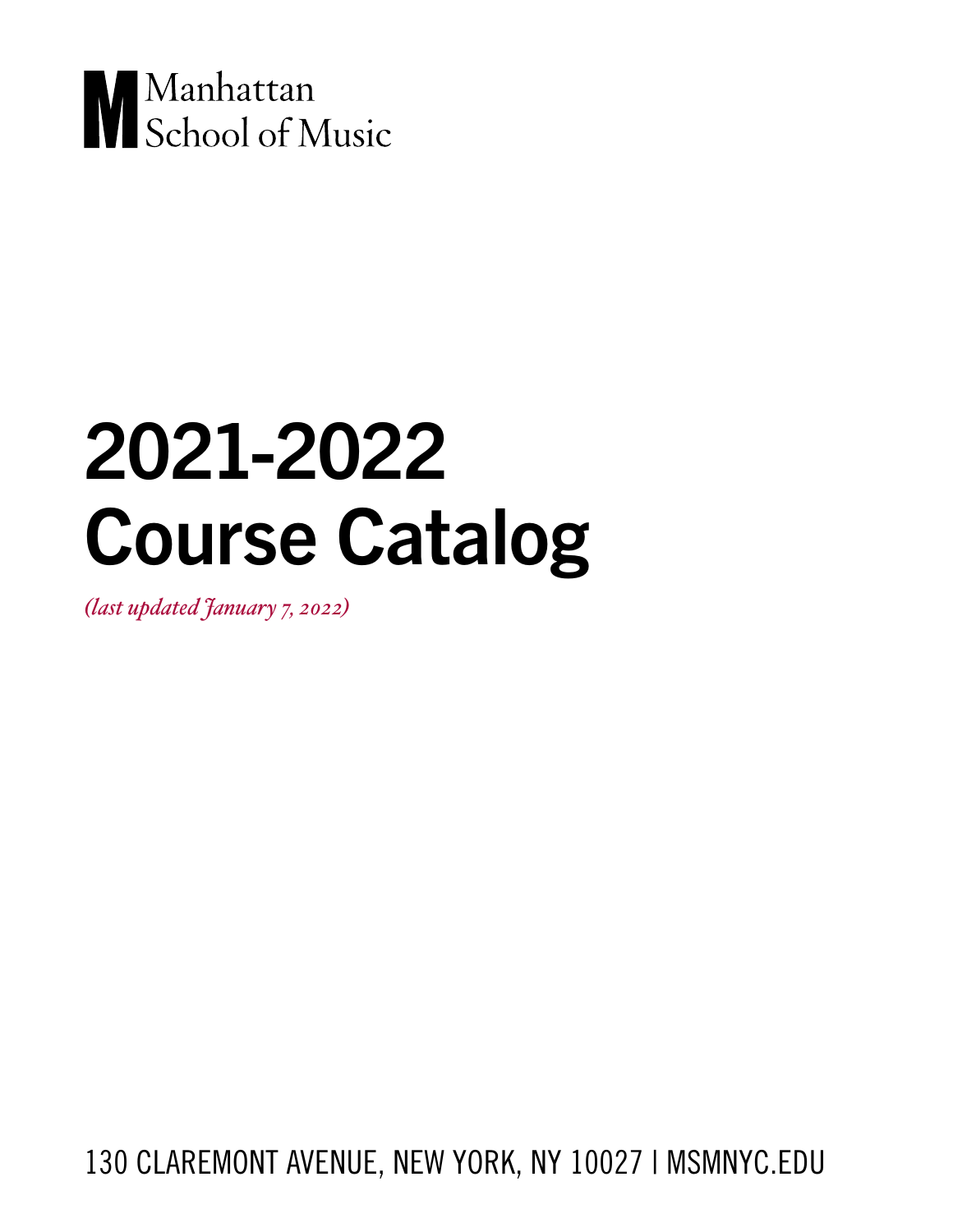Manhattan School of Music

# 2021-2022 Course Catalog

*(last updated January 7, 2022)*

130 CLAREMONT AVENUE, NEW YORK, NY 10027 | MSMNYC.EDU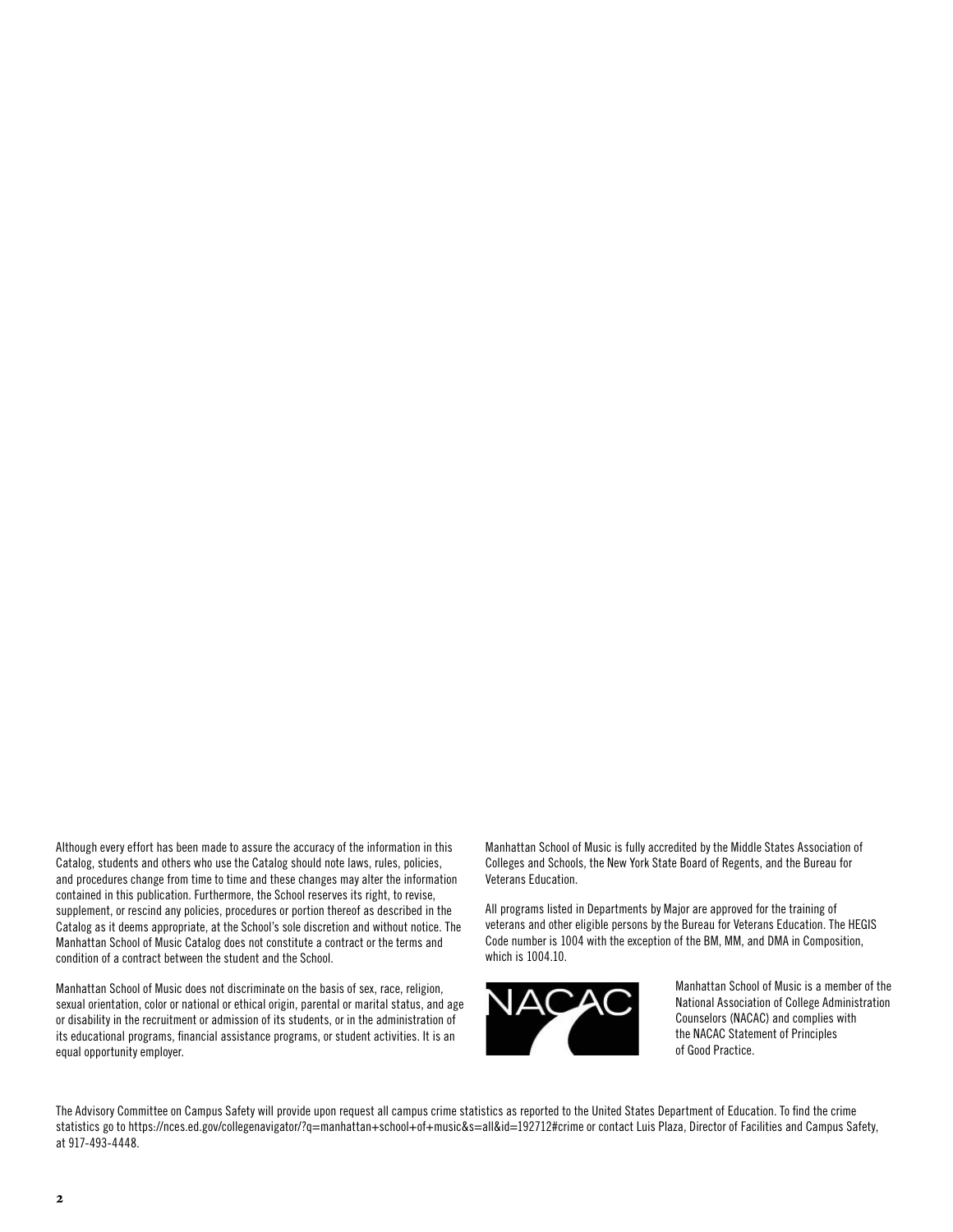Although every effort has been made to assure the accuracy of the information in this Catalog, students and others who use the Catalog should note laws, rules, policies, and procedures change from time to time and these changes may alter the information contained in this publication. Furthermore, the School reserves its right, to revise, supplement, or rescind any policies, procedures or portion thereof as described in the Catalog as it deems appropriate, at the School's sole discretion and without notice. The Manhattan School of Music Catalog does not constitute a contract or the terms and condition of a contract between the student and the School.

Manhattan School of Music does not discriminate on the basis of sex, race, religion, sexual orientation, color or national or ethical origin, parental or marital status, and age or disability in the recruitment or admission of its students, or in the administration of its educational programs, financial assistance programs, or student activities. It is an equal opportunity employer.

Manhattan School of Music is fully accredited by the Middle States Association of Colleges and Schools, the New York State Board of Regents, and the Bureau for Veterans Education.

All programs listed in Departments by Major are approved for the training of veterans and other eligible persons by the Bureau for Veterans Education. The HEGIS Code number is 1004 with the exception of the BM, MM, and DMA in Composition, which is 1004.10.

Manhattan School of Music is a member of the National Association of College Administration Counselors (NACAC) and complies with the NACAC Statement of Principles of Good Practice.

The Advisory Committee on Campus Safety will provide upon request all campus crime statistics as reported to the United States Department of Education. To find the crime statistics go to https://nces.ed.gov/collegenavigator/?q=manhattan+school+of+music&s=all&id=192712#crime or contact Luis Plaza, Director of Facilities and Campus Safety, at 917-493-4448.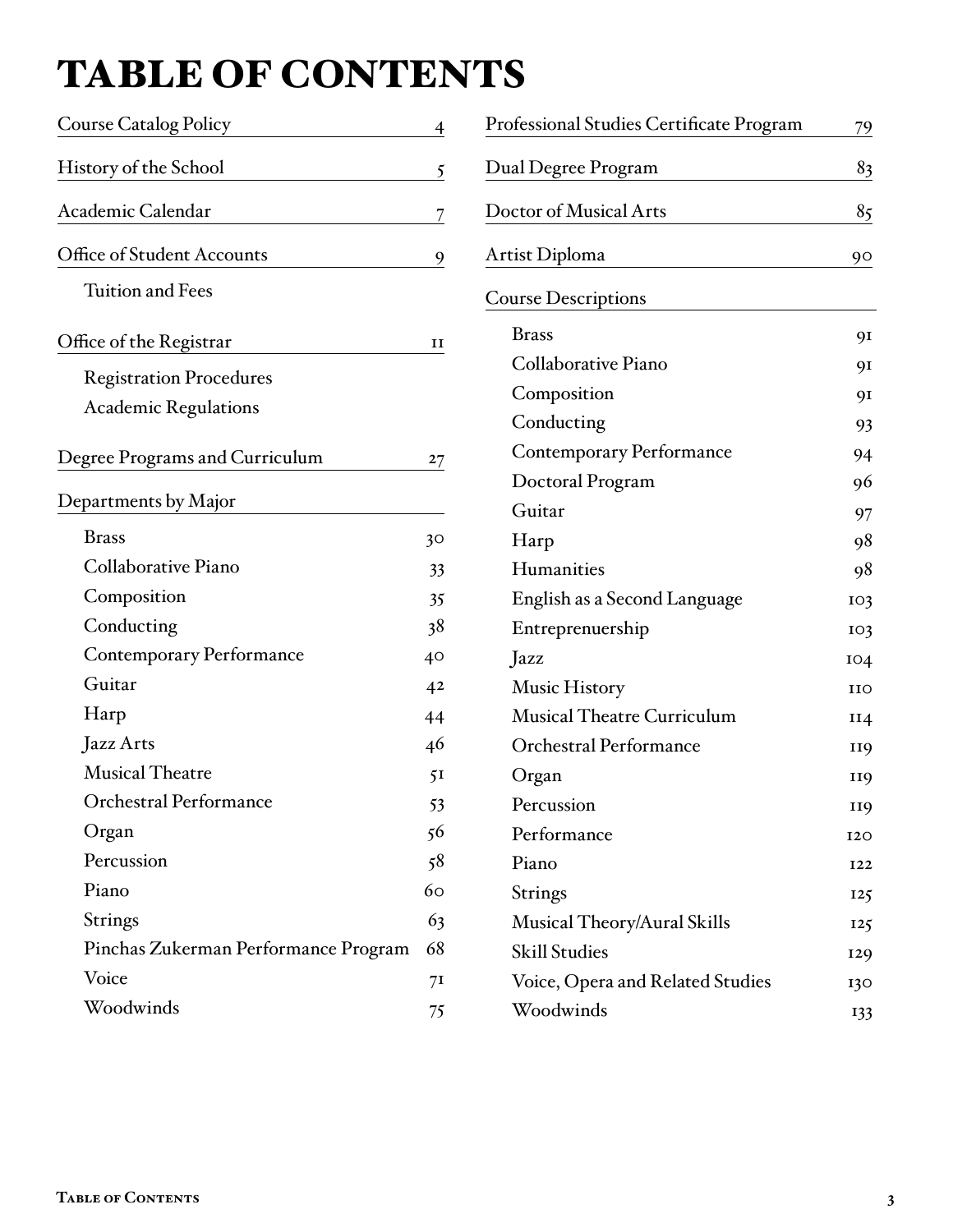# TABLE OF CONTENTS

| | |
|---|---|
| Course Catalog Policy | 4 |
| History of the School | 5 |
| Academic Calendar | 7 |
| Office of Student Accounts | 9 |
| Tuition and Fees | |
| Office of the Registrar | 11 |
| Registration Procedures | |
| Academic Regulations | |
| Degree Programs and Curriculum | 27 |
| Departments by Major | |
| Brass | 30 |
| Collaborative Piano | 33 |
| Composition | 35 |
| Conducting | 38 |
| Contemporary Performance | 40 |
| Guitar | 42 |
| Harp | 44 |
| Jazz Arts | 46 |
| Musical Theatre | 51 |
| Orchestral Performance | 53 |
| Organ | 56 |
| Percussion | 58 |
| Piano | 60 |
| Strings | 63 |
| Pinchas Zukerman Performance Program | 68 |
| Voice | 71 |
| Woodwinds | 75 |
| Professional Studies Certificate Program | 79 |
| Dual Degree Program | 83 |
| Doctor of Musical Arts | 85 |
| Artist Diploma | 90 |
| Course Descriptions | |
| Brass | 91 |
| Collaborative Piano | 91 |
| Composition | 91 |
| Conducting | 93 |
| Contemporary Performance | 94 |
| Doctoral Program | 96 |
| Guitar | 97 |
| Harp | 98 |
| Humanities | 98 |
| English as a Second Language | 103 |
| Entreprenuership | 103 |
| Jazz | 104 |
| Music History | 110 |
| Musical Theatre Curriculum | 114 |
| Orchestral Performance | 119 |
| Organ | 119 |
| Percussion | 119 |
| Performance | 120 |
| Piano | 122 |
| Strings | 125 |
| Musical Theory/Aural Skills | 125 |
| Skill Studies | 129 |
| Voice, Opera and Related Studies | 130 |
| Woodwinds | 133 |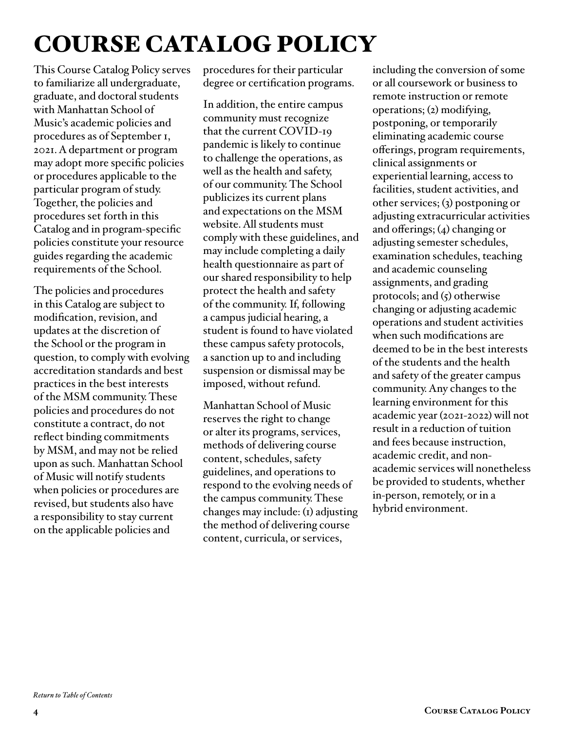# COURSE CATALOG POLICY

This Course Catalog Policy serves to familiarize all undergraduate, graduate, and doctoral students with Manhattan School of Music's academic policies and procedures as of September 1, 2021. A department or program may adopt more specific policies or procedures applicable to the particular program of study. Together, the policies and procedures set forth in this Catalog and in program-specific policies constitute your resource guides regarding the academic requirements of the School.

The policies and procedures in this Catalog are subject to modification, revision, and updates at the discretion of the School or the program in question, to comply with evolving accreditation standards and best practices in the best interests of the MSM community. These policies and procedures do not constitute a contract, do not reflect binding commitments by MSM, and may not be relied upon as such. Manhattan School of Music will notify students when policies or procedures are revised, but students also have a responsibility to stay current on the applicable policies and procedures for their particular degree or certification programs.

In addition, the entire campus community must recognize that the current COVID-19 pandemic is likely to continue to challenge the operations, as well as the health and safety, of our community. The School publicizes its current plans and expectations on the MSM website. All students must comply with these guidelines, and may include completing a daily health questionnaire as part of our shared responsibility to help protect the health and safety of the community. If, following a campus judicial hearing, a student is found to have violated these campus safety protocols, a sanction up to and including suspension or dismissal may be imposed, without refund.

Manhattan School of Music reserves the right to change or alter its programs, services, methods of delivering course content, schedules, safety guidelines, and operations to respond to the evolving needs of the campus community. These changes may include: (1) adjusting the method of delivering course content, curricula, or services, including the conversion of some or all coursework or business to remote instruction or remote operations; (2) modifying, postponing, or temporarily eliminating academic course offerings, program requirements, clinical assignments or experiential learning, access to facilities, student activities, and other services; (3) postponing or adjusting extracurricular activities and offerings; (4) changing or adjusting semester schedules, examination schedules, teaching and academic counseling assignments, and grading protocols; and (5) otherwise changing or adjusting academic operations and student activities when such modifications are deemed to be in the best interests of the students and the health and safety of the greater campus community. Any changes to the learning environment for this academic year (2021-2022) will not result in a reduction of tuition and fees because instruction, academic credit, and non-academic services will nonetheless be provided to students, whether in-person, remotely, or in a hybrid environment.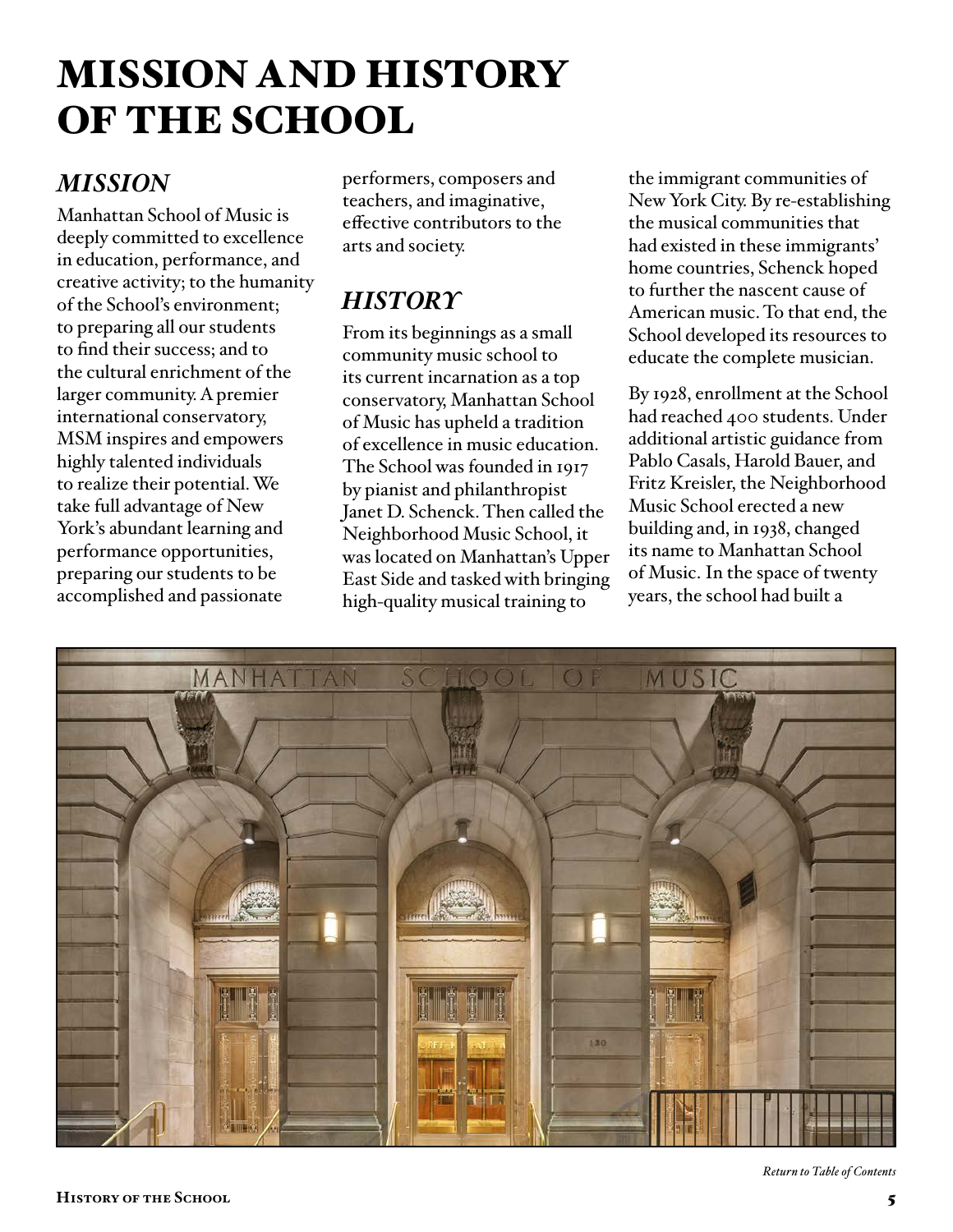# MISSION AND HISTORY OF THE SCHOOL

## *MISSION*

Manhattan School of Music is deeply committed to excellence in education, performance, and creative activity; to the humanity of the School's environment; to preparing all our students to find their success; and to the cultural enrichment of the larger community. A premier international conservatory, MSM inspires and empowers highly talented individuals to realize their potential. We take full advantage of New York's abundant learning and performance opportunities, preparing our students to be accomplished and passionate performers, composers and teachers, and imaginative, effective contributors to the arts and society.

## *HISTORY*

From its beginnings as a small community music school to its current incarnation as a top conservatory, Manhattan School of Music has upheld a tradition of excellence in music education. The School was founded in 1917 by pianist and philanthropist Janet D. Schenck. Then called the Neighborhood Music School, it was located on Manhattan's Upper East Side and tasked with bringing high-quality musical training to the immigrant communities of New York City. By re-establishing the musical communities that had existed in these immigrants' home countries, Schenck hoped to further the nascent cause of American music. To that end, the School developed its resources to educate the complete musician.

By 1928, enrollment at the School had reached 400 students. Under additional artistic guidance from Pablo Casals, Harold Bauer, and Fritz Kreisler, the Neighborhood Music School erected a new building and, in 1938, changed its name to Manhattan School of Music. In the space of twenty years, the school had built a

*Return to Table of Contents*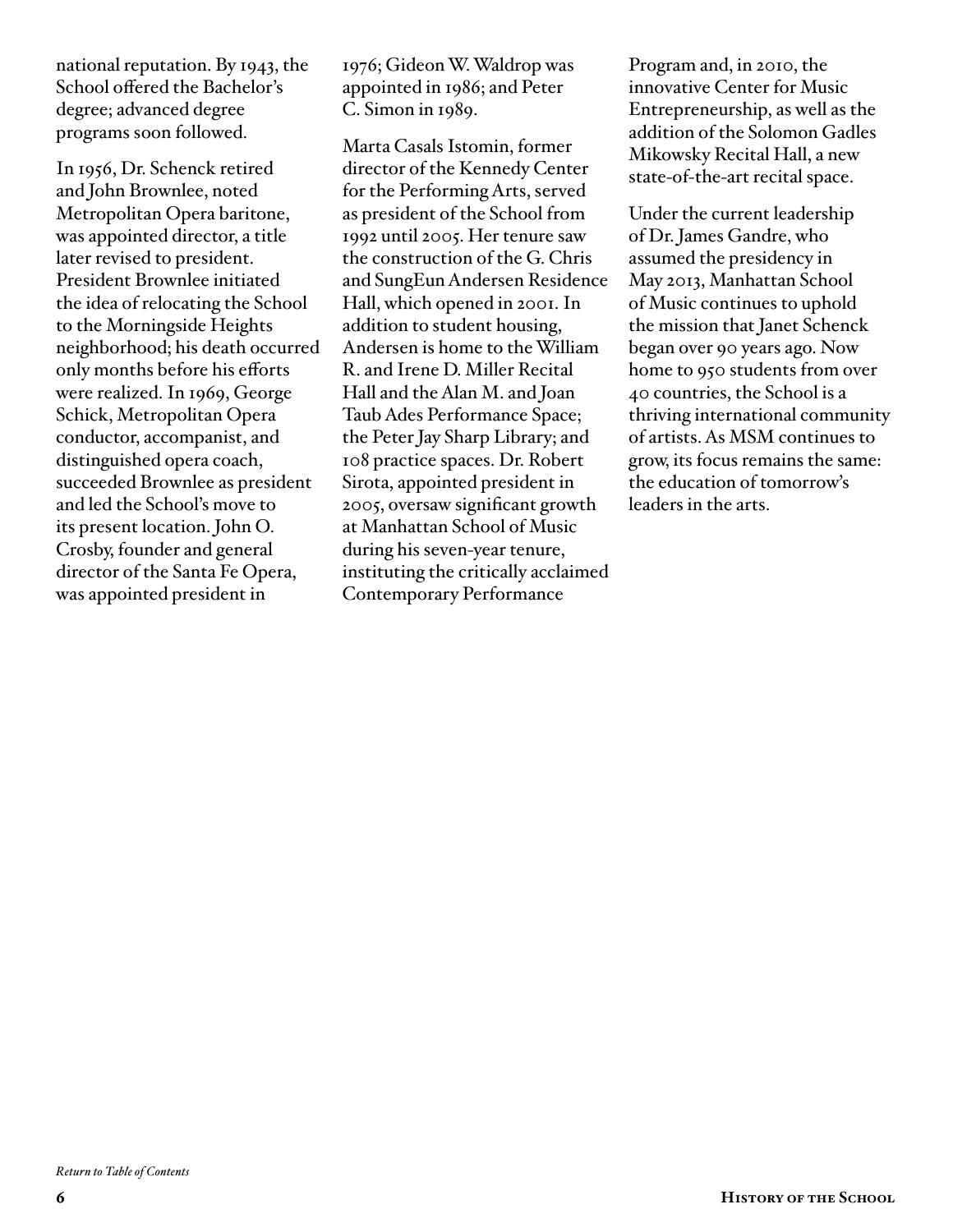national reputation. By 1943, the School offered the Bachelor's degree; advanced degree programs soon followed.

In 1956, Dr. Schenck retired and John Brownlee, noted Metropolitan Opera baritone, was appointed director, a title later revised to president. President Brownlee initiated the idea of relocating the School to the Morningside Heights neighborhood; his death occurred only months before his efforts were realized. In 1969, George Schick, Metropolitan Opera conductor, accompanist, and distinguished opera coach, succeeded Brownlee as president and led the School's move to its present location. John O. Crosby, founder and general director of the Santa Fe Opera, was appointed president in 1976; Gideon W. Waldrop was appointed in 1986; and Peter C. Simon in 1989.

Marta Casals Istomin, former director of the Kennedy Center for the Performing Arts, served as president of the School from 1992 until 2005. Her tenure saw the construction of the G. Chris and SungEun Andersen Residence Hall, which opened in 2001. In addition to student housing, Andersen is home to the William R. and Irene D. Miller Recital Hall and the Alan M. and Joan Taub Ades Performance Space; the Peter Jay Sharp Library; and 108 practice spaces. Dr. Robert Sirota, appointed president in 2005, oversaw significant growth at Manhattan School of Music during his seven-year tenure, instituting the critically acclaimed Contemporary Performance Program and, in 2010, the innovative Center for Music Entrepreneurship, as well as the addition of the Solomon Gadles Mikowsky Recital Hall, a new state-of-the-art recital space.

Under the current leadership of Dr. James Gandre, who assumed the presidency in May 2013, Manhattan School of Music continues to uphold the mission that Janet Schenck began over 90 years ago. Now home to 950 students from over 40 countries, the School is a thriving international community of artists. As MSM continues to grow, its focus remains the same: the education of tomorrow's leaders in the arts.

*Return to Table of Contents*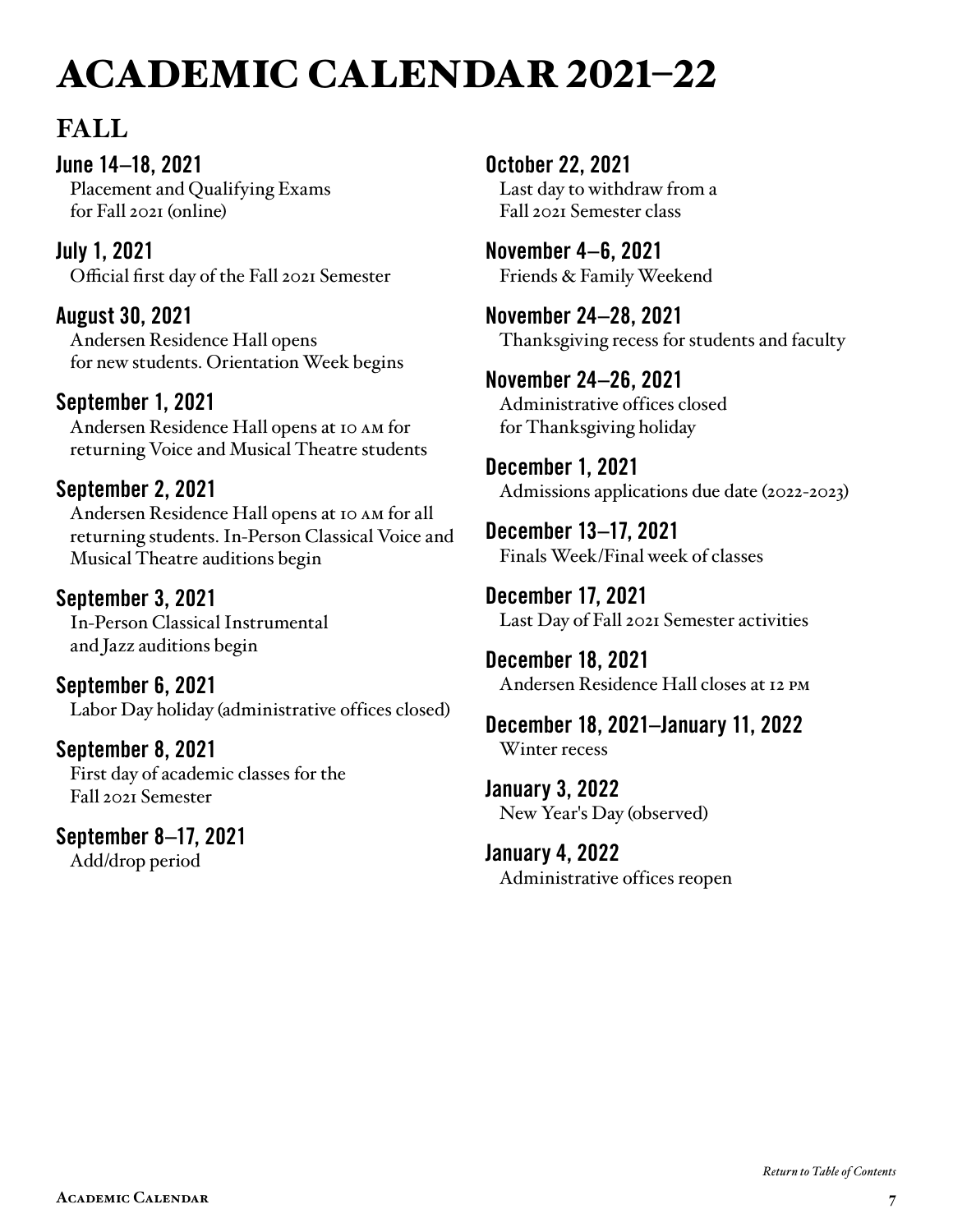# ACADEMIC CALENDAR 2021–22

## FALL

**June 14–18, 2021**
Placement and Qualifying Exams for Fall 2021 (online)

**July 1, 2021**
Official first day of the Fall 2021 Semester

**August 30, 2021**
Andersen Residence Hall opens for new students. Orientation Week begins

**September 1, 2021**
Andersen Residence Hall opens at 10 AM for returning Voice and Musical Theatre students

**September 2, 2021**
Andersen Residence Hall opens at 10 AM for all returning students. In-Person Classical Voice and Musical Theatre auditions begin

**September 3, 2021**
In-Person Classical Instrumental and Jazz auditions begin

**September 6, 2021**
Labor Day holiday (administrative offices closed)

**September 8, 2021**
First day of academic classes for the Fall 2021 Semester

**September 8–17, 2021**
Add/drop period

**October 22, 2021**
Last day to withdraw from a Fall 2021 Semester class

**November 4–6, 2021**
Friends & Family Weekend

**November 24–28, 2021**
Thanksgiving recess for students and faculty

**November 24–26, 2021**
Administrative offices closed for Thanksgiving holiday

**December 1, 2021**
Admissions applications due date (2022-2023)

**December 13–17, 2021**
Finals Week/Final week of classes

**December 17, 2021**
Last Day of Fall 2021 Semester activities

**December 18, 2021**
Andersen Residence Hall closes at 12 PM

**December 18, 2021–January 11, 2022**
Winter recess

**January 3, 2022**
New Year's Day (observed)

**January 4, 2022**
Administrative offices reopen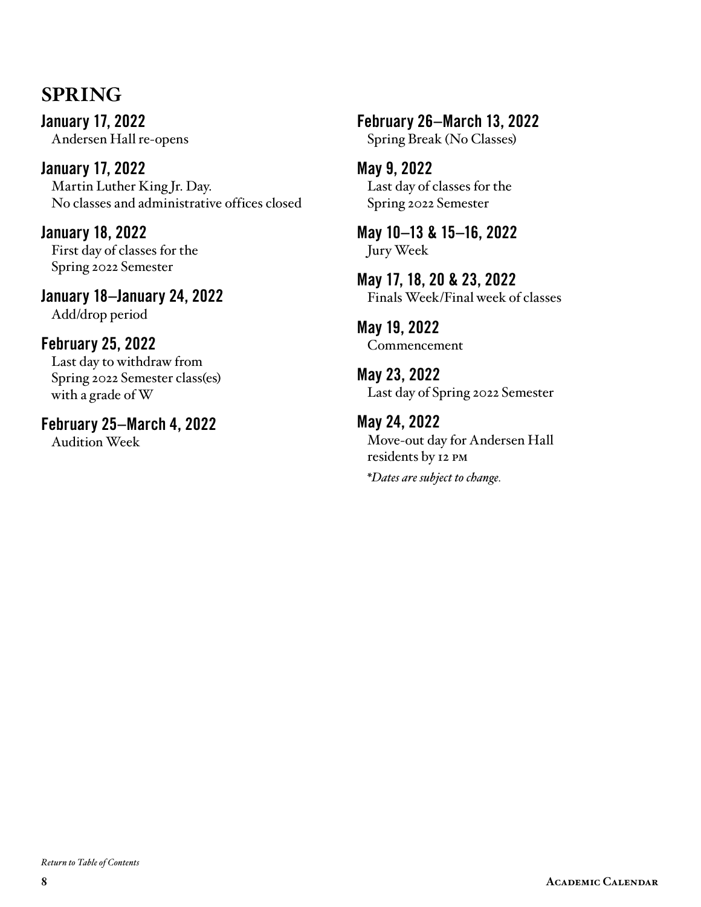## SPRING

### January 17, 2022
Andersen Hall re-opens

### January 17, 2022
Martin Luther King Jr. Day.
No classes and administrative offices closed

### January 18, 2022
First day of classes for the Spring 2022 Semester

### January 18–January 24, 2022
Add/drop period

### February 25, 2022
Last day to withdraw from Spring 2022 Semester class(es) with a grade of W

### February 25–March 4, 2022
Audition Week

### February 26–March 13, 2022
Spring Break (No Classes)

### May 9, 2022
Last day of classes for the Spring 2022 Semester

### May 10–13 & 15–16, 2022
Jury Week

### May 17, 18, 20 & 23, 2022
Finals Week/Final week of classes

### May 19, 2022
Commencement

### May 23, 2022
Last day of Spring 2022 Semester

### May 24, 2022
Move-out day for Andersen Hall residents by 12 PM

*\*Dates are subject to change.*

*Return to Table of Contents*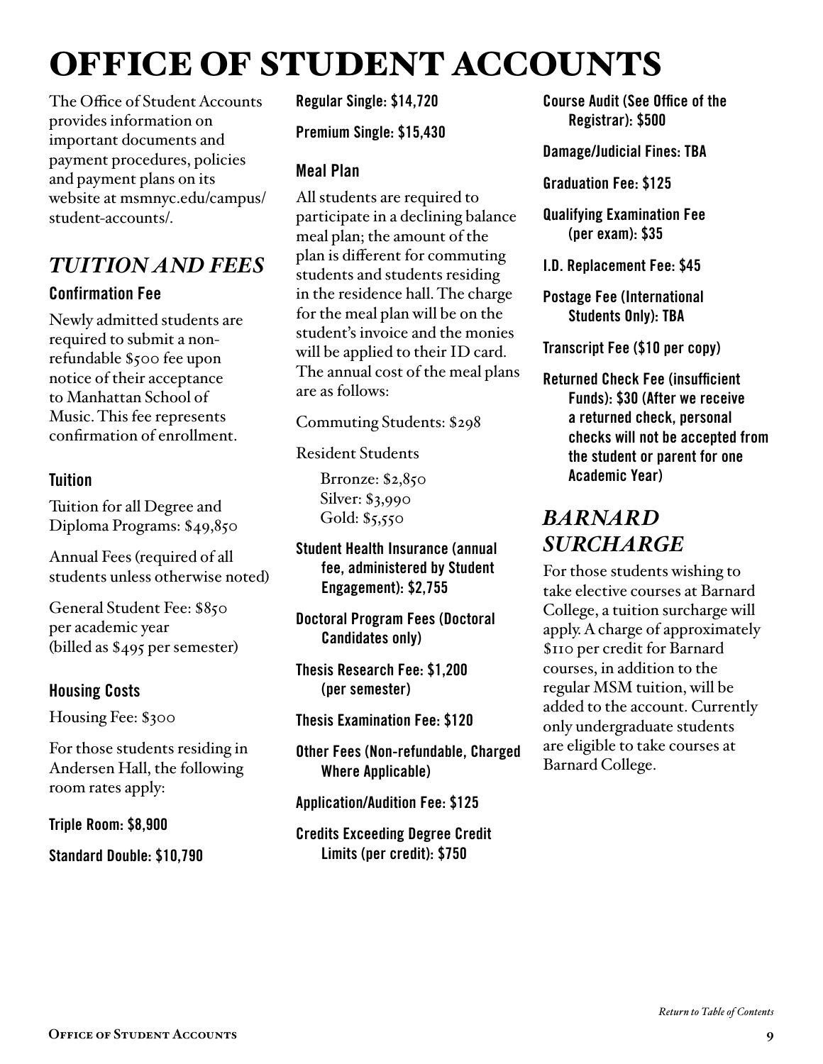# OFFICE OF STUDENT ACCOUNTS

The Office of Student Accounts provides information on important documents and payment procedures, policies and payment plans on its website at msmnyc.edu/campus/student-accounts/.

## *TUITION AND FEES*

### Confirmation Fee

Newly admitted students are required to submit a non-refundable $500 fee upon notice of their acceptance to Manhattan School of Music. This fee represents confirmation of enrollment.

### Tuition

Tuition for all Degree and Diploma Programs: $49,850

Annual Fees (required of all students unless otherwise noted)

General Student Fee: $850 per academic year (billed as $495 per semester)

### Housing Costs

Housing Fee: $300

For those students residing in Andersen Hall, the following room rates apply:

**Triple Room: $8,900**

**Standard Double: $10,790**

**Regular Single: $14,720**

**Premium Single: $15,430**

### Meal Plan

All students are required to participate in a declining balance meal plan; the amount of the plan is different for commuting students and students residing in the residence hall. The charge for the meal plan will be on the student's invoice and the monies will be applied to their ID card. The annual cost of the meal plans are as follows:

Commuting Students: $298

Resident Students

Brronze: $2,850
Silver: $3,990
Gold: $5,550

**Student Health Insurance (annual fee, administered by Student Engagement): $2,755**

**Doctoral Program Fees (Doctoral Candidates only)**

**Thesis Research Fee: $1,200 (per semester)**

**Thesis Examination Fee: $120**

**Other Fees (Non-refundable, Charged Where Applicable)**

**Application/Audition Fee: $125**

**Credits Exceeding Degree Credit Limits (per credit): $750**

**Course Audit (See Office of the Registrar): $500**

**Damage/Judicial Fines: TBA**

**Graduation Fee: $125**

**Qualifying Examination Fee (per exam): $35**

**I.D. Replacement Fee: $45**

**Postage Fee (International Students Only): TBA**

**Transcript Fee ($10 per copy)**

**Returned Check Fee (insufficient Funds): $30 (After we receive a returned check, personal checks will not be accepted from the student or parent for one Academic Year)**

## *BARNARD SURCHARGE*

For those students wishing to take elective courses at Barnard College, a tuition surcharge will apply. A charge of approximately $110 per credit for Barnard courses, in addition to the regular MSM tuition, will be added to the account. Currently only undergraduate students are eligible to take courses at Barnard College.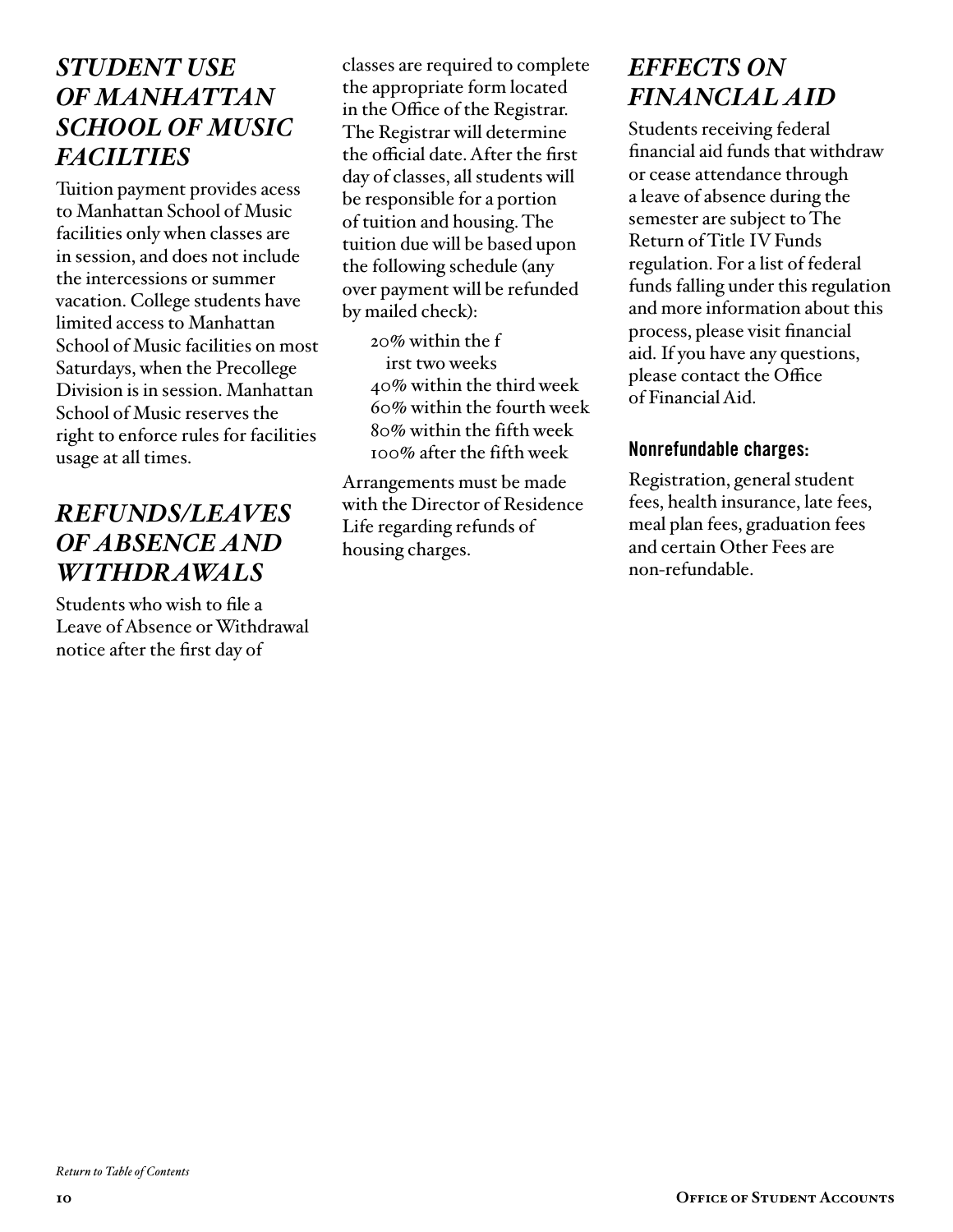## *STUDENT USE OF MANHATTAN SCHOOL OF MUSIC FACILTIES*

Tuition payment provides acess to Manhattan School of Music facilities only when classes are in session, and does not include the intercessions or summer vacation. College students have limited access to Manhattan School of Music facilities on most Saturdays, when the Precollege Division is in session. Manhattan School of Music reserves the right to enforce rules for facilities usage at all times.

## *REFUNDS/LEAVES OF ABSENCE AND WITHDRAWALS*

Students who wish to file a Leave of Absence or Withdrawal notice after the first day of classes are required to complete the appropriate form located in the Office of the Registrar. The Registrar will determine the official date. After the first day of classes, all students will be responsible for a portion of tuition and housing. The tuition due will be based upon the following schedule (any over payment will be refunded by mailed check):

20% within the f irst two weeks
40% within the third week
60% within the fourth week
80% within the fifth week
100% after the fifth week

Arrangements must be made with the Director of Residence Life regarding refunds of housing charges.

## *EFFECTS ON FINANCIAL AID*

Students receiving federal financial aid funds that withdraw or cease attendance through a leave of absence during the semester are subject to The Return of Title IV Funds regulation. For a list of federal funds falling under this regulation and more information about this process, please visit financial aid. If you have any questions, please contact the Office of Financial Aid.

### Nonrefundable charges:

Registration, general student fees, health insurance, late fees, meal plan fees, graduation fees and certain Other Fees are non-refundable.

*Return to Table of Contents*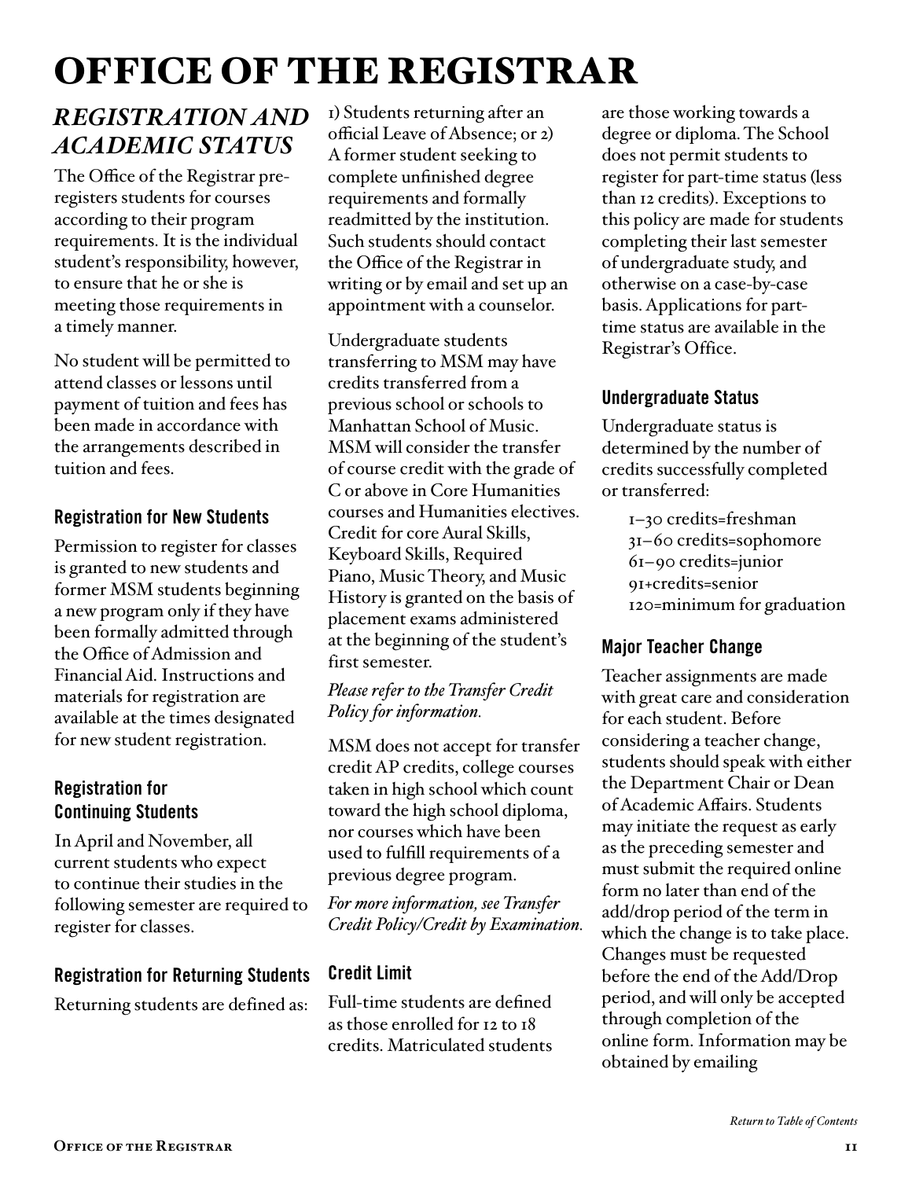# OFFICE OF THE REGISTRAR

## *REGISTRATION AND ACADEMIC STATUS*

The Office of the Registrar pre-registers students for courses according to their program requirements. It is the individual student's responsibility, however, to ensure that he or she is meeting those requirements in a timely manner.

No student will be permitted to attend classes or lessons until payment of tuition and fees has been made in accordance with the arrangements described in tuition and fees.

### Registration for New Students

Permission to register for classes is granted to new students and former MSM students beginning a new program only if they have been formally admitted through the Office of Admission and Financial Aid. Instructions and materials for registration are available at the times designated for new student registration.

### Registration for Continuing Students

In April and November, all current students who expect to continue their studies in the following semester are required to register for classes.

### Registration for Returning Students

Returning students are defined as: 1) Students returning after an official Leave of Absence; or 2) A former student seeking to complete unfinished degree requirements and formally readmitted by the institution. Such students should contact the Office of the Registrar in writing or by email and set up an appointment with a counselor.

Undergraduate students transferring to MSM may have credits transferred from a previous school or schools to Manhattan School of Music. MSM will consider the transfer of course credit with the grade of C or above in Core Humanities courses and Humanities electives. Credit for core Aural Skills, Keyboard Skills, Required Piano, Music Theory, and Music History is granted on the basis of placement exams administered at the beginning of the student's first semester.

*Please refer to the Transfer Credit Policy for information.*

MSM does not accept for transfer credit AP credits, college courses taken in high school which count toward the high school diploma, nor courses which have been used to fulfill requirements of a previous degree program.

*For more information, see Transfer Credit Policy/Credit by Examination.*

### Credit Limit

Full-time students are defined as those enrolled for 12 to 18 credits. Matriculated students are those working towards a degree or diploma. The School does not permit students to register for part-time status (less than 12 credits). Exceptions to this policy are made for students completing their last semester of undergraduate study, and otherwise on a case-by-case basis. Applications for part-time status are available in the Registrar's Office.

### Undergraduate Status

Undergraduate status is determined by the number of credits successfully completed or transferred:

- 1–30 credits=freshman
- 31–60 credits=sophomore
- 61–90 credits=junior
- 91+credits=senior
- 120=minimum for graduation

### Major Teacher Change

Teacher assignments are made with great care and consideration for each student. Before considering a teacher change, students should speak with either the Department Chair or Dean of Academic Affairs. Students may initiate the request as early as the preceding semester and must submit the required online form no later than end of the add/drop period of the term in which the change is to take place. Changes must be requested before the end of the Add/Drop period, and will only be accepted through completion of the online form. Information may be obtained by emailing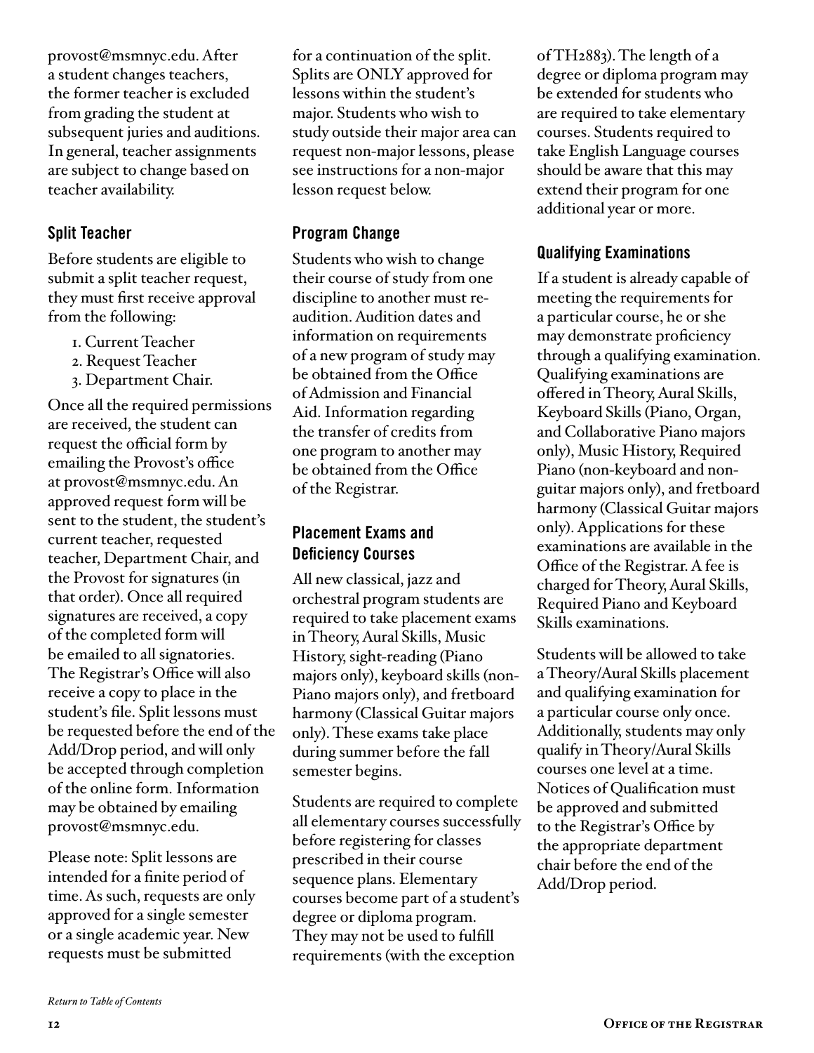provost@msmnyc.edu. After a student changes teachers, the former teacher is excluded from grading the student at subsequent juries and auditions. In general, teacher assignments are subject to change based on teacher availability.

### Split Teacher

Before students are eligible to submit a split teacher request, they must first receive approval from the following:

1. Current Teacher
2. Request Teacher
3. Department Chair.

Once all the required permissions are received, the student can request the official form by emailing the Provost's office at provost@msmnyc.edu. An approved request form will be sent to the student, the student's current teacher, requested teacher, Department Chair, and the Provost for signatures (in that order). Once all required signatures are received, a copy of the completed form will be emailed to all signatories. The Registrar's Office will also receive a copy to place in the student's file. Split lessons must be requested before the end of the Add/Drop period, and will only be accepted through completion of the online form. Information may be obtained by emailing provost@msmnyc.edu.

Please note: Split lessons are intended for a finite period of time. As such, requests are only approved for a single semester or a single academic year. New requests must be submitted for a continuation of the split. Splits are ONLY approved for lessons within the student's major. Students who wish to study outside their major area can request non-major lessons, please see instructions for a non-major lesson request below.

### Program Change

Students who wish to change their course of study from one discipline to another must re-audition. Audition dates and information on requirements of a new program of study may be obtained from the Office of Admission and Financial Aid. Information regarding the transfer of credits from one program to another may be obtained from the Office of the Registrar.

### Placement Exams and Deficiency Courses

All new classical, jazz and orchestral program students are required to take placement exams in Theory, Aural Skills, Music History, sight-reading (Piano majors only), keyboard skills (non-Piano majors only), and fretboard harmony (Classical Guitar majors only). These exams take place during summer before the fall semester begins.

Students are required to complete all elementary courses successfully before registering for classes prescribed in their course sequence plans. Elementary courses become part of a student's degree or diploma program. They may not be used to fulfill requirements (with the exception of TH2883). The length of a degree or diploma program may be extended for students who are required to take elementary courses. Students required to take English Language courses should be aware that this may extend their program for one additional year or more.

### Qualifying Examinations

If a student is already capable of meeting the requirements for a particular course, he or she may demonstrate proficiency through a qualifying examination. Qualifying examinations are offered in Theory, Aural Skills, Keyboard Skills (Piano, Organ, and Collaborative Piano majors only), Music History, Required Piano (non-keyboard and non-guitar majors only), and fretboard harmony (Classical Guitar majors only). Applications for these examinations are available in the Office of the Registrar. A fee is charged for Theory, Aural Skills, Required Piano and Keyboard Skills examinations.

Students will be allowed to take a Theory/Aural Skills placement and qualifying examination for a particular course only once. Additionally, students may only qualify in Theory/Aural Skills courses one level at a time. Notices of Qualification must be approved and submitted to the Registrar's Office by the appropriate department chair before the end of the Add/Drop period.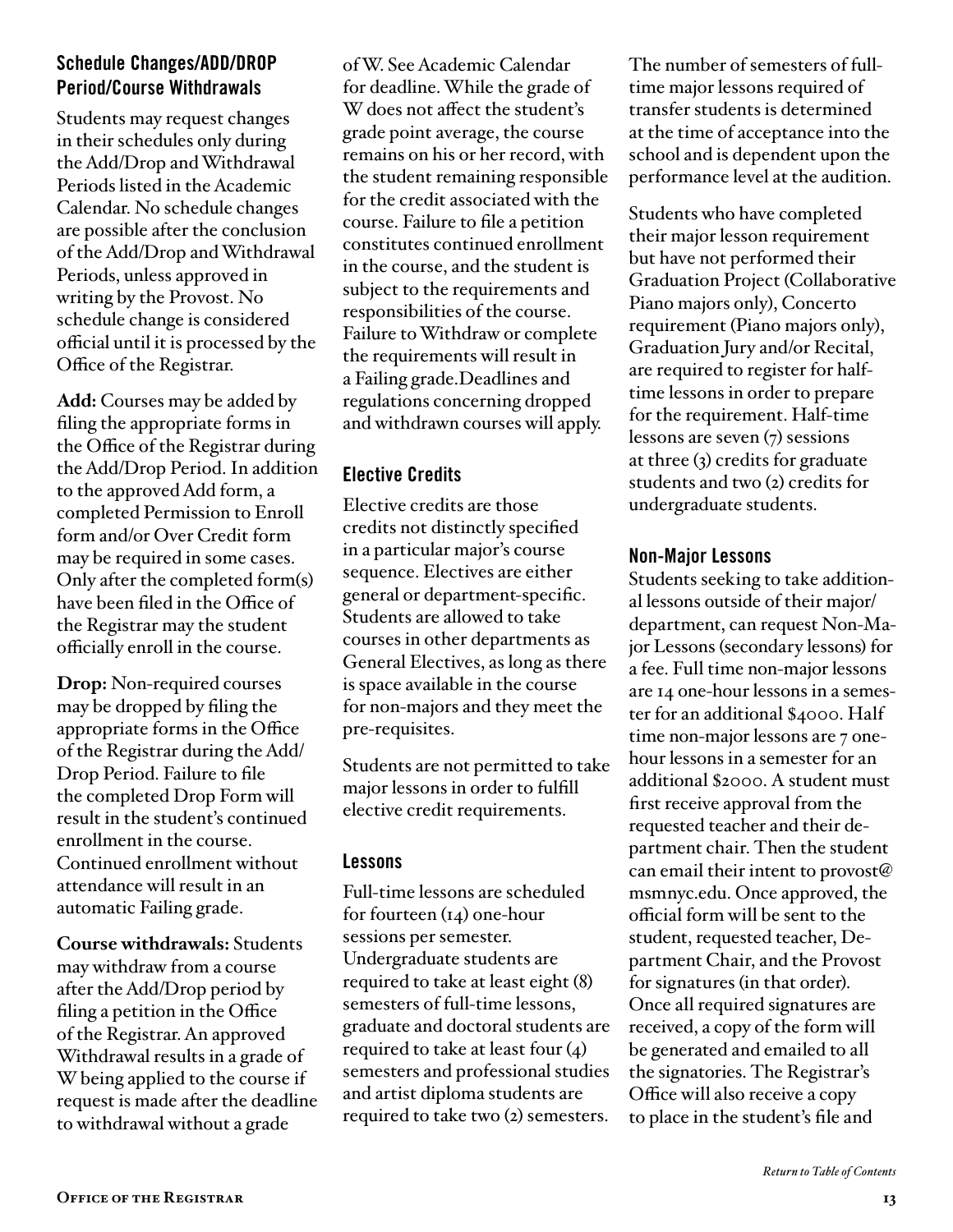## Schedule Changes/ADD/DROP Period/Course Withdrawals

Students may request changes in their schedules only during the Add/Drop and Withdrawal Periods listed in the Academic Calendar. No schedule changes are possible after the conclusion of the Add/Drop and Withdrawal Periods, unless approved in writing by the Provost. No schedule change is considered official until it is processed by the Office of the Registrar.

**Add:** Courses may be added by filing the appropriate forms in the Office of the Registrar during the Add/Drop Period. In addition to the approved Add form, a completed Permission to Enroll form and/or Over Credit form may be required in some cases. Only after the completed form(s) have been filed in the Office of the Registrar may the student officially enroll in the course.

**Drop:** Non-required courses may be dropped by filing the appropriate forms in the Office of the Registrar during the Add/Drop Period. Failure to file the completed Drop Form will result in the student's continued enrollment in the course. Continued enrollment without attendance will result in an automatic Failing grade.

**Course withdrawals:** Students may withdraw from a course after the Add/Drop period by filing a petition in the Office of the Registrar. An approved Withdrawal results in a grade of W being applied to the course if request is made after the deadline to withdrawal without a grade of W. See Academic Calendar for deadline. While the grade of W does not affect the student's grade point average, the course remains on his or her record, with the student remaining responsible for the credit associated with the course. Failure to file a petition constitutes continued enrollment in the course, and the student is subject to the requirements and responsibilities of the course. Failure to Withdraw or complete the requirements will result in a Failing grade.Deadlines and regulations concerning dropped and withdrawn courses will apply.

## Elective Credits

Elective credits are those credits not distinctly specified in a particular major's course sequence. Electives are either general or department-specific. Students are allowed to take courses in other departments as General Electives, as long as there is space available in the course for non-majors and they meet the pre-requisites.

Students are not permitted to take major lessons in order to fulfill elective credit requirements.

## Lessons

Full-time lessons are scheduled for fourteen (14) one-hour sessions per semester. Undergraduate students are required to take at least eight (8) semesters of full-time lessons, graduate and doctoral students are required to take at least four (4) semesters and professional studies and artist diploma students are required to take two (2) semesters. The number of semesters of full-time major lessons required of transfer students is determined at the time of acceptance into the school and is dependent upon the performance level at the audition.

Students who have completed their major lesson requirement but have not performed their Graduation Project (Collaborative Piano majors only), Concerto requirement (Piano majors only), Graduation Jury and/or Recital, are required to register for half-time lessons in order to prepare for the requirement. Half-time lessons are seven (7) sessions at three (3) credits for graduate students and two (2) credits for undergraduate students.

## Non-Major Lessons

Students seeking to take additional lessons outside of their major/department, can request Non-Major Lessons (secondary lessons) for a fee. Full time non-major lessons are 14 one-hour lessons in a semester for an additional $4000. Half time non-major lessons are 7 one-hour lessons in a semester for an additional $2000. A student must first receive approval from the requested teacher and their department chair. Then the student can email their intent to provost@msmnyc.edu. Once approved, the official form will be sent to the student, requested teacher, Department Chair, and the Provost for signatures (in that order). Once all required signatures are received, a copy of the form will be generated and emailed to all the signatories. The Registrar's Office will also receive a copy to place in the student's file and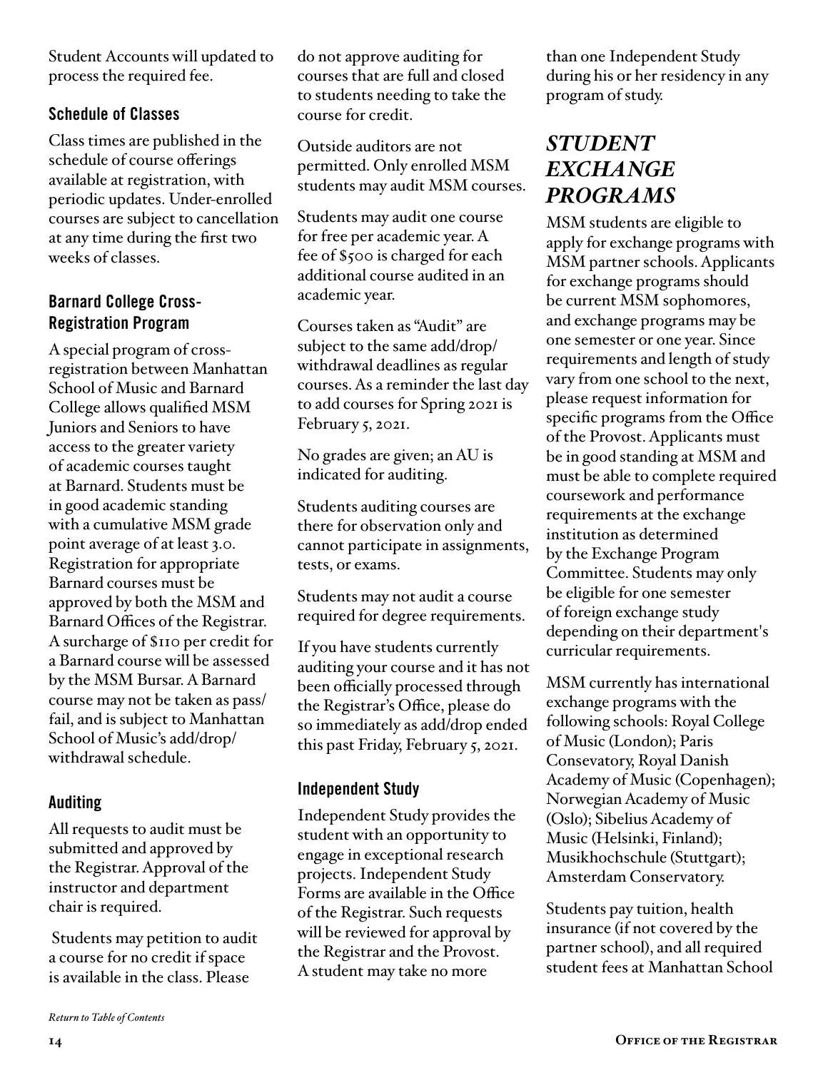Student Accounts will updated to process the required fee.

### Schedule of Classes

Class times are published in the schedule of course offerings available at registration, with periodic updates. Under-enrolled courses are subject to cancellation at any time during the first two weeks of classes.

### Barnard College Cross-Registration Program

A special program of cross-registration between Manhattan School of Music and Barnard College allows qualified MSM Juniors and Seniors to have access to the greater variety of academic courses taught at Barnard. Students must be in good academic standing with a cumulative MSM grade point average of at least 3.0. Registration for appropriate Barnard courses must be approved by both the MSM and Barnard Offices of the Registrar. A surcharge of $110 per credit for a Barnard course will be assessed by the MSM Bursar. A Barnard course may not be taken as pass/fail, and is subject to Manhattan School of Music's add/drop/withdrawal schedule.

### Auditing

All requests to audit must be submitted and approved by the Registrar. Approval of the instructor and department chair is required.

Students may petition to audit a course for no credit if space is available in the class. Please do not approve auditing for courses that are full and closed to students needing to take the course for credit.

Outside auditors are not permitted. Only enrolled MSM students may audit MSM courses.

Students may audit one course for free per academic year. A fee of $500 is charged for each additional course audited in an academic year.

Courses taken as "Audit" are subject to the same add/drop/withdrawal deadlines as regular courses. As a reminder the last day to add courses for Spring 2021 is February 5, 2021.

No grades are given; an AU is indicated for auditing.

Students auditing courses are there for observation only and cannot participate in assignments, tests, or exams.

Students may not audit a course required for degree requirements.

If you have students currently auditing your course and it has not been officially processed through the Registrar's Office, please do so immediately as add/drop ended this past Friday, February 5, 2021.

### Independent Study

Independent Study provides the student with an opportunity to engage in exceptional research projects. Independent Study Forms are available in the Office of the Registrar. Such requests will be reviewed for approval by the Registrar and the Provost. A student may take no more than one Independent Study during his or her residency in any program of study.

## *STUDENT EXCHANGE PROGRAMS*

MSM students are eligible to apply for exchange programs with MSM partner schools. Applicants for exchange programs should be current MSM sophomores, and exchange programs may be one semester or one year. Since requirements and length of study vary from one school to the next, please request information for specific programs from the Office of the Provost. Applicants must be in good standing at MSM and must be able to complete required coursework and performance requirements at the exchange institution as determined by the Exchange Program Committee. Students may only be eligible for one semester of foreign exchange study depending on their department's curricular requirements.

MSM currently has international exchange programs with the following schools: Royal College of Music (London); Paris Consevatory, Royal Danish Academy of Music (Copenhagen); Norwegian Academy of Music (Oslo); Sibelius Academy of Music (Helsinki, Finland); Musikhochschule (Stuttgart); Amsterdam Conservatory.

Students pay tuition, health insurance (if not covered by the partner school), and all required student fees at Manhattan School

*Return to Table of Contents*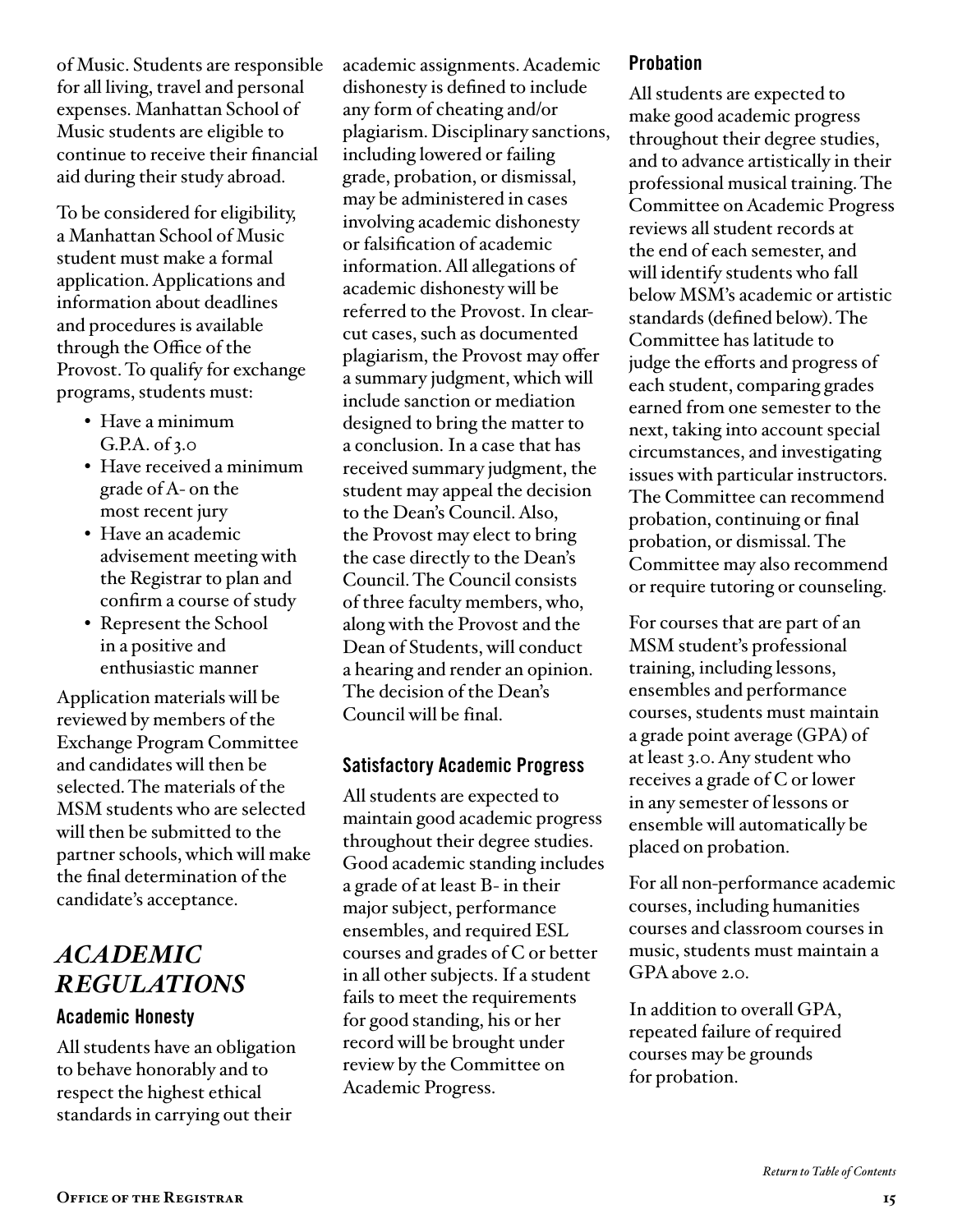of Music. Students are responsible for all living, travel and personal expenses. Manhattan School of Music students are eligible to continue to receive their financial aid during their study abroad.

To be considered for eligibility, a Manhattan School of Music student must make a formal application. Applications and information about deadlines and procedures is available through the Office of the Provost. To qualify for exchange programs, students must:

- Have a minimum G.P.A. of 3.0
- Have received a minimum grade of A- on the most recent jury
- Have an academic advisement meeting with the Registrar to plan and confirm a course of study
- Represent the School in a positive and enthusiastic manner

Application materials will be reviewed by members of the Exchange Program Committee and candidates will then be selected. The materials of the MSM students who are selected will then be submitted to the partner schools, which will make the final determination of the candidate's acceptance.

# *ACADEMIC REGULATIONS*

## Academic Honesty

All students have an obligation to behave honorably and to respect the highest ethical standards in carrying out their academic assignments. Academic dishonesty is defined to include any form of cheating and/or plagiarism. Disciplinary sanctions, including lowered or failing grade, probation, or dismissal, may be administered in cases involving academic dishonesty or falsification of academic information. All allegations of academic dishonesty will be referred to the Provost. In clear-cut cases, such as documented plagiarism, the Provost may offer a summary judgment, which will include sanction or mediation designed to bring the matter to a conclusion. In a case that has received summary judgment, the student may appeal the decision to the Dean's Council. Also, the Provost may elect to bring the case directly to the Dean's Council. The Council consists of three faculty members, who, along with the Provost and the Dean of Students, will conduct a hearing and render an opinion. The decision of the Dean's Council will be final.

## Satisfactory Academic Progress

All students are expected to maintain good academic progress throughout their degree studies. Good academic standing includes a grade of at least B- in their major subject, performance ensembles, and required ESL courses and grades of C or better in all other subjects. If a student fails to meet the requirements for good standing, his or her record will be brought under review by the Committee on Academic Progress.

## Probation

All students are expected to make good academic progress throughout their degree studies, and to advance artistically in their professional musical training. The Committee on Academic Progress reviews all student records at the end of each semester, and will identify students who fall below MSM's academic or artistic standards (defined below). The Committee has latitude to judge the efforts and progress of each student, comparing grades earned from one semester to the next, taking into account special circumstances, and investigating issues with particular instructors. The Committee can recommend probation, continuing or final probation, or dismissal. The Committee may also recommend or require tutoring or counseling.

For courses that are part of an MSM student's professional training, including lessons, ensembles and performance courses, students must maintain a grade point average (GPA) of at least 3.0. Any student who receives a grade of C or lower in any semester of lessons or ensemble will automatically be placed on probation.

For all non-performance academic courses, including humanities courses and classroom courses in music, students must maintain a GPA above 2.0.

In addition to overall GPA, repeated failure of required courses may be grounds for probation.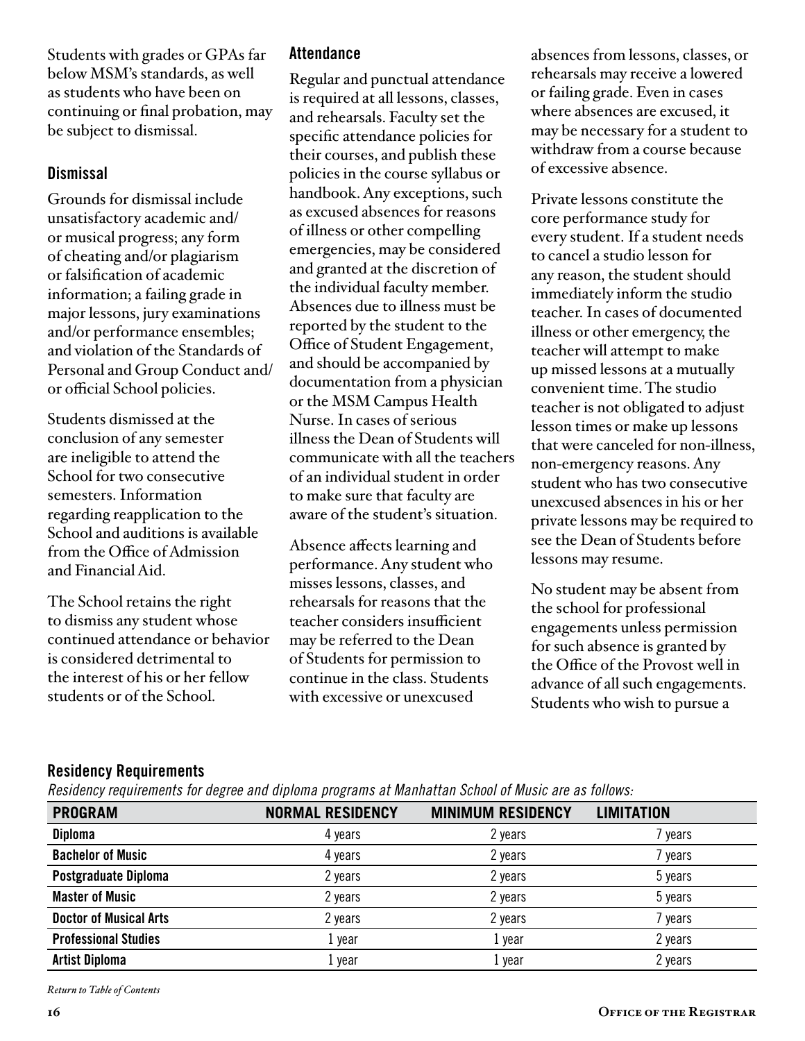Students with grades or GPAs far below MSM's standards, as well as students who have been on continuing or final probation, may be subject to dismissal.

### Dismissal

Grounds for dismissal include unsatisfactory academic and/or musical progress; any form of cheating and/or plagiarism or falsification of academic information; a failing grade in major lessons, jury examinations and/or performance ensembles; and violation of the Standards of Personal and Group Conduct and/or official School policies.

Students dismissed at the conclusion of any semester are ineligible to attend the School for two consecutive semesters. Information regarding reapplication to the School and auditions is available from the Office of Admission and Financial Aid.

The School retains the right to dismiss any student whose continued attendance or behavior is considered detrimental to the interest of his or her fellow students or of the School.

### Attendance

Regular and punctual attendance is required at all lessons, classes, and rehearsals. Faculty set the specific attendance policies for their courses, and publish these policies in the course syllabus or handbook. Any exceptions, such as excused absences for reasons of illness or other compelling emergencies, may be considered and granted at the discretion of the individual faculty member. Absences due to illness must be reported by the student to the Office of Student Engagement, and should be accompanied by documentation from a physician or the MSM Campus Health Nurse. In cases of serious illness the Dean of Students will communicate with all the teachers of an individual student in order to make sure that faculty are aware of the student's situation.

Absence affects learning and performance. Any student who misses lessons, classes, and rehearsals for reasons that the teacher considers insufficient may be referred to the Dean of Students for permission to continue in the class. Students with excessive or unexcused absences from lessons, classes, or rehearsals may receive a lowered or failing grade. Even in cases where absences are excused, it may be necessary for a student to withdraw from a course because of excessive absence.

Private lessons constitute the core performance study for every student. If a student needs to cancel a studio lesson for any reason, the student should immediately inform the studio teacher. In cases of documented illness or other emergency, the teacher will attempt to make up missed lessons at a mutually convenient time. The studio teacher is not obligated to adjust lesson times or make up lessons that were canceled for non-illness, non-emergency reasons. Any student who has two consecutive unexcused absences in his or her private lessons may be required to see the Dean of Students before lessons may resume.

No student may be absent from the school for professional engagements unless permission for such absence is granted by the Office of the Provost well in advance of all such engagements. Students who wish to pursue a

### Residency Requirements

*Residency requirements for degree and diploma programs at Manhattan School of Music are as follows:*

| PROGRAM | NORMAL RESIDENCY | MINIMUM RESIDENCY | LIMITATION |
|---|---|---|---|
| **Diploma** | 4 years | 2 years | 7 years |
| **Bachelor of Music** | 4 years | 2 years | 7 years |
| **Postgraduate Diploma** | 2 years | 2 years | 5 years |
| **Master of Music** | 2 years | 2 years | 5 years |
| **Doctor of Musical Arts** | 2 years | 2 years | 7 years |
| **Professional Studies** | 1 year | 1 year | 2 years |
| **Artist Diploma** | 1 year | 1 year | 2 years |

*Return to Table of Contents*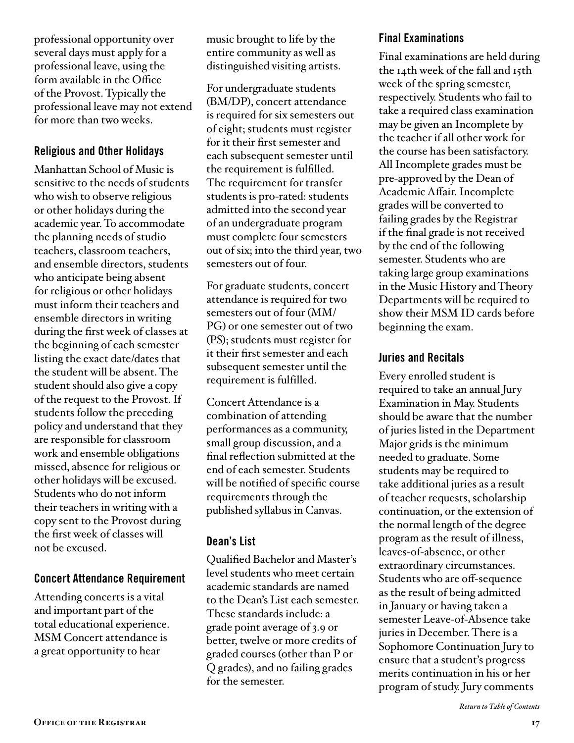professional opportunity over several days must apply for a professional leave, using the form available in the Office of the Provost. Typically the professional leave may not extend for more than two weeks.

### Religious and Other Holidays

Manhattan School of Music is sensitive to the needs of students who wish to observe religious or other holidays during the academic year. To accommodate the planning needs of studio teachers, classroom teachers, and ensemble directors, students who anticipate being absent for religious or other holidays must inform their teachers and ensemble directors in writing during the first week of classes at the beginning of each semester listing the exact date/dates that the student will be absent. The student should also give a copy of the request to the Provost. If students follow the preceding policy and understand that they are responsible for classroom work and ensemble obligations missed, absence for religious or other holidays will be excused. Students who do not inform their teachers in writing with a copy sent to the Provost during the first week of classes will not be excused.

### Concert Attendance Requirement

Attending concerts is a vital and important part of the total educational experience. MSM Concert attendance is a great opportunity to hear music brought to life by the entire community as well as distinguished visiting artists.

For undergraduate students (BM/DP), concert attendance is required for six semesters out of eight; students must register for it their first semester and each subsequent semester until the requirement is fulfilled. The requirement for transfer students is pro-rated: students admitted into the second year of an undergraduate program must complete four semesters out of six; into the third year, two semesters out of four.

For graduate students, concert attendance is required for two semesters out of four (MM/PG) or one semester out of two (PS); students must register for it their first semester and each subsequent semester until the requirement is fulfilled.

Concert Attendance is a combination of attending performances as a community, small group discussion, and a final reflection submitted at the end of each semester. Students will be notified of specific course requirements through the published syllabus in Canvas.

### Dean's List

Qualified Bachelor and Master's level students who meet certain academic standards are named to the Dean's List each semester. These standards include: a grade point average of 3.9 or better, twelve or more credits of graded courses (other than P or Q grades), and no failing grades for the semester.

### Final Examinations

Final examinations are held during the 14th week of the fall and 15th week of the spring semester, respectively. Students who fail to take a required class examination may be given an Incomplete by the teacher if all other work for the course has been satisfactory. All Incomplete grades must be pre-approved by the Dean of Academic Affair. Incomplete grades will be converted to failing grades by the Registrar if the final grade is not received by the end of the following semester. Students who are taking large group examinations in the Music History and Theory Departments will be required to show their MSM ID cards before beginning the exam.

### Juries and Recitals

Every enrolled student is required to take an annual Jury Examination in May. Students should be aware that the number of juries listed in the Department Major grids is the minimum needed to graduate. Some students may be required to take additional juries as a result of teacher requests, scholarship continuation, or the extension of the normal length of the degree program as the result of illness, leaves-of-absence, or other extraordinary circumstances. Students who are off-sequence as the result of being admitted in January or having taken a semester Leave-of-Absence take juries in December. There is a Sophomore Continuation Jury to ensure that a student's progress merits continuation in his or her program of study. Jury comments

*Return to Table of Contents*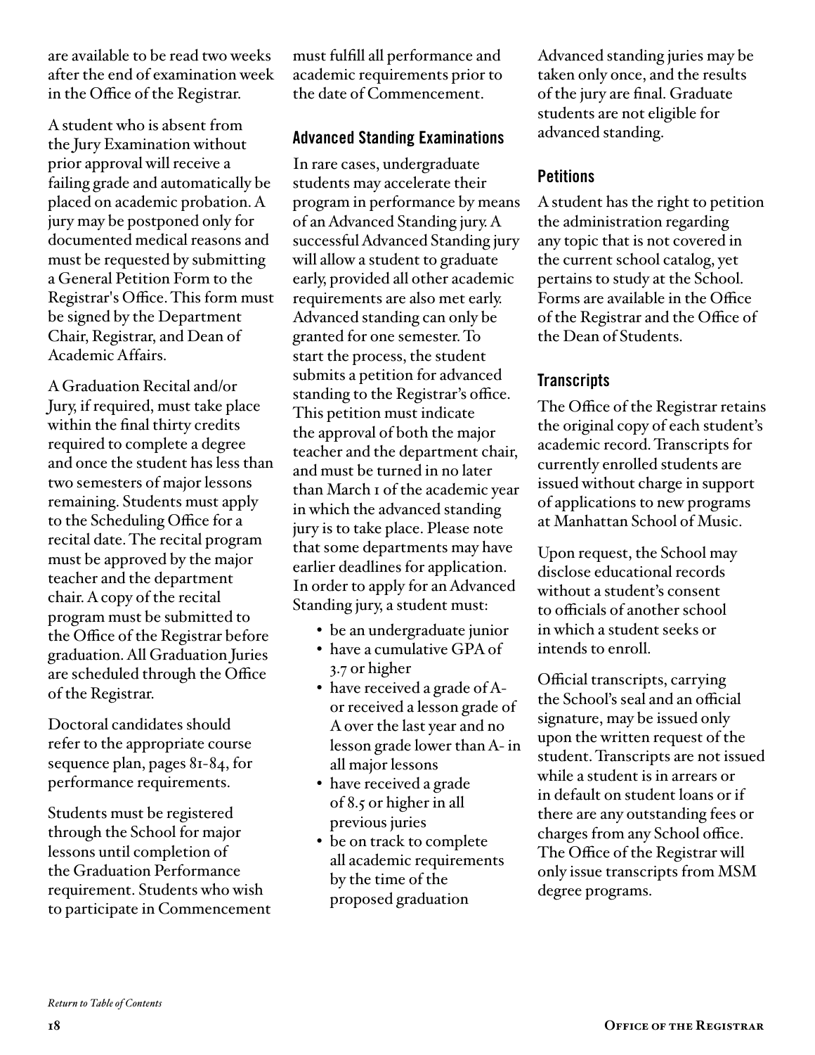are available to be read two weeks after the end of examination week in the Office of the Registrar.

A student who is absent from the Jury Examination without prior approval will receive a failing grade and automatically be placed on academic probation. A jury may be postponed only for documented medical reasons and must be requested by submitting a General Petition Form to the Registrar's Office. This form must be signed by the Department Chair, Registrar, and Dean of Academic Affairs.

A Graduation Recital and/or Jury, if required, must take place within the final thirty credits required to complete a degree and once the student has less than two semesters of major lessons remaining. Students must apply to the Scheduling Office for a recital date. The recital program must be approved by the major teacher and the department chair. A copy of the recital program must be submitted to the Office of the Registrar before graduation. All Graduation Juries are scheduled through the Office of the Registrar.

Doctoral candidates should refer to the appropriate course sequence plan, pages 81-84, for performance requirements.

Students must be registered through the School for major lessons until completion of the Graduation Performance requirement. Students who wish to participate in Commencement must fulfill all performance and academic requirements prior to the date of Commencement.

### Advanced Standing Examinations

In rare cases, undergraduate students may accelerate their program in performance by means of an Advanced Standing jury. A successful Advanced Standing jury will allow a student to graduate early, provided all other academic requirements are also met early. Advanced standing can only be granted for one semester. To start the process, the student submits a petition for advanced standing to the Registrar's office. This petition must indicate the approval of both the major teacher and the department chair, and must be turned in no later than March 1 of the academic year in which the advanced standing jury is to take place. Please note that some departments may have earlier deadlines for application. In order to apply for an Advanced Standing jury, a student must:

- be an undergraduate junior
- have a cumulative GPA of 3.7 or higher
- have received a grade of A- or received a lesson grade of A over the last year and no lesson grade lower than A- in all major lessons
- have received a grade of 8.5 or higher in all previous juries
- be on track to complete all academic requirements by the time of the proposed graduation

Advanced standing juries may be taken only once, and the results of the jury are final. Graduate students are not eligible for advanced standing.

### Petitions

A student has the right to petition the administration regarding any topic that is not covered in the current school catalog, yet pertains to study at the School. Forms are available in the Office of the Registrar and the Office of the Dean of Students.

### Transcripts

The Office of the Registrar retains the original copy of each student's academic record. Transcripts for currently enrolled students are issued without charge in support of applications to new programs at Manhattan School of Music.

Upon request, the School may disclose educational records without a student's consent to officials of another school in which a student seeks or intends to enroll.

Official transcripts, carrying the School's seal and an official signature, may be issued only upon the written request of the student. Transcripts are not issued while a student is in arrears or in default on student loans or if there are any outstanding fees or charges from any School office. The Office of the Registrar will only issue transcripts from MSM degree programs.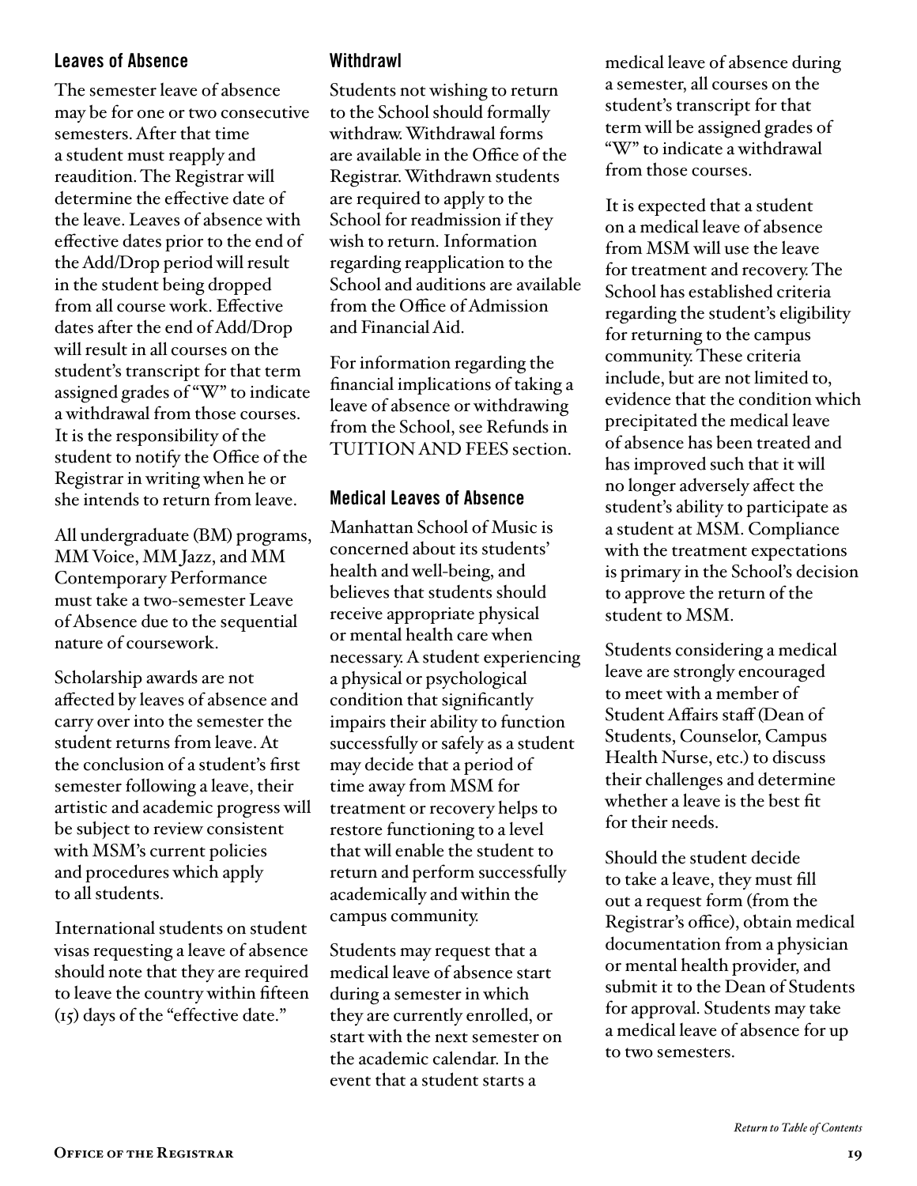### Leaves of Absence

The semester leave of absence may be for one or two consecutive semesters. After that time a student must reapply and reaudition. The Registrar will determine the effective date of the leave. Leaves of absence with effective dates prior to the end of the Add/Drop period will result in the student being dropped from all course work. Effective dates after the end of Add/Drop will result in all courses on the student's transcript for that term assigned grades of "W" to indicate a withdrawal from those courses. It is the responsibility of the student to notify the Office of the Registrar in writing when he or she intends to return from leave.

All undergraduate (BM) programs, MM Voice, MM Jazz, and MM Contemporary Performance must take a two-semester Leave of Absence due to the sequential nature of coursework.

Scholarship awards are not affected by leaves of absence and carry over into the semester the student returns from leave. At the conclusion of a student's first semester following a leave, their artistic and academic progress will be subject to review consistent with MSM's current policies and procedures which apply to all students.

International students on student visas requesting a leave of absence should note that they are required to leave the country within fifteen (15) days of the "effective date."

### Withdrawl

Students not wishing to return to the School should formally withdraw. Withdrawal forms are available in the Office of the Registrar. Withdrawn students are required to apply to the School for readmission if they wish to return. Information regarding reapplication to the School and auditions are available from the Office of Admission and Financial Aid.

For information regarding the financial implications of taking a leave of absence or withdrawing from the School, see Refunds in TUITION AND FEES section.

### Medical Leaves of Absence

Manhattan School of Music is concerned about its students' health and well-being, and believes that students should receive appropriate physical or mental health care when necessary. A student experiencing a physical or psychological condition that significantly impairs their ability to function successfully or safely as a student may decide that a period of time away from MSM for treatment or recovery helps to restore functioning to a level that will enable the student to return and perform successfully academically and within the campus community.

Students may request that a medical leave of absence start during a semester in which they are currently enrolled, or start with the next semester on the academic calendar. In the event that a student starts a medical leave of absence during a semester, all courses on the student's transcript for that term will be assigned grades of "W" to indicate a withdrawal from those courses.

It is expected that a student on a medical leave of absence from MSM will use the leave for treatment and recovery. The School has established criteria regarding the student's eligibility for returning to the campus community. These criteria include, but are not limited to, evidence that the condition which precipitated the medical leave of absence has been treated and has improved such that it will no longer adversely affect the student's ability to participate as a student at MSM. Compliance with the treatment expectations is primary in the School's decision to approve the return of the student to MSM.

Students considering a medical leave are strongly encouraged to meet with a member of Student Affairs staff (Dean of Students, Counselor, Campus Health Nurse, etc.) to discuss their challenges and determine whether a leave is the best fit for their needs.

Should the student decide to take a leave, they must fill out a request form (from the Registrar's office), obtain medical documentation from a physician or mental health provider, and submit it to the Dean of Students for approval. Students may take a medical leave of absence for up to two semesters.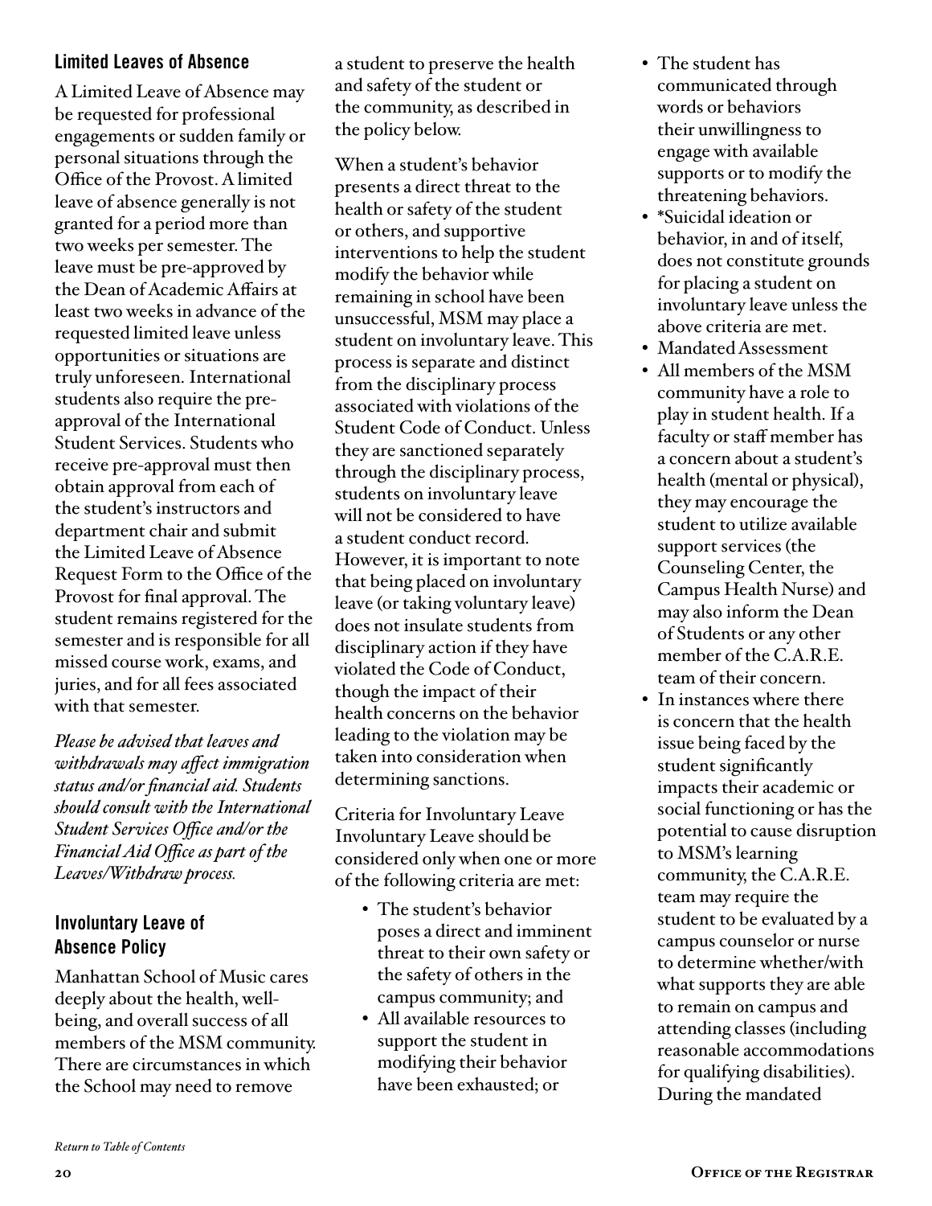### Limited Leaves of Absence

A Limited Leave of Absence may be requested for professional engagements or sudden family or personal situations through the Office of the Provost. A limited leave of absence generally is not granted for a period more than two weeks per semester. The leave must be pre-approved by the Dean of Academic Affairs at least two weeks in advance of the requested limited leave unless opportunities or situations are truly unforeseen. International students also require the pre-approval of the International Student Services. Students who receive pre-approval must then obtain approval from each of the student's instructors and department chair and submit the Limited Leave of Absence Request Form to the Office of the Provost for final approval. The student remains registered for the semester and is responsible for all missed course work, exams, and juries, and for all fees associated with that semester.

*Please be advised that leaves and withdrawals may affect immigration status and/or financial aid. Students should consult with the International Student Services Office and/or the Financial Aid Office as part of the Leaves/Withdraw process.*

### Involuntary Leave of Absence Policy

Manhattan School of Music cares deeply about the health, well-being, and overall success of all members of the MSM community. There are circumstances in which the School may need to remove a student to preserve the health and safety of the student or the community, as described in the policy below.

When a student's behavior presents a direct threat to the health or safety of the student or others, and supportive interventions to help the student modify the behavior while remaining in school have been unsuccessful, MSM may place a student on involuntary leave. This process is separate and distinct from the disciplinary process associated with violations of the Student Code of Conduct. Unless they are sanctioned separately through the disciplinary process, students on involuntary leave will not be considered to have a student conduct record. However, it is important to note that being placed on involuntary leave (or taking voluntary leave) does not insulate students from disciplinary action if they have violated the Code of Conduct, though the impact of their health concerns on the behavior leading to the violation may be taken into consideration when determining sanctions.

Criteria for Involuntary Leave
Involuntary Leave should be considered only when one or more of the following criteria are met:

- The student's behavior poses a direct and imminent threat to their own safety or the safety of others in the campus community; and
- All available resources to support the student in modifying their behavior have been exhausted; or
- The student has communicated through words or behaviors their unwillingness to engage with available supports or to modify the threatening behaviors.
- *Suicidal ideation or behavior, in and of itself, does not constitute grounds for placing a student on involuntary leave unless the above criteria are met.
- Mandated Assessment
- All members of the MSM community have a role to play in student health. If a faculty or staff member has a concern about a student's health (mental or physical), they may encourage the student to utilize available support services (the Counseling Center, the Campus Health Nurse) and may also inform the Dean of Students or any other member of the C.A.R.E. team of their concern.
- In instances where there is concern that the health issue being faced by the student significantly impacts their academic or social functioning or has the potential to cause disruption to MSM's learning community, the C.A.R.E. team may require the student to be evaluated by a campus counselor or nurse to determine whether/with what supports they are able to remain on campus and attending classes (including reasonable accommodations for qualifying disabilities). During the mandated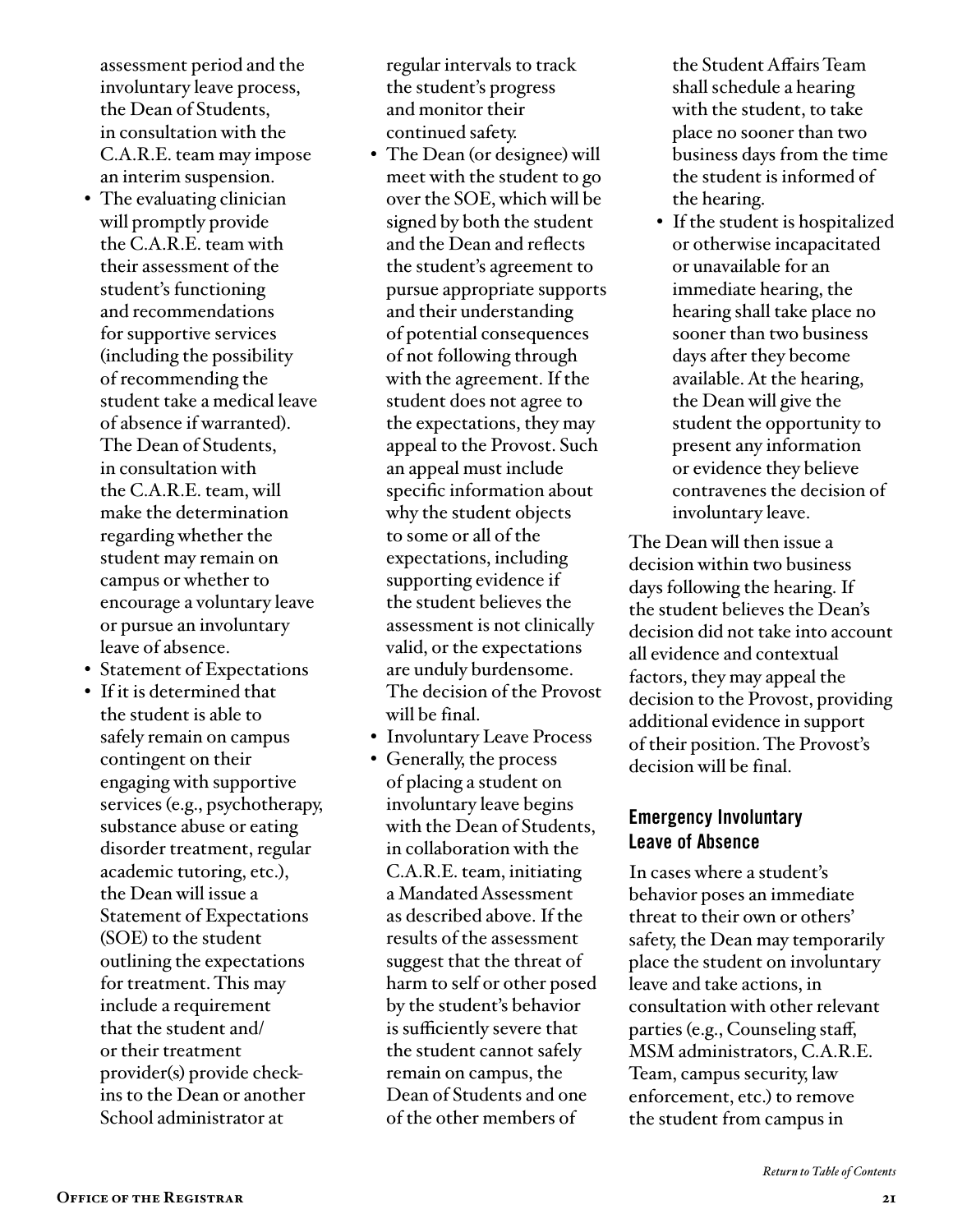assessment period and the involuntary leave process, the Dean of Students, in consultation with the C.A.R.E. team may impose an interim suspension.

- The evaluating clinician will promptly provide the C.A.R.E. team with their assessment of the student's functioning and recommendations for supportive services (including the possibility of recommending the student take a medical leave of absence if warranted). The Dean of Students, in consultation with the C.A.R.E. team, will make the determination regarding whether the student may remain on campus or whether to encourage a voluntary leave or pursue an involuntary leave of absence.
- Statement of Expectations
- If it is determined that the student is able to safely remain on campus contingent on their engaging with supportive services (e.g., psychotherapy, substance abuse or eating disorder treatment, regular academic tutoring, etc.), the Dean will issue a Statement of Expectations (SOE) to the student outlining the expectations for treatment. This may include a requirement that the student and/or their treatment provider(s) provide check-ins to the Dean or another School administrator at regular intervals to track the student's progress and monitor their continued safety.
- The Dean (or designee) will meet with the student to go over the SOE, which will be signed by both the student and the Dean and reflects the student's agreement to pursue appropriate supports and their understanding of potential consequences of not following through with the agreement. If the student does not agree to the expectations, they may appeal to the Provost. Such an appeal must include specific information about why the student objects to some or all of the expectations, including supporting evidence if the student believes the assessment is not clinically valid, or the expectations are unduly burdensome. The decision of the Provost will be final.
- Involuntary Leave Process
- Generally, the process of placing a student on involuntary leave begins with the Dean of Students, in collaboration with the C.A.R.E. team, initiating a Mandated Assessment as described above. If the results of the assessment suggest that the threat of harm to self or other posed by the student's behavior is sufficiently severe that the student cannot safely remain on campus, the Dean of Students and one of the other members of the Student Affairs Team shall schedule a hearing with the student, to take place no sooner than two business days from the time the student is informed of the hearing.
  - If the student is hospitalized or otherwise incapacitated or unavailable for an immediate hearing, the hearing shall take place no sooner than two business days after they become available. At the hearing, the Dean will give the student the opportunity to present any information or evidence they believe contravenes the decision of involuntary leave.

The Dean will then issue a decision within two business days following the hearing. If the student believes the Dean's decision did not take into account all evidence and contextual factors, they may appeal the decision to the Provost, providing additional evidence in support of their position. The Provost's decision will be final.

### Emergency Involuntary Leave of Absence

In cases where a student's behavior poses an immediate threat to their own or others' safety, the Dean may temporarily place the student on involuntary leave and take actions, in consultation with other relevant parties (e.g., Counseling staff, MSM administrators, C.A.R.E. Team, campus security, law enforcement, etc.) to remove the student from campus in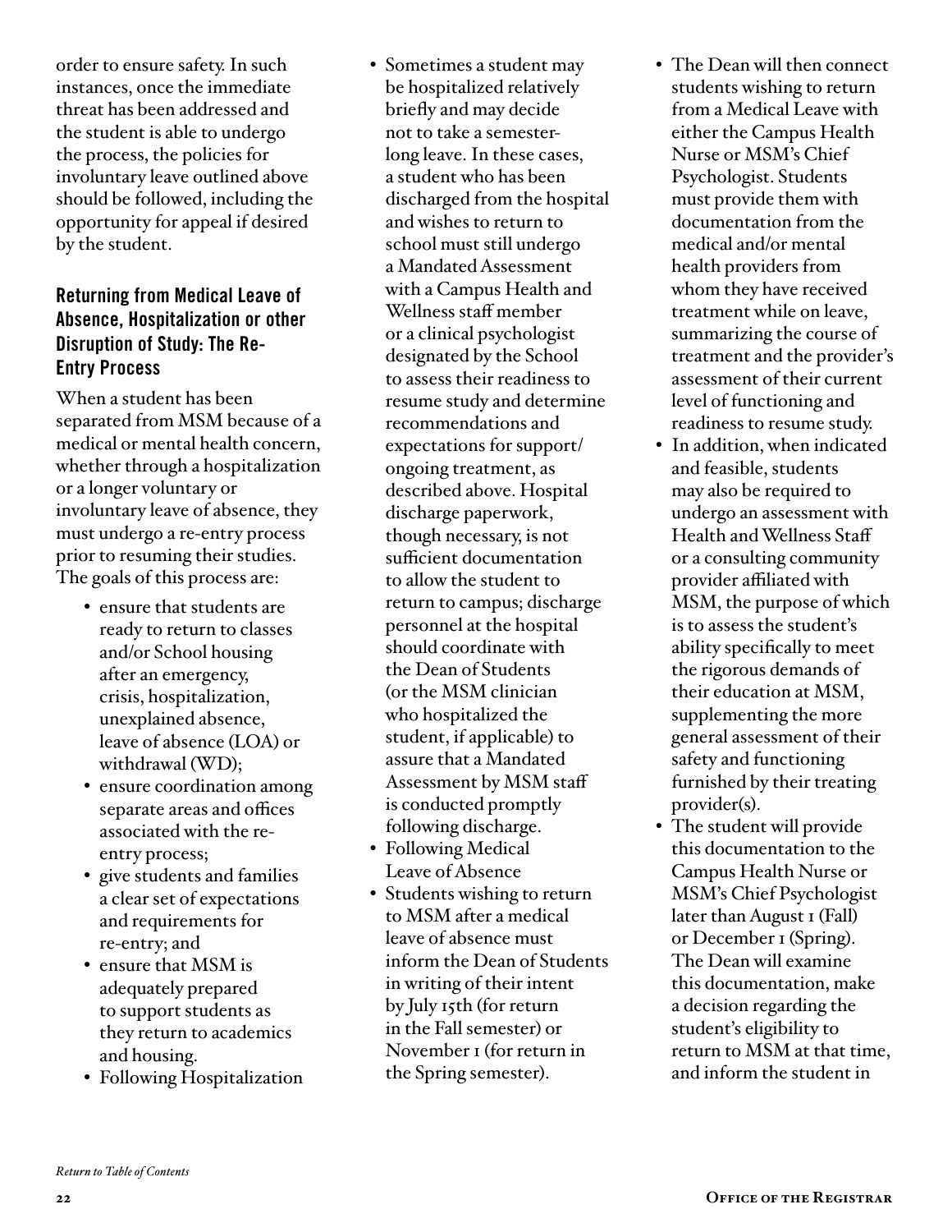order to ensure safety. In such instances, once the immediate threat has been addressed and the student is able to undergo the process, the policies for involuntary leave outlined above should be followed, including the opportunity for appeal if desired by the student.

### Returning from Medical Leave of Absence, Hospitalization or other Disruption of Study: The Re-Entry Process

When a student has been separated from MSM because of a medical or mental health concern, whether through a hospitalization or a longer voluntary or involuntary leave of absence, they must undergo a re-entry process prior to resuming their studies. The goals of this process are:

- ensure that students are ready to return to classes and/or School housing after an emergency, crisis, hospitalization, unexplained absence, leave of absence (LOA) or withdrawal (WD);
- ensure coordination among separate areas and offices associated with the re-entry process;
- give students and families a clear set of expectations and requirements for re-entry; and
- ensure that MSM is adequately prepared to support students as they return to academics and housing.

- Following Hospitalization
- Sometimes a student may be hospitalized relatively briefly and may decide not to take a semester-long leave. In these cases, a student who has been discharged from the hospital and wishes to return to school must still undergo a Mandated Assessment with a Campus Health and Wellness staff member or a clinical psychologist designated by the School to assess their readiness to resume study and determine recommendations and expectations for support/ongoing treatment, as described above. Hospital discharge paperwork, though necessary, is not sufficient documentation to allow the student to return to campus; discharge personnel at the hospital should coordinate with the Dean of Students (or the MSM clinician who hospitalized the student, if applicable) to assure that a Mandated Assessment by MSM staff is conducted promptly following discharge.
- Following Medical Leave of Absence
- Students wishing to return to MSM after a medical leave of absence must inform the Dean of Students in writing of their intent by July 15th (for return in the Fall semester) or November 1 (for return in the Spring semester).
- The Dean will then connect students wishing to return from a Medical Leave with either the Campus Health Nurse or MSM's Chief Psychologist. Students must provide them with documentation from the medical and/or mental health providers from whom they have received treatment while on leave, summarizing the course of treatment and the provider's assessment of their current level of functioning and readiness to resume study.
- In addition, when indicated and feasible, students may also be required to undergo an assessment with Health and Wellness Staff or a consulting community provider affiliated with MSM, the purpose of which is to assess the student's ability specifically to meet the rigorous demands of their education at MSM, supplementing the more general assessment of their safety and functioning furnished by their treating provider(s).
- The student will provide this documentation to the Campus Health Nurse or MSM's Chief Psychologist later than August 1 (Fall) or December 1 (Spring). The Dean will examine this documentation, make a decision regarding the student's eligibility to return to MSM at that time, and inform the student in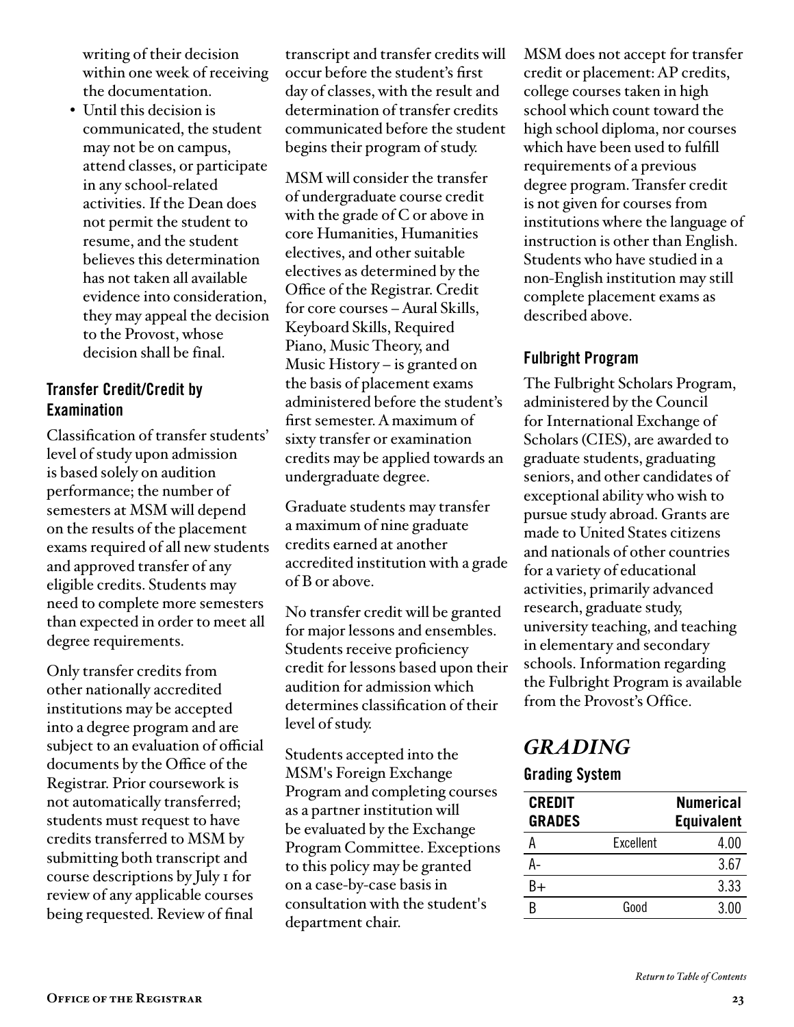writing of their decision within one week of receiving the documentation.

- Until this decision is communicated, the student may not be on campus, attend classes, or participate in any school-related activities. If the Dean does not permit the student to resume, and the student believes this determination has not taken all available evidence into consideration, they may appeal the decision to the Provost, whose decision shall be final.

### Transfer Credit/Credit by Examination

Classification of transfer students' level of study upon admission is based solely on audition performance; the number of semesters at MSM will depend on the results of the placement exams required of all new students and approved transfer of any eligible credits. Students may need to complete more semesters than expected in order to meet all degree requirements.

Only transfer credits from other nationally accredited institutions may be accepted into a degree program and are subject to an evaluation of official documents by the Office of the Registrar. Prior coursework is not automatically transferred; students must request to have credits transferred to MSM by submitting both transcript and course descriptions by July 1 for review of any applicable courses being requested. Review of final transcript and transfer credits will occur before the student's first day of classes, with the result and determination of transfer credits communicated before the student begins their program of study.

MSM will consider the transfer of undergraduate course credit with the grade of C or above in core Humanities, Humanities electives, and other suitable electives as determined by the Office of the Registrar. Credit for core courses – Aural Skills, Keyboard Skills, Required Piano, Music Theory, and Music History – is granted on the basis of placement exams administered before the student's first semester. A maximum of sixty transfer or examination credits may be applied towards an undergraduate degree.

Graduate students may transfer a maximum of nine graduate credits earned at another accredited institution with a grade of B or above.

No transfer credit will be granted for major lessons and ensembles. Students receive proficiency credit for lessons based upon their audition for admission which determines classification of their level of study.

Students accepted into the MSM's Foreign Exchange Program and completing courses as a partner institution will be evaluated by the Exchange Program Committee. Exceptions to this policy may be granted on a case-by-case basis in consultation with the student's department chair.

MSM does not accept for transfer credit or placement: AP credits, college courses taken in high school which count toward the high school diploma, nor courses which have been used to fulfill requirements of a previous degree program. Transfer credit is not given for courses from institutions where the language of instruction is other than English. Students who have studied in a non-English institution may still complete placement exams as described above.

### Fulbright Program

The Fulbright Scholars Program, administered by the Council for International Exchange of Scholars (CIES), are awarded to graduate students, graduating seniors, and other candidates of exceptional ability who wish to pursue study abroad. Grants are made to United States citizens and nationals of other countries for a variety of educational activities, primarily advanced research, graduate study, university teaching, and teaching in elementary and secondary schools. Information regarding the Fulbright Program is available from the Provost's Office.

## *GRADING*

### Grading System

| CREDIT GRADES | | Numerical Equivalent |
|---|---|---|
| A | Excellent | 4.00 |
| A- | | 3.67 |
| B+ | | 3.33 |
| B | Good | 3.00 |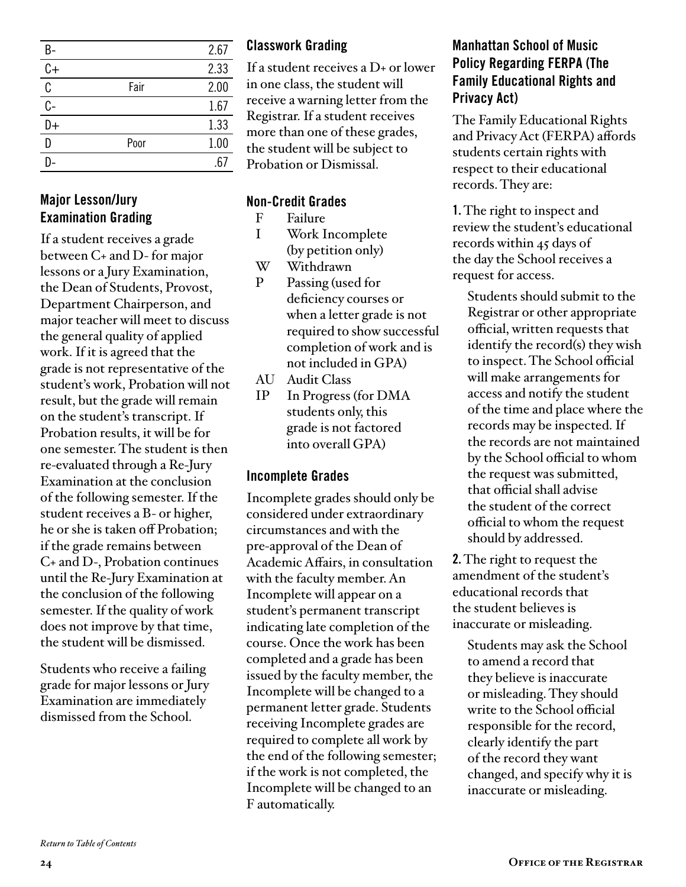| | | |
|---|---|---|
| B- | | 2.67 |
| C+ | | 2.33 |
| C | Fair | 2.00 |
| C- | | 1.67 |
| D+ | | 1.33 |
| D | Poor | 1.00 |
| D- | | .67 |

### Major Lesson/Jury Examination Grading

If a student receives a grade between C+ and D- for major lessons or a Jury Examination, the Dean of Students, Provost, Department Chairperson, and major teacher will meet to discuss the general quality of applied work. If it is agreed that the grade is not representative of the student's work, Probation will not result, but the grade will remain on the student's transcript. If Probation results, it will be for one semester. The student is then re-evaluated through a Re-Jury Examination at the conclusion of the following semester. If the student receives a B- or higher, he or she is taken off Probation; if the grade remains between C+ and D-, Probation continues until the Re-Jury Examination at the conclusion of the following semester. If the quality of work does not improve by that time, the student will be dismissed.

Students who receive a failing grade for major lessons or Jury Examination are immediately dismissed from the School.

### Classwork Grading

If a student receives a D+ or lower in one class, the student will receive a warning letter from the Registrar. If a student receives more than one of these grades, the student will be subject to Probation or Dismissal.

### Non-Credit Grades

- F Failure
- I Work Incomplete (by petition only)
- W Withdrawn
- P Passing (used for deficiency courses or when a letter grade is not required to show successful completion of work and is not included in GPA)
- AU Audit Class
- IP In Progress (for DMA students only, this grade is not factored into overall GPA)

### Incomplete Grades

Incomplete grades should only be considered under extraordinary circumstances and with the pre-approval of the Dean of Academic Affairs, in consultation with the faculty member. An Incomplete will appear on a student's permanent transcript indicating late completion of the course. Once the work has been completed and a grade has been issued by the faculty member, the Incomplete will be changed to a permanent letter grade. Students receiving Incomplete grades are required to complete all work by the end of the following semester; if the work is not completed, the Incomplete will be changed to an F automatically.

### Manhattan School of Music Policy Regarding FERPA (The Family Educational Rights and Privacy Act)

The Family Educational Rights and Privacy Act (FERPA) affords students certain rights with respect to their educational records. They are:

**1.** The right to inspect and review the student's educational records within 45 days of the day the School receives a request for access.

Students should submit to the Registrar or other appropriate official, written requests that identify the record(s) they wish to inspect. The School official will make arrangements for access and notify the student of the time and place where the records may be inspected. If the records are not maintained by the School official to whom the request was submitted, that official shall advise the student of the correct official to whom the request should by addressed.

**2.** The right to request the amendment of the student's educational records that the student believes is inaccurate or misleading.

Students may ask the School to amend a record that they believe is inaccurate or misleading. They should write to the School official responsible for the record, clearly identify the part of the record they want changed, and specify why it is inaccurate or misleading.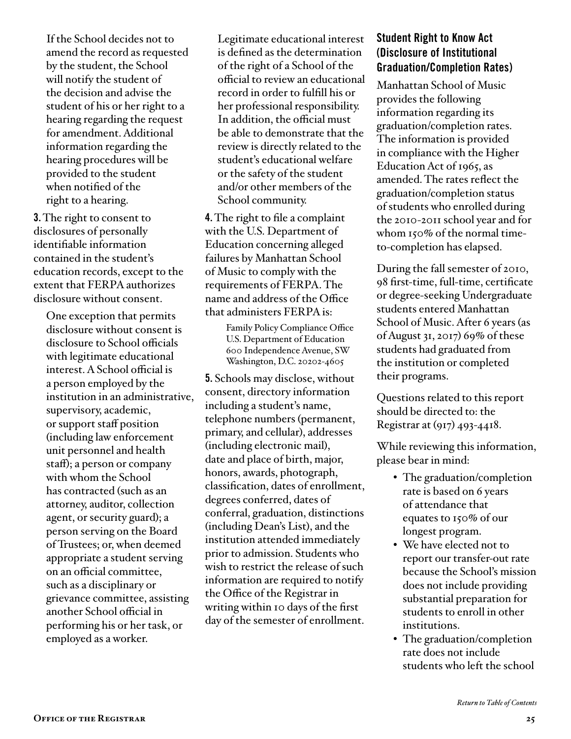If the School decides not to amend the record as requested by the student, the School will notify the student of the decision and advise the student of his or her right to a hearing regarding the request for amendment. Additional information regarding the hearing procedures will be provided to the student when notified of the right to a hearing.

**3.** The right to consent to disclosures of personally identifiable information contained in the student's education records, except to the extent that FERPA authorizes disclosure without consent.

One exception that permits disclosure without consent is disclosure to School officials with legitimate educational interest. A School official is a person employed by the institution in an administrative, supervisory, academic, or support staff position (including law enforcement unit personnel and health staff); a person or company with whom the School has contracted (such as an attorney, auditor, collection agent, or security guard); a person serving on the Board of Trustees; or, when deemed appropriate a student serving on an official committee, such as a disciplinary or grievance committee, assisting another School official in performing his or her task, or employed as a worker.

Legitimate educational interest is defined as the determination of the right of a School of the official to review an educational record in order to fulfill his or her professional responsibility. In addition, the official must be able to demonstrate that the review is directly related to the student's educational welfare or the safety of the student and/or other members of the School community.

**4.** The right to file a complaint with the U.S. Department of Education concerning alleged failures by Manhattan School of Music to comply with the requirements of FERPA. The name and address of the Office that administers FERPA is:

Family Policy Compliance Office
U.S. Department of Education
600 Independence Avenue, SW
Washington, D.C. 20202-4605

**5.** Schools may disclose, without consent, directory information including a student's name, telephone numbers (permanent, primary, and cellular), addresses (including electronic mail), date and place of birth, major, honors, awards, photograph, classification, dates of enrollment, degrees conferred, dates of conferral, graduation, distinctions (including Dean's List), and the institution attended immediately prior to admission. Students who wish to restrict the release of such information are required to notify the Office of the Registrar in writing within 10 days of the first day of the semester of enrollment.

## Student Right to Know Act (Disclosure of Institutional Graduation/Completion Rates)

Manhattan School of Music provides the following information regarding its graduation/completion rates. The information is provided in compliance with the Higher Education Act of 1965, as amended. The rates reflect the graduation/completion status of students who enrolled during the 2010-2011 school year and for whom 150% of the normal time-to-completion has elapsed.

During the fall semester of 2010, 98 first-time, full-time, certificate or degree-seeking Undergraduate students entered Manhattan School of Music. After 6 years (as of August 31, 2017) 69% of these students had graduated from the institution or completed their programs.

Questions related to this report should be directed to: the Registrar at (917) 493-4418.

While reviewing this information, please bear in mind:

- The graduation/completion rate is based on 6 years of attendance that equates to 150% of our longest program.
- We have elected not to report our transfer-out rate because the School's mission does not include providing substantial preparation for students to enroll in other institutions.
- The graduation/completion rate does not include students who left the school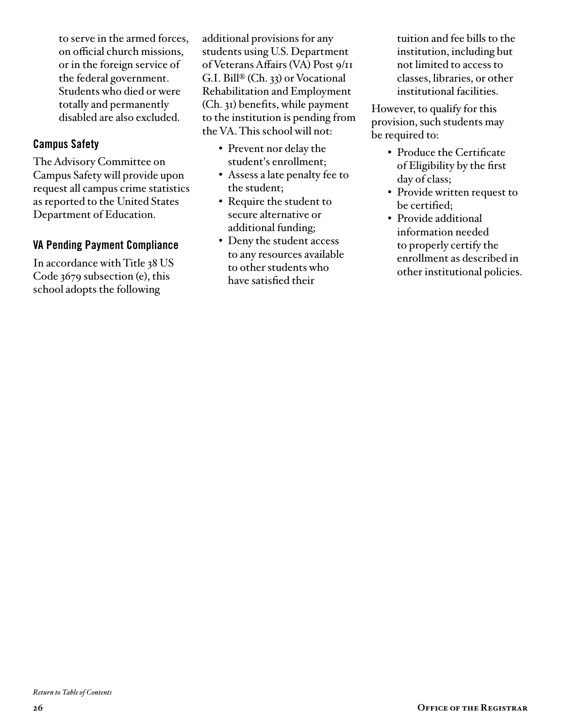to serve in the armed forces, on official church missions, or in the foreign service of the federal government. Students who died or were totally and permanently disabled are also excluded.

### Campus Safety

The Advisory Committee on Campus Safety will provide upon request all campus crime statistics as reported to the United States Department of Education.

### VA Pending Payment Compliance

In accordance with Title 38 US Code 3679 subsection (e), this school adopts the following additional provisions for any students using U.S. Department of Veterans Affairs (VA) Post 9/11 G.I. Bill® (Ch. 33) or Vocational Rehabilitation and Employment (Ch. 31) benefits, while payment to the institution is pending from the VA. This school will not:

- Prevent nor delay the student's enrollment;
- Assess a late penalty fee to the student;
- Require the student to secure alternative or additional funding;
- Deny the student access to any resources available to other students who have satisfied their tuition and fee bills to the institution, including but not limited to access to classes, libraries, or other institutional facilities.

However, to qualify for this provision, such students may be required to:

- Produce the Certificate of Eligibility by the first day of class;
- Provide written request to be certified;
- Provide additional information needed to properly certify the enrollment as described in other institutional policies.

*Return to Table of Contents*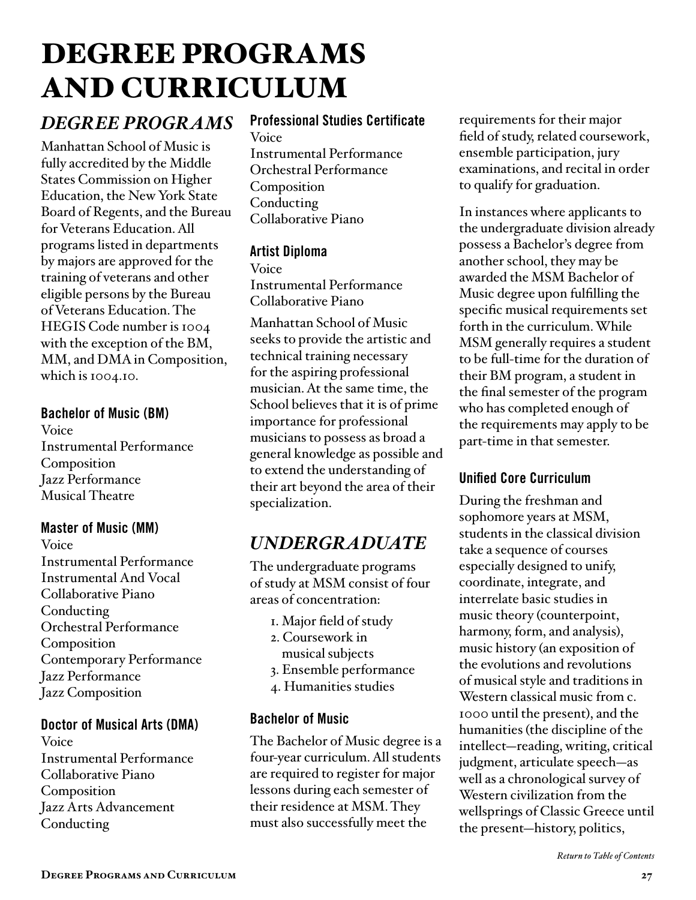# DEGREE PROGRAMS AND CURRICULUM

## *DEGREE PROGRAMS*

Manhattan School of Music is fully accredited by the Middle States Commission on Higher Education, the New York State Board of Regents, and the Bureau for Veterans Education. All programs listed in departments by majors are approved for the training of veterans and other eligible persons by the Bureau of Veterans Education. The HEGIS Code number is 1004 with the exception of the BM, MM, and DMA in Composition, which is 1004.10.

### Bachelor of Music (BM)

Voice
Instrumental Performance
Composition
Jazz Performance
Musical Theatre

### Master of Music (MM)

Voice
Instrumental Performance
Instrumental And Vocal Collaborative Piano
Conducting
Orchestral Performance
Composition
Contemporary Performance
Jazz Performance
Jazz Composition

### Doctor of Musical Arts (DMA)

Voice
Instrumental Performance
Collaborative Piano
Composition
Jazz Arts Advancement
Conducting

### Professional Studies Certificate

Voice
Instrumental Performance
Orchestral Performance
Composition
Conducting
Collaborative Piano

### Artist Diploma

Voice
Instrumental Performance
Collaborative Piano

Manhattan School of Music seeks to provide the artistic and technical training necessary for the aspiring professional musician. At the same time, the School believes that it is of prime importance for professional musicians to possess as broad a general knowledge as possible and to extend the understanding of their art beyond the area of their specialization.

## *UNDERGRADUATE*

The undergraduate programs of study at MSM consist of four areas of concentration:

1. Major field of study
2. Coursework in musical subjects
3. Ensemble performance
4. Humanities studies

### Bachelor of Music

The Bachelor of Music degree is a four-year curriculum. All students are required to register for major lessons during each semester of their residence at MSM. They must also successfully meet the requirements for their major field of study, related coursework, ensemble participation, jury examinations, and recital in order to qualify for graduation.

In instances where applicants to the undergraduate division already possess a Bachelor's degree from another school, they may be awarded the MSM Bachelor of Music degree upon fulfilling the specific musical requirements set forth in the curriculum. While MSM generally requires a student to be full-time for the duration of their BM program, a student in the final semester of the program who has completed enough of the requirements may apply to be part-time in that semester.

### Unified Core Curriculum

During the freshman and sophomore years at MSM, students in the classical division take a sequence of courses especially designed to unify, coordinate, integrate, and interrelate basic studies in music theory (counterpoint, harmony, form, and analysis), music history (an exposition of the evolutions and revolutions of musical style and traditions in Western classical music from c. 1000 until the present), and the humanities (the discipline of the intellect—reading, writing, critical judgment, articulate speech—as well as a chronological survey of Western civilization from the wellsprings of Classic Greece until the present—history, politics,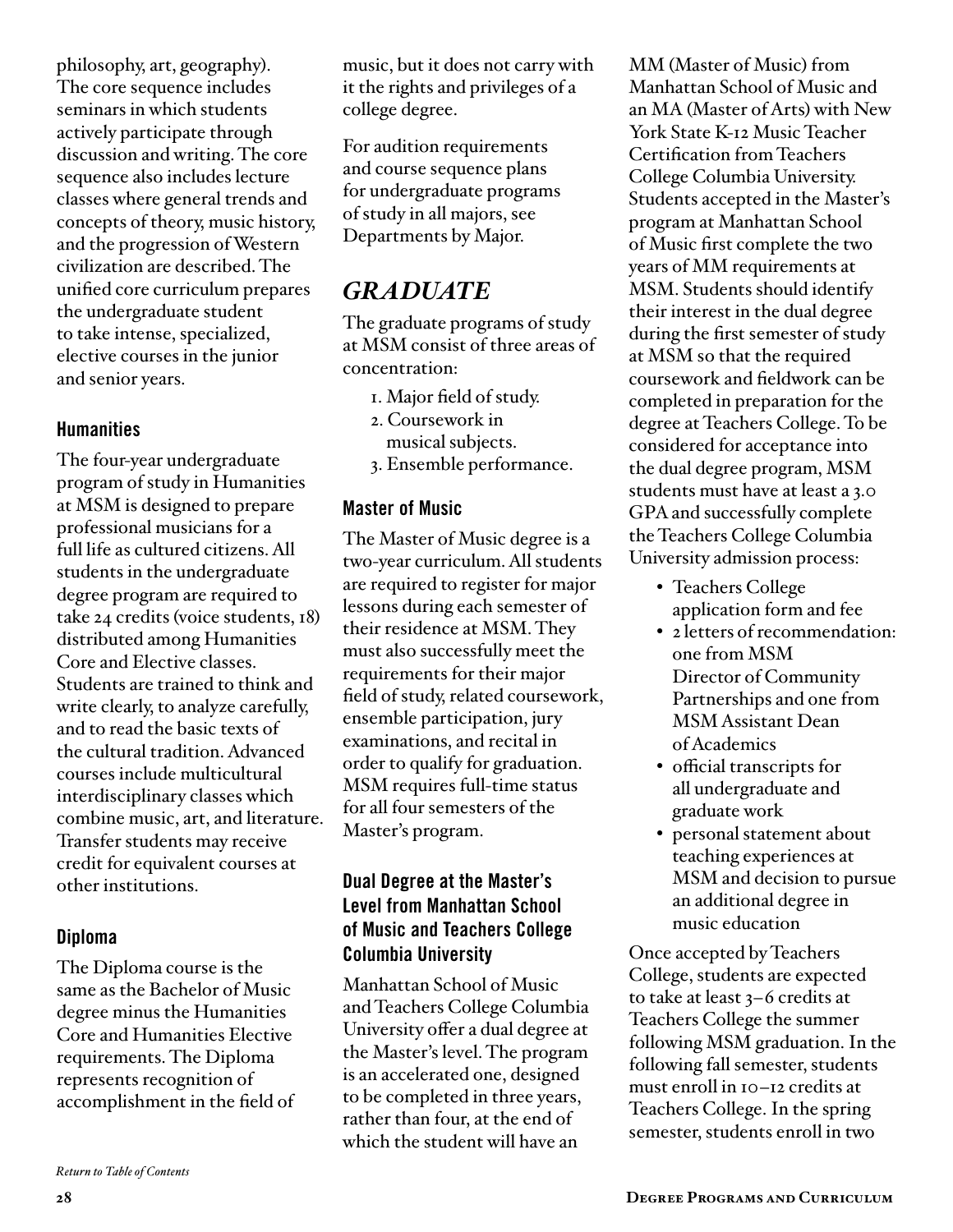philosophy, art, geography). The core sequence includes seminars in which students actively participate through discussion and writing. The core sequence also includes lecture classes where general trends and concepts of theory, music history, and the progression of Western civilization are described. The unified core curriculum prepares the undergraduate student to take intense, specialized, elective courses in the junior and senior years.

### Humanities

The four-year undergraduate program of study in Humanities at MSM is designed to prepare professional musicians for a full life as cultured citizens. All students in the undergraduate degree program are required to take 24 credits (voice students, 18) distributed among Humanities Core and Elective classes. Students are trained to think and write clearly, to analyze carefully, and to read the basic texts of the cultural tradition. Advanced courses include multicultural interdisciplinary classes which combine music, art, and literature. Transfer students may receive credit for equivalent courses at other institutions.

### Diploma

The Diploma course is the same as the Bachelor of Music degree minus the Humanities Core and Humanities Elective requirements. The Diploma represents recognition of accomplishment in the field of music, but it does not carry with it the rights and privileges of a college degree.

For audition requirements and course sequence plans for undergraduate programs of study in all majors, see Departments by Major.

## *GRADUATE*

The graduate programs of study at MSM consist of three areas of concentration:

1. Major field of study.
2. Coursework in musical subjects.
3. Ensemble performance.

### Master of Music

The Master of Music degree is a two-year curriculum. All students are required to register for major lessons during each semester of their residence at MSM. They must also successfully meet the requirements for their major field of study, related coursework, ensemble participation, jury examinations, and recital in order to qualify for graduation. MSM requires full-time status for all four semesters of the Master's program.

### Dual Degree at the Master's Level from Manhattan School of Music and Teachers College Columbia University

Manhattan School of Music and Teachers College Columbia University offer a dual degree at the Master's level. The program is an accelerated one, designed to be completed in three years, rather than four, at the end of which the student will have an MM (Master of Music) from Manhattan School of Music and an MA (Master of Arts) with New York State K-12 Music Teacher Certification from Teachers College Columbia University. Students accepted in the Master's program at Manhattan School of Music first complete the two years of MM requirements at MSM. Students should identify their interest in the dual degree during the first semester of study at MSM so that the required coursework and fieldwork can be completed in preparation for the degree at Teachers College. To be considered for acceptance into the dual degree program, MSM students must have at least a 3.0 GPA and successfully complete the Teachers College Columbia University admission process:

- Teachers College application form and fee
- 2 letters of recommendation: one from MSM Director of Community Partnerships and one from MSM Assistant Dean of Academics
- official transcripts for all undergraduate and graduate work
- personal statement about teaching experiences at MSM and decision to pursue an additional degree in music education

Once accepted by Teachers College, students are expected to take at least 3–6 credits at Teachers College the summer following MSM graduation. In the following fall semester, students must enroll in 10–12 credits at Teachers College. In the spring semester, students enroll in two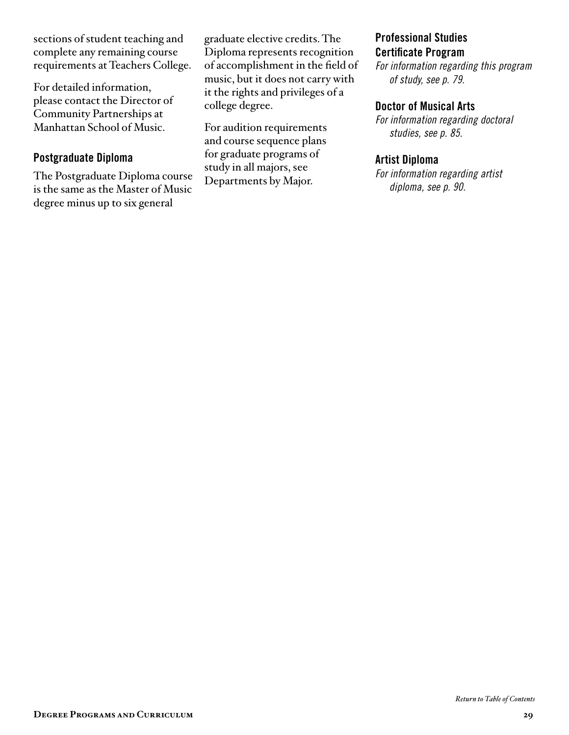sections of student teaching and complete any remaining course requirements at Teachers College.

For detailed information, please contact the Director of Community Partnerships at Manhattan School of Music.

### Postgraduate Diploma

The Postgraduate Diploma course is the same as the Master of Music degree minus up to six general graduate elective credits. The Diploma represents recognition of accomplishment in the field of music, but it does not carry with it the rights and privileges of a college degree.

For audition requirements and course sequence plans for graduate programs of study in all majors, see Departments by Major.

### Professional Studies Certificate Program

*For information regarding this program of study, see p. 79.*

### Doctor of Musical Arts

*For information regarding doctoral studies, see p. 85.*

### Artist Diploma

*For information regarding artist diploma, see p. 90.*

*Return to Table of Contents*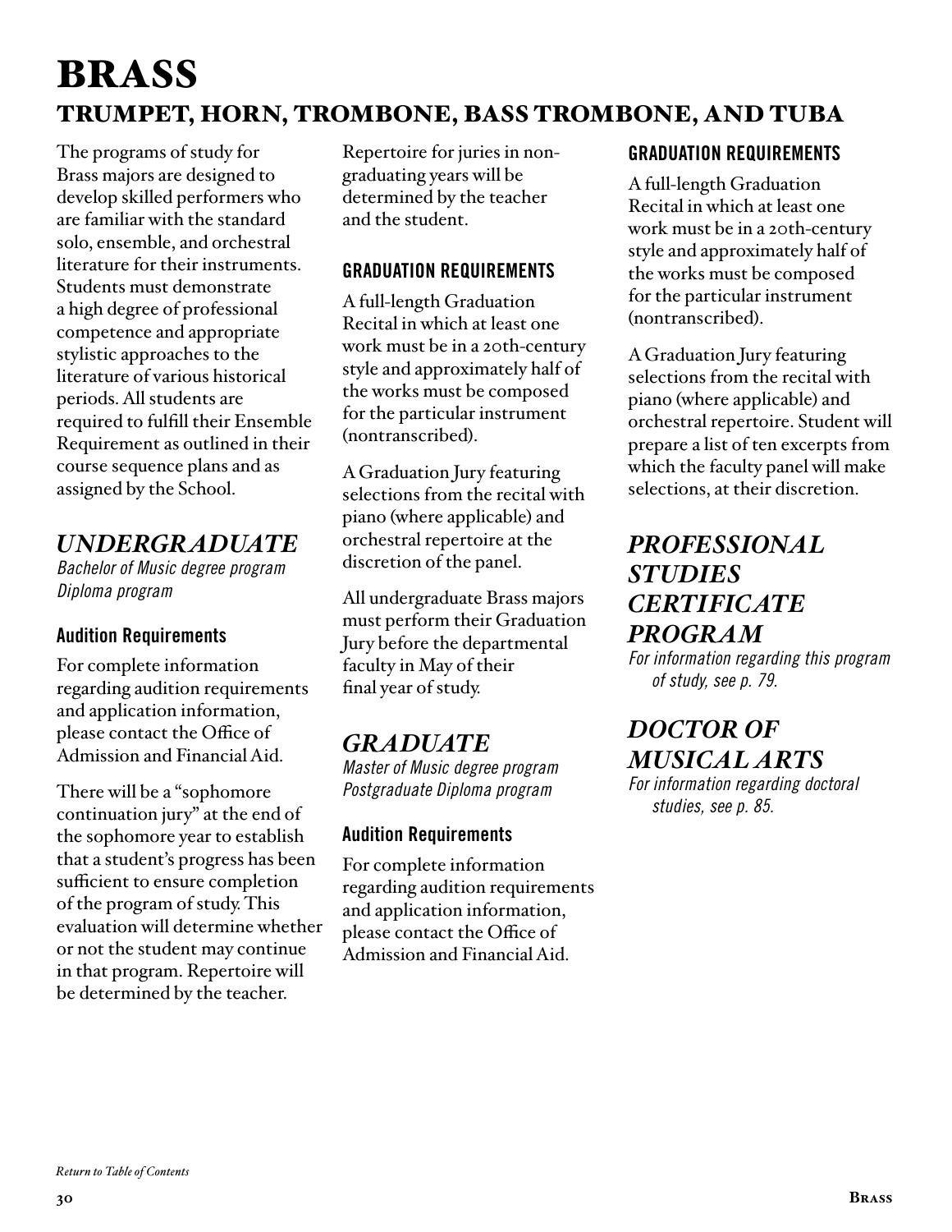# BRASS

## TRUMPET, HORN, TROMBONE, BASS TROMBONE, AND TUBA

The programs of study for Brass majors are designed to develop skilled performers who are familiar with the standard solo, ensemble, and orchestral literature for their instruments. Students must demonstrate a high degree of professional competence and appropriate stylistic approaches to the literature of various historical periods. All students are required to fulfill their Ensemble Requirement as outlined in their course sequence plans and as assigned by the School.

## *UNDERGRADUATE*

*Bachelor of Music degree program*
*Diploma program*

### Audition Requirements

For complete information regarding audition requirements and application information, please contact the Office of Admission and Financial Aid.

There will be a "sophomore continuation jury" at the end of the sophomore year to establish that a student's progress has been sufficient to ensure completion of the program of study. This evaluation will determine whether or not the student may continue in that program. Repertoire will be determined by the teacher.

Repertoire for juries in non-graduating years will be determined by the teacher and the student.

### GRADUATION REQUIREMENTS

A full-length Graduation Recital in which at least one work must be in a 20th-century style and approximately half of the works must be composed for the particular instrument (nontranscribed).

A Graduation Jury featuring selections from the recital with piano (where applicable) and orchestral repertoire at the discretion of the panel.

All undergraduate Brass majors must perform their Graduation Jury before the departmental faculty in May of their final year of study.

## *GRADUATE*

*Master of Music degree program*
*Postgraduate Diploma program*

### Audition Requirements

For complete information regarding audition requirements and application information, please contact the Office of Admission and Financial Aid.

### GRADUATION REQUIREMENTS

A full-length Graduation Recital in which at least one work must be in a 20th-century style and approximately half of the works must be composed for the particular instrument (nontranscribed).

A Graduation Jury featuring selections from the recital with piano (where applicable) and orchestral repertoire. Student will prepare a list of ten excerpts from which the faculty panel will make selections, at their discretion.

## *PROFESSIONAL STUDIES CERTIFICATE PROGRAM*

*For information regarding this program of study, see p. 79.*

## *DOCTOR OF MUSICAL ARTS*

*For information regarding doctoral studies, see p. 85.*

*Return to Table of Contents*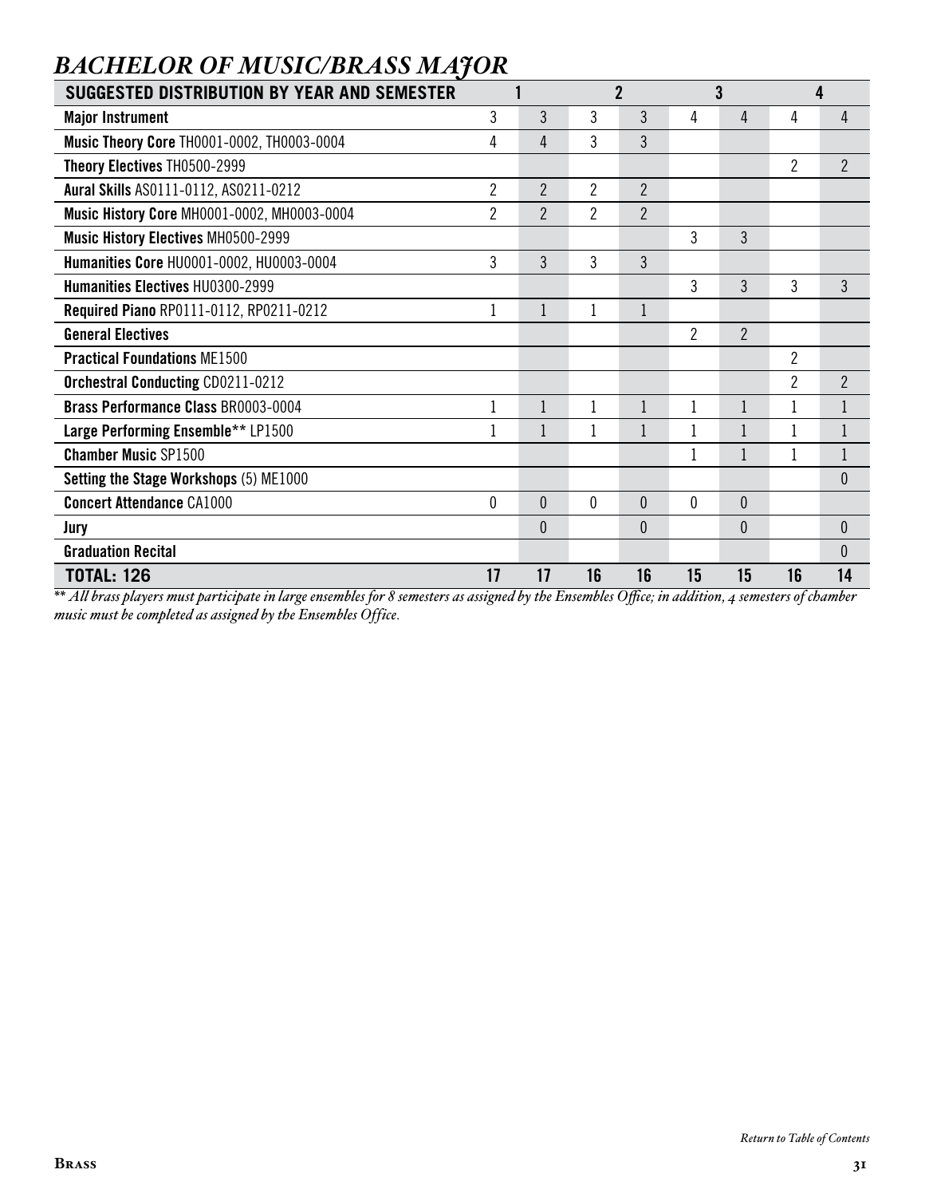## *BACHELOR OF MUSIC/BRASS MAJOR*

| SUGGESTED DISTRIBUTION BY YEAR AND SEMESTER | 1 | | 2 | | 3 | | 4 | |
|---|---|---|---|---|---|---|---|---|
| **Major Instrument** | 3 | 3 | 3 | 3 | 4 | 4 | 4 | 4 |
| **Music Theory Core** TH0001-0002, TH0003-0004 | 4 | 4 | 3 | 3 | | | | |
| **Theory Electives** TH0500-2999 | | | | | | | 2 | 2 |
| **Aural Skills** AS0111-0112, AS0211-0212 | 2 | 2 | 2 | 2 | | | | |
| **Music History Core** MH0001-0002, MH0003-0004 | 2 | 2 | 2 | 2 | | | | |
| **Music History Electives** MH0500-2999 | | | | | 3 | 3 | | |
| **Humanities Core** HU0001-0002, HU0003-0004 | 3 | 3 | 3 | 3 | | | | |
| **Humanities Electives** HU0300-2999 | | | | | 3 | 3 | 3 | 3 |
| **Required Piano** RP0111-0112, RP0211-0212 | 1 | 1 | 1 | 1 | | | | |
| **General Electives** | | | | | 2 | 2 | | |
| **Practical Foundations** ME1500 | | | | | | | 2 | |
| **Orchestral Conducting** CD0211-0212 | | | | | | | 2 | 2 |
| **Brass Performance Class** BR0003-0004 | 1 | 1 | 1 | 1 | 1 | 1 | 1 | 1 |
| **Large Performing Ensemble**** LP1500 | 1 | 1 | 1 | 1 | 1 | 1 | 1 | 1 |
| **Chamber Music** SP1500 | | | | | 1 | 1 | 1 | 1 |
| **Setting the Stage Workshops** (5) ME1000 | | | | | | | | 0 |
| **Concert Attendance** CA1000 | 0 | 0 | 0 | 0 | 0 | 0 | | |
| **Jury** | | 0 | | 0 | | 0 | | 0 |
| **Graduation Recital** | | | | | | | | 0 |
| **TOTAL: 126** | **17** | **17** | **16** | **16** | **15** | **15** | **16** | **14** |

*** All brass players must participate in large ensembles for 8 semesters as assigned by the Ensembles Office; in addition, 4 semesters of chamber music must be completed as assigned by the Ensembles Office.*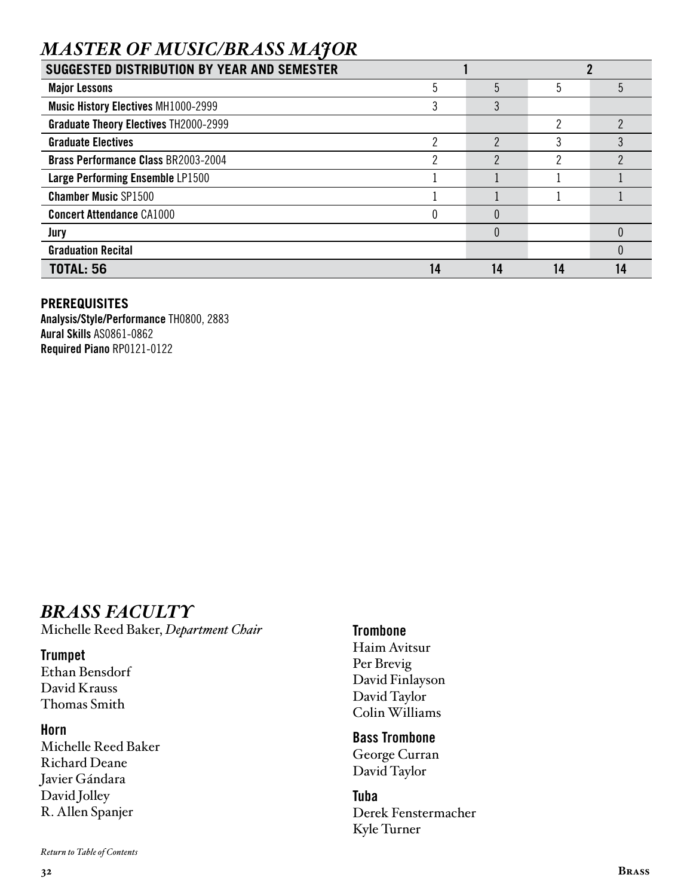## *MASTER OF MUSIC/BRASS MAJOR*

| SUGGESTED DISTRIBUTION BY YEAR AND SEMESTER | 1 | | 2 | |
|---|---|---|---|---|
| **Major Lessons** | 5 | 5 | 5 | 5 |
| **Music History Electives** MH1000-2999 | 3 | 3 | | |
| **Graduate Theory Electives** TH2000-2999 | | | 2 | 2 |
| **Graduate Electives** | 2 | 2 | 3 | 3 |
| **Brass Performance Class** BR2003-2004 | 2 | 2 | 2 | 2 |
| **Large Performing Ensemble** LP1500 | 1 | 1 | 1 | 1 |
| **Chamber Music** SP1500 | 1 | 1 | 1 | 1 |
| **Concert Attendance** CA1000 | 0 | 0 | | |
| **Jury** | | 0 | | 0 |
| **Graduation Recital** | | | | 0 |
| **TOTAL: 56** | **14** | **14** | **14** | **14** |

### PREREQUISITES

**Analysis/Style/Performance** TH0800, 2883
**Aural Skills** AS0861-0862
**Required Piano** RP0121-0122

## *BRASS FACULTY*

Michelle Reed Baker, *Department Chair*

### Trumpet

Ethan Bensdorf
David Krauss
Thomas Smith

### Horn

Michelle Reed Baker
Richard Deane
Javier Gándara
David Jolley
R. Allen Spanjer

### Trombone

Haim Avitsur
Per Brevig
David Finlayson
David Taylor
Colin Williams

### Bass Trombone

George Curran
David Taylor

### Tuba

Derek Fenstermacher
Kyle Turner

*Return to Table of Contents*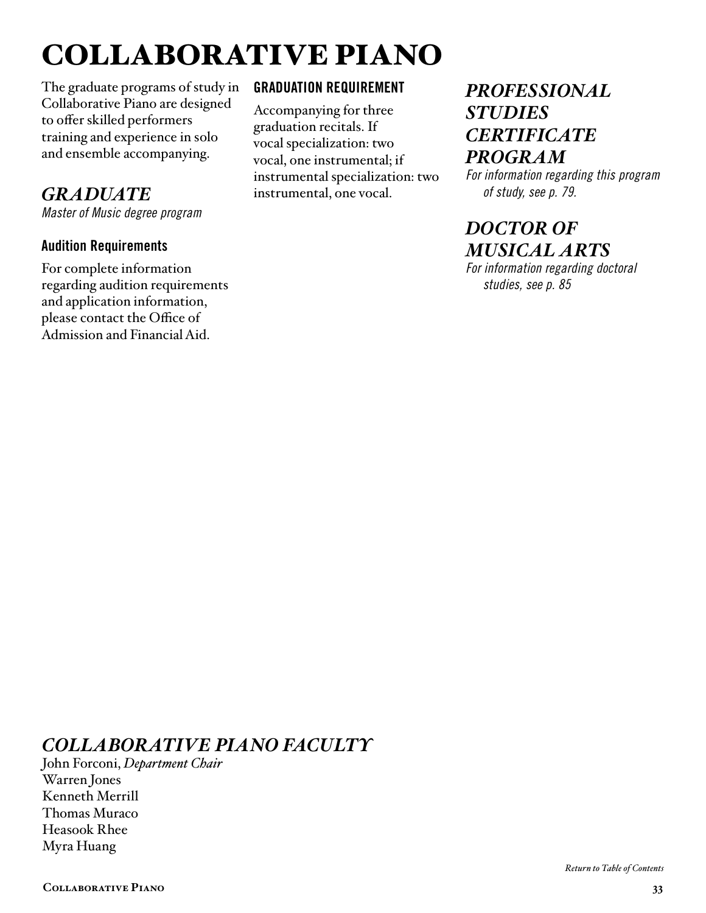# COLLABORATIVE PIANO

The graduate programs of study in Collaborative Piano are designed to offer skilled performers training and experience in solo and ensemble accompanying.

## *GRADUATE*

*Master of Music degree program*

### Audition Requirements

For complete information regarding audition requirements and application information, please contact the Office of Admission and Financial Aid.

### GRADUATION REQUIREMENT

Accompanying for three graduation recitals. If vocal specialization: two vocal, one instrumental; if instrumental specialization: two instrumental, one vocal.

## *PROFESSIONAL STUDIES CERTIFICATE PROGRAM*

*For information regarding this program of study, see p. 79.*

## *DOCTOR OF MUSICAL ARTS*

*For information regarding doctoral studies, see p. 85*

## *COLLABORATIVE PIANO FACULTY*

John Forconi, *Department Chair*
Warren Jones
Kenneth Merrill
Thomas Muraco
Heasook Rhee
Myra Huang

*Return to Table of Contents*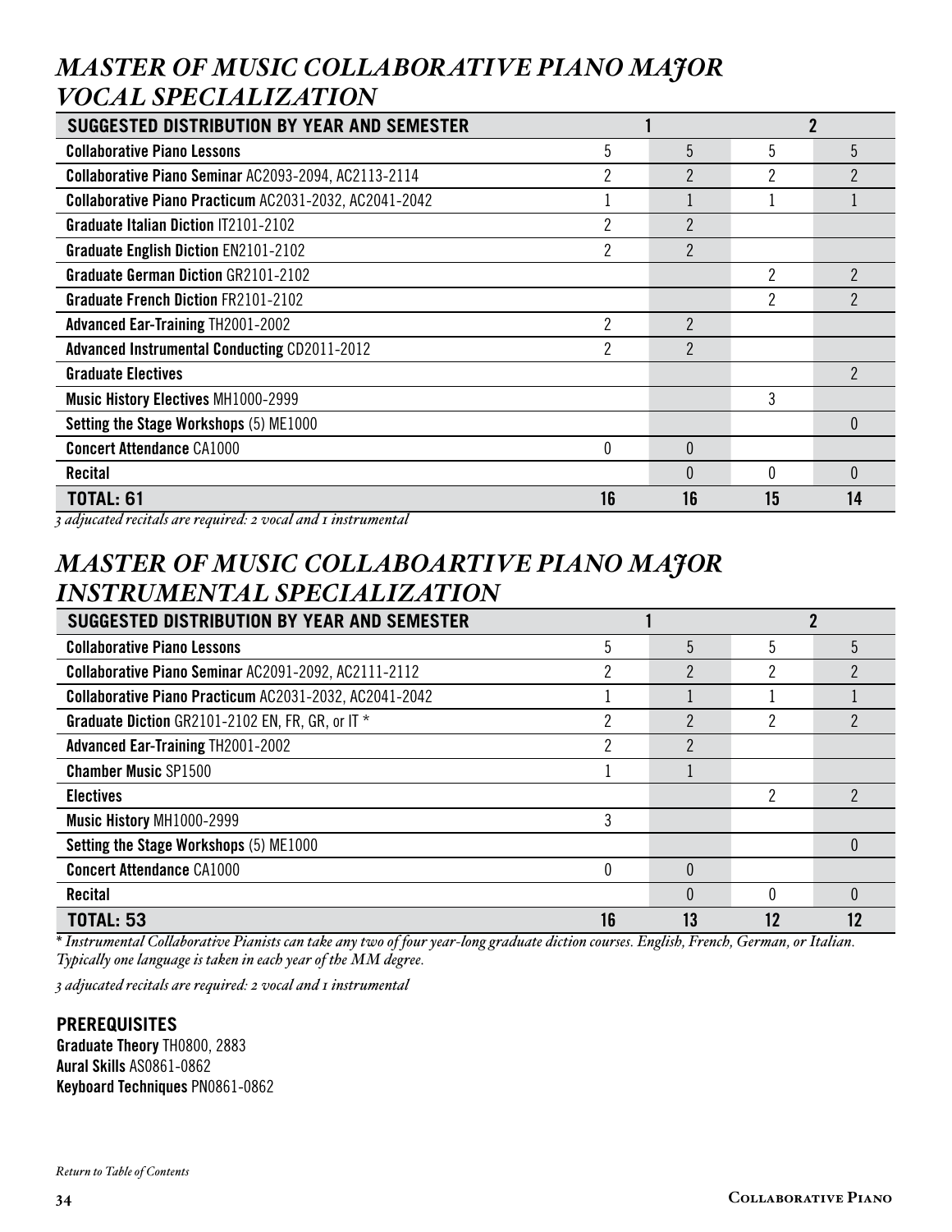## *MASTER OF MUSIC COLLABORATIVE PIANO MAJOR VOCAL SPECIALIZATION*

| SUGGESTED DISTRIBUTION BY YEAR AND SEMESTER | 1 | | 2 | |
|---|---|---|---|---|
| **Collaborative Piano Lessons** | 5 | 5 | 5 | 5 |
| **Collaborative Piano Seminar** AC2093-2094, AC2113-2114 | 2 | 2 | 2 | 2 |
| **Collaborative Piano Practicum** AC2031-2032, AC2041-2042 | 1 | 1 | 1 | 1 |
| **Graduate Italian Diction** IT2101-2102 | 2 | 2 | | |
| **Graduate English Diction** EN2101-2102 | 2 | 2 | | |
| **Graduate German Diction** GR2101-2102 | | | 2 | 2 |
| **Graduate French Diction** FR2101-2102 | | | 2 | 2 |
| **Advanced Ear-Training** TH2001-2002 | 2 | 2 | | |
| **Advanced Instrumental Conducting** CD2011-2012 | 2 | 2 | | |
| **Graduate Electives** | | | | 2 |
| **Music History Electives** MH1000-2999 | | | 3 | |
| **Setting the Stage Workshops** (5) ME1000 | | | | 0 |
| **Concert Attendance** CA1000 | 0 | 0 | | |
| **Recital** | | 0 | 0 | 0 |
| **TOTAL: 61** | **16** | **16** | **15** | **14** |

*3 adjucated recitals are required: 2 vocal and 1 instrumental*

## *MASTER OF MUSIC COLLABOARTIVE PIANO MAJOR INSTRUMENTAL SPECIALIZATION*

| SUGGESTED DISTRIBUTION BY YEAR AND SEMESTER | 1 | | 2 | |
|---|---|---|---|---|
| **Collaborative Piano Lessons** | 5 | 5 | 5 | 5 |
| **Collaborative Piano Seminar** AC2091-2092, AC2111-2112 | 2 | 2 | 2 | 2 |
| **Collaborative Piano Practicum** AC2031-2032, AC2041-2042 | 1 | 1 | 1 | 1 |
| **Graduate Diction** GR2101-2102 EN, FR, GR, or IT * | 2 | 2 | 2 | 2 |
| **Advanced Ear-Training** TH2001-2002 | 2 | 2 | | |
| **Chamber Music** SP1500 | 1 | 1 | | |
| **Electives** | | | 2 | 2 |
| **Music History** MH1000-2999 | 3 | | | |
| **Setting the Stage Workshops** (5) ME1000 | | | | 0 |
| **Concert Attendance** CA1000 | 0 | 0 | | |
| **Recital** | | 0 | 0 | 0 |
| **TOTAL: 53** | **16** | **13** | **12** | **12** |

*\* Instrumental Collaborative Pianists can take any two of four year-long graduate diction courses. English, French, German, or Italian. Typically one language is taken in each year of the MM degree.*

*3 adjucated recitals are required: 2 vocal and 1 instrumental*

**PREREQUISITES**
**Graduate Theory** TH0800, 2883
**Aural Skills** AS0861-0862
**Keyboard Techniques** PN0861-0862

*Return to Table of Contents*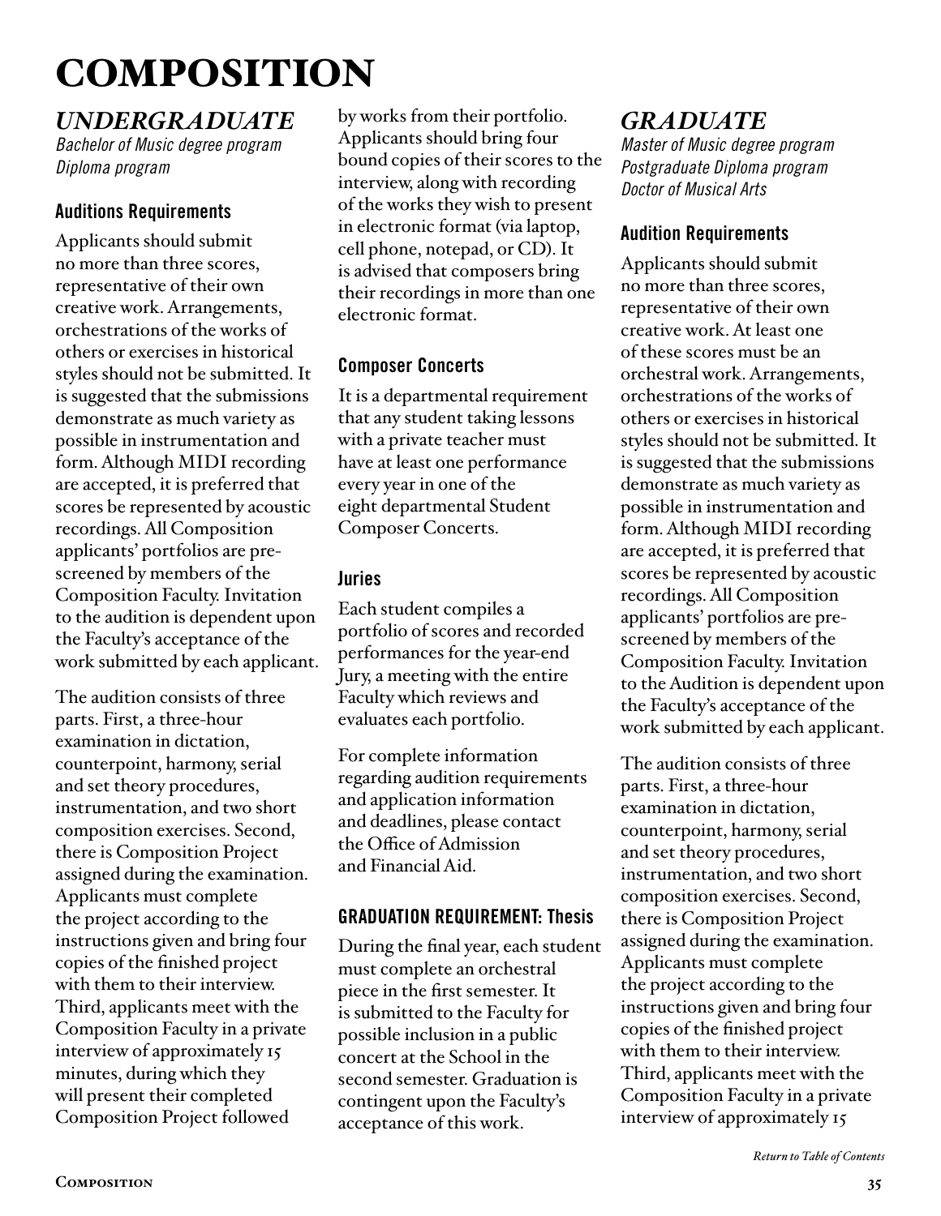# COMPOSITION

## *UNDERGRADUATE*

*Bachelor of Music degree program*
*Diploma program*

### Auditions Requirements

Applicants should submit no more than three scores, representative of their own creative work. Arrangements, orchestrations of the works of others or exercises in historical styles should not be submitted. It is suggested that the submissions demonstrate as much variety as possible in instrumentation and form. Although MIDI recording are accepted, it is preferred that scores be represented by acoustic recordings. All Composition applicants' portfolios are pre-screened by members of the Composition Faculty. Invitation to the audition is dependent upon the Faculty's acceptance of the work submitted by each applicant.

The audition consists of three parts. First, a three-hour examination in dictation, counterpoint, harmony, serial and set theory procedures, instrumentation, and two short composition exercises. Second, there is Composition Project assigned during the examination. Applicants must complete the project according to the instructions given and bring four copies of the finished project with them to their interview. Third, applicants meet with the Composition Faculty in a private interview of approximately 15 minutes, during which they will present their completed Composition Project followed by works from their portfolio. Applicants should bring four bound copies of their scores to the interview, along with recording of the works they wish to present in electronic format (via laptop, cell phone, notepad, or CD). It is advised that composers bring their recordings in more than one electronic format.

### Composer Concerts

It is a departmental requirement that any student taking lessons with a private teacher must have at least one performance every year in one of the eight departmental Student Composer Concerts.

### Juries

Each student compiles a portfolio of scores and recorded performances for the year-end Jury, a meeting with the entire Faculty which reviews and evaluates each portfolio.

For complete information regarding audition requirements and application information and deadlines, please contact the Office of Admission and Financial Aid.

### GRADUATION REQUIREMENT: Thesis

During the final year, each student must complete an orchestral piece in the first semester. It is submitted to the Faculty for possible inclusion in a public concert at the School in the second semester. Graduation is contingent upon the Faculty's acceptance of this work.

## *GRADUATE*

*Master of Music degree program*
*Postgraduate Diploma program*
*Doctor of Musical Arts*

### Audition Requirements

Applicants should submit no more than three scores, representative of their own creative work. At least one of these scores must be an orchestral work. Arrangements, orchestrations of the works of others or exercises in historical styles should not be submitted. It is suggested that the submissions demonstrate as much variety as possible in instrumentation and form. Although MIDI recording are accepted, it is preferred that scores be represented by acoustic recordings. All Composition applicants' portfolios are pre-screened by members of the Composition Faculty. Invitation to the Audition is dependent upon the Faculty's acceptance of the work submitted by each applicant.

The audition consists of three parts. First, a three-hour examination in dictation, counterpoint, harmony, serial and set theory procedures, instrumentation, and two short composition exercises. Second, there is Composition Project assigned during the examination. Applicants must complete the project according to the instructions given and bring four copies of the finished project with them to their interview. Third, applicants meet with the Composition Faculty in a private interview of approximately 15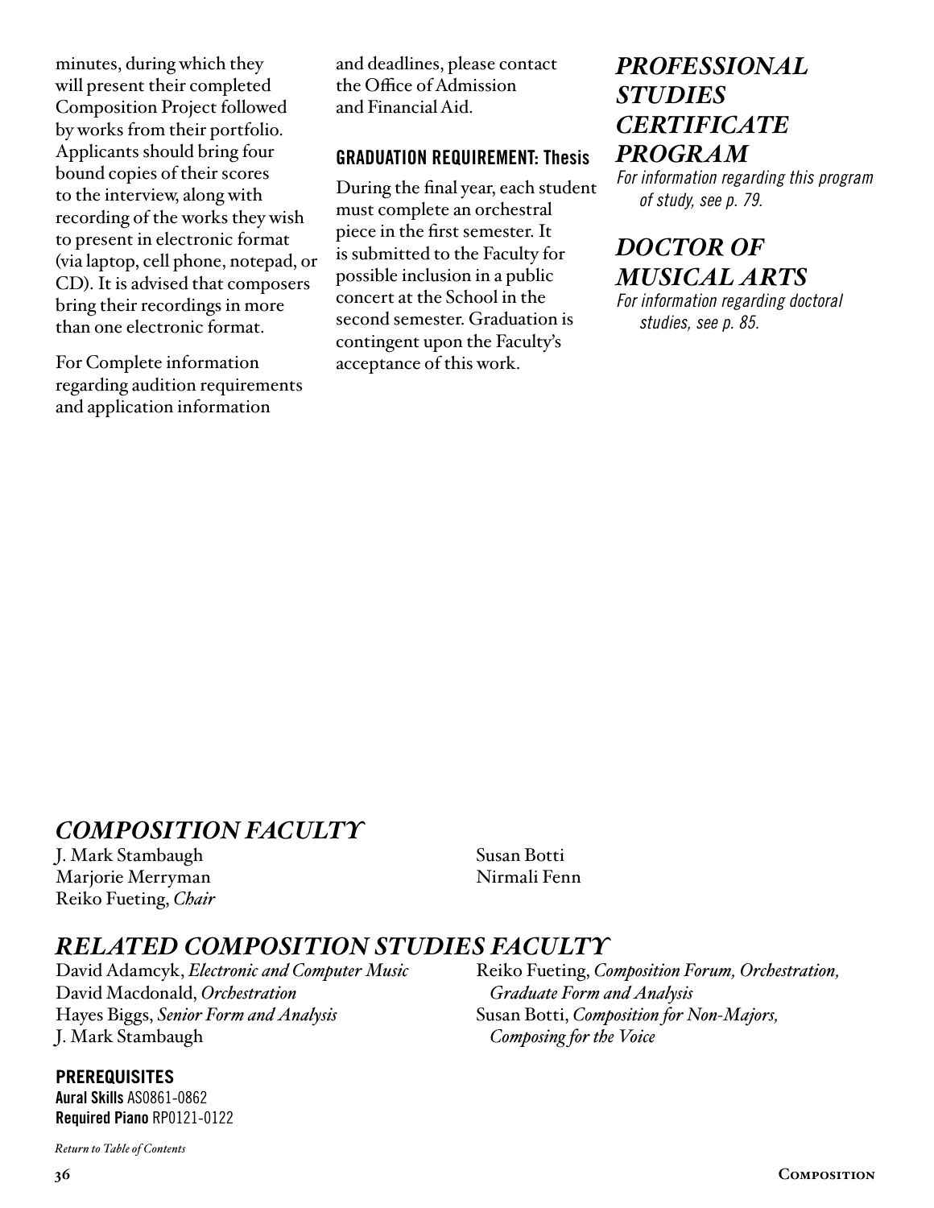minutes, during which they will present their completed Composition Project followed by works from their portfolio. Applicants should bring four bound copies of their scores to the interview, along with recording of the works they wish to present in electronic format (via laptop, cell phone, notepad, or CD). It is advised that composers bring their recordings in more than one electronic format.

For Complete information regarding audition requirements and application information and deadlines, please contact the Office of Admission and Financial Aid.

### GRADUATION REQUIREMENT: Thesis

During the final year, each student must complete an orchestral piece in the first semester. It is submitted to the Faculty for possible inclusion in a public concert at the School in the second semester. Graduation is contingent upon the Faculty's acceptance of this work.

## *PROFESSIONAL STUDIES CERTIFICATE PROGRAM*

*For information regarding this program of study, see p. 79.*

## *DOCTOR OF MUSICAL ARTS*

*For information regarding doctoral studies, see p. 85.*

## *COMPOSITION FACULTY*

J. Mark Stambaugh
Marjorie Merryman
Reiko Fueting, *Chair*
Susan Botti
Nirmali Fenn

## *RELATED COMPOSITION STUDIES FACULTY*

David Adamcyk, *Electronic and Computer Music*
David Macdonald, *Orchestration*
Hayes Biggs, *Senior Form and Analysis*
J. Mark Stambaugh
Reiko Fueting, *Composition Forum, Orchestration, Graduate Form and Analysis*
Susan Botti, *Composition for Non-Majors, Composing for the Voice*

### PREREQUISITES

**Aural Skills** AS0861-0862
**Required Piano** RP0121-0122

*Return to Table of Contents*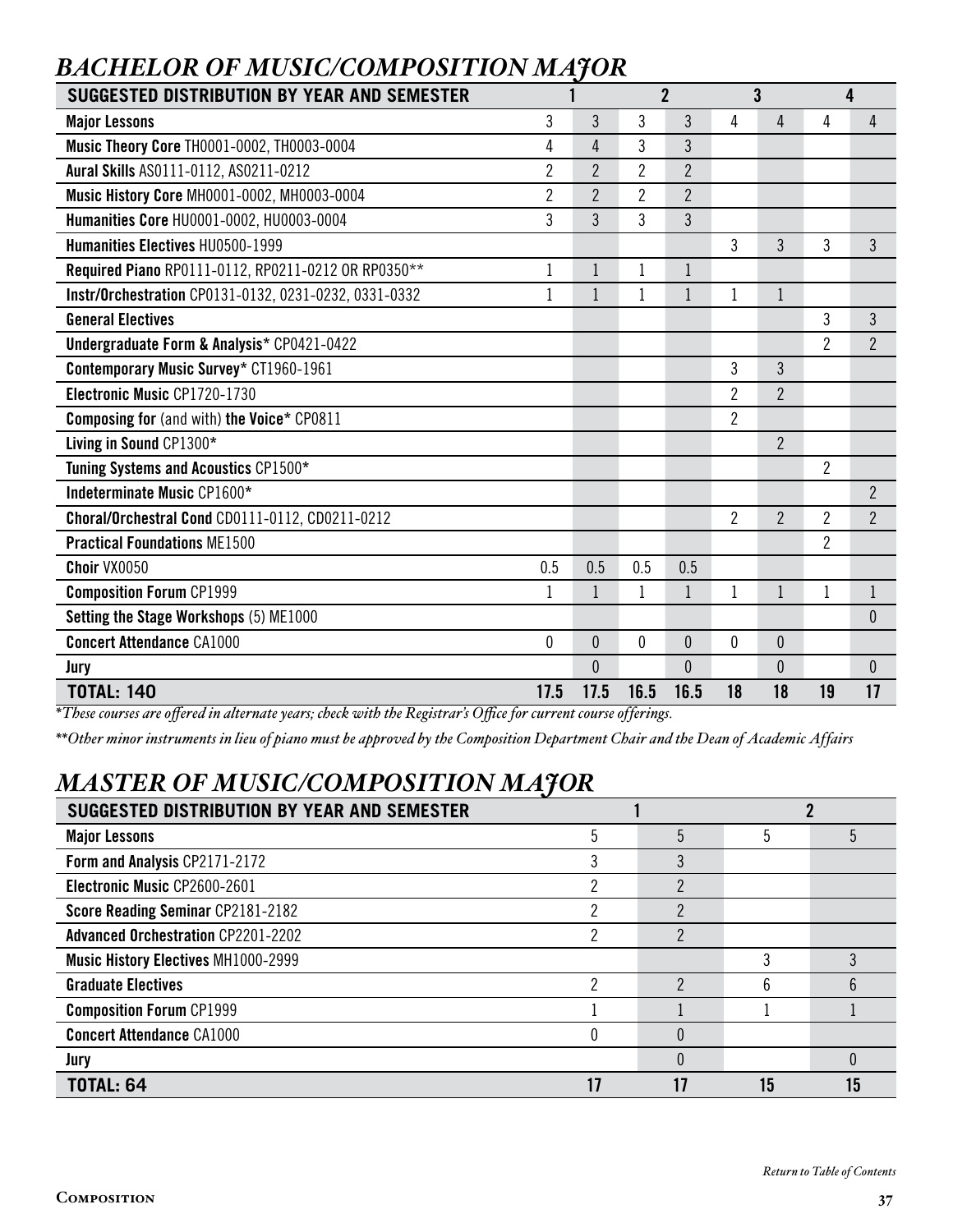## *BACHELOR OF MUSIC/COMPOSITION MAJOR*

| SUGGESTED DISTRIBUTION BY YEAR AND SEMESTER | 1 | | 2 | | 3 | | 4 | |
|---|---|---|---|---|---|---|---|---|
| **Major Lessons** | 3 | 3 | 3 | 3 | 4 | 4 | 4 | 4 |
| **Music Theory Core** TH0001-0002, TH0003-0004 | 4 | 4 | 3 | 3 | | | | |
| **Aural Skills** AS0111-0112, AS0211-0212 | 2 | 2 | 2 | 2 | | | | |
| **Music History Core** MH0001-0002, MH0003-0004 | 2 | 2 | 2 | 2 | | | | |
| **Humanities Core** HU0001-0002, HU0003-0004 | 3 | 3 | 3 | 3 | | | | |
| **Humanities Electives** HU0500-1999 | | | | | 3 | 3 | 3 | 3 |
| **Required Piano** RP0111-0112, RP0211-0212 OR RP0350** | 1 | 1 | 1 | 1 | | | | |
| **Instr/Orchestration** CP0131-0132, 0231-0232, 0331-0332 | 1 | 1 | 1 | 1 | 1 | 1 | | |
| **General Electives** | | | | | | | 3 | 3 |
| **Undergraduate Form & Analysis*** CP0421-0422 | | | | | | | 2 | 2 |
| **Contemporary Music Survey*** CT1960-1961 | | | | | 3 | 3 | | |
| **Electronic Music** CP1720-1730 | | | | | 2 | 2 | | |
| **Composing for** (and with) **the Voice*** CP0811 | | | | | 2 | | | |
| **Living in Sound** CP1300* | | | | | | 2 | | |
| **Tuning Systems and Acoustics** CP1500* | | | | | | | 2 | |
| **Indeterminate Music** CP1600* | | | | | | | | 2 |
| **Choral/Orchestral Cond** CD0111-0112, CD0211-0212 | | | | | 2 | 2 | 2 | 2 |
| **Practical Foundations** ME1500 | | | | | | | 2 | |
| **Choir** VX0050 | 0.5 | 0.5 | 0.5 | 0.5 | | | | |
| **Composition Forum** CP1999 | 1 | 1 | 1 | 1 | 1 | 1 | 1 | 1 |
| **Setting the Stage Workshops** (5) ME1000 | | | | | | | | 0 |
| **Concert Attendance** CA1000 | 0 | 0 | 0 | 0 | 0 | 0 | | |
| **Jury** | | 0 | | 0 | | 0 | | 0 |
| **TOTAL: 140** | **17.5** | **17.5** | **16.5** | **16.5** | **18** | **18** | **19** | **17** |

*\*These courses are offered in alternate years; check with the Registrar's Office for current course offerings.*

*\*\*Other minor instruments in lieu of piano must be approved by the Composition Department Chair and the Dean of Academic Affairs*

## *MASTER OF MUSIC/COMPOSITION MAJOR*

| SUGGESTED DISTRIBUTION BY YEAR AND SEMESTER | 1 | | 2 | |
|---|---|---|---|---|
| **Major Lessons** | 5 | 5 | 5 | 5 |
| **Form and Analysis** CP2171-2172 | 3 | 3 | | |
| **Electronic Music** CP2600-2601 | 2 | 2 | | |
| **Score Reading Seminar** CP2181-2182 | 2 | 2 | | |
| **Advanced Orchestration** CP2201-2202 | 2 | 2 | | |
| **Music History Electives** MH1000-2999 | | | 3 | 3 |
| **Graduate Electives** | 2 | 2 | 6 | 6 |
| **Composition Forum** CP1999 | 1 | 1 | 1 | 1 |
| **Concert Attendance** CA1000 | 0 | 0 | | |
| **Jury** | | 0 | | 0 |
| **TOTAL: 64** | **17** | **17** | **15** | **15** |

*Return to Table of Contents*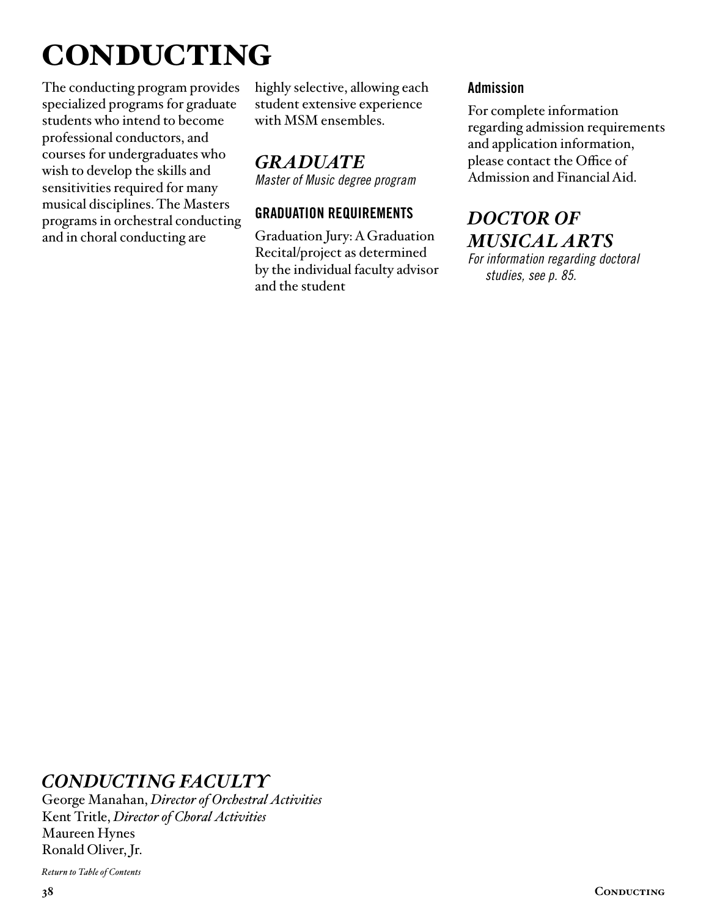# CONDUCTING

The conducting program provides specialized programs for graduate students who intend to become professional conductors, and courses for undergraduates who wish to develop the skills and sensitivities required for many musical disciplines. The Masters programs in orchestral conducting and in choral conducting are highly selective, allowing each student extensive experience with MSM ensembles.

## *GRADUATE*

*Master of Music degree program*

### GRADUATION REQUIREMENTS

Graduation Jury: A Graduation Recital/project as determined by the individual faculty advisor and the student

### Admission

For complete information regarding admission requirements and application information, please contact the Office of Admission and Financial Aid.

## *DOCTOR OF MUSICAL ARTS*

*For information regarding doctoral studies, see p. 85.*

## *CONDUCTING FACULTY*

George Manahan, *Director of Orchestral Activities*
Kent Tritle, *Director of Choral Activities*
Maureen Hynes
Ronald Oliver, Jr.

*Return to Table of Contents*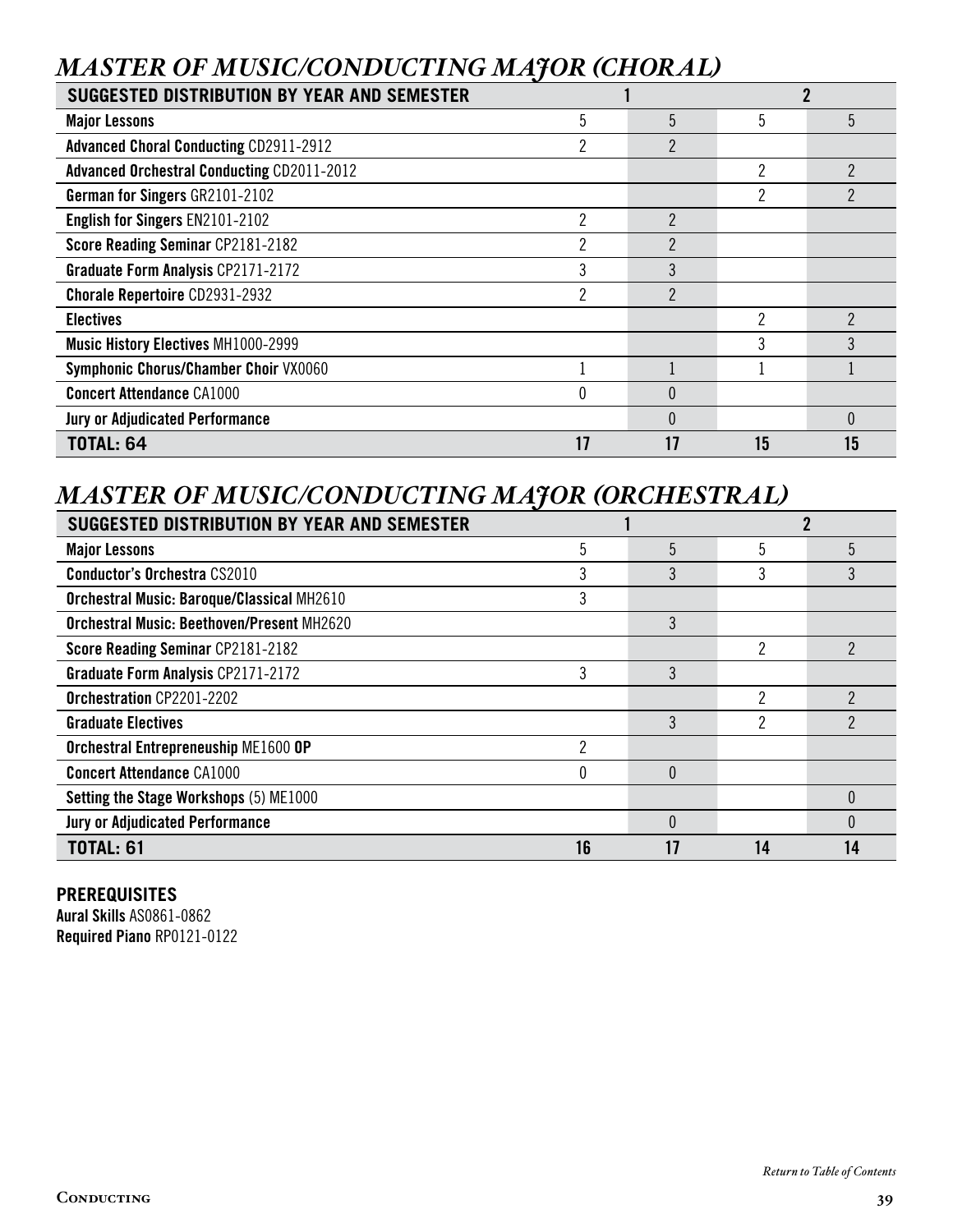## *MASTER OF MUSIC/CONDUCTING MAJOR (CHORAL)*

| SUGGESTED DISTRIBUTION BY YEAR AND SEMESTER | 1 | | 2 | |
|---|---|---|---|---|
| **Major Lessons** | 5 | 5 | 5 | 5 |
| **Advanced Choral Conducting** CD2911-2912 | 2 | 2 | | |
| **Advanced Orchestral Conducting** CD2011-2012 | | | 2 | 2 |
| **German for Singers** GR2101-2102 | | | 2 | 2 |
| **English for Singers** EN2101-2102 | 2 | 2 | | |
| **Score Reading Seminar** CP2181-2182 | 2 | 2 | | |
| **Graduate Form Analysis** CP2171-2172 | 3 | 3 | | |
| **Chorale Repertoire** CD2931-2932 | 2 | 2 | | |
| **Electives** | | | 2 | 2 |
| **Music History Electives** MH1000-2999 | | | 3 | 3 |
| **Symphonic Chorus/Chamber Choir** VX0060 | 1 | 1 | 1 | 1 |
| **Concert Attendance** CA1000 | 0 | 0 | | |
| **Jury or Adjudicated Performance** | | 0 | | 0 |
| **TOTAL: 64** | **17** | **17** | **15** | **15** |

## *MASTER OF MUSIC/CONDUCTING MAJOR (ORCHESTRAL)*

| SUGGESTED DISTRIBUTION BY YEAR AND SEMESTER | 1 | | 2 | |
|---|---|---|---|---|
| **Major Lessons** | 5 | 5 | 5 | 5 |
| **Conductor's Orchestra** CS2010 | 3 | 3 | 3 | 3 |
| **Orchestral Music: Baroque/Classical** MH2610 | 3 | | | |
| **Orchestral Music: Beethoven/Present** MH2620 | | 3 | | |
| **Score Reading Seminar** CP2181-2182 | | | 2 | 2 |
| **Graduate Form Analysis** CP2171-2172 | 3 | 3 | | |
| **Orchestration** CP2201-2202 | | | 2 | 2 |
| **Graduate Electives** | | 3 | 2 | 2 |
| **Orchestral Entrepreneuship** ME1600 **OP** | 2 | | | |
| **Concert Attendance** CA1000 | 0 | 0 | | |
| **Setting the Stage Workshops** (5) ME1000 | | | | 0 |
| **Jury or Adjudicated Performance** | | 0 | | 0 |
| **TOTAL: 61** | **16** | **17** | **14** | **14** |

**PREREQUISITES**

**Aural Skills** AS0861-0862

**Required Piano** RP0121-0122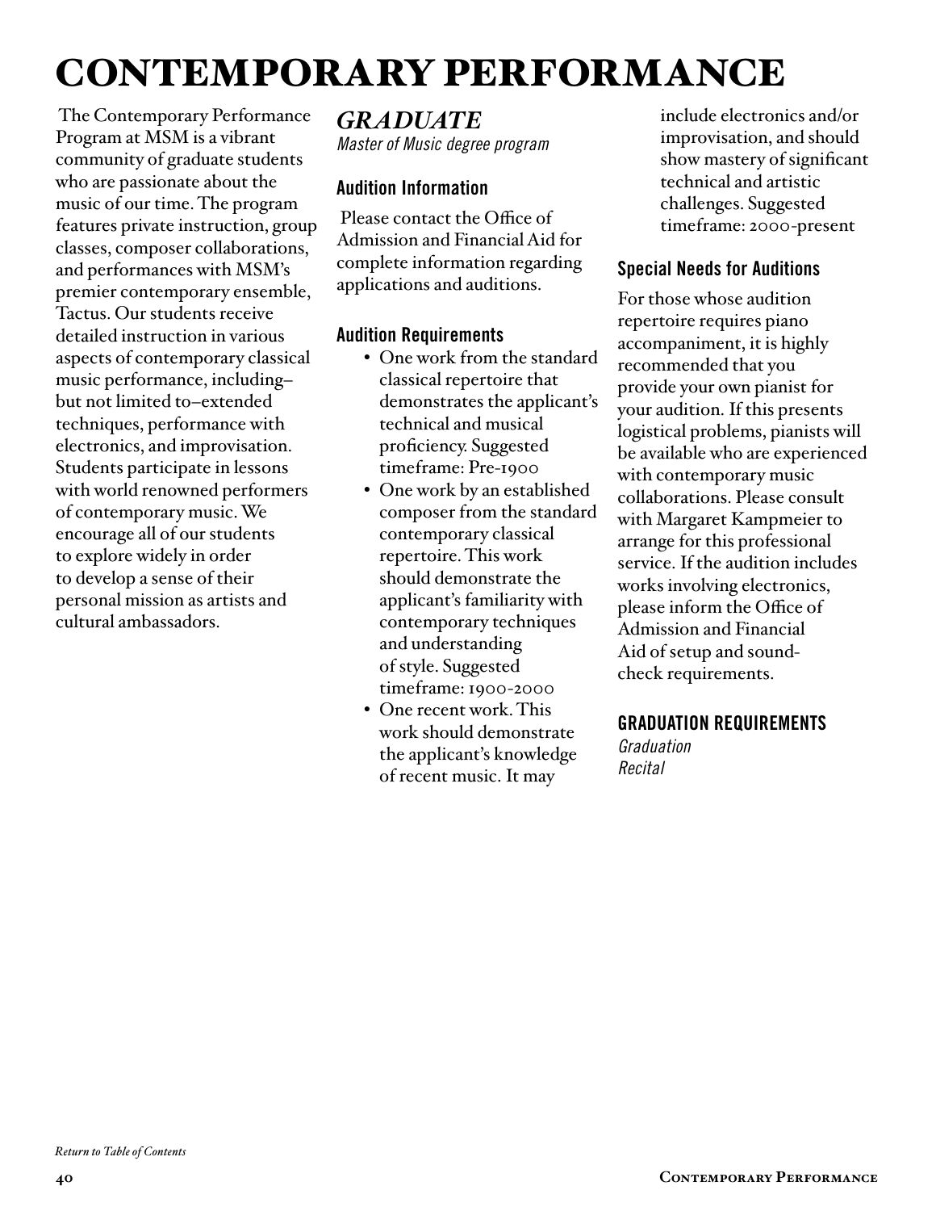# CONTEMPORARY PERFORMANCE

The Contemporary Performance Program at MSM is a vibrant community of graduate students who are passionate about the music of our time. The program features private instruction, group classes, composer collaborations, and performances with MSM's premier contemporary ensemble, Tactus. Our students receive detailed instruction in various aspects of contemporary classical music performance, including–but not limited to–extended techniques, performance with electronics, and improvisation. Students participate in lessons with world renowned performers of contemporary music. We encourage all of our students to explore widely in order to develop a sense of their personal mission as artists and cultural ambassadors.

## *GRADUATE*

*Master of Music degree program*

### Audition Information

Please contact the Office of Admission and Financial Aid for complete information regarding applications and auditions.

### Audition Requirements

- One work from the standard classical repertoire that demonstrates the applicant's technical and musical proficiency. Suggested timeframe: Pre-1900
- One work by an established composer from the standard contemporary classical repertoire. This work should demonstrate the applicant's familiarity with contemporary techniques and understanding of style. Suggested timeframe: 1900-2000
- One recent work. This work should demonstrate the applicant's knowledge of recent music. It may include electronics and/or improvisation, and should show mastery of significant technical and artistic challenges. Suggested timeframe: 2000-present

### Special Needs for Auditions

For those whose audition repertoire requires piano accompaniment, it is highly recommended that you provide your own pianist for your audition. If this presents logistical problems, pianists will be available who are experienced with contemporary music collaborations. Please consult with Margaret Kampmeier to arrange for this professional service. If the audition includes works involving electronics, please inform the Office of Admission and Financial Aid of setup and sound-check requirements.

### GRADUATION REQUIREMENTS

*Graduation Recital*

*Return to Table of Contents*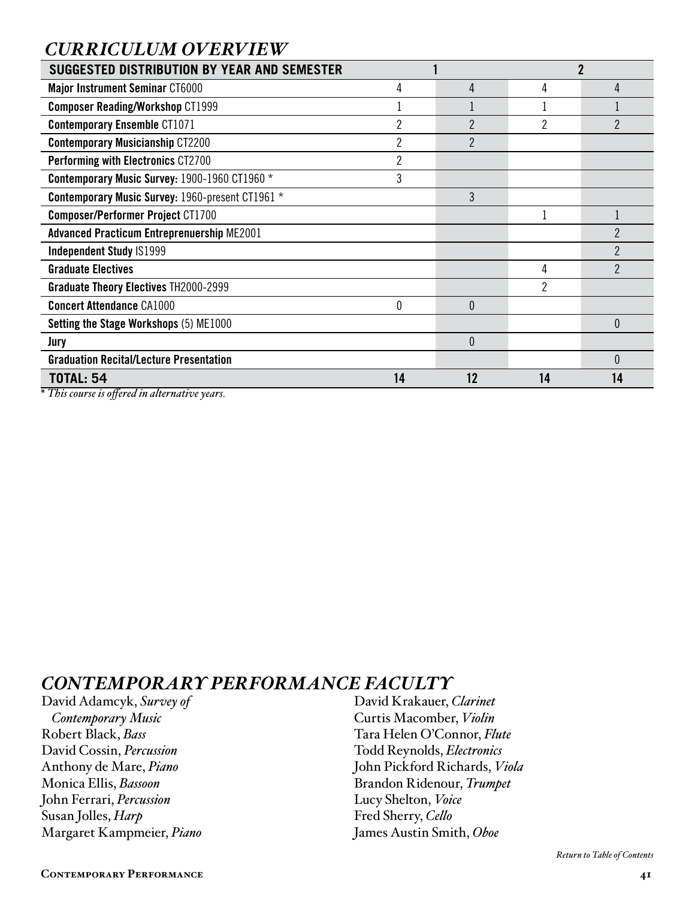## CURRICULUM OVERVIEW

| SUGGESTED DISTRIBUTION BY YEAR AND SEMESTER | 1 | | 2 | |
|---|---|---|---|---|
| **Major Instrument Seminar** CT6000 | 4 | 4 | 4 | 4 |
| **Composer Reading/Workshop** CT1999 | 1 | 1 | 1 | 1 |
| **Contemporary Ensemble** CT1071 | 2 | 2 | 2 | 2 |
| **Contemporary Musicianship** CT2200 | 2 | 2 | | |
| **Performing with Electronics** CT2700 | 2 | | | |
| **Contemporary Music Survey:** 1900-1960 CT1960 * | 3 | | | |
| **Contemporary Music Survey:** 1960-present CT1961 * | | 3 | | |
| **Composer/Performer Project** CT1700 | | | 1 | 1 |
| **Advanced Practicum Entreprenuership** ME2001 | | | | 2 |
| **Independent Study** IS1999 | | | | 2 |
| **Graduate Electives** | | | 4 | 2 |
| **Graduate Theory Electives** TH2000-2999 | | | 2 | |
| **Concert Attendance** CA1000 | 0 | 0 | | |
| **Setting the Stage Workshops** (5) ME1000 | | | | 0 |
| **Jury** | | 0 | | |
| **Graduation Recital/Lecture Presentation** | | | | 0 |
| **TOTAL: 54** | **14** | **12** | **14** | **14** |

*\* This course is offered in alternative years.*

## CONTEMPORARY PERFORMANCE FACULTY

David Adamcyk, *Survey of Contemporary Music*
Robert Black, *Bass*
David Cossin, *Percussion*
Anthony de Mare, *Piano*
Monica Ellis, *Bassoon*
John Ferrari, *Percussion*
Susan Jolles, *Harp*
Margaret Kampmeier, *Piano*
David Krakauer, *Clarinet*
Curtis Macomber, *Violin*
Tara Helen O'Connor, *Flute*
Todd Reynolds, *Electronics*
John Pickford Richards, *Viola*
Brandon Ridenour, *Trumpet*
Lucy Shelton, *Voice*
Fred Sherry, *Cello*
James Austin Smith, *Oboe*

*Return to Table of Contents*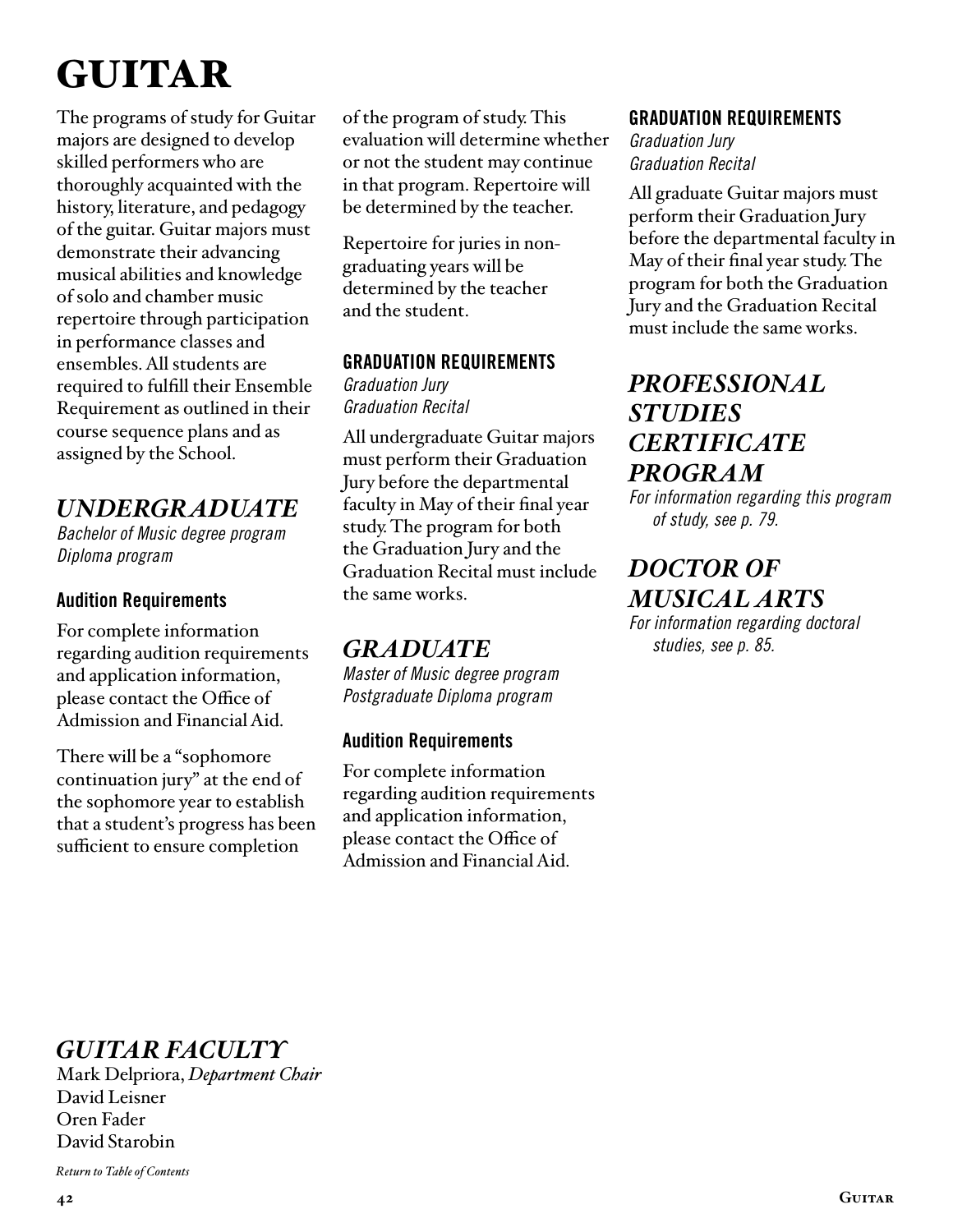# GUITAR

The programs of study for Guitar majors are designed to develop skilled performers who are thoroughly acquainted with the history, literature, and pedagogy of the guitar. Guitar majors must demonstrate their advancing musical abilities and knowledge of solo and chamber music repertoire through participation in performance classes and ensembles. All students are required to fulfill their Ensemble Requirement as outlined in their course sequence plans and as assigned by the School.

## *UNDERGRADUATE*

*Bachelor of Music degree program*
*Diploma program*

### Audition Requirements

For complete information regarding audition requirements and application information, please contact the Office of Admission and Financial Aid.

There will be a "sophomore continuation jury" at the end of the sophomore year to establish that a student's progress has been sufficient to ensure completion of the program of study. This evaluation will determine whether or not the student may continue in that program. Repertoire will be determined by the teacher.

Repertoire for juries in non-graduating years will be determined by the teacher and the student.

### GRADUATION REQUIREMENTS

*Graduation Jury*
*Graduation Recital*

All undergraduate Guitar majors must perform their Graduation Jury before the departmental faculty in May of their final year study. The program for both the Graduation Jury and the Graduation Recital must include the same works.

## *GRADUATE*

*Master of Music degree program*
*Postgraduate Diploma program*

### Audition Requirements

For complete information regarding audition requirements and application information, please contact the Office of Admission and Financial Aid.

### GRADUATION REQUIREMENTS

*Graduation Jury*
*Graduation Recital*

All graduate Guitar majors must perform their Graduation Jury before the departmental faculty in May of their final year study. The program for both the Graduation Jury and the Graduation Recital must include the same works.

## *PROFESSIONAL STUDIES CERTIFICATE PROGRAM*

*For information regarding this program of study, see p. 79.*

## *DOCTOR OF MUSICAL ARTS*

*For information regarding doctoral studies, see p. 85.*

## *GUITAR FACULTY*

Mark Delpriora, *Department Chair*
David Leisner
Oren Fader
David Starobin

*Return to Table of Contents*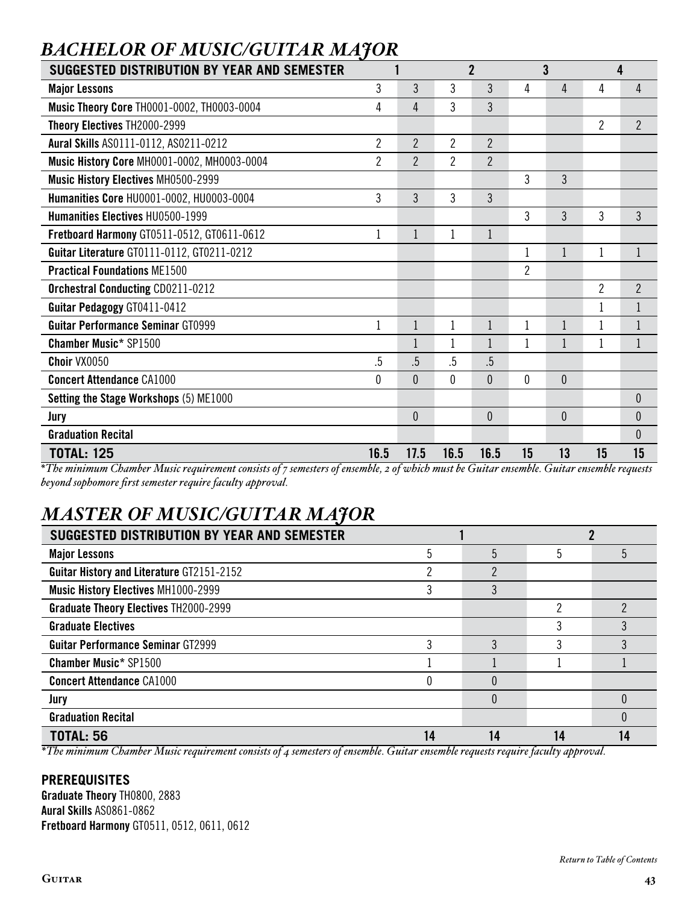## *BACHELOR OF MUSIC/GUITAR MAJOR*

| SUGGESTED DISTRIBUTION BY YEAR AND SEMESTER | 1 | | 2 | | 3 | | 4 | |
|---|---|---|---|---|---|---|---|---|
| **Major Lessons** | 3 | 3 | 3 | 3 | 4 | 4 | 4 | 4 |
| **Music Theory Core** TH0001-0002, TH0003-0004 | 4 | 4 | 3 | 3 | | | | |
| **Theory Electives** TH2000-2999 | | | | | | | 2 | 2 |
| **Aural Skills** AS0111-0112, AS0211-0212 | 2 | 2 | 2 | 2 | | | | |
| **Music History Core** MH0001-0002, MH0003-0004 | 2 | 2 | 2 | 2 | | | | |
| **Music History Electives** MH0500-2999 | | | | | 3 | 3 | | |
| **Humanities Core** HU0001-0002, HU0003-0004 | 3 | 3 | 3 | 3 | | | | |
| **Humanities Electives** HU0500-1999 | | | | | 3 | 3 | 3 | 3 |
| **Fretboard Harmony** GT0511-0512, GT0611-0612 | 1 | 1 | 1 | 1 | | | | |
| **Guitar Literature** GT0111-0112, GT0211-0212 | | | | | 1 | 1 | 1 | 1 |
| **Practical Foundations** ME1500 | | | | | 2 | | | |
| **Orchestral Conducting** CD0211-0212 | | | | | | | 2 | 2 |
| **Guitar Pedagogy** GT0411-0412 | | | | | | | 1 | 1 |
| **Guitar Performance Seminar** GT0999 | 1 | 1 | 1 | 1 | 1 | 1 | 1 | 1 |
| **Chamber Music*** SP1500 | | 1 | 1 | 1 | 1 | 1 | 1 | 1 |
| **Choir** VX0050 | .5 | .5 | .5 | .5 | | | | |
| **Concert Attendance** CA1000 | 0 | 0 | 0 | 0 | 0 | 0 | | |
| **Setting the Stage Workshops** (5) ME1000 | | | | | | | | 0 |
| **Jury** | | 0 | | 0 | | 0 | | 0 |
| **Graduation Recital** | | | | | | | | 0 |
| **TOTAL: 125** | **16.5** | **17.5** | **16.5** | **16.5** | **15** | **13** | **15** | **15** |

*\*The minimum Chamber Music requirement consists of 7 semesters of ensemble, 2 of which must be Guitar ensemble. Guitar ensemble requests beyond sophomore first semester require faculty approval.*

## *MASTER OF MUSIC/GUITAR MAJOR*

| SUGGESTED DISTRIBUTION BY YEAR AND SEMESTER | 1 | | 2 | |
|---|---|---|---|---|
| **Major Lessons** | 5 | 5 | 5 | 5 |
| **Guitar History and Literature** GT2151-2152 | 2 | 2 | | |
| **Music History Electives** MH1000-2999 | 3 | 3 | | |
| **Graduate Theory Electives** TH2000-2999 | | | 2 | 2 |
| **Graduate Electives** | | | 3 | 3 |
| **Guitar Performance Seminar** GT2999 | 3 | 3 | 3 | 3 |
| **Chamber Music*** SP1500 | 1 | 1 | 1 | 1 |
| **Concert Attendance** CA1000 | 0 | 0 | | |
| **Jury** | | 0 | | 0 |
| **Graduation Recital** | | | | 0 |
| **TOTAL: 56** | **14** | **14** | **14** | **14** |

*\*The minimum Chamber Music requirement consists of 4 semesters of ensemble. Guitar ensemble requests require faculty approval.*

**PREREQUISITES**
**Graduate Theory** TH0800, 2883
**Aural Skills** AS0861-0862
**Fretboard Harmony** GT0511, 0512, 0611, 0612

*Return to Table of Contents*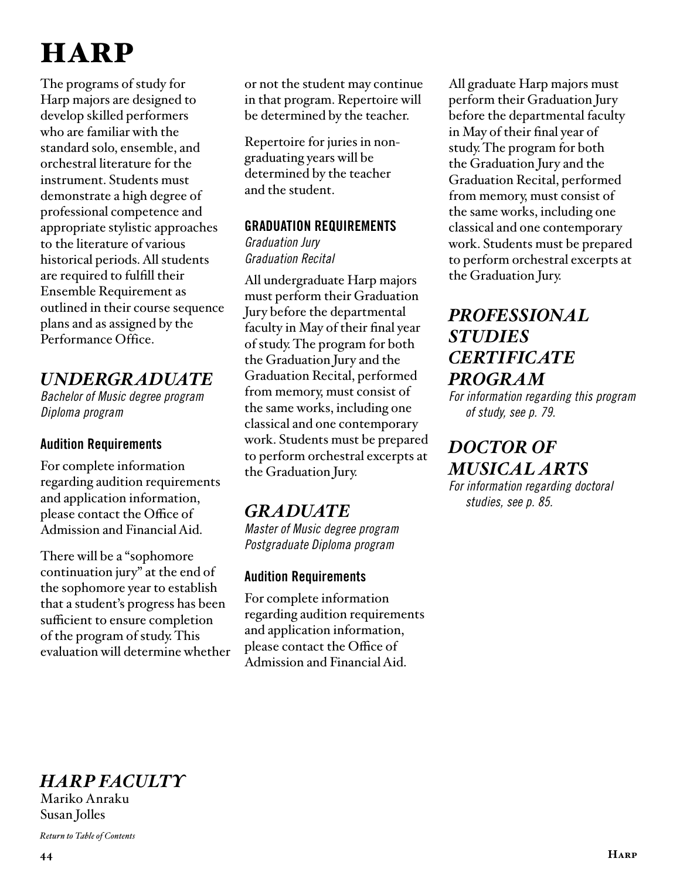# HARP

The programs of study for Harp majors are designed to develop skilled performers who are familiar with the standard solo, ensemble, and orchestral literature for the instrument. Students must demonstrate a high degree of professional competence and appropriate stylistic approaches to the literature of various historical periods. All students are required to fulfill their Ensemble Requirement as outlined in their course sequence plans and as assigned by the Performance Office.

## *UNDERGRADUATE*

*Bachelor of Music degree program*
*Diploma program*

### Audition Requirements

For complete information regarding audition requirements and application information, please contact the Office of Admission and Financial Aid.

There will be a "sophomore continuation jury" at the end of the sophomore year to establish that a student's progress has been sufficient to ensure completion of the program of study. This evaluation will determine whether or not the student may continue in that program. Repertoire will be determined by the teacher.

Repertoire for juries in non-graduating years will be determined by the teacher and the student.

### GRADUATION REQUIREMENTS

*Graduation Jury*
*Graduation Recital*

All undergraduate Harp majors must perform their Graduation Jury before the departmental faculty in May of their final year of study. The program for both the Graduation Jury and the Graduation Recital, performed from memory, must consist of the same works, including one classical and one contemporary work. Students must be prepared to perform orchestral excerpts at the Graduation Jury.

## *GRADUATE*

*Master of Music degree program*
*Postgraduate Diploma program*

### Audition Requirements

For complete information regarding audition requirements and application information, please contact the Office of Admission and Financial Aid.

All graduate Harp majors must perform their Graduation Jury before the departmental faculty in May of their final year of study. The program for both the Graduation Jury and the Graduation Recital, performed from memory, must consist of the same works, including one classical and one contemporary work. Students must be prepared to perform orchestral excerpts at the Graduation Jury.

## *PROFESSIONAL STUDIES CERTIFICATE PROGRAM*

*For information regarding this program of study, see p. 79.*

## *DOCTOR OF MUSICAL ARTS*

*For information regarding doctoral studies, see p. 85.*

## *HARP FACULTY*

Mariko Anraku
Susan Jolles

*Return to Table of Contents*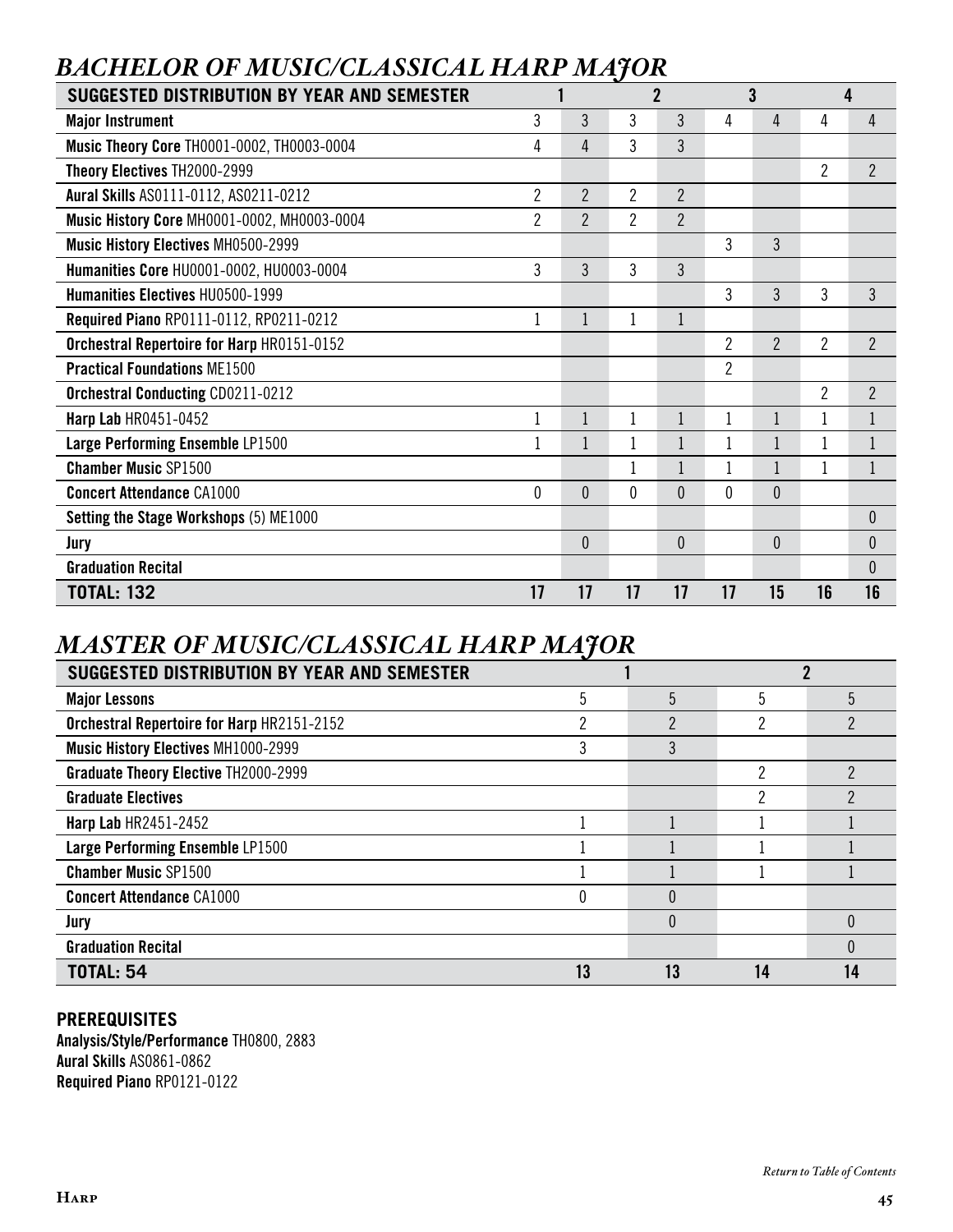## *BACHELOR OF MUSIC/CLASSICAL HARP MAJOR*

| SUGGESTED DISTRIBUTION BY YEAR AND SEMESTER | 1 | | 2 | | 3 | | 4 | |
|---|---|---|---|---|---|---|---|---|
| **Major Instrument** | 3 | 3 | 3 | 3 | 4 | 4 | 4 | 4 |
| **Music Theory Core** TH0001-0002, TH0003-0004 | 4 | 4 | 3 | 3 | | | | |
| **Theory Electives** TH2000-2999 | | | | | | | 2 | 2 |
| **Aural Skills** AS0111-0112, AS0211-0212 | 2 | 2 | 2 | 2 | | | | |
| **Music History Core** MH0001-0002, MH0003-0004 | 2 | 2 | 2 | 2 | | | | |
| **Music History Electives** MH0500-2999 | | | | | 3 | 3 | | |
| **Humanities Core** HU0001-0002, HU0003-0004 | 3 | 3 | 3 | 3 | | | | |
| **Humanities Electives** HU0500-1999 | | | | | 3 | 3 | 3 | 3 |
| **Required Piano** RP0111-0112, RP0211-0212 | 1 | 1 | 1 | 1 | | | | |
| **Orchestral Repertoire for Harp** HR0151-0152 | | | | | 2 | 2 | 2 | 2 |
| **Practical Foundations** ME1500 | | | | | 2 | | | |
| **Orchestral Conducting** CD0211-0212 | | | | | | | 2 | 2 |
| **Harp Lab** HR0451-0452 | 1 | 1 | 1 | 1 | 1 | 1 | 1 | 1 |
| **Large Performing Ensemble** LP1500 | 1 | 1 | 1 | 1 | 1 | 1 | 1 | 1 |
| **Chamber Music** SP1500 | | | 1 | 1 | 1 | 1 | 1 | 1 |
| **Concert Attendance** CA1000 | 0 | 0 | 0 | 0 | 0 | 0 | | |
| **Setting the Stage Workshops** (5) ME1000 | | | | | | | | 0 |
| **Jury** | | 0 | | 0 | | 0 | | 0 |
| **Graduation Recital** | | | | | | | | 0 |
| **TOTAL: 132** | **17** | **17** | **17** | **17** | **17** | **15** | **16** | **16** |

## *MASTER OF MUSIC/CLASSICAL HARP MAJOR*

| SUGGESTED DISTRIBUTION BY YEAR AND SEMESTER | 1 | | 2 | |
|---|---|---|---|---|
| **Major Lessons** | 5 | 5 | 5 | 5 |
| **Orchestral Repertoire for Harp** HR2151-2152 | 2 | 2 | 2 | 2 |
| **Music History Electives** MH1000-2999 | 3 | 3 | | |
| **Graduate Theory Elective** TH2000-2999 | | | 2 | 2 |
| **Graduate Electives** | | | 2 | 2 |
| **Harp Lab** HR2451-2452 | 1 | 1 | 1 | 1 |
| **Large Performing Ensemble** LP1500 | 1 | 1 | 1 | 1 |
| **Chamber Music** SP1500 | 1 | 1 | 1 | 1 |
| **Concert Attendance** CA1000 | 0 | 0 | | |
| **Jury** | | 0 | | 0 |
| **Graduation Recital** | | | | 0 |
| **TOTAL: 54** | **13** | **13** | **14** | **14** |

**PREREQUISITES**

**Analysis/Style/Performance** TH0800, 2883
**Aural Skills** AS0861-0862
**Required Piano** RP0121-0122

*Return to Table of Contents*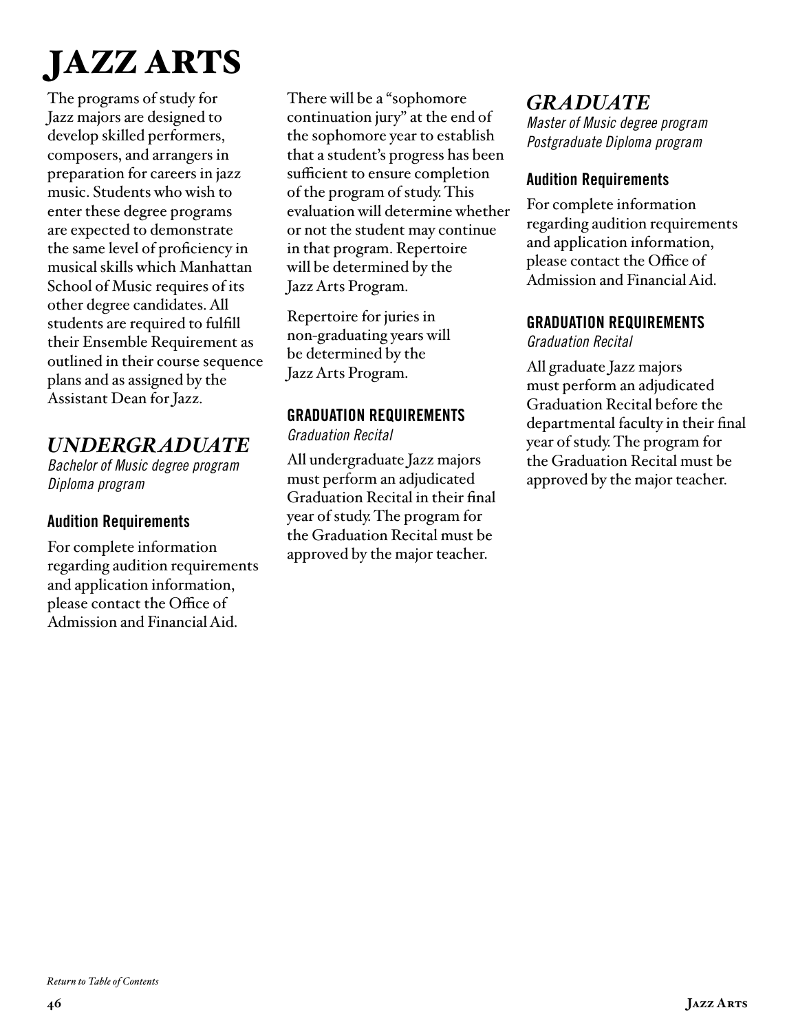# JAZZ ARTS

The programs of study for Jazz majors are designed to develop skilled performers, composers, and arrangers in preparation for careers in jazz music. Students who wish to enter these degree programs are expected to demonstrate the same level of proficiency in musical skills which Manhattan School of Music requires of its other degree candidates. All students are required to fulfill their Ensemble Requirement as outlined in their course sequence plans and as assigned by the Assistant Dean for Jazz.

## *UNDERGRADUATE*

*Bachelor of Music degree program*
*Diploma program*

### Audition Requirements

For complete information regarding audition requirements and application information, please contact the Office of Admission and Financial Aid.

There will be a "sophomore continuation jury" at the end of the sophomore year to establish that a student's progress has been sufficient to ensure completion of the program of study. This evaluation will determine whether or not the student may continue in that program. Repertoire will be determined by the Jazz Arts Program.

Repertoire for juries in non-graduating years will be determined by the Jazz Arts Program.

### GRADUATION REQUIREMENTS

*Graduation Recital*

All undergraduate Jazz majors must perform an adjudicated Graduation Recital in their final year of study. The program for the Graduation Recital must be approved by the major teacher.

## *GRADUATE*

*Master of Music degree program*
*Postgraduate Diploma program*

### Audition Requirements

For complete information regarding audition requirements and application information, please contact the Office of Admission and Financial Aid.

### GRADUATION REQUIREMENTS

*Graduation Recital*

All graduate Jazz majors must perform an adjudicated Graduation Recital before the departmental faculty in their final year of study. The program for the Graduation Recital must be approved by the major teacher.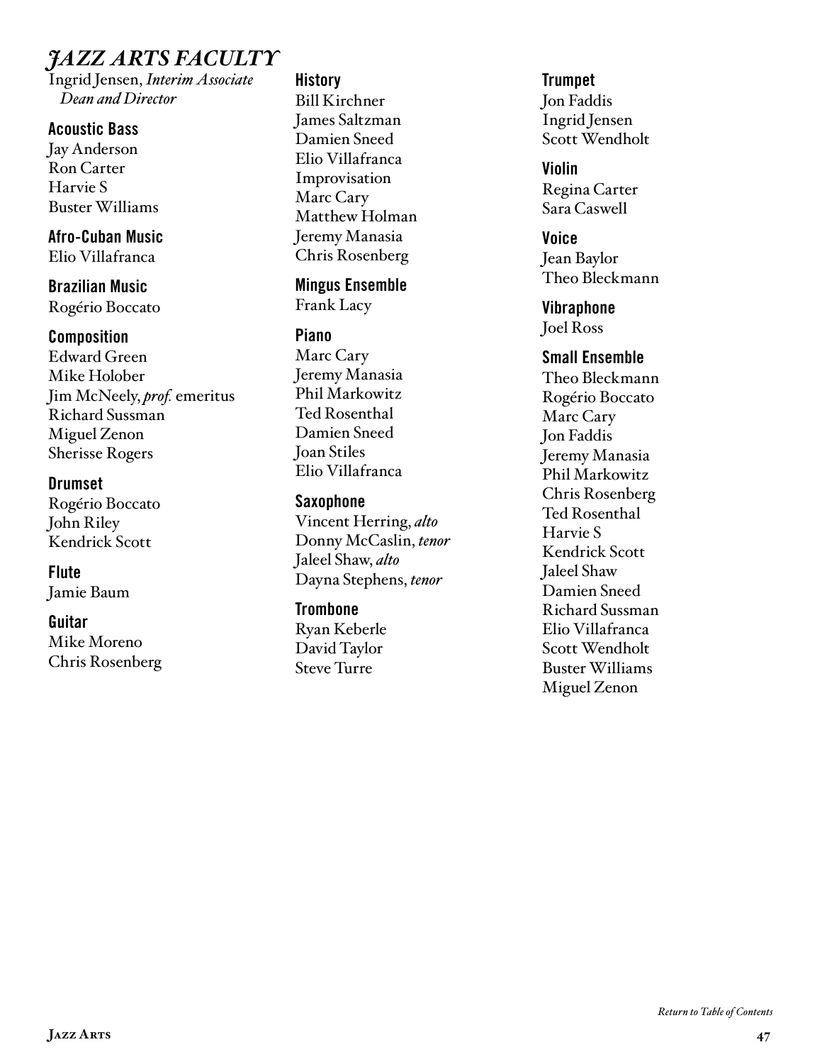# *JAZZ ARTS FACULTY*

Ingrid Jensen, *Interim Associate Dean and Director*

**Acoustic Bass**
Jay Anderson
Ron Carter
Harvie S
Buster Williams

**Afro-Cuban Music**
Elio Villafranca

**Brazilian Music**
Rogério Boccato

**Composition**
Edward Green
Mike Holober
Jim McNeely, *prof.* emeritus
Richard Sussman
Miguel Zenon
Sherisse Rogers

**Drumset**
Rogério Boccato
John Riley
Kendrick Scott

**Flute**
Jamie Baum

**Guitar**
Mike Moreno
Chris Rosenberg

**History**
Bill Kirchner
James Saltzman
Damien Sneed
Elio Villafranca
Improvisation
Marc Cary
Matthew Holman
Jeremy Manasia
Chris Rosenberg

**Mingus Ensemble**
Frank Lacy

**Piano**
Marc Cary
Jeremy Manasia
Phil Markowitz
Ted Rosenthal
Damien Sneed
Joan Stiles
Elio Villafranca

**Saxophone**
Vincent Herring, *alto*
Donny McCaslin, *tenor*
Jaleel Shaw, *alto*
Dayna Stephens, *tenor*

**Trombone**
Ryan Keberle
David Taylor
Steve Turre

**Trumpet**
Jon Faddis
Ingrid Jensen
Scott Wendholt

**Violin**
Regina Carter
Sara Caswell

**Voice**
Jean Baylor
Theo Bleckmann

**Vibraphone**
Joel Ross

**Small Ensemble**
Theo Bleckmann
Rogério Boccato
Marc Cary
Jon Faddis
Jeremy Manasia
Phil Markowitz
Chris Rosenberg
Ted Rosenthal
Harvie S
Kendrick Scott
Jaleel Shaw
Damien Sneed
Richard Sussman
Elio Villafranca
Scott Wendholt
Buster Williams
Miguel Zenon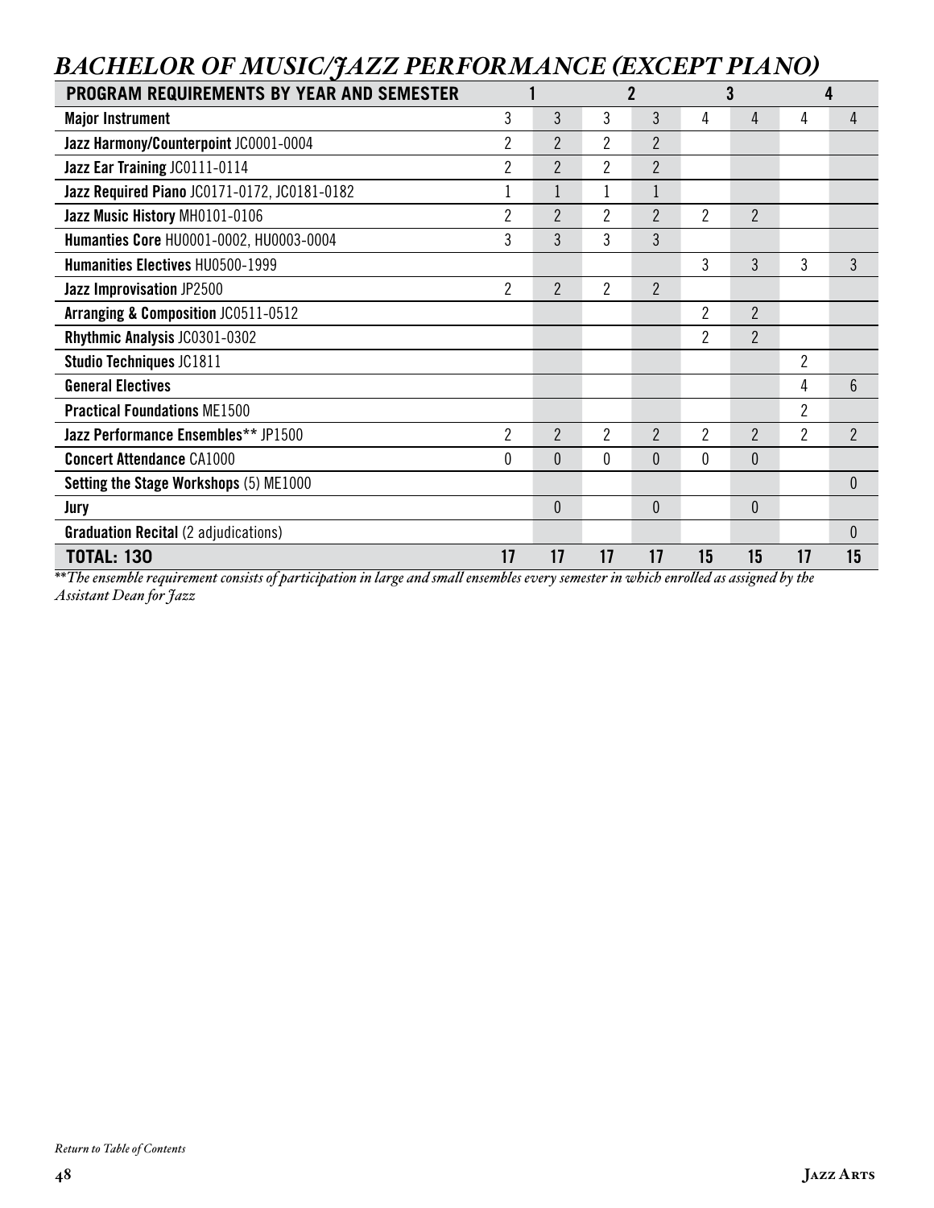## *BACHELOR OF MUSIC/JAZZ PERFORMANCE (EXCEPT PIANO)*

| PROGRAM REQUIREMENTS BY YEAR AND SEMESTER | 1 | | 2 | | 3 | | 4 | |
|---|---|---|---|---|---|---|---|---|
| **Major Instrument** | 3 | 3 | 3 | 3 | 4 | 4 | 4 | 4 |
| **Jazz Harmony/Counterpoint** JC0001-0004 | 2 | 2 | 2 | 2 | | | | |
| **Jazz Ear Training** JC0111-0114 | 2 | 2 | 2 | 2 | | | | |
| **Jazz Required Piano** JC0171-0172, JC0181-0182 | 1 | 1 | 1 | 1 | | | | |
| **Jazz Music History** MH0101-0106 | 2 | 2 | 2 | 2 | 2 | 2 | | |
| **Humanties Core** HU0001-0002, HU0003-0004 | 3 | 3 | 3 | 3 | | | | |
| **Humanities Electives** HU0500-1999 | | | | | 3 | 3 | 3 | 3 |
| **Jazz Improvisation** JP2500 | 2 | 2 | 2 | 2 | | | | |
| **Arranging & Composition** JC0511-0512 | | | | | 2 | 2 | | |
| **Rhythmic Analysis** JC0301-0302 | | | | | 2 | 2 | | |
| **Studio Techniques** JC1811 | | | | | | | 2 | |
| **General Electives** | | | | | | | 4 | 6 |
| **Practical Foundations** ME1500 | | | | | | | 2 | |
| **Jazz Performance Ensembles**** JP1500 | 2 | 2 | 2 | 2 | 2 | 2 | 2 | 2 |
| **Concert Attendance** CA1000 | 0 | 0 | 0 | 0 | 0 | 0 | | |
| **Setting the Stage Workshops** (5) ME1000 | | | | | | | | 0 |
| **Jury** | | 0 | | 0 | | 0 | | |
| **Graduation Recital** (2 adjudications) | | | | | | | | 0 |
| **TOTAL: 130** | **17** | **17** | **17** | **17** | **15** | **15** | **17** | **15** |

*\*\*The ensemble requirement consists of participation in large and small ensembles every semester in which enrolled as assigned by the Assistant Dean for Jazz*

*Return to Table of Contents*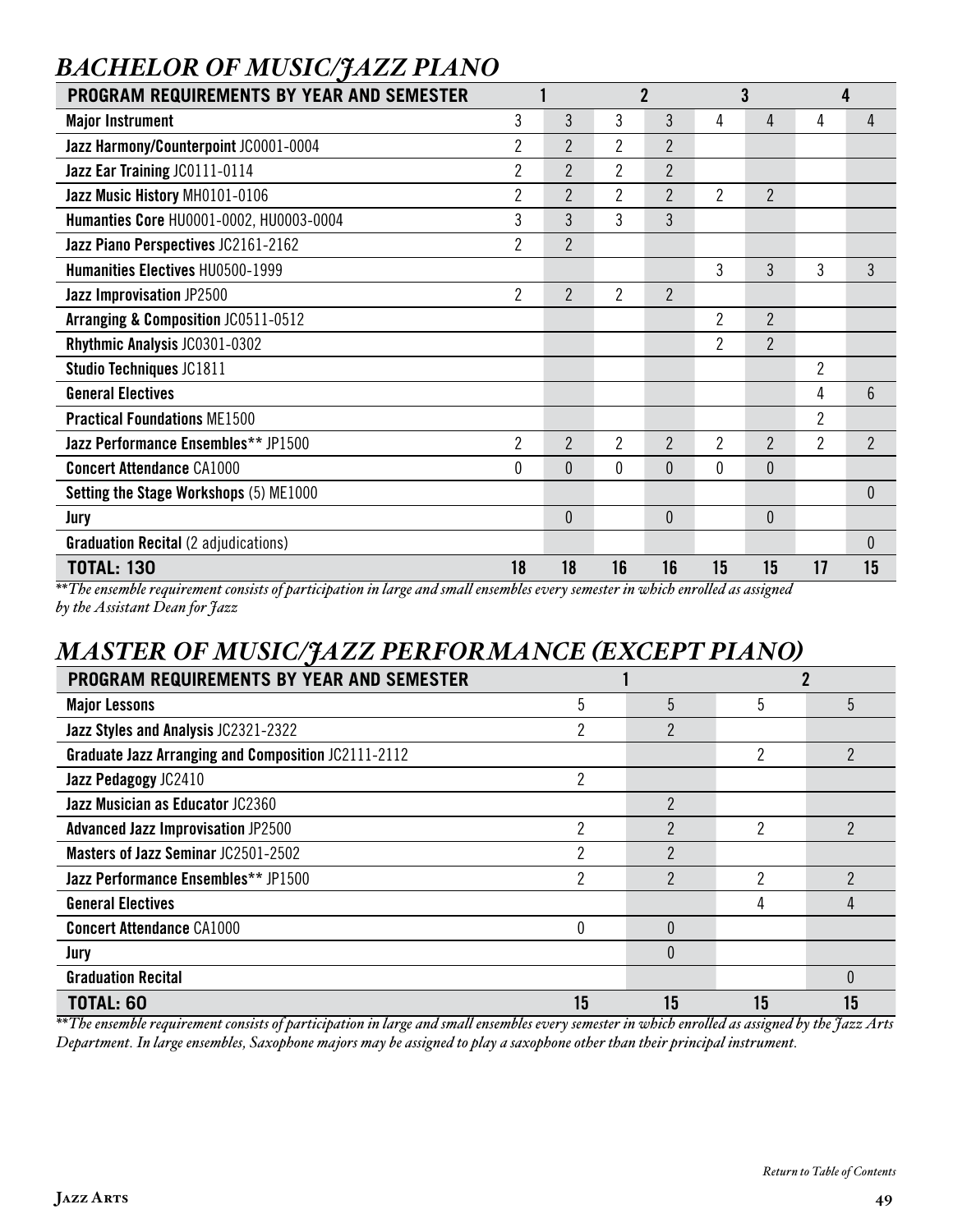## *BACHELOR OF MUSIC/JAZZ PIANO*

| PROGRAM REQUIREMENTS BY YEAR AND SEMESTER | 1 | | 2 | | 3 | | 4 | |
|---|---|---|---|---|---|---|---|---|
| **Major Instrument** | 3 | 3 | 3 | 3 | 4 | 4 | 4 | 4 |
| **Jazz Harmony/Counterpoint** JC0001-0004 | 2 | 2 | 2 | 2 | | | | |
| **Jazz Ear Training** JC0111-0114 | 2 | 2 | 2 | 2 | | | | |
| **Jazz Music History** MH0101-0106 | 2 | 2 | 2 | 2 | 2 | 2 | | |
| **Humanties Core** HU0001-0002, HU0003-0004 | 3 | 3 | 3 | 3 | | | | |
| **Jazz Piano Perspectives** JC2161-2162 | 2 | 2 | | | | | | |
| **Humanities Electives** HU0500-1999 | | | | | 3 | 3 | 3 | 3 |
| **Jazz Improvisation** JP2500 | 2 | 2 | 2 | 2 | | | | |
| **Arranging & Composition** JC0511-0512 | | | | | 2 | 2 | | |
| **Rhythmic Analysis** JC0301-0302 | | | | | 2 | 2 | | |
| **Studio Techniques** JC1811 | | | | | | | 2 | |
| **General Electives** | | | | | | | 4 | 6 |
| **Practical Foundations** ME1500 | | | | | | | 2 | |
| **Jazz Performance Ensembles**** JP1500 | 2 | 2 | 2 | 2 | 2 | 2 | 2 | 2 |
| **Concert Attendance** CA1000 | 0 | 0 | 0 | 0 | 0 | 0 | | |
| **Setting the Stage Workshops** (5) ME1000 | | | | | | | | 0 |
| **Jury** | | 0 | | 0 | | 0 | | |
| **Graduation Recital** (2 adjudications) | | | | | | | | 0 |
| **TOTAL: 130** | **18** | **18** | **16** | **16** | **15** | **15** | **17** | **15** |

*\*\*The ensemble requirement consists of participation in large and small ensembles every semester in which enrolled as assigned by the Assistant Dean for Jazz*

## *MASTER OF MUSIC/JAZZ PERFORMANCE (EXCEPT PIANO)*

| PROGRAM REQUIREMENTS BY YEAR AND SEMESTER | 1 | | 2 | |
|---|---|---|---|---|
| **Major Lessons** | 5 | 5 | 5 | 5 |
| **Jazz Styles and Analysis** JC2321-2322 | 2 | 2 | | |
| **Graduate Jazz Arranging and Composition** JC2111-2112 | | | 2 | 2 |
| **Jazz Pedagogy** JC2410 | 2 | | | |
| **Jazz Musician as Educator** JC2360 | | 2 | | |
| **Advanced Jazz Improvisation** JP2500 | 2 | 2 | 2 | 2 |
| **Masters of Jazz Seminar** JC2501-2502 | 2 | 2 | | |
| **Jazz Performance Ensembles**** JP1500 | 2 | 2 | 2 | 2 |
| **General Electives** | | | 4 | 4 |
| **Concert Attendance** CA1000 | 0 | 0 | | |
| **Jury** | | 0 | | |
| **Graduation Recital** | | | | 0 |
| **TOTAL: 60** | **15** | **15** | **15** | **15** |

*\*\*The ensemble requirement consists of participation in large and small ensembles every semester in which enrolled as assigned by the Jazz Arts Department. In large ensembles, Saxophone majors may be assigned to play a saxophone other than their principal instrument.*

*Return to Table of Contents*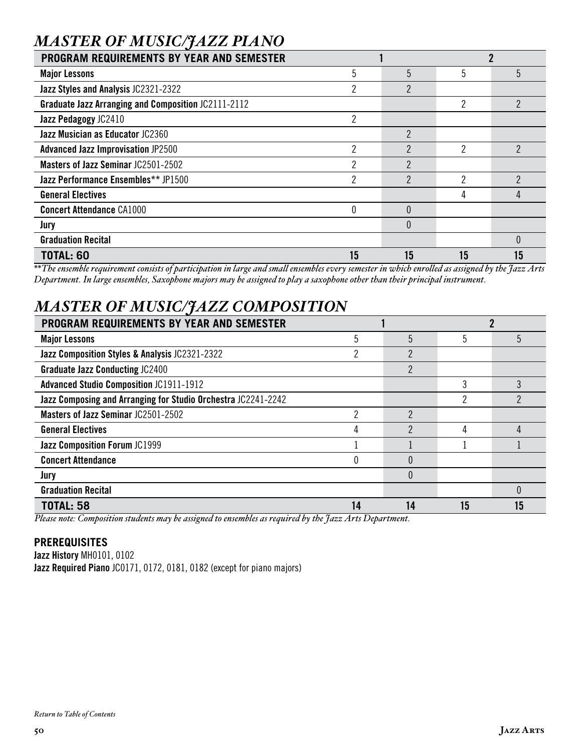## *MASTER OF MUSIC/JAZZ PIANO*

| PROGRAM REQUIREMENTS BY YEAR AND SEMESTER | 1 | | 2 | |
|---|---|---|---|---|
| **Major Lessons** | 5 | 5 | 5 | 5 |
| **Jazz Styles and Analysis** JC2321-2322 | 2 | 2 | | |
| **Graduate Jazz Arranging and Composition** JC2111-2112 | | | 2 | 2 |
| **Jazz Pedagogy** JC2410 | 2 | | | |
| **Jazz Musician as Educator** JC2360 | | 2 | | |
| **Advanced Jazz Improvisation** JP2500 | 2 | 2 | 2 | 2 |
| **Masters of Jazz Seminar** JC2501-2502 | 2 | 2 | | |
| **Jazz Performance Ensembles**** JP1500 | 2 | 2 | 2 | 2 |
| **General Electives** | | | 4 | 4 |
| **Concert Attendance** CA1000 | 0 | 0 | | |
| **Jury** | | 0 | | |
| **Graduation Recital** | | | | 0 |
| **TOTAL: 60** | **15** | **15** | **15** | **15** |

*\*\*The ensemble requirement consists of participation in large and small ensembles every semester in which enrolled as assigned by the Jazz Arts Department. In large ensembles, Saxophone majors may be assigned to play a saxophone other than their principal instrument.*

## *MASTER OF MUSIC/JAZZ COMPOSITION*

| PROGRAM REQUIREMENTS BY YEAR AND SEMESTER | 1 | | 2 | |
|---|---|---|---|---|
| **Major Lessons** | 5 | 5 | 5 | 5 |
| **Jazz Composition Styles & Analysis** JC2321-2322 | 2 | 2 | | |
| **Graduate Jazz Conducting** JC2400 | | 2 | | |
| **Advanced Studio Composition** JC1911-1912 | | | 3 | 3 |
| **Jazz Composing and Arranging for Studio Orchestra** JC2241-2242 | | | 2 | 2 |
| **Masters of Jazz Seminar** JC2501-2502 | 2 | 2 | | |
| **General Electives** | 4 | 2 | 4 | 4 |
| **Jazz Composition Forum** JC1999 | 1 | 1 | 1 | 1 |
| **Concert Attendance** | 0 | 0 | | |
| **Jury** | | 0 | | |
| **Graduation Recital** | | | | 0 |
| **TOTAL: 58** | **14** | **14** | **15** | **15** |

*Please note: Composition students may be assigned to ensembles as required by the Jazz Arts Department.*

### PREREQUISITES

**Jazz History** MH0101, 0102
**Jazz Required Piano** JC0171, 0172, 0181, 0182 (except for piano majors)

*Return to Table of Contents*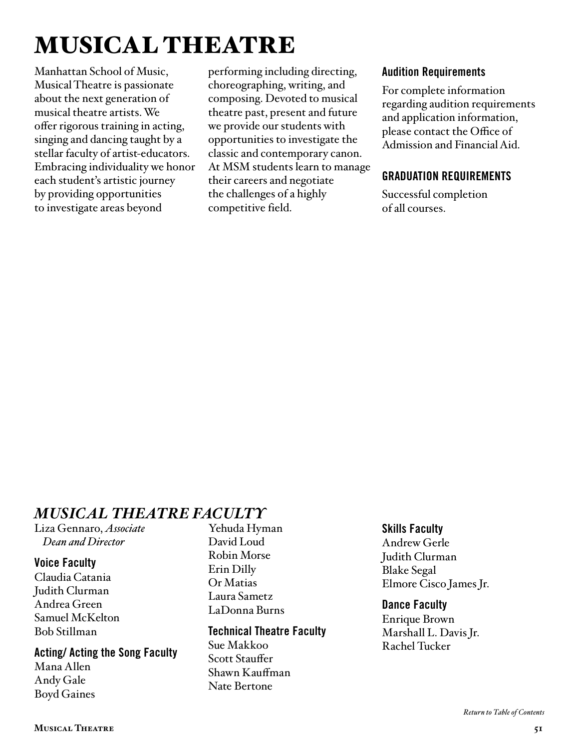# MUSICAL THEATRE

Manhattan School of Music, Musical Theatre is passionate about the next generation of musical theatre artists. We offer rigorous training in acting, singing and dancing taught by a stellar faculty of artist-educators. Embracing individuality we honor each student's artistic journey by providing opportunities to investigate areas beyond performing including directing, choreographing, writing, and composing. Devoted to musical theatre past, present and future we provide our students with opportunities to investigate the classic and contemporary canon. At MSM students learn to manage their careers and negotiate the challenges of a highly competitive field.

### Audition Requirements

For complete information regarding audition requirements and application information, please contact the Office of Admission and Financial Aid.

### GRADUATION REQUIREMENTS

Successful completion of all courses.

## *MUSICAL THEATRE FACULTY*

Liza Gennaro, *Associate Dean and Director*

### Voice Faculty

Claudia Catania
Judith Clurman
Andrea Green
Samuel McKelton
Bob Stillman

### Acting/ Acting the Song Faculty

Mana Allen
Andy Gale
Boyd Gaines
Yehuda Hyman
David Loud
Robin Morse
Erin Dilly
Or Matias
Laura Sametz
LaDonna Burns

### Technical Theatre Faculty

Sue Makkoo
Scott Stauffer
Shawn Kauffman
Nate Bertone

### Skills Faculty

Andrew Gerle
Judith Clurman
Blake Segal
Elmore Cisco James Jr.

### Dance Faculty

Enrique Brown
Marshall L. Davis Jr.
Rachel Tucker

*Return to Table of Contents*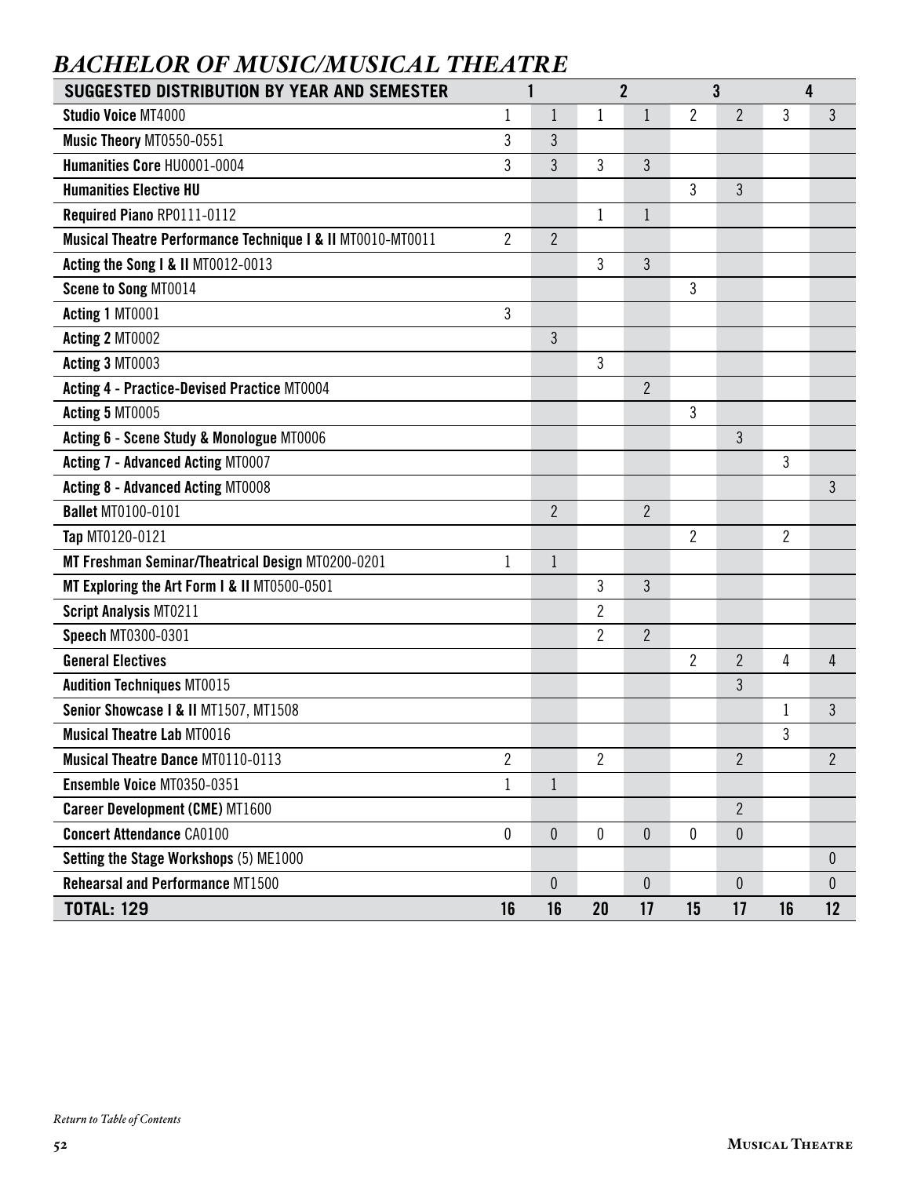# *BACHELOR OF MUSIC/MUSICAL THEATRE*

| SUGGESTED DISTRIBUTION BY YEAR AND SEMESTER | 1 | | 2 | | 3 | | 4 | |
|---|---|---|---|---|---|---|---|---|
| **Studio Voice** MT4000 | 1 | 1 | 1 | 1 | 2 | 2 | 3 | 3 |
| **Music Theory** MT0550-0551 | 3 | 3 | | | | | | |
| **Humanities Core** HU0001-0004 | 3 | 3 | 3 | 3 | | | | |
| **Humanities Elective HU** | | | | | 3 | 3 | | |
| **Required Piano** RP0111-0112 | | | 1 | 1 | | | | |
| **Musical Theatre Performance Technique I & II** MT0010-MT0011 | 2 | 2 | | | | | | |
| **Acting the Song I & II** MT0012-0013 | | | 3 | 3 | | | | |
| **Scene to Song** MT0014 | | | | | 3 | | | |
| **Acting 1** MT0001 | 3 | | | | | | | |
| **Acting 2** MT0002 | | 3 | | | | | | |
| **Acting 3** MT0003 | | | 3 | | | | | |
| **Acting 4 - Practice-Devised Practice** MT0004 | | | | 2 | | | | |
| **Acting 5** MT0005 | | | | | 3 | | | |
| **Acting 6 - Scene Study & Monologue** MT0006 | | | | | | 3 | | |
| **Acting 7 - Advanced Acting** MT0007 | | | | | | | 3 | |
| **Acting 8 - Advanced Acting** MT0008 | | | | | | | | 3 |
| **Ballet** MT0100-0101 | | 2 | | 2 | | | | |
| **Tap** MT0120-0121 | | | | | 2 | | 2 | |
| **MT Freshman Seminar/Theatrical Design** MT0200-0201 | 1 | 1 | | | | | | |
| **MT Exploring the Art Form I & II** MT0500-0501 | | | 3 | 3 | | | | |
| **Script Analysis** MT0211 | | | 2 | | | | | |
| **Speech** MT0300-0301 | | | 2 | 2 | | | | |
| **General Electives** | | | | | 2 | 2 | 4 | 4 |
| **Audition Techniques** MT0015 | | | | | | 3 | | |
| **Senior Showcase I & II** MT1507, MT1508 | | | | | | | 1 | 3 |
| **Musical Theatre Lab** MT0016 | | | | | | | 3 | |
| **Musical Theatre Dance** MT0110-0113 | 2 | | 2 | | | 2 | | 2 |
| **Ensemble Voice** MT0350-0351 | 1 | 1 | | | | | | |
| **Career Development (CME)** MT1600 | | | | | | 2 | | |
| **Concert Attendance** CA0100 | 0 | 0 | 0 | 0 | 0 | 0 | | |
| **Setting the Stage Workshops** (5) ME1000 | | | | | | | | 0 |
| **Rehearsal and Performance** MT1500 | | 0 | | 0 | | 0 | | 0 |
| **TOTAL: 129** | **16** | **16** | **20** | **17** | **15** | **17** | **16** | **12** |

*Return to Table of Contents*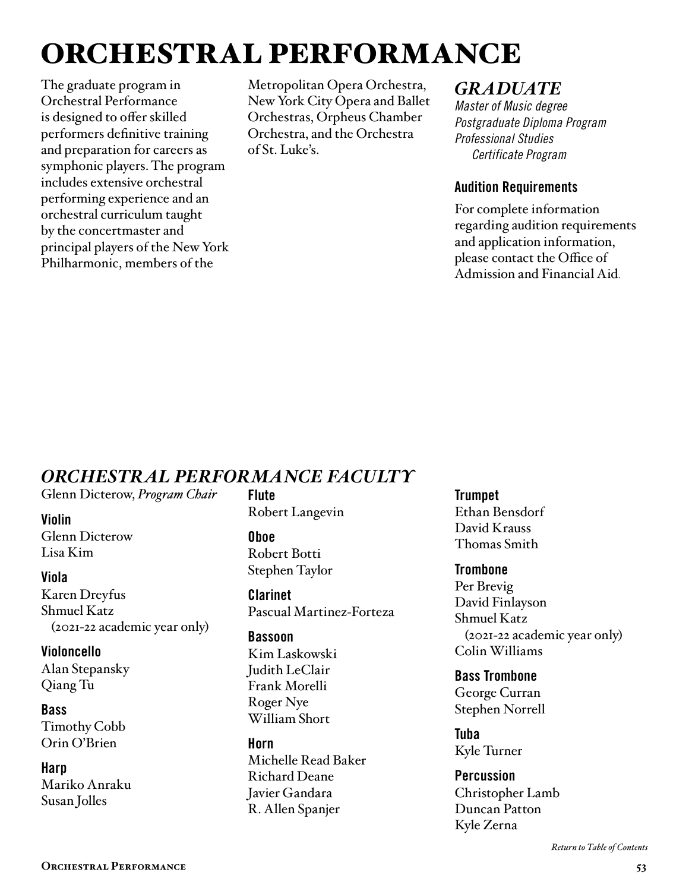# ORCHESTRAL PERFORMANCE

The graduate program in Orchestral Performance is designed to offer skilled performers definitive training and preparation for careers as symphonic players. The program includes extensive orchestral performing experience and an orchestral curriculum taught by the concertmaster and principal players of the New York Philharmonic, members of the Metropolitan Opera Orchestra, New York City Opera and Ballet Orchestras, Orpheus Chamber Orchestra, and the Orchestra of St. Luke's.

## *GRADUATE*

*Master of Music degree*
*Postgraduate Diploma Program*
*Professional Studies Certificate Program*

### Audition Requirements

For complete information regarding audition requirements and application information, please contact the Office of Admission and Financial Aid.

## *ORCHESTRAL PERFORMANCE FACULTY*

Glenn Dicterow, *Program Chair*

**Violin**
Glenn Dicterow
Lisa Kim

**Viola**
Karen Dreyfus
Shmuel Katz
(2021-22 academic year only)

**Violoncello**
Alan Stepansky
Qiang Tu

**Bass**
Timothy Cobb
Orin O'Brien

**Harp**
Mariko Anraku
Susan Jolles

**Flute**
Robert Langevin

**Oboe**
Robert Botti
Stephen Taylor

**Clarinet**
Pascual Martinez-Forteza

**Bassoon**
Kim Laskowski
Judith LeClair
Frank Morelli
Roger Nye
William Short

**Horn**
Michelle Read Baker
Richard Deane
Javier Gandara
R. Allen Spanjer

**Trumpet**
Ethan Bensdorf
David Krauss
Thomas Smith

**Trombone**
Per Brevig
David Finlayson
Shmuel Katz
(2021-22 academic year only)
Colin Williams

**Bass Trombone**
George Curran
Stephen Norrell

**Tuba**
Kyle Turner

**Percussion**
Christopher Lamb
Duncan Patton
Kyle Zerna

*Return to Table of Contents*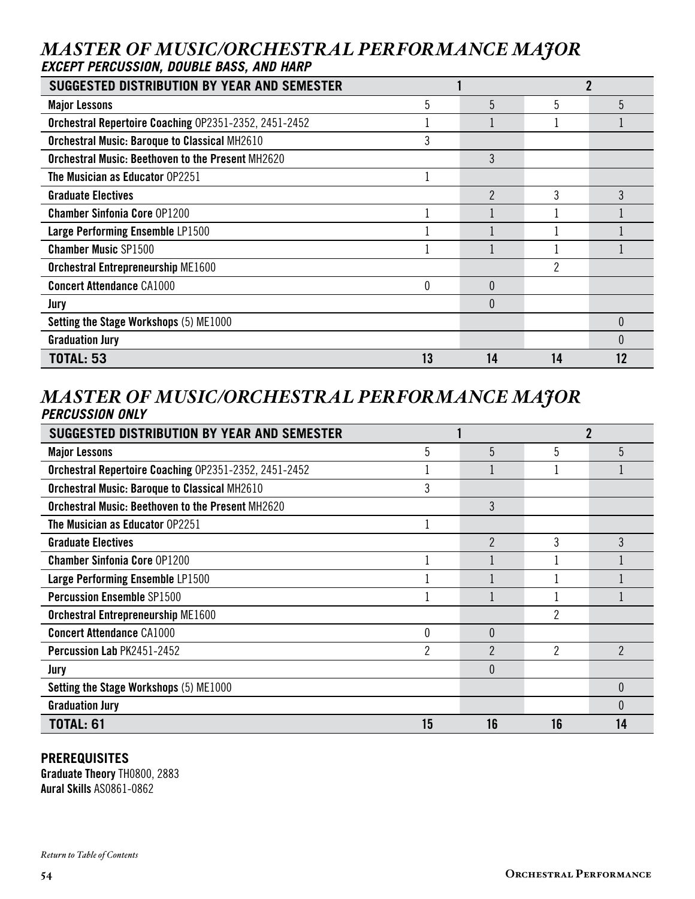## *MASTER OF MUSIC/ORCHESTRAL PERFORMANCE MAJOR*

### *EXCEPT PERCUSSION, DOUBLE BASS, AND HARP*

| SUGGESTED DISTRIBUTION BY YEAR AND SEMESTER | 1 | | 2 | |
|---|---|---|---|---|
| **Major Lessons** | 5 | 5 | 5 | 5 |
| **Orchestral Repertoire Coaching** OP2351-2352, 2451-2452 | 1 | 1 | 1 | 1 |
| **Orchestral Music: Baroque to Classical** MH2610 | 3 | | | |
| **Orchestral Music: Beethoven to the Present** MH2620 | | 3 | | |
| **The Musician as Educator** OP2251 | 1 | | | |
| **Graduate Electives** | | 2 | 3 | 3 |
| **Chamber Sinfonia Core** OP1200 | 1 | 1 | 1 | 1 |
| **Large Performing Ensemble** LP1500 | 1 | 1 | 1 | 1 |
| **Chamber Music** SP1500 | 1 | 1 | 1 | 1 |
| **Orchestral Entrepreneurship** ME1600 | | | 2 | |
| **Concert Attendance** CA1000 | 0 | 0 | | |
| **Jury** | | 0 | | |
| **Setting the Stage Workshops** (5) ME1000 | | | | 0 |
| **Graduation Jury** | | | | 0 |
| **TOTAL: 53** | **13** | **14** | **14** | **12** |

## *MASTER OF MUSIC/ORCHESTRAL PERFORMANCE MAJOR*

### *PERCUSSION ONLY*

| SUGGESTED DISTRIBUTION BY YEAR AND SEMESTER | 1 | | 2 | |
|---|---|---|---|---|
| **Major Lessons** | 5 | 5 | 5 | 5 |
| **Orchestral Repertoire Coaching** OP2351-2352, 2451-2452 | 1 | 1 | 1 | 1 |
| **Orchestral Music: Baroque to Classical** MH2610 | 3 | | | |
| **Orchestral Music: Beethoven to the Present** MH2620 | | 3 | | |
| **The Musician as Educator** OP2251 | 1 | | | |
| **Graduate Electives** | | 2 | 3 | 3 |
| **Chamber Sinfonia Core** OP1200 | 1 | 1 | 1 | 1 |
| **Large Performing Ensemble** LP1500 | 1 | 1 | 1 | 1 |
| **Percussion Ensemble** SP1500 | 1 | 1 | 1 | 1 |
| **Orchestral Entrepreneurship** ME1600 | | | 2 | |
| **Concert Attendance** CA1000 | 0 | 0 | | |
| **Percussion Lab** PK2451-2452 | 2 | 2 | 2 | 2 |
| **Jury** | | 0 | | |
| **Setting the Stage Workshops** (5) ME1000 | | | | 0 |
| **Graduation Jury** | | | | 0 |
| **TOTAL: 61** | **15** | **16** | **16** | **14** |

**PREREQUISITES**

**Graduate Theory** TH0800, 2883
**Aural Skills** AS0861-0862

*Return to Table of Contents*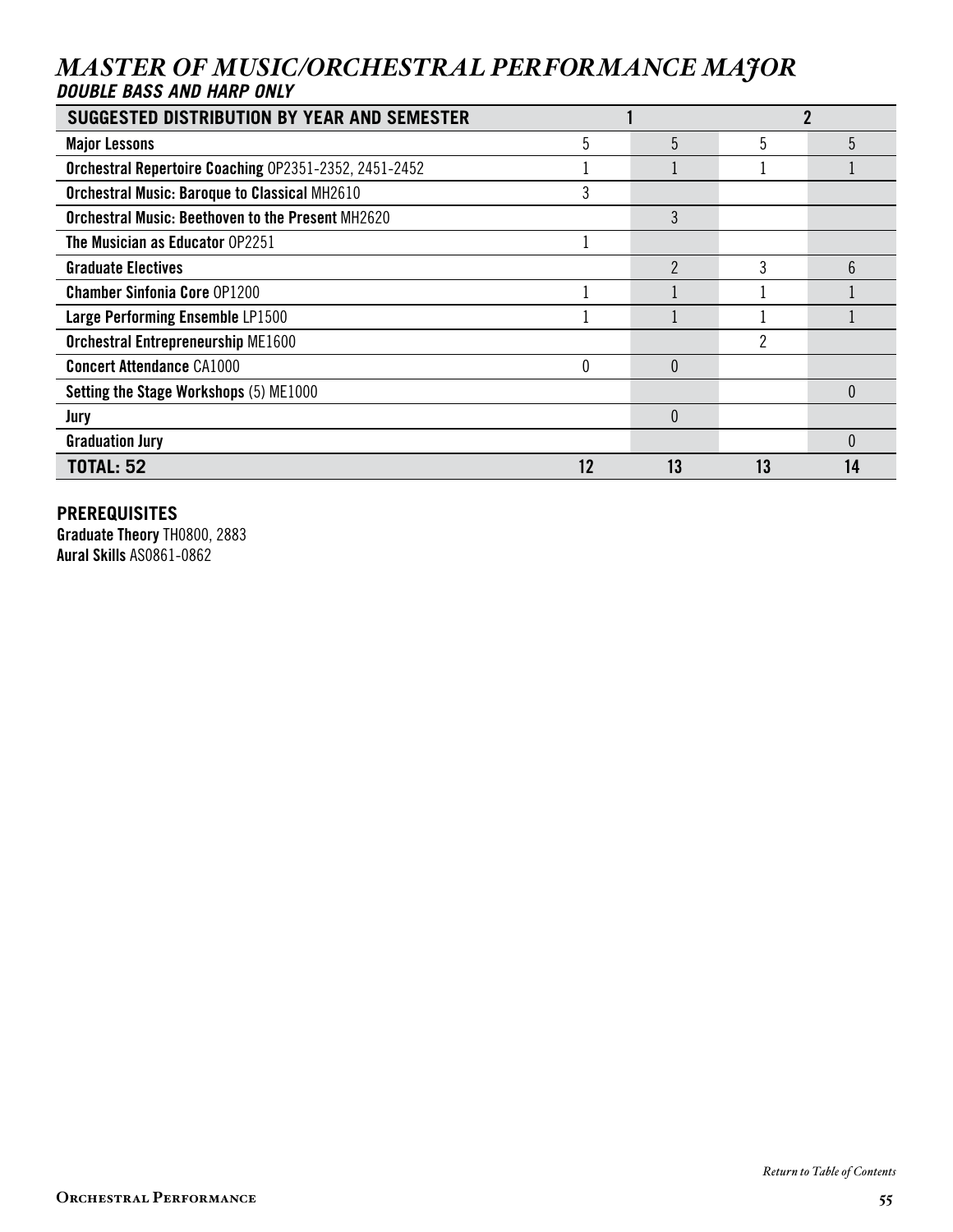# *MASTER OF MUSIC/ORCHESTRAL PERFORMANCE MAJOR*
### *DOUBLE BASS AND HARP ONLY*

| SUGGESTED DISTRIBUTION BY YEAR AND SEMESTER | 1 | | 2 | |
|---|---|---|---|---|
| **Major Lessons** | 5 | 5 | 5 | 5 |
| **Orchestral Repertoire Coaching** OP2351-2352, 2451-2452 | 1 | 1 | 1 | 1 |
| **Orchestral Music: Baroque to Classical** MH2610 | 3 | | | |
| **Orchestral Music: Beethoven to the Present** MH2620 | | 3 | | |
| **The Musician as Educator** OP2251 | 1 | | | |
| **Graduate Electives** | | 2 | 3 | 6 |
| **Chamber Sinfonia Core** OP1200 | 1 | 1 | 1 | 1 |
| **Large Performing Ensemble** LP1500 | 1 | 1 | 1 | 1 |
| **Orchestral Entrepreneurship** ME1600 | | | 2 | |
| **Concert Attendance** CA1000 | 0 | 0 | | |
| **Setting the Stage Workshops** (5) ME1000 | | | | 0 |
| **Jury** | | 0 | | |
| **Graduation Jury** | | | | 0 |
| **TOTAL: 52** | **12** | **13** | **13** | **14** |

**PREREQUISITES**

**Graduate Theory** TH0800, 2883
**Aural Skills** AS0861-0862

*Return to Table of Contents*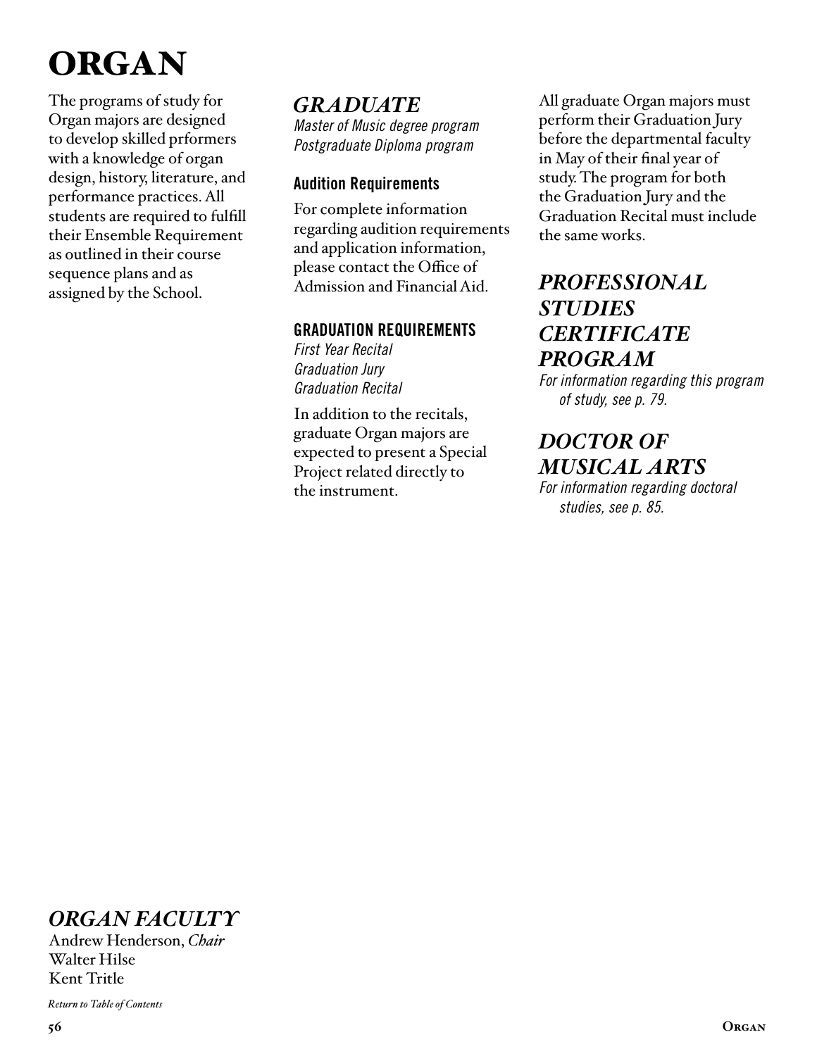# ORGAN

The programs of study for Organ majors are designed to develop skilled prformers with a knowledge of organ design, history, literature, and performance practices. All students are required to fulfill their Ensemble Requirement as outlined in their course sequence plans and as assigned by the School.

## *GRADUATE*

*Master of Music degree program*
*Postgraduate Diploma program*

### Audition Requirements

For complete information regarding audition requirements and application information, please contact the Office of Admission and Financial Aid.

### GRADUATION REQUIREMENTS

*First Year Recital*
*Graduation Jury*
*Graduation Recital*

In addition to the recitals, graduate Organ majors are expected to present a Special Project related directly to the instrument.

All graduate Organ majors must perform their Graduation Jury before the departmental faculty in May of their final year of study. The program for both the Graduation Jury and the Graduation Recital must include the same works.

## *PROFESSIONAL STUDIES CERTIFICATE PROGRAM*

*For information regarding this program of study, see p. 79.*

## *DOCTOR OF MUSICAL ARTS*

*For information regarding doctoral studies, see p. 85.*

## *ORGAN FACULTY*

Andrew Henderson, *Chair*
Walter Hilse
Kent Tritle

*Return to Table of Contents*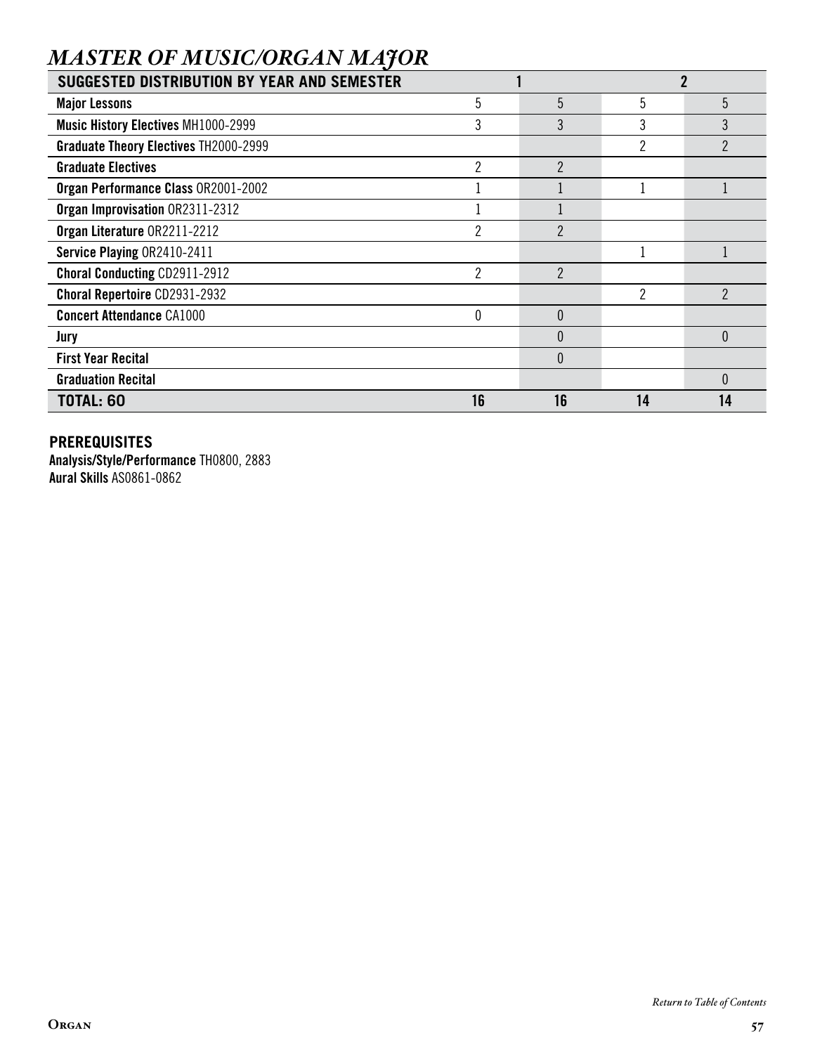# *MASTER OF MUSIC/ORGAN MAJOR*

| SUGGESTED DISTRIBUTION BY YEAR AND SEMESTER | 1 | | 2 | |
|---|---|---|---|---|
| **Major Lessons** | 5 | 5 | 5 | 5 |
| **Music History Electives** MH1000-2999 | 3 | 3 | 3 | 3 |
| **Graduate Theory Electives** TH2000-2999 | | | 2 | 2 |
| **Graduate Electives** | 2 | 2 | | |
| **Organ Performance Class** OR2001-2002 | 1 | 1 | 1 | 1 |
| **Organ Improvisation** OR2311-2312 | 1 | 1 | | |
| **Organ Literature** OR2211-2212 | 2 | 2 | | |
| **Service Playing** OR2410-2411 | | | 1 | 1 |
| **Choral Conducting** CD2911-2912 | 2 | 2 | | |
| **Choral Repertoire** CD2931-2932 | | | 2 | 2 |
| **Concert Attendance** CA1000 | 0 | 0 | | |
| **Jury** | | 0 | | 0 |
| **First Year Recital** | | 0 | | |
| **Graduation Recital** | | | | 0 |
| **TOTAL: 60** | **16** | **16** | **14** | **14** |

**PREREQUISITES**
**Analysis/Style/Performance** TH0800, 2883
**Aural Skills** AS0861-0862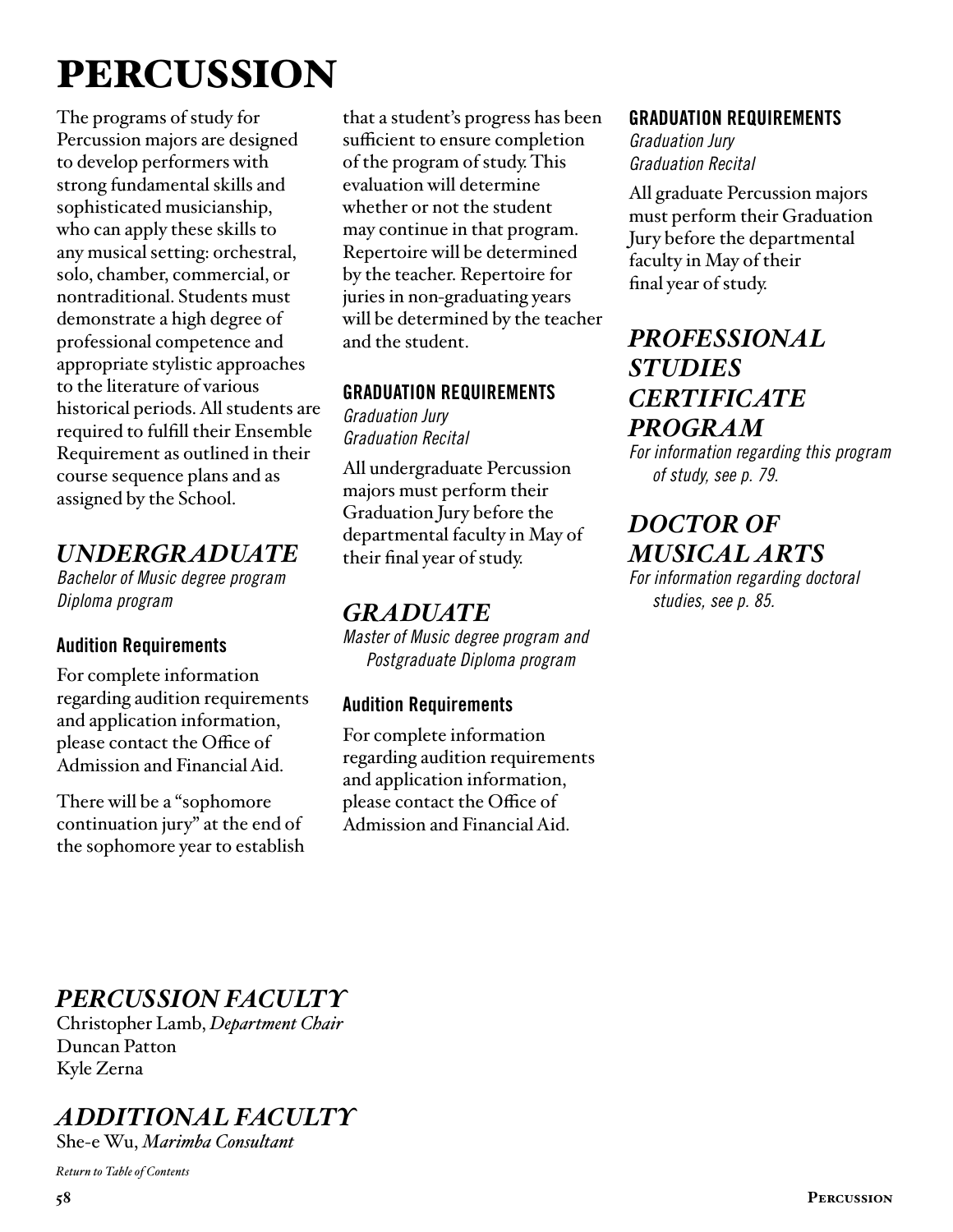# PERCUSSION

The programs of study for Percussion majors are designed to develop performers with strong fundamental skills and sophisticated musicianship, who can apply these skills to any musical setting: orchestral, solo, chamber, commercial, or nontraditional. Students must demonstrate a high degree of professional competence and appropriate stylistic approaches to the literature of various historical periods. All students are required to fulfill their Ensemble Requirement as outlined in their course sequence plans and as assigned by the School.

## *UNDERGRADUATE*

*Bachelor of Music degree program*
*Diploma program*

### Audition Requirements

For complete information regarding audition requirements and application information, please contact the Office of Admission and Financial Aid.

There will be a "sophomore continuation jury" at the end of the sophomore year to establish that a student's progress has been sufficient to ensure completion of the program of study. This evaluation will determine whether or not the student may continue in that program. Repertoire will be determined by the teacher. Repertoire for juries in non-graduating years will be determined by the teacher and the student.

### GRADUATION REQUIREMENTS

*Graduation Jury*
*Graduation Recital*

All undergraduate Percussion majors must perform their Graduation Jury before the departmental faculty in May of their final year of study.

## *GRADUATE*

*Master of Music degree program and Postgraduate Diploma program*

### Audition Requirements

For complete information regarding audition requirements and application information, please contact the Office of Admission and Financial Aid.

### GRADUATION REQUIREMENTS

*Graduation Jury*
*Graduation Recital*

All graduate Percussion majors must perform their Graduation Jury before the departmental faculty in May of their final year of study.

## *PROFESSIONAL STUDIES CERTIFICATE PROGRAM*

*For information regarding this program of study, see p. 79.*

## *DOCTOR OF MUSICAL ARTS*

*For information regarding doctoral studies, see p. 85.*

## *PERCUSSION FACULTY*

Christopher Lamb, *Department Chair*
Duncan Patton
Kyle Zerna

## *ADDITIONAL FACULTY*

She-e Wu, *Marimba Consultant*

*Return to Table of Contents*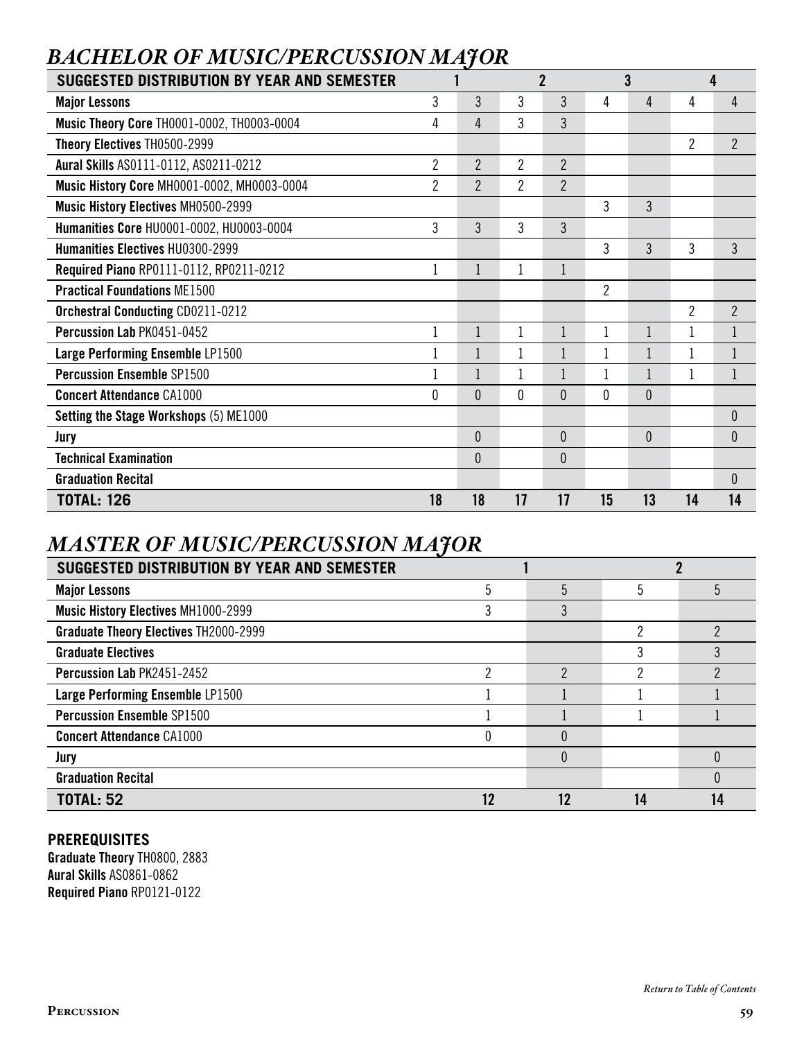## *BACHELOR OF MUSIC/PERCUSSION MAJOR*

| SUGGESTED DISTRIBUTION BY YEAR AND SEMESTER | 1 | | 2 | | 3 | | 4 | |
|---|---|---|---|---|---|---|---|---|
| **Major Lessons** | 3 | 3 | 3 | 3 | 4 | 4 | 4 | 4 |
| **Music Theory Core** TH0001-0002, TH0003-0004 | 4 | 4 | 3 | 3 | | | | |
| **Theory Electives** TH0500-2999 | | | | | | | 2 | 2 |
| **Aural Skills** AS0111-0112, AS0211-0212 | 2 | 2 | 2 | 2 | | | | |
| **Music History Core** MH0001-0002, MH0003-0004 | 2 | 2 | 2 | 2 | | | | |
| **Music History Electives** MH0500-2999 | | | | | 3 | 3 | | |
| **Humanities Core** HU0001-0002, HU0003-0004 | 3 | 3 | 3 | 3 | | | | |
| **Humanities Electives** HU0300-2999 | | | | | 3 | 3 | 3 | 3 |
| **Required Piano** RP0111-0112, RP0211-0212 | 1 | 1 | 1 | 1 | | | | |
| **Practical Foundations** ME1500 | | | | | 2 | | | |
| **Orchestral Conducting** CD0211-0212 | | | | | | | 2 | 2 |
| **Percussion Lab** PK0451-0452 | 1 | 1 | 1 | 1 | 1 | 1 | 1 | 1 |
| **Large Performing Ensemble** LP1500 | 1 | 1 | 1 | 1 | 1 | 1 | 1 | 1 |
| **Percussion Ensemble** SP1500 | 1 | 1 | 1 | 1 | 1 | 1 | 1 | 1 |
| **Concert Attendance** CA1000 | 0 | 0 | 0 | 0 | 0 | 0 | | |
| **Setting the Stage Workshops** (5) ME1000 | | | | | | | | 0 |
| **Jury** | | 0 | | 0 | | 0 | | 0 |
| **Technical Examination** | | 0 | | 0 | | | | |
| **Graduation Recital** | | | | | | | | 0 |
| **TOTAL: 126** | **18** | **18** | **17** | **17** | **15** | **13** | **14** | **14** |

## *MASTER OF MUSIC/PERCUSSION MAJOR*

| SUGGESTED DISTRIBUTION BY YEAR AND SEMESTER | 1 | | 2 | |
|---|---|---|---|---|
| **Major Lessons** | 5 | 5 | 5 | 5 |
| **Music History Electives** MH1000-2999 | 3 | 3 | | |
| **Graduate Theory Electives** TH2000-2999 | | | 2 | 2 |
| **Graduate Electives** | | | 3 | 3 |
| **Percussion Lab** PK2451-2452 | 2 | 2 | 2 | 2 |
| **Large Performing Ensemble** LP1500 | 1 | 1 | 1 | 1 |
| **Percussion Ensemble** SP1500 | 1 | 1 | 1 | 1 |
| **Concert Attendance** CA1000 | 0 | 0 | | |
| **Jury** | | 0 | | 0 |
| **Graduation Recital** | | | | 0 |
| **TOTAL: 52** | **12** | **12** | **14** | **14** |

**PREREQUISITES**
**Graduate Theory** TH0800, 2883
**Aural Skills** AS0861-0862
**Required Piano** RP0121-0122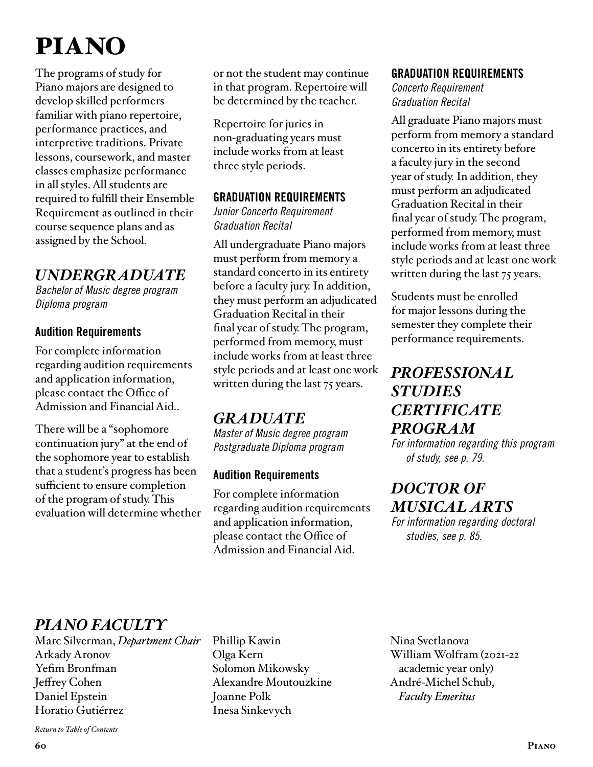# PIANO

The programs of study for Piano majors are designed to develop skilled performers familiar with piano repertoire, performance practices, and interpretive traditions. Private lessons, coursework, and master classes emphasize performance in all styles. All students are required to fulfill their Ensemble Requirement as outlined in their course sequence plans and as assigned by the School.

## *UNDERGRADUATE*

*Bachelor of Music degree program*
*Diploma program*

### Audition Requirements

For complete information regarding audition requirements and application information, please contact the Office of Admission and Financial Aid..

There will be a "sophomore continuation jury" at the end of the sophomore year to establish that a student's progress has been sufficient to ensure completion of the program of study. This evaluation will determine whether or not the student may continue in that program. Repertoire will be determined by the teacher.

Repertoire for juries in non-graduating years must include works from at least three style periods.

### GRADUATION REQUIREMENTS

*Junior Concerto Requirement*
*Graduation Recital*

All undergraduate Piano majors must perform from memory a standard concerto in its entirety before a faculty jury. In addition, they must perform an adjudicated Graduation Recital in their final year of study. The program, performed from memory, must include works from at least three style periods and at least one work written during the last 75 years.

## *GRADUATE*

*Master of Music degree program*
*Postgraduate Diploma program*

### Audition Requirements

For complete information regarding audition requirements and application information, please contact the Office of Admission and Financial Aid.

### GRADUATION REQUIREMENTS

*Concerto Requirement*
*Graduation Recital*

All graduate Piano majors must perform from memory a standard concerto in its entirety before a faculty jury in the second year of study. In addition, they must perform an adjudicated Graduation Recital in their final year of study. The program, performed from memory, must include works from at least three style periods and at least one work written during the last 75 years.

Students must be enrolled for major lessons during the semester they complete their performance requirements.

## *PROFESSIONAL STUDIES CERTIFICATE PROGRAM*

*For information regarding this program of study, see p. 79.*

## *DOCTOR OF MUSICAL ARTS*

*For information regarding doctoral studies, see p. 85.*

## *PIANO FACULTY*

Marc Silverman, *Department Chair*
Arkady Aronov
Yefim Bronfman
Jeffrey Cohen
Daniel Epstein
Horatio Gutiérrez
Phillip Kawin
Olga Kern
Solomon Mikowsky
Alexandre Moutouzkine
Joanne Polk
Inesa Sinkevych
Nina Svetlanova
William Wolfram (2021-22 academic year only)
André-Michel Schub, *Faculty Emeritus*

*Return to Table of Contents*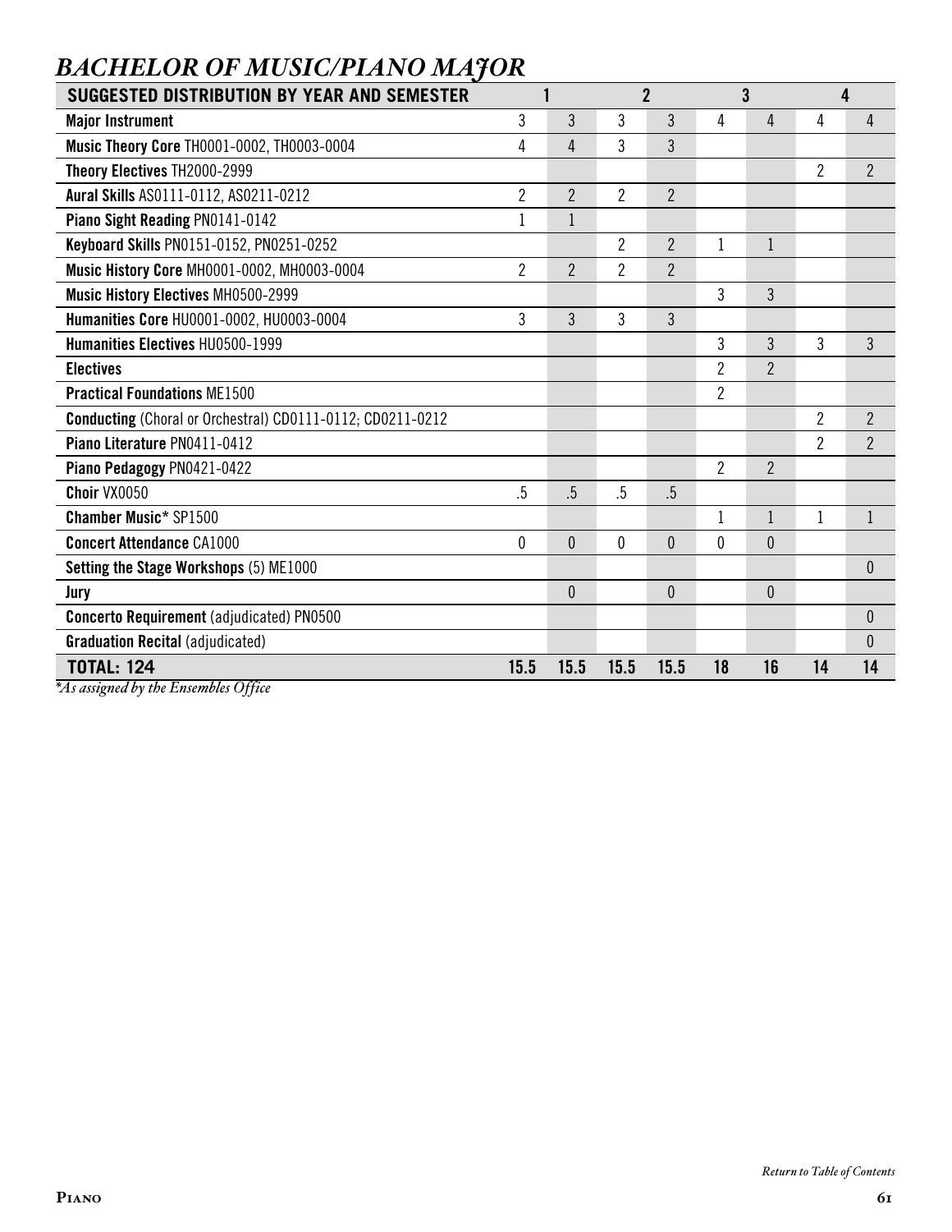# BACHELOR OF MUSIC/PIANO MAJOR

| SUGGESTED DISTRIBUTION BY YEAR AND SEMESTER | 1 | | 2 | | 3 | | 4 | |
|---|---|---|---|---|---|---|---|---|
| **Major Instrument** | 3 | 3 | 3 | 3 | 4 | 4 | 4 | 4 |
| **Music Theory Core** TH0001-0002, TH0003-0004 | 4 | 4 | 3 | 3 | | | | |
| **Theory Electives** TH2000-2999 | | | | | | | 2 | 2 |
| **Aural Skills** AS0111-0112, AS0211-0212 | 2 | 2 | 2 | 2 | | | | |
| **Piano Sight Reading** PN0141-0142 | 1 | 1 | | | | | | |
| **Keyboard Skills** PN0151-0152, PN0251-0252 | | | 2 | 2 | 1 | 1 | | |
| **Music History Core** MH0001-0002, MH0003-0004 | 2 | 2 | 2 | 2 | | | | |
| **Music History Electives** MH0500-2999 | | | | | 3 | 3 | | |
| **Humanities Core** HU0001-0002, HU0003-0004 | 3 | 3 | 3 | 3 | | | | |
| **Humanities Electives** HU0500-1999 | | | | | 3 | 3 | 3 | 3 |
| **Electives** | | | | | 2 | 2 | | |
| **Practical Foundations** ME1500 | | | | | 2 | | | |
| **Conducting** (Choral or Orchestral) CD0111-0112; CD0211-0212 | | | | | | | 2 | 2 |
| **Piano Literature** PN0411-0412 | | | | | | | 2 | 2 |
| **Piano Pedagogy** PN0421-0422 | | | | | 2 | 2 | | |
| **Choir** VX0050 | .5 | .5 | .5 | .5 | | | | |
| **Chamber Music*** SP1500 | | | | | 1 | 1 | 1 | 1 |
| **Concert Attendance** CA1000 | 0 | 0 | 0 | 0 | 0 | 0 | | |
| **Setting the Stage Workshops** (5) ME1000 | | | | | | | | 0 |
| **Jury** | | 0 | | 0 | | 0 | | |
| **Concerto Requirement** (adjudicated) PN0500 | | | | | | | | 0 |
| **Graduation Recital** (adjudicated) | | | | | | | | 0 |
| **TOTAL: 124** | **15.5** | **15.5** | **15.5** | **15.5** | **18** | **16** | **14** | **14** |

*\*As assigned by the Ensembles Office*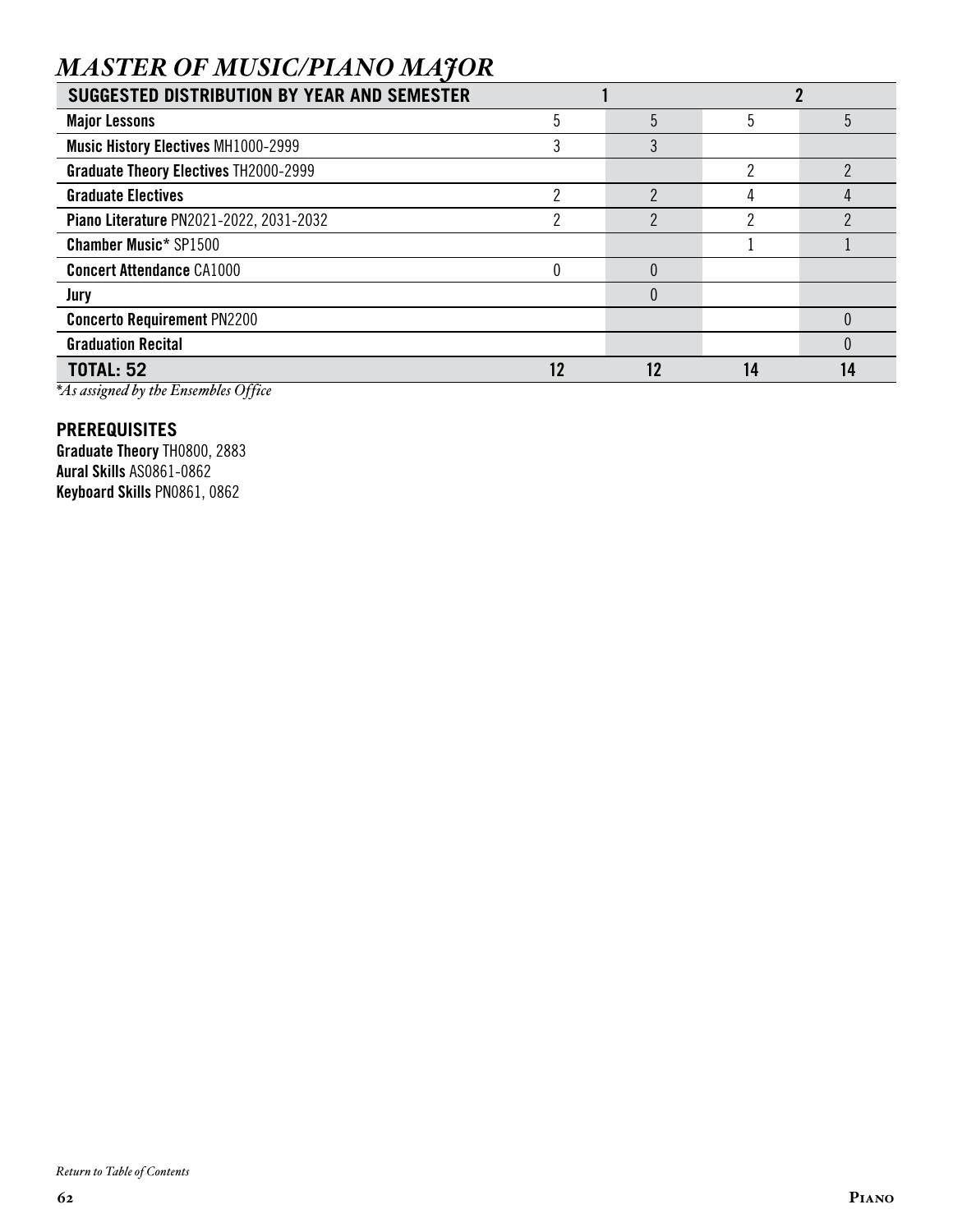## MASTER OF MUSIC/PIANO MAJOR

| SUGGESTED DISTRIBUTION BY YEAR AND SEMESTER | 1 | | 2 | |
|---|---|---|---|---|
| **Major Lessons** | 5 | 5 | 5 | 5 |
| **Music History Electives** MH1000-2999 | 3 | 3 | | |
| **Graduate Theory Electives** TH2000-2999 | | | 2 | 2 |
| **Graduate Electives** | 2 | 2 | 4 | 4 |
| **Piano Literature** PN2021-2022, 2031-2032 | 2 | 2 | 2 | 2 |
| **Chamber Music*** SP1500 | | | 1 | 1 |
| **Concert Attendance** CA1000 | 0 | 0 | | |
| **Jury** | | 0 | | |
| **Concerto Requirement** PN2200 | | | | 0 |
| **Graduation Recital** | | | | 0 |
| **TOTAL: 52** | **12** | **12** | **14** | **14** |

*As assigned by the Ensembles Office*

### PREREQUISITES

**Graduate Theory** TH0800, 2883
**Aural Skills** AS0861-0862
**Keyboard Skills** PN0861, 0862

*Return to Table of Contents*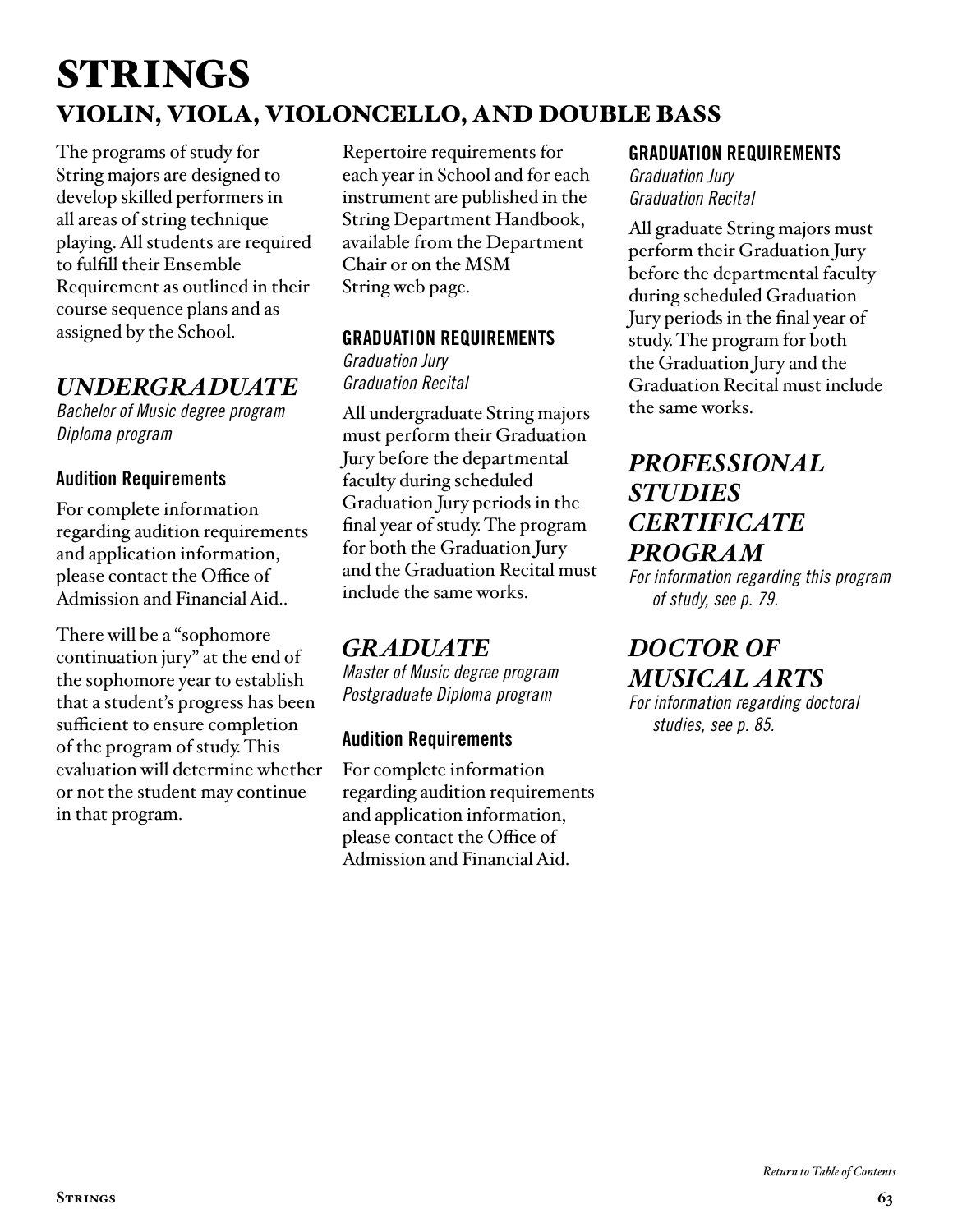# STRINGS

## VIOLIN, VIOLA, VIOLONCELLO, AND DOUBLE BASS

The programs of study for String majors are designed to develop skilled performers in all areas of string technique playing. All students are required to fulfill their Ensemble Requirement as outlined in their course sequence plans and as assigned by the School.

## *UNDERGRADUATE*

*Bachelor of Music degree program*
*Diploma program*

### Audition Requirements

For complete information regarding audition requirements and application information, please contact the Office of Admission and Financial Aid..

There will be a "sophomore continuation jury" at the end of the sophomore year to establish that a student's progress has been sufficient to ensure completion of the program of study. This evaluation will determine whether or not the student may continue in that program.

Repertoire requirements for each year in School and for each instrument are published in the String Department Handbook, available from the Department Chair or on the MSM String web page.

### GRADUATION REQUIREMENTS

*Graduation Jury*
*Graduation Recital*

All undergraduate String majors must perform their Graduation Jury before the departmental faculty during scheduled Graduation Jury periods in the final year of study. The program for both the Graduation Jury and the Graduation Recital must include the same works.

## *GRADUATE*

*Master of Music degree program*
*Postgraduate Diploma program*

### Audition Requirements

For complete information regarding audition requirements and application information, please contact the Office of Admission and Financial Aid.

### GRADUATION REQUIREMENTS

*Graduation Jury*
*Graduation Recital*

All graduate String majors must perform their Graduation Jury before the departmental faculty during scheduled Graduation Jury periods in the final year of study. The program for both the Graduation Jury and the Graduation Recital must include the same works.

## *PROFESSIONAL STUDIES CERTIFICATE PROGRAM*

*For information regarding this program of study, see p. 79.*

## *DOCTOR OF MUSICAL ARTS*

*For information regarding doctoral studies, see p. 85.*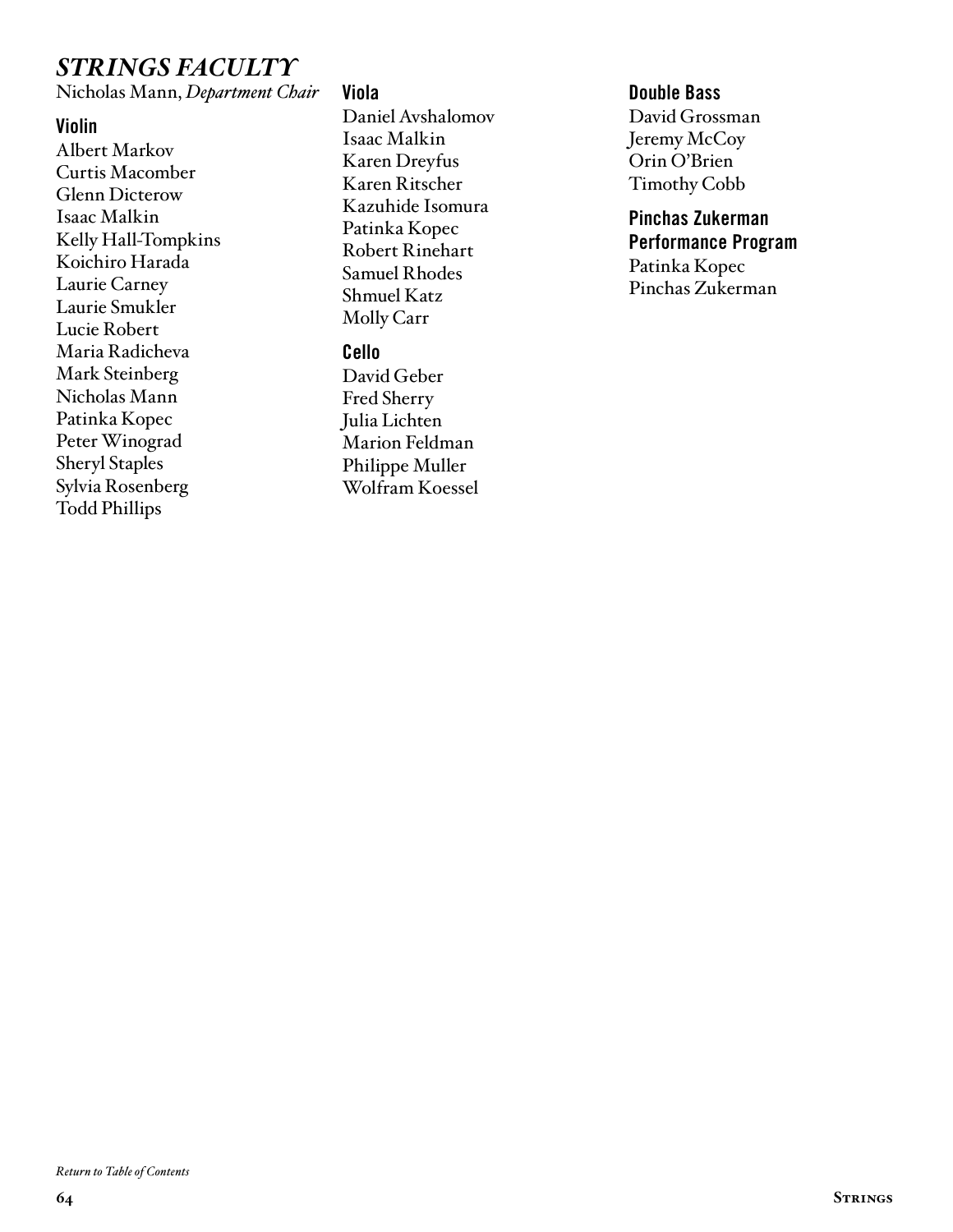## *STRINGS FACULTY*

Nicholas Mann, *Department Chair*

### Violin

Albert Markov
Curtis Macomber
Glenn Dicterow
Isaac Malkin
Kelly Hall-Tompkins
Koichiro Harada
Laurie Carney
Laurie Smukler
Lucie Robert
Maria Radicheva
Mark Steinberg
Nicholas Mann
Patinka Kopec
Peter Winograd
Sheryl Staples
Sylvia Rosenberg
Todd Phillips

### Viola

Daniel Avshalomov
Isaac Malkin
Karen Dreyfus
Karen Ritscher
Kazuhide Isomura
Patinka Kopec
Robert Rinehart
Samuel Rhodes
Shmuel Katz
Molly Carr

### Cello

David Geber
Fred Sherry
Julia Lichten
Marion Feldman
Philippe Muller
Wolfram Koessel

### Double Bass

David Grossman
Jeremy McCoy
Orin O'Brien
Timothy Cobb

### Pinchas Zukerman Performance Program

Patinka Kopec
Pinchas Zukerman

*Return to Table of Contents*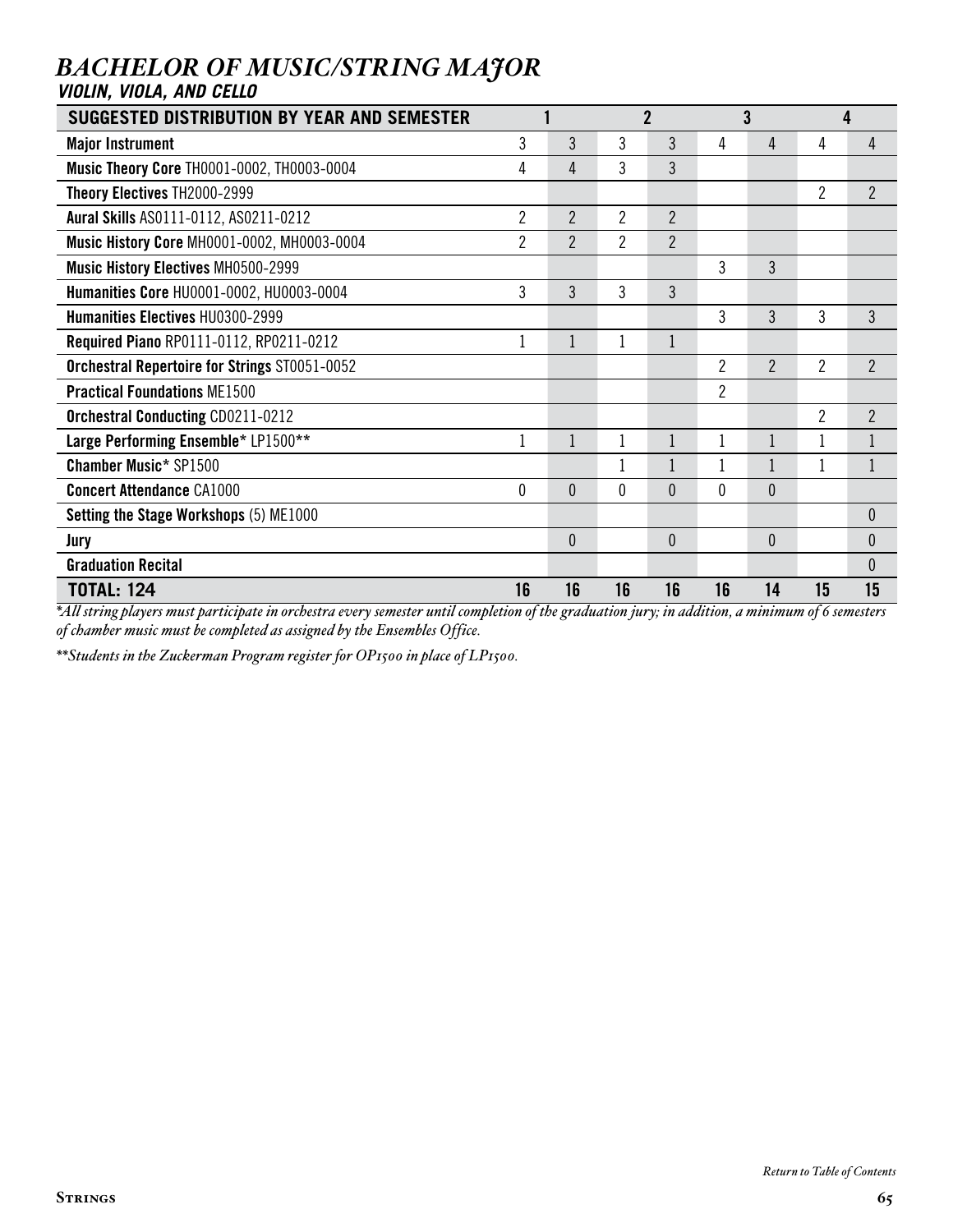## *BACHELOR OF MUSIC/STRING MAJOR*
### *VIOLIN, VIOLA, AND CELLO*

| SUGGESTED DISTRIBUTION BY YEAR AND SEMESTER | 1 | | 2 | | 3 | | 4 | |
|---|---|---|---|---|---|---|---|---|
| **Major Instrument** | 3 | 3 | 3 | 3 | 4 | 4 | 4 | 4 |
| **Music Theory Core** TH0001-0002, TH0003-0004 | 4 | 4 | 3 | 3 | | | | |
| **Theory Electives** TH2000-2999 | | | | | | | 2 | 2 |
| **Aural Skills** AS0111-0112, AS0211-0212 | 2 | 2 | 2 | 2 | | | | |
| **Music History Core** MH0001-0002, MH0003-0004 | 2 | 2 | 2 | 2 | | | | |
| **Music History Electives** MH0500-2999 | | | | | 3 | 3 | | |
| **Humanities Core** HU0001-0002, HU0003-0004 | 3 | 3 | 3 | 3 | | | | |
| **Humanities Electives** HU0300-2999 | | | | | 3 | 3 | 3 | 3 |
| **Required Piano** RP0111-0112, RP0211-0212 | 1 | 1 | 1 | 1 | | | | |
| **Orchestral Repertoire for Strings** ST0051-0052 | | | | | 2 | 2 | 2 | 2 |
| **Practical Foundations** ME1500 | | | | | 2 | | | |
| **Orchestral Conducting** CD0211-0212 | | | | | | | 2 | 2 |
| **Large Performing Ensemble*** LP1500** | 1 | 1 | 1 | 1 | 1 | 1 | 1 | 1 |
| **Chamber Music*** SP1500 | | | 1 | 1 | 1 | 1 | 1 | 1 |
| **Concert Attendance** CA1000 | 0 | 0 | 0 | 0 | 0 | 0 | | |
| **Setting the Stage Workshops** (5) ME1000 | | | | | | | | 0 |
| **Jury** | | 0 | | 0 | | 0 | | 0 |
| **Graduation Recital** | | | | | | | | 0 |
| **TOTAL: 124** | **16** | **16** | **16** | **16** | **16** | **14** | **15** | **15** |

*\*All string players must participate in orchestra every semester until completion of the graduation jury; in addition, a minimum of 6 semesters of chamber music must be completed as assigned by the Ensembles Office.*

*\*\*Students in the Zuckerman Program register for OP1500 in place of LP1500.*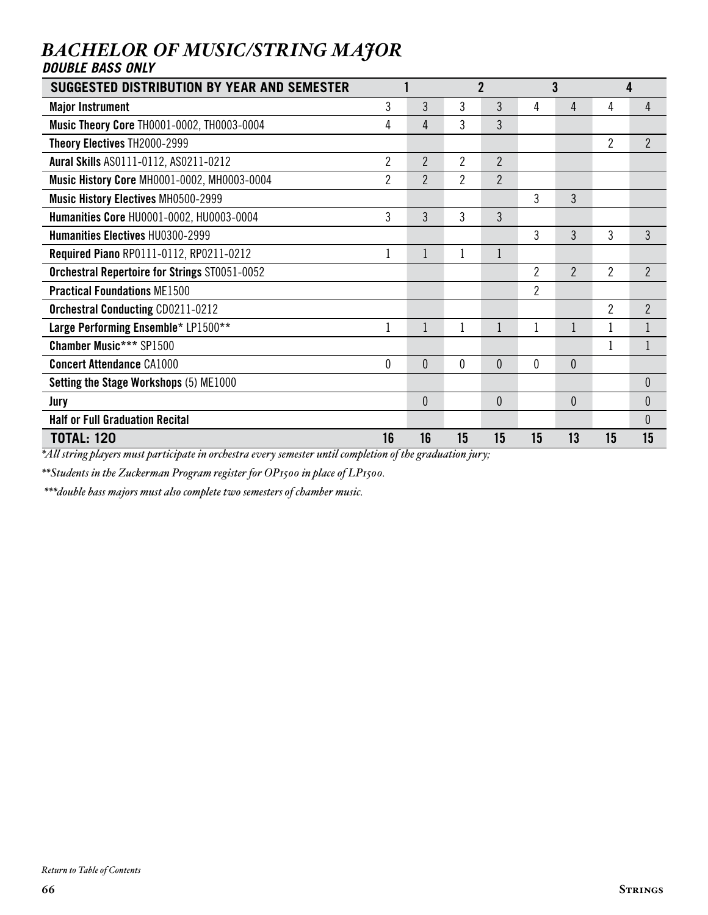## *BACHELOR OF MUSIC/STRING MAJOR*
### *DOUBLE BASS ONLY*

| SUGGESTED DISTRIBUTION BY YEAR AND SEMESTER | 1 | | 2 | | 3 | | 4 | |
|---|---|---|---|---|---|---|---|---|
| **Major Instrument** | 3 | 3 | 3 | 3 | 4 | 4 | 4 | 4 |
| **Music Theory Core** TH0001-0002, TH0003-0004 | 4 | 4 | 3 | 3 | | | | |
| **Theory Electives** TH2000-2999 | | | | | | | 2 | 2 |
| **Aural Skills** AS0111-0112, AS0211-0212 | 2 | 2 | 2 | 2 | | | | |
| **Music History Core** MH0001-0002, MH0003-0004 | 2 | 2 | 2 | 2 | | | | |
| **Music History Electives** MH0500-2999 | | | | | 3 | 3 | | |
| **Humanities Core** HU0001-0002, HU0003-0004 | 3 | 3 | 3 | 3 | | | | |
| **Humanities Electives** HU0300-2999 | | | | | 3 | 3 | 3 | 3 |
| **Required Piano** RP0111-0112, RP0211-0212 | 1 | 1 | 1 | 1 | | | | |
| **Orchestral Repertoire for Strings** ST0051-0052 | | | | | 2 | 2 | 2 | 2 |
| **Practical Foundations** ME1500 | | | | | 2 | | | |
| **Orchestral Conducting** CD0211-0212 | | | | | | | 2 | 2 |
| **Large Performing Ensemble*** LP1500** | 1 | 1 | 1 | 1 | 1 | 1 | 1 | 1 |
| **Chamber Music***** SP1500 | | | | | | | 1 | 1 |
| **Concert Attendance** CA1000 | 0 | 0 | 0 | 0 | 0 | 0 | | |
| **Setting the Stage Workshops** (5) ME1000 | | | | | | | | 0 |
| **Jury** | | 0 | | 0 | | 0 | | 0 |
| **Half or Full Graduation Recital** | | | | | | | | 0 |
| **TOTAL: 120** | **16** | **16** | **15** | **15** | **15** | **13** | **15** | **15** |

*\*All string players must participate in orchestra every semester until completion of the graduation jury;*

*\*\*Students in the Zuckerman Program register for OP1500 in place of LP1500.*

*\*\*\*double bass majors must also complete two semesters of chamber music.*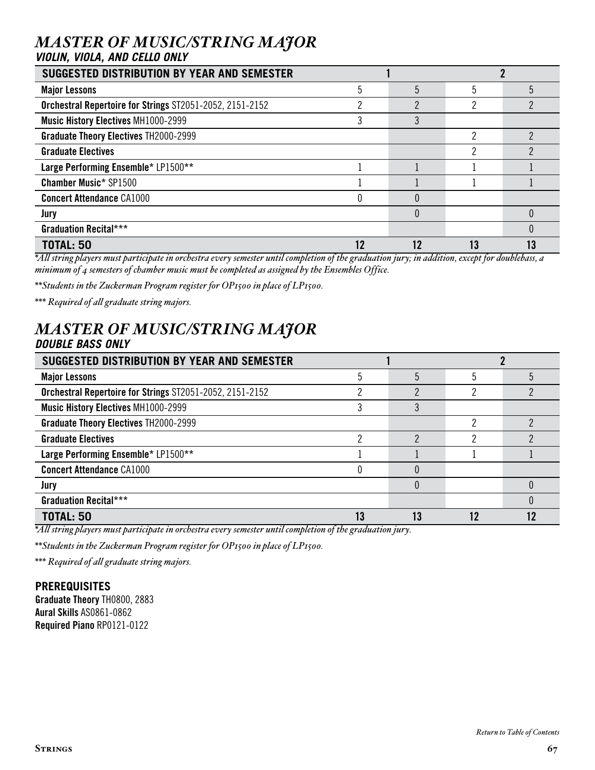## *MASTER OF MUSIC/STRING MAJOR*

### *VIOLIN, VIOLA, AND CELLO ONLY*

| SUGGESTED DISTRIBUTION BY YEAR AND SEMESTER | 1 | | 2 | |
|---|---|---|---|---|
| **Major Lessons** | 5 | 5 | 5 | 5 |
| **Orchestral Repertoire for Strings** ST2051-2052, 2151-2152 | 2 | 2 | 2 | 2 |
| **Music History Electives** MH1000-2999 | 3 | 3 | | |
| **Graduate Theory Electives** TH2000-2999 | | | 2 | 2 |
| **Graduate Electives** | | | 2 | 2 |
| **Large Performing Ensemble*** LP1500** | 1 | 1 | 1 | 1 |
| **Chamber Music*** SP1500 | 1 | 1 | 1 | 1 |
| **Concert Attendance** CA1000 | 0 | 0 | | |
| **Jury** | | 0 | | 0 |
| **Graduation Recital***** | | | | 0 |
| **TOTAL: 50** | **12** | **12** | **13** | **13** |

*\*All string players must participate in orchestra every semester until completion of the graduation jury; in addition, except for doublebass, a minimum of 4 semesters of chamber music must be completed as assigned by the Ensembles Office.*

*\*\*Students in the Zuckerman Program register for OP1500 in place of LP1500.*

*\*\*\* Required of all graduate string majors.*

## *MASTER OF MUSIC/STRING MAJOR*

### *DOUBLE BASS ONLY*

| SUGGESTED DISTRIBUTION BY YEAR AND SEMESTER | 1 | | 2 | |
|---|---|---|---|---|
| **Major Lessons** | 5 | 5 | 5 | 5 |
| **Orchestral Repertoire for Strings** ST2051-2052, 2151-2152 | 2 | 2 | 2 | 2 |
| **Music History Electives** MH1000-2999 | 3 | 3 | | |
| **Graduate Theory Electives** TH2000-2999 | | | 2 | 2 |
| **Graduate Electives** | 2 | 2 | 2 | 2 |
| **Large Performing Ensemble*** LP1500** | 1 | 1 | 1 | 1 |
| **Concert Attendance** CA1000 | 0 | 0 | | |
| **Jury** | | 0 | | 0 |
| **Graduation Recital***** | | | | 0 |
| **TOTAL: 50** | **13** | **13** | **12** | **12** |

*\*All string players must participate in orchestra every semester until completion of the graduation jury.*

*\*\*Students in the Zuckerman Program register for OP1500 in place of LP1500.*

*\*\*\* Required of all graduate string majors.*

**PREREQUISITES**

**Graduate Theory** TH0800, 2883
**Aural Skills** AS0861-0862
**Required Piano** RP0121-0122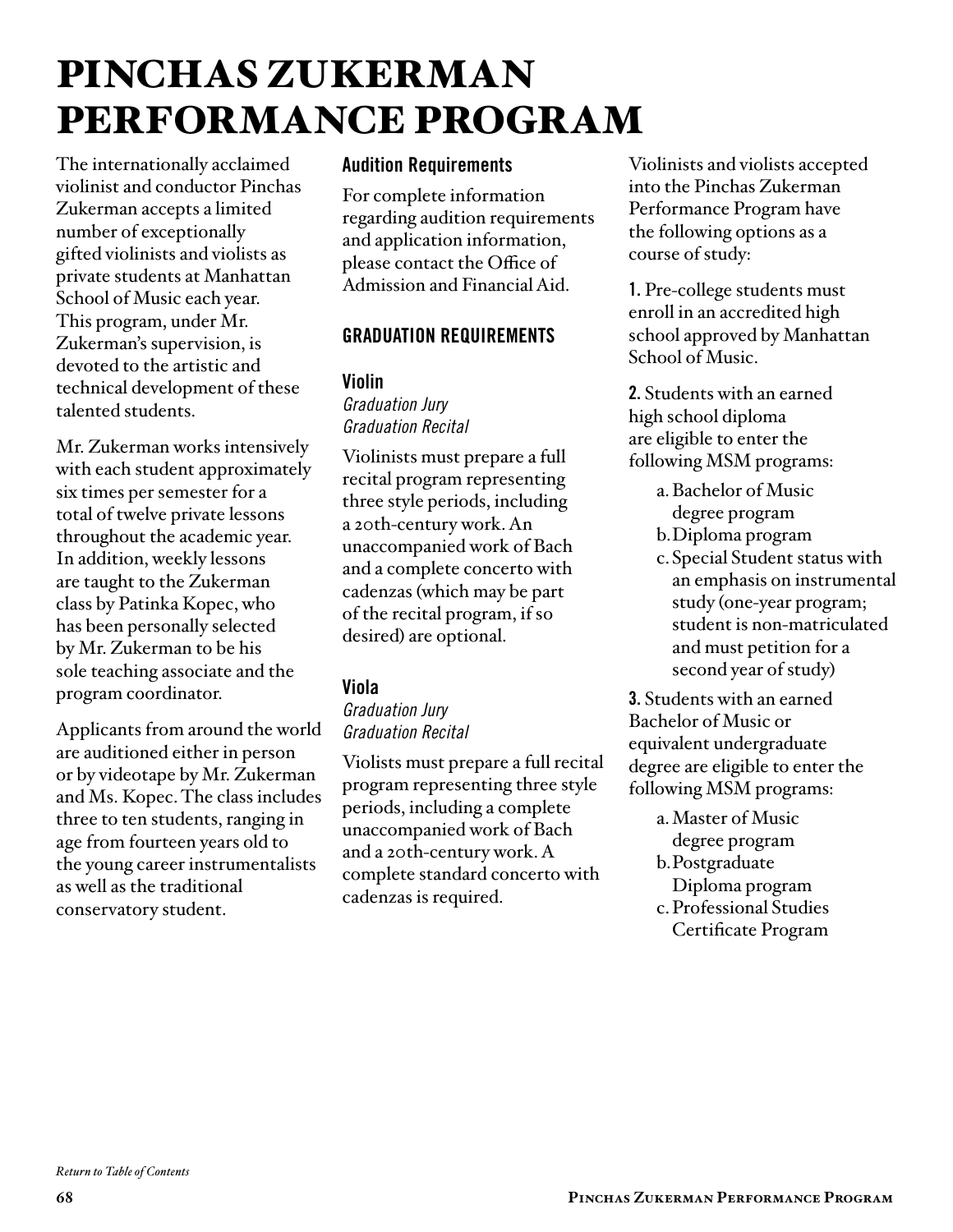# PINCHAS ZUKERMAN PERFORMANCE PROGRAM

The internationally acclaimed violinist and conductor Pinchas Zukerman accepts a limited number of exceptionally gifted violinists and violists as private students at Manhattan School of Music each year. This program, under Mr. Zukerman's supervision, is devoted to the artistic and technical development of these talented students.

Mr. Zukerman works intensively with each student approximately six times per semester for a total of twelve private lessons throughout the academic year. In addition, weekly lessons are taught to the Zukerman class by Patinka Kopec, who has been personally selected by Mr. Zukerman to be his sole teaching associate and the program coordinator.

Applicants from around the world are auditioned either in person or by videotape by Mr. Zukerman and Ms. Kopec. The class includes three to ten students, ranging in age from fourteen years old to the young career instrumentalists as well as the traditional conservatory student.

### Audition Requirements

For complete information regarding audition requirements and application information, please contact the Office of Admission and Financial Aid.

## GRADUATION REQUIREMENTS

### Violin

*Graduation Jury*
*Graduation Recital*

Violinists must prepare a full recital program representing three style periods, including a 20th-century work. An unaccompanied work of Bach and a complete concerto with cadenzas (which may be part of the recital program, if so desired) are optional.

### Viola

*Graduation Jury*
*Graduation Recital*

Violists must prepare a full recital program representing three style periods, including a complete unaccompanied work of Bach and a 20th-century work. A complete standard concerto with cadenzas is required.

Violinists and violists accepted into the Pinchas Zukerman Performance Program have the following options as a course of study:

**1.** Pre-college students must enroll in an accredited high school approved by Manhattan School of Music.

**2.** Students with an earned high school diploma are eligible to enter the following MSM programs:

- a. Bachelor of Music degree program
- b. Diploma program
- c. Special Student status with an emphasis on instrumental study (one-year program; student is non-matriculated and must petition for a second year of study)

**3.** Students with an earned Bachelor of Music or equivalent undergraduate degree are eligible to enter the following MSM programs:

- a. Master of Music degree program
- b. Postgraduate Diploma program
- c. Professional Studies Certificate Program

*Return to Table of Contents*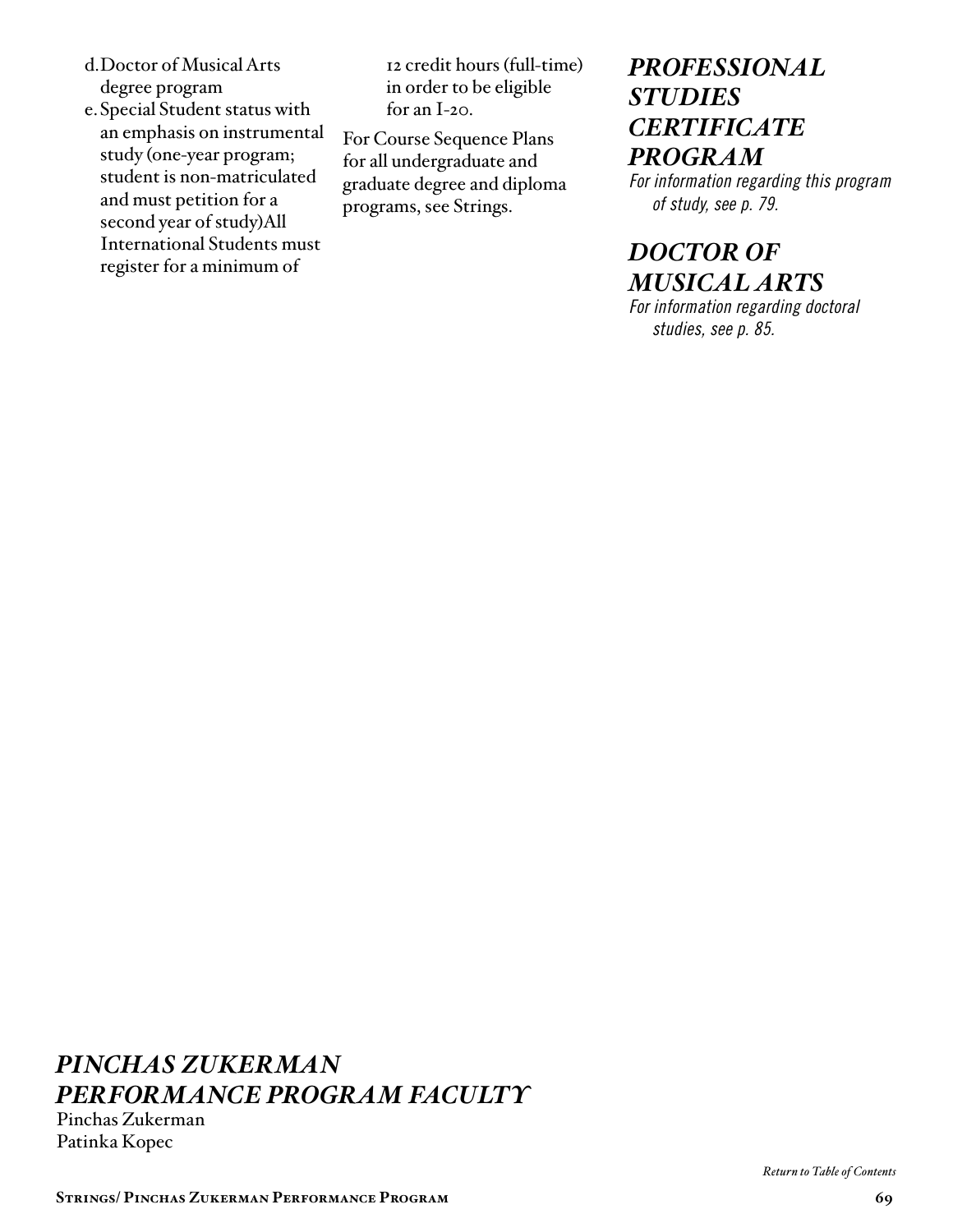d. Doctor of Musical Arts degree program
e. Special Student status with an emphasis on instrumental study (one-year program; student is non-matriculated and must petition for a second year of study)All International Students must register for a minimum of 12 credit hours (full-time) in order to be eligible for an I-20.

For Course Sequence Plans for all undergraduate and graduate degree and diploma programs, see Strings.

## *PROFESSIONAL STUDIES CERTIFICATE PROGRAM*

*For information regarding this program of study, see p. 79.*

## *DOCTOR OF MUSICAL ARTS*

*For information regarding doctoral studies, see p. 85.*

## *PINCHAS ZUKERMAN PERFORMANCE PROGRAM FACULTY*

Pinchas Zukerman
Patinka Kopec

*Return to Table of Contents*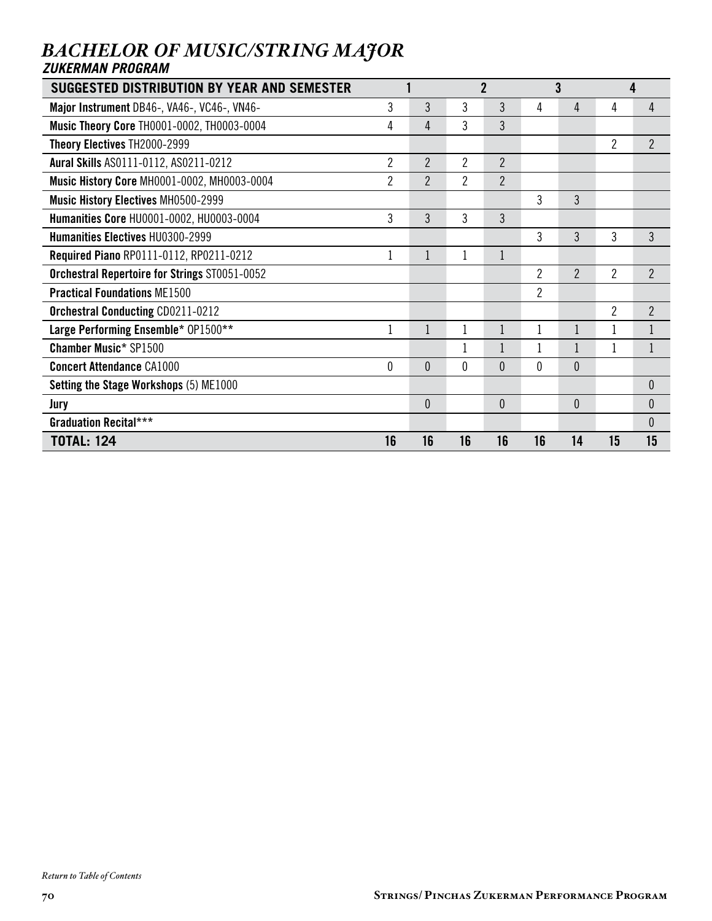## *BACHELOR OF MUSIC/STRING MAJOR*
### *ZUKERMAN PROGRAM*

| SUGGESTED DISTRIBUTION BY YEAR AND SEMESTER | 1 | | 2 | | 3 | | 4 | |
|---|---|---|---|---|---|---|---|---|
| **Major Instrument** DB46-, VA46-, VC46-, VN46- | 3 | 3 | 3 | 3 | 4 | 4 | 4 | 4 |
| **Music Theory Core** TH0001-0002, TH0003-0004 | 4 | 4 | 3 | 3 | | | | |
| **Theory Electives** TH2000-2999 | | | | | | | 2 | 2 |
| **Aural Skills** AS0111-0112, AS0211-0212 | 2 | 2 | 2 | 2 | | | | |
| **Music History Core** MH0001-0002, MH0003-0004 | 2 | 2 | 2 | 2 | | | | |
| **Music History Electives** MH0500-2999 | | | | | 3 | 3 | | |
| **Humanities Core** HU0001-0002, HU0003-0004 | 3 | 3 | 3 | 3 | | | | |
| **Humanities Electives** HU0300-2999 | | | | | 3 | 3 | 3 | 3 |
| **Required Piano** RP0111-0112, RP0211-0212 | 1 | 1 | 1 | 1 | | | | |
| **Orchestral Repertoire for Strings** ST0051-0052 | | | | | 2 | 2 | 2 | 2 |
| **Practical Foundations** ME1500 | | | | | 2 | | | |
| **Orchestral Conducting** CD0211-0212 | | | | | | | 2 | 2 |
| **Large Performing Ensemble*** OP1500** | 1 | 1 | 1 | 1 | 1 | 1 | 1 | 1 |
| **Chamber Music*** SP1500 | | | 1 | 1 | 1 | 1 | 1 | 1 |
| **Concert Attendance** CA1000 | 0 | 0 | 0 | 0 | 0 | 0 | | |
| **Setting the Stage Workshops** (5) ME1000 | | | | | | | | 0 |
| **Jury** | | 0 | | 0 | | 0 | | 0 |
| **Graduation Recital***** | | | | | | | | 0 |
| **TOTAL: 124** | **16** | **16** | **16** | **16** | **16** | **14** | **15** | **15** |

*Return to Table of Contents*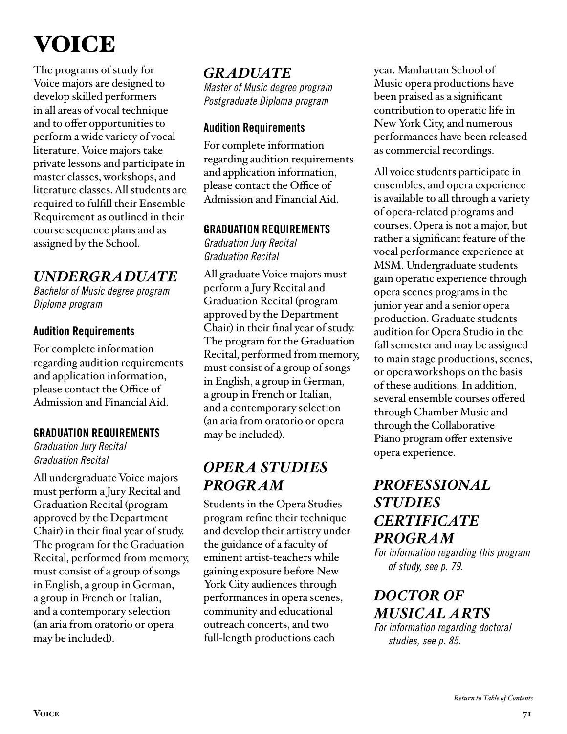# VOICE

The programs of study for Voice majors are designed to develop skilled performers in all areas of vocal technique and to offer opportunities to perform a wide variety of vocal literature. Voice majors take private lessons and participate in master classes, workshops, and literature classes. All students are required to fulfill their Ensemble Requirement as outlined in their course sequence plans and as assigned by the School.

## *UNDERGRADUATE*

*Bachelor of Music degree program*
*Diploma program*

### Audition Requirements

For complete information regarding audition requirements and application information, please contact the Office of Admission and Financial Aid.

### GRADUATION REQUIREMENTS

*Graduation Jury Recital*
*Graduation Recital*

All undergraduate Voice majors must perform a Jury Recital and Graduation Recital (program approved by the Department Chair) in their final year of study. The program for the Graduation Recital, performed from memory, must consist of a group of songs in English, a group in German, a group in French or Italian, and a contemporary selection (an aria from oratorio or opera may be included).

## *GRADUATE*

*Master of Music degree program*
*Postgraduate Diploma program*

### Audition Requirements

For complete information regarding audition requirements and application information, please contact the Office of Admission and Financial Aid.

### GRADUATION REQUIREMENTS

*Graduation Jury Recital*
*Graduation Recital*

All graduate Voice majors must perform a Jury Recital and Graduation Recital (program approved by the Department Chair) in their final year of study. The program for the Graduation Recital, performed from memory, must consist of a group of songs in English, a group in German, a group in French or Italian, and a contemporary selection (an aria from oratorio or opera may be included).

## *OPERA STUDIES PROGRAM*

Students in the Opera Studies program refine their technique and develop their artistry under the guidance of a faculty of eminent artist-teachers while gaining exposure before New York City audiences through performances in opera scenes, community and educational outreach concerts, and two full-length productions each year. Manhattan School of Music opera productions have been praised as a significant contribution to operatic life in New York City, and numerous performances have been released as commercial recordings.

All voice students participate in ensembles, and opera experience is available to all through a variety of opera-related programs and courses. Opera is not a major, but rather a significant feature of the vocal performance experience at MSM. Undergraduate students gain operatic experience through opera scenes programs in the junior year and a senior opera production. Graduate students audition for Opera Studio in the fall semester and may be assigned to main stage productions, scenes, or opera workshops on the basis of these auditions. In addition, several ensemble courses offered through Chamber Music and through the Collaborative Piano program offer extensive opera experience.

## *PROFESSIONAL STUDIES CERTIFICATE PROGRAM*

*For information regarding this program of study, see p. 79.*

## *DOCTOR OF MUSICAL ARTS*

*For information regarding doctoral studies, see p. 85.*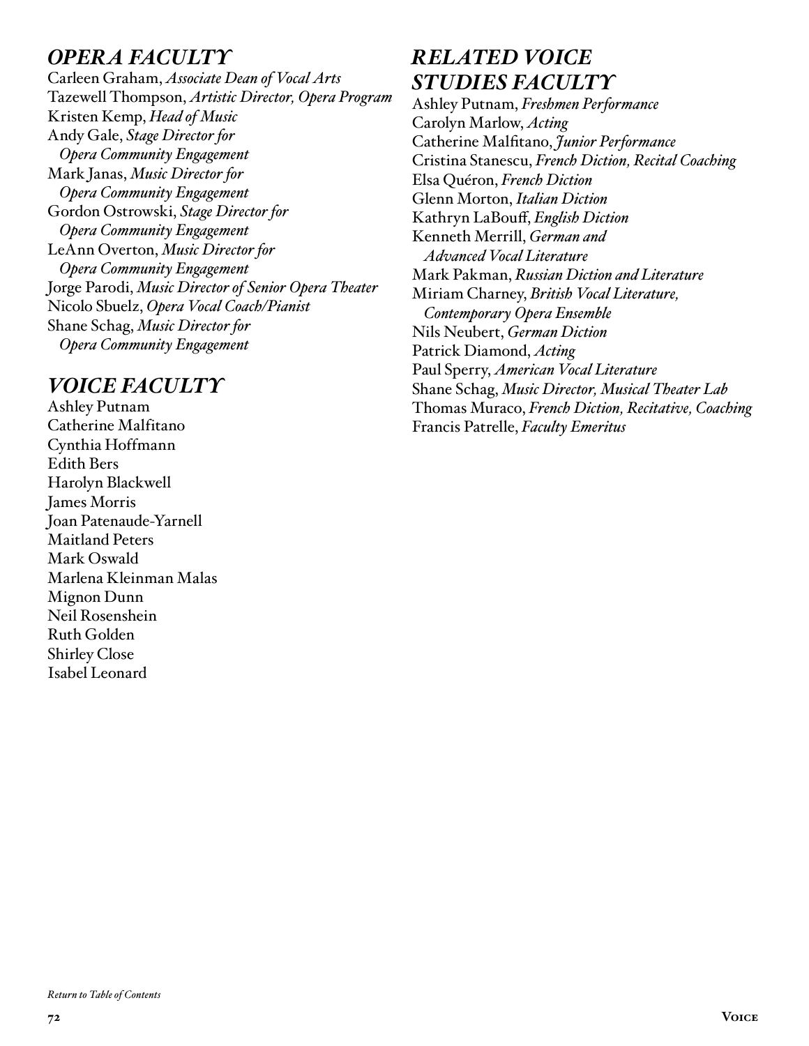## *OPERA FACULTY*

Carleen Graham, *Associate Dean of Vocal Arts*
Tazewell Thompson, *Artistic Director, Opera Program*
Kristen Kemp, *Head of Music*
Andy Gale, *Stage Director for Opera Community Engagement*
Mark Janas, *Music Director for Opera Community Engagement*
Gordon Ostrowski, *Stage Director for Opera Community Engagement*
LeAnn Overton, *Music Director for Opera Community Engagement*
Jorge Parodi, *Music Director of Senior Opera Theater*
Nicolo Sbuelz, *Opera Vocal Coach/Pianist*
Shane Schag, *Music Director for Opera Community Engagement*

## *VOICE FACULTY*

Ashley Putnam
Catherine Malfitano
Cynthia Hoffmann
Edith Bers
Harolyn Blackwell
James Morris
Joan Patenaude-Yarnell
Maitland Peters
Mark Oswald
Marlena Kleinman Malas
Mignon Dunn
Neil Rosenshein
Ruth Golden
Shirley Close
Isabel Leonard

## *RELATED VOICE STUDIES FACULTY*

Ashley Putnam, *Freshmen Performance*
Carolyn Marlow, *Acting*
Catherine Malfitano, *Junior Performance*
Cristina Stanescu, *French Diction, Recital Coaching*
Elsa Quéron, *French Diction*
Glenn Morton, *Italian Diction*
Kathryn LaBouff, *English Diction*
Kenneth Merrill, *German and Advanced Vocal Literature*
Mark Pakman, *Russian Diction and Literature*
Miriam Charney, *British Vocal Literature, Contemporary Opera Ensemble*
Nils Neubert, *German Diction*
Patrick Diamond, *Acting*
Paul Sperry, *American Vocal Literature*
Shane Schag, *Music Director, Musical Theater Lab*
Thomas Muraco, *French Diction, Recitative, Coaching*
Francis Patrelle, *Faculty Emeritus*

*Return to Table of Contents*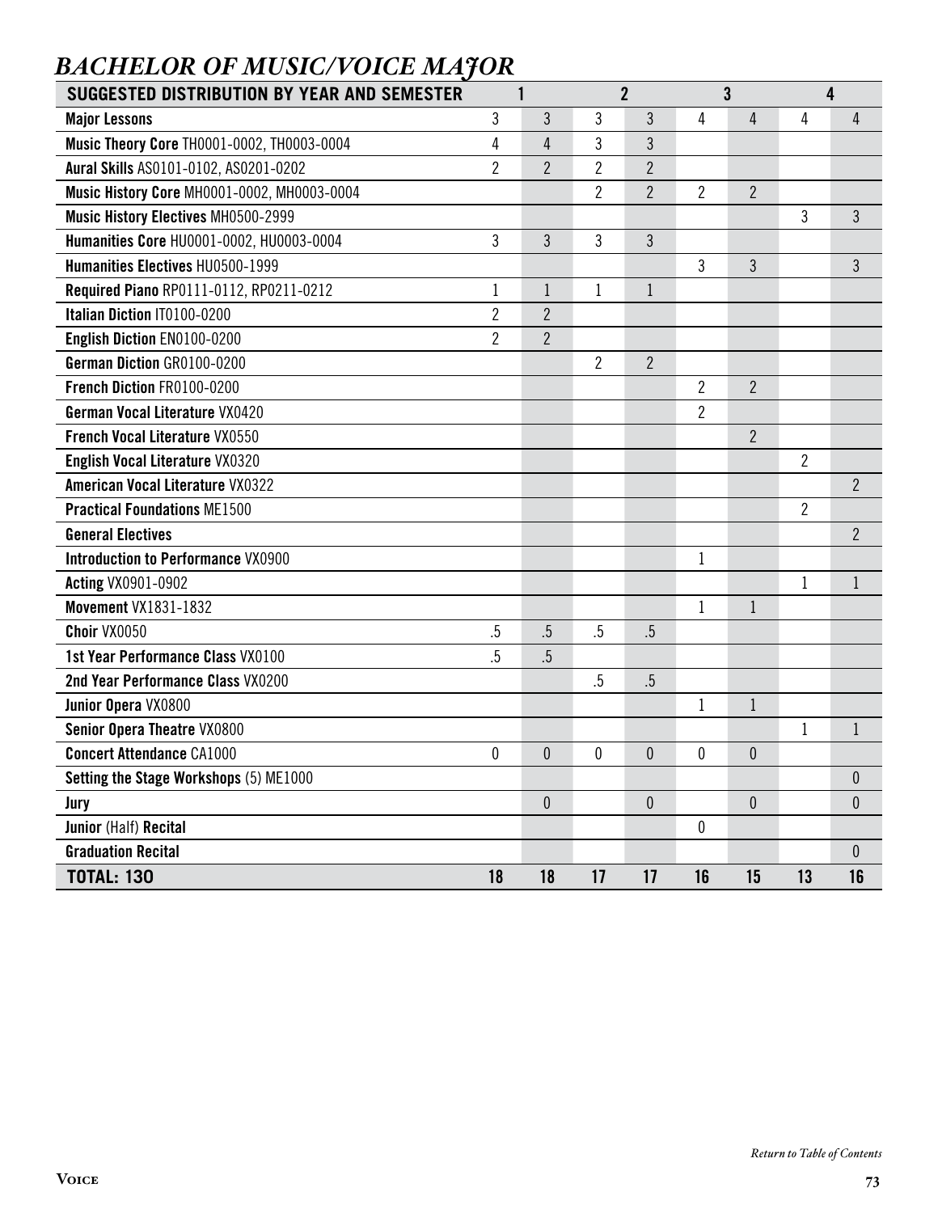## *BACHELOR OF MUSIC/VOICE MAJOR*

| **SUGGESTED DISTRIBUTION BY YEAR AND SEMESTER** | **1** | | **2** | | **3** | | **4** | |
|---|---|---|---|---|---|---|---|---|
| **Major Lessons** | 3 | 3 | 3 | 3 | 4 | 4 | 4 | 4 |
| **Music Theory Core** TH0001-0002, TH0003-0004 | 4 | 4 | 3 | 3 | | | | |
| **Aural Skills** AS0101-0102, AS0201-0202 | 2 | 2 | 2 | 2 | | | | |
| **Music History Core** MH0001-0002, MH0003-0004 | | | 2 | 2 | 2 | 2 | | |
| **Music History Electives** MH0500-2999 | | | | | | | 3 | 3 |
| **Humanities Core** HU0001-0002, HU0003-0004 | 3 | 3 | 3 | 3 | | | | |
| **Humanities Electives** HU0500-1999 | | | | | 3 | 3 | | 3 |
| **Required Piano** RP0111-0112, RP0211-0212 | 1 | 1 | 1 | 1 | | | | |
| **Italian Diction** IT0100-0200 | 2 | 2 | | | | | | |
| **English Diction** EN0100-0200 | 2 | 2 | | | | | | |
| **German Diction** GR0100-0200 | | | 2 | 2 | | | | |
| **French Diction** FR0100-0200 | | | | | 2 | 2 | | |
| **German Vocal Literature** VX0420 | | | | | 2 | | | |
| **French Vocal Literature** VX0550 | | | | | | 2 | | |
| **English Vocal Literature** VX0320 | | | | | | | 2 | |
| **American Vocal Literature** VX0322 | | | | | | | | 2 |
| **Practical Foundations** ME1500 | | | | | | | 2 | |
| **General Electives** | | | | | | | | 2 |
| **Introduction to Performance** VX0900 | | | | | 1 | | | |
| **Acting** VX0901-0902 | | | | | | | 1 | 1 |
| **Movement** VX1831-1832 | | | | | 1 | 1 | | |
| **Choir** VX0050 | .5 | .5 | .5 | .5 | | | | |
| **1st Year Performance Class** VX0100 | .5 | .5 | | | | | | |
| **2nd Year Performance Class** VX0200 | | | .5 | .5 | | | | |
| **Junior Opera** VX0800 | | | | | 1 | 1 | | |
| **Senior Opera Theatre** VX0800 | | | | | | | 1 | 1 |
| **Concert Attendance** CA1000 | 0 | 0 | 0 | 0 | 0 | 0 | | |
| **Setting the Stage Workshops** (5) ME1000 | | | | | | | | 0 |
| **Jury** | | 0 | | 0 | | 0 | | 0 |
| **Junior** (Half) **Recital** | | | | | 0 | | | |
| **Graduation Recital** | | | | | | | | 0 |
| **TOTAL: 130** | **18** | **18** | **17** | **17** | **16** | **15** | **13** | **16** |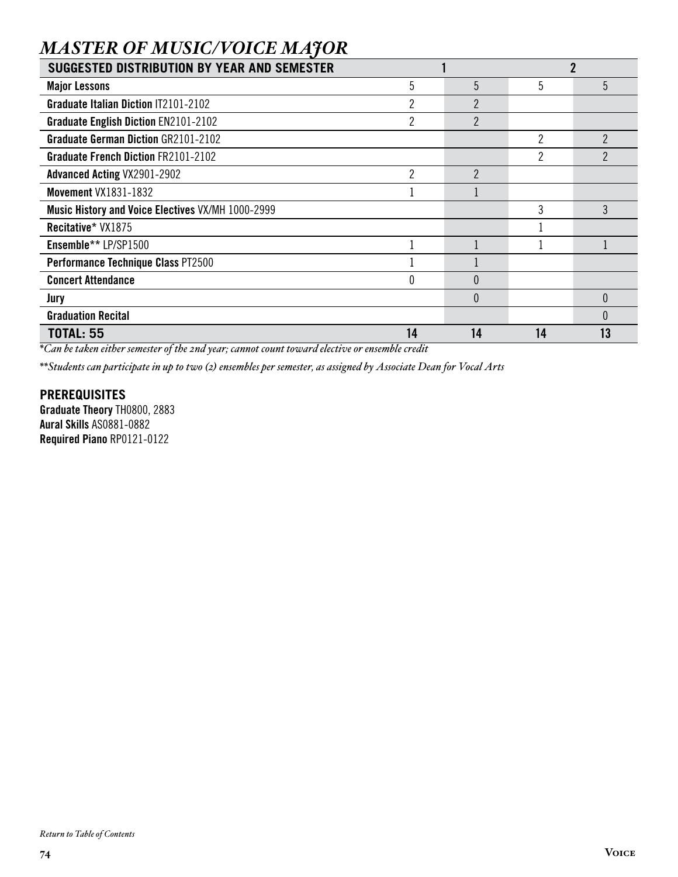## *MASTER OF MUSIC/VOICE MAJOR*

| SUGGESTED DISTRIBUTION BY YEAR AND SEMESTER | 1 | | 2 | |
|---|---|---|---|---|
| **Major Lessons** | 5 | 5 | 5 | 5 |
| **Graduate Italian Diction** IT2101-2102 | 2 | 2 | | |
| **Graduate English Diction** EN2101-2102 | 2 | 2 | | |
| **Graduate German Diction** GR2101-2102 | | | 2 | 2 |
| **Graduate French Diction** FR2101-2102 | | | 2 | 2 |
| **Advanced Acting** VX2901-2902 | 2 | 2 | | |
| **Movement** VX1831-1832 | 1 | 1 | | |
| **Music History and Voice Electives** VX/MH 1000-2999 | | | 3 | 3 |
| **Recitative*** VX1875 | | | 1 | |
| **Ensemble**** LP/SP1500 | 1 | 1 | 1 | 1 |
| **Performance Technique Class** PT2500 | 1 | 1 | | |
| **Concert Attendance** | 0 | 0 | | |
| **Jury** | | 0 | | 0 |
| **Graduation Recital** | | | | 0 |
| **TOTAL: 55** | **14** | **14** | **14** | **13** |

*\*Can be taken either semester of the 2nd year; cannot count toward elective or ensemble credit*

*\*\*Students can participate in up to two (2) ensembles per semester, as assigned by Associate Dean for Vocal Arts*

### PREREQUISITES

**Graduate Theory** TH0800, 2883
**Aural Skills** AS0881-0882
**Required Piano** RP0121-0122

*Return to Table of Contents*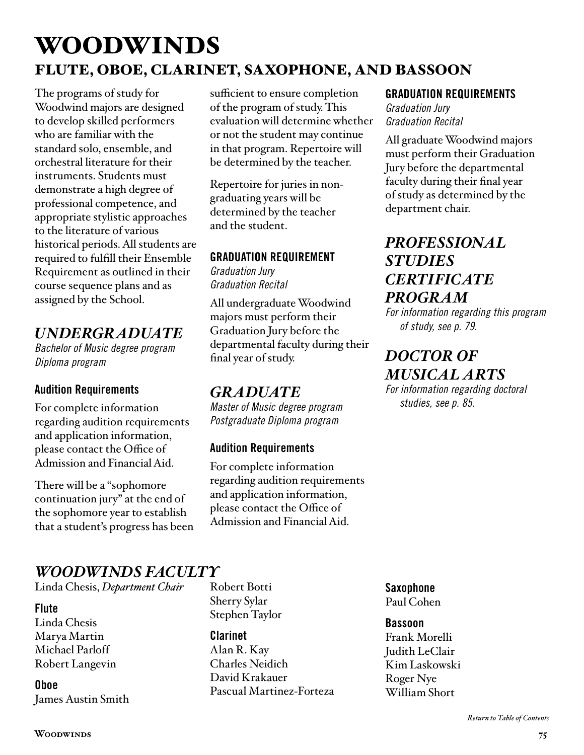# WOODWINDS

## FLUTE, OBOE, CLARINET, SAXOPHONE, AND BASSOON

The programs of study for Woodwind majors are designed to develop skilled performers who are familiar with the standard solo, ensemble, and orchestral literature for their instruments. Students must demonstrate a high degree of professional competence, and appropriate stylistic approaches to the literature of various historical periods. All students are required to fulfill their Ensemble Requirement as outlined in their course sequence plans and as assigned by the School.

## *UNDERGRADUATE*

*Bachelor of Music degree program*
*Diploma program*

### Audition Requirements

For complete information regarding audition requirements and application information, please contact the Office of Admission and Financial Aid.

There will be a "sophomore continuation jury" at the end of the sophomore year to establish that a student's progress has been sufficient to ensure completion of the program of study. This evaluation will determine whether or not the student may continue in that program. Repertoire will be determined by the teacher.

Repertoire for juries in non-graduating years will be determined by the teacher and the student.

### GRADUATION REQUIREMENT

*Graduation Jury*
*Graduation Recital*

All undergraduate Woodwind majors must perform their Graduation Jury before the departmental faculty during their final year of study.

## *GRADUATE*

*Master of Music degree program*
*Postgraduate Diploma program*

### Audition Requirements

For complete information regarding audition requirements and application information, please contact the Office of Admission and Financial Aid.

### GRADUATION REQUIREMENTS

*Graduation Jury*
*Graduation Recital*

All graduate Woodwind majors must perform their Graduation Jury before the departmental faculty during their final year of study as determined by the department chair.

## *PROFESSIONAL STUDIES CERTIFICATE PROGRAM*

*For information regarding this program of study, see p. 79.*

## *DOCTOR OF MUSICAL ARTS*

*For information regarding doctoral studies, see p. 85.*

## *WOODWINDS FACULTY*

Linda Chesis, *Department Chair*

**Flute**
Linda Chesis
Marya Martin
Michael Parloff
Robert Langevin

**Oboe**
James Austin Smith
Robert Botti
Sherry Sylar
Stephen Taylor

**Clarinet**
Alan R. Kay
Charles Neidich
David Krakauer
Pascual Martinez-Forteza

**Saxophone**
Paul Cohen

**Bassoon**
Frank Morelli
Judith LeClair
Kim Laskowski
Roger Nye
William Short

*Return to Table of Contents*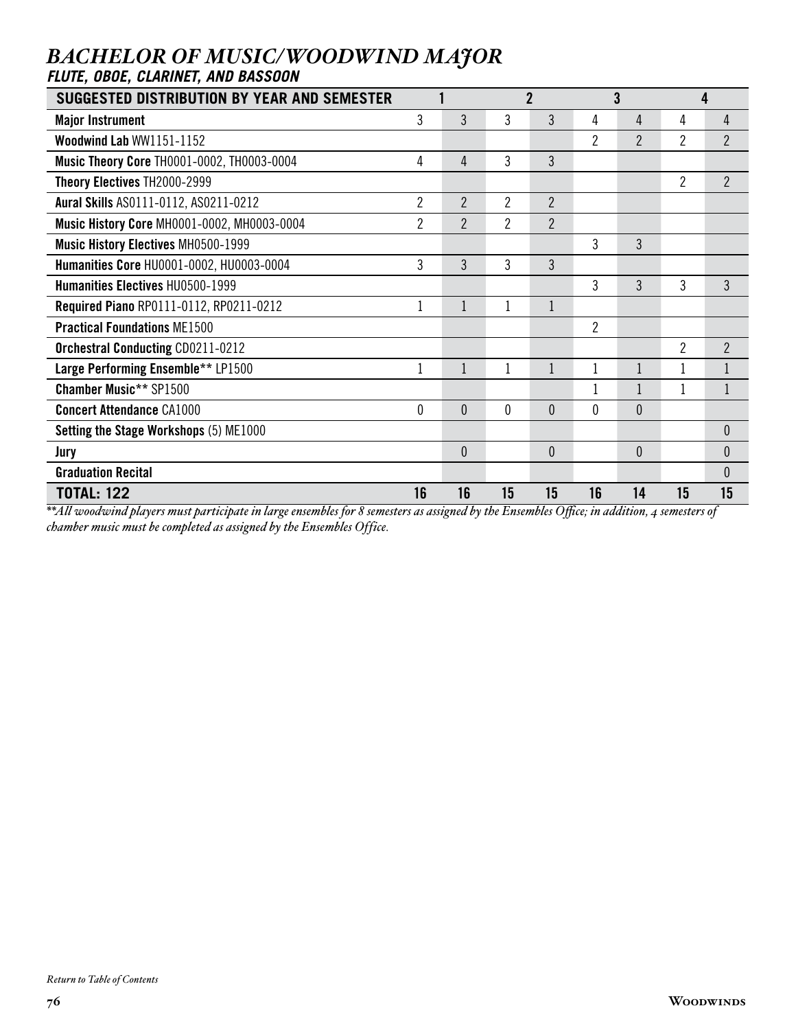# *BACHELOR OF MUSIC/WOODWIND MAJOR*

### *FLUTE, OBOE, CLARINET, AND BASSOON*

| SUGGESTED DISTRIBUTION BY YEAR AND SEMESTER | 1 | | 2 | | 3 | | 4 | |
|---|---|---|---|---|---|---|---|---|
| **Major Instrument** | 3 | 3 | 3 | 3 | 4 | 4 | 4 | 4 |
| **Woodwind Lab** WW1151-1152 | | | | | 2 | 2 | 2 | 2 |
| **Music Theory Core** TH0001-0002, TH0003-0004 | 4 | 4 | 3 | 3 | | | | |
| **Theory Electives** TH2000-2999 | | | | | | | 2 | 2 |
| **Aural Skills** AS0111-0112, AS0211-0212 | 2 | 2 | 2 | 2 | | | | |
| **Music History Core** MH0001-0002, MH0003-0004 | 2 | 2 | 2 | 2 | | | | |
| **Music History Electives** MH0500-1999 | | | | | 3 | 3 | | |
| **Humanities Core** HU0001-0002, HU0003-0004 | 3 | 3 | 3 | 3 | | | | |
| **Humanities Electives** HU0500-1999 | | | | | 3 | 3 | 3 | 3 |
| **Required Piano** RP0111-0112, RP0211-0212 | 1 | 1 | 1 | 1 | | | | |
| **Practical Foundations** ME1500 | | | | | 2 | | | |
| **Orchestral Conducting** CD0211-0212 | | | | | | | 2 | 2 |
| **Large Performing Ensemble**** LP1500 | 1 | 1 | 1 | 1 | 1 | 1 | 1 | 1 |
| **Chamber Music**** SP1500 | | | | | 1 | 1 | 1 | 1 |
| **Concert Attendance** CA1000 | 0 | 0 | 0 | 0 | 0 | 0 | | |
| **Setting the Stage Workshops** (5) ME1000 | | | | | | | | 0 |
| **Jury** | | 0 | | 0 | | 0 | | 0 |
| **Graduation Recital** | | | | | | | | 0 |
| **TOTAL: 122** | **16** | **16** | **15** | **15** | **16** | **14** | **15** | **15** |

*\*\*All woodwind players must participate in large ensembles for 8 semesters as assigned by the Ensembles Office; in addition, 4 semesters of chamber music must be completed as assigned by the Ensembles Office.*

*Return to Table of Contents*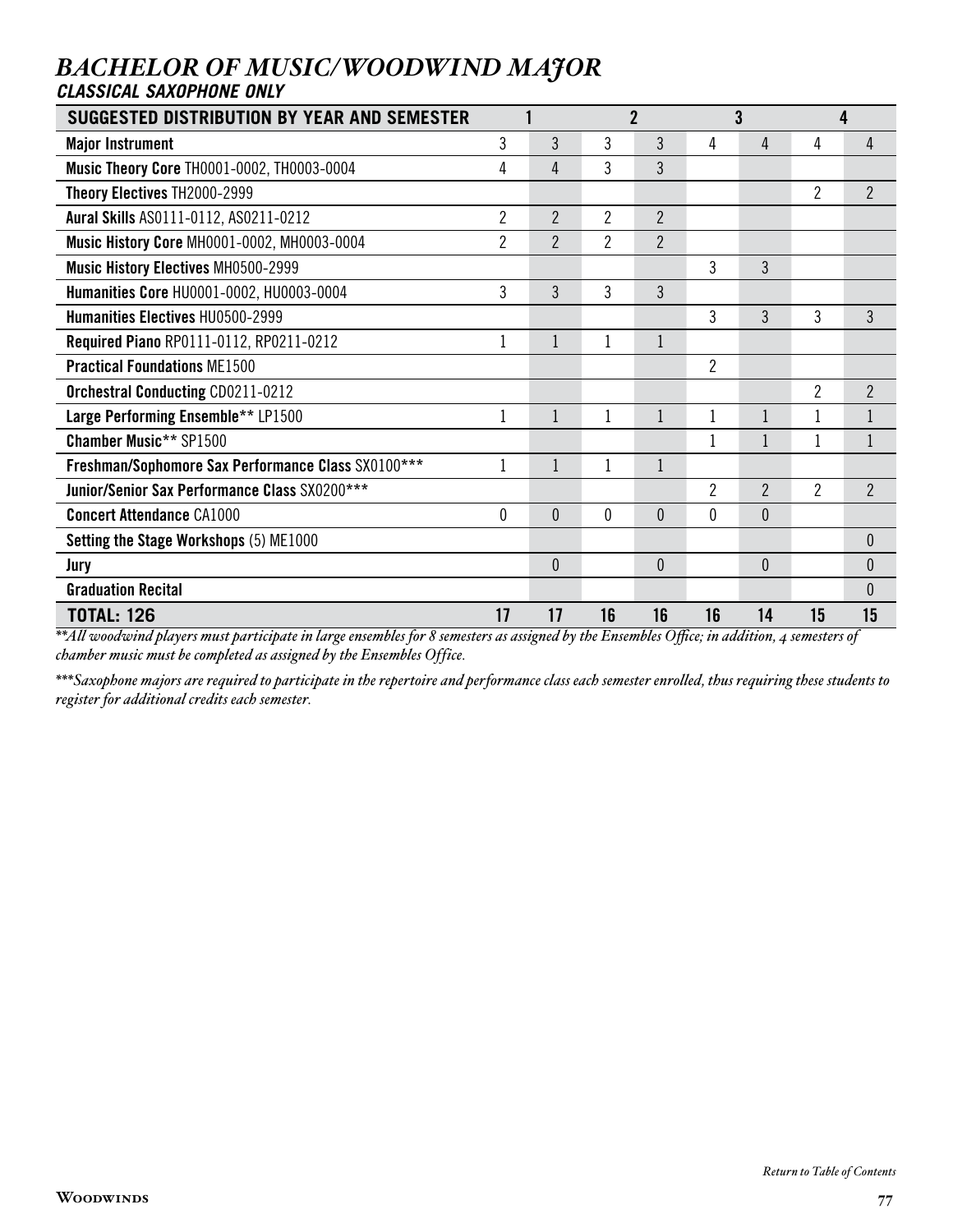# *BACHELOR OF MUSIC/WOODWIND MAJOR*

### *CLASSICAL SAXOPHONE ONLY*

| SUGGESTED DISTRIBUTION BY YEAR AND SEMESTER | 1 | | 2 | | 3 | | 4 | |
|---|---|---|---|---|---|---|---|---|
| **Major Instrument** | 3 | 3 | 3 | 3 | 4 | 4 | 4 | 4 |
| **Music Theory Core** TH0001-0002, TH0003-0004 | 4 | 4 | 3 | 3 | | | | |
| **Theory Electives** TH2000-2999 | | | | | | | 2 | 2 |
| **Aural Skills** AS0111-0112, AS0211-0212 | 2 | 2 | 2 | 2 | | | | |
| **Music History Core** MH0001-0002, MH0003-0004 | 2 | 2 | 2 | 2 | | | | |
| **Music History Electives** MH0500-2999 | | | | | 3 | 3 | | |
| **Humanities Core** HU0001-0002, HU0003-0004 | 3 | 3 | 3 | 3 | | | | |
| **Humanities Electives** HU0500-2999 | | | | | 3 | 3 | 3 | 3 |
| **Required Piano** RP0111-0112, RP0211-0212 | 1 | 1 | 1 | 1 | | | | |
| **Practical Foundations** ME1500 | | | | | 2 | | | |
| **Orchestral Conducting** CD0211-0212 | | | | | | | 2 | 2 |
| **Large Performing Ensemble**** LP1500 | 1 | 1 | 1 | 1 | 1 | 1 | 1 | 1 |
| **Chamber Music**** SP1500 | | | | | 1 | 1 | 1 | 1 |
| **Freshman/Sophomore Sax Performance Class** SX0100*** | 1 | 1 | 1 | 1 | | | | |
| **Junior/Senior Sax Performance Class** SX0200*** | | | | | 2 | 2 | 2 | 2 |
| **Concert Attendance** CA1000 | 0 | 0 | 0 | 0 | 0 | 0 | | |
| **Setting the Stage Workshops** (5) ME1000 | | | | | | | | 0 |
| **Jury** | | 0 | | 0 | | 0 | | 0 |
| **Graduation Recital** | | | | | | | | 0 |
| **TOTAL: 126** | **17** | **17** | **16** | **16** | **16** | **14** | **15** | **15** |

*\*\*All woodwind players must participate in large ensembles for 8 semesters as assigned by the Ensembles Office; in addition, 4 semesters of chamber music must be completed as assigned by the Ensembles Office.*

*\*\*\*Saxophone majors are required to participate in the repertoire and performance class each semester enrolled, thus requiring these students to register for additional credits each semester.*

*Return to Table of Contents*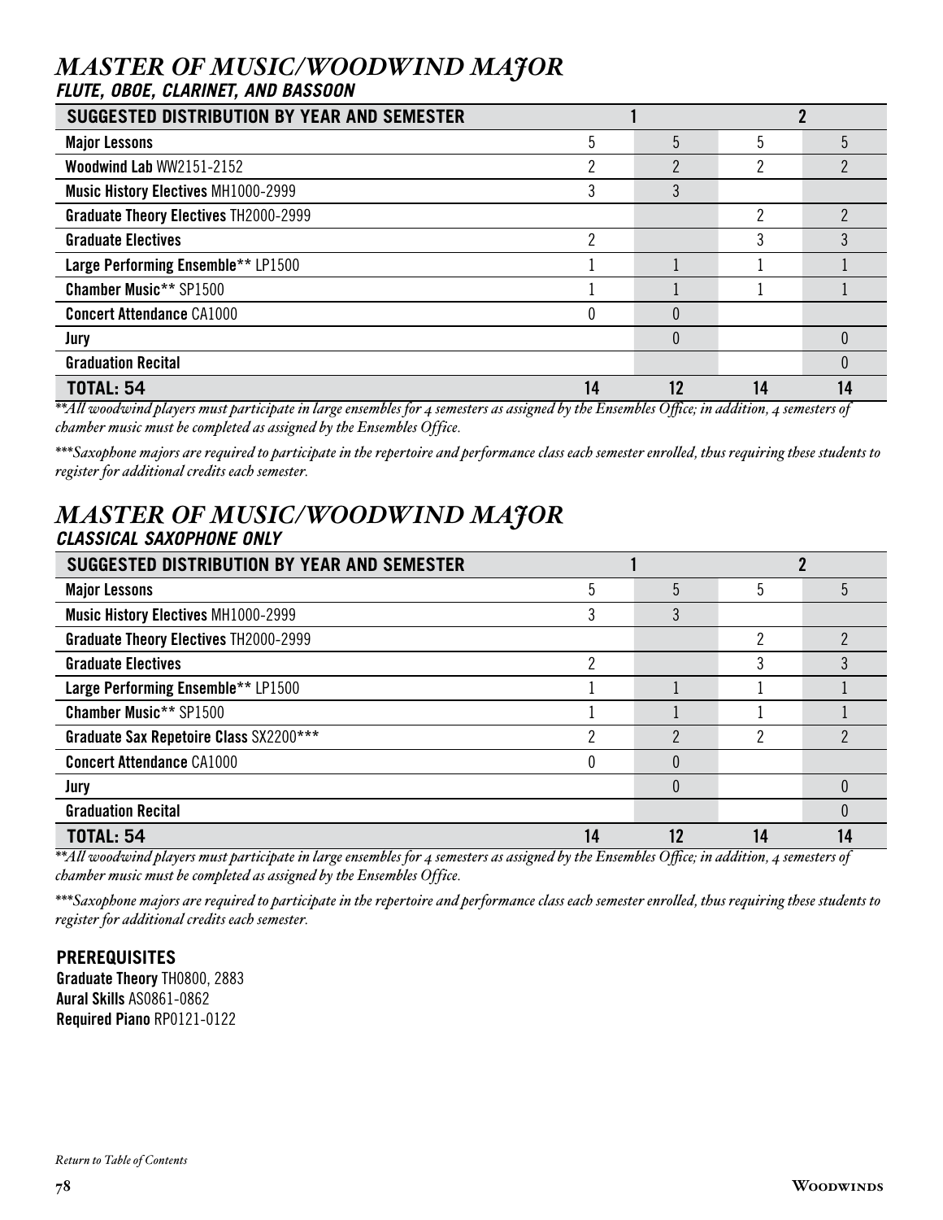# *MASTER OF MUSIC/WOODWIND MAJOR*

### *FLUTE, OBOE, CLARINET, AND BASSOON*

| SUGGESTED DISTRIBUTION BY YEAR AND SEMESTER | 1 | | 2 | |
|---|---|---|---|---|
| **Major Lessons** | 5 | 5 | 5 | 5 |
| **Woodwind Lab** WW2151-2152 | 2 | 2 | 2 | 2 |
| **Music History Electives** MH1000-2999 | 3 | 3 | | |
| **Graduate Theory Electives** TH2000-2999 | | | 2 | 2 |
| **Graduate Electives** | 2 | | 3 | 3 |
| **Large Performing Ensemble**** LP1500 | 1 | 1 | 1 | 1 |
| **Chamber Music**** SP1500 | 1 | 1 | 1 | 1 |
| **Concert Attendance** CA1000 | 0 | 0 | | |
| **Jury** | | 0 | | 0 |
| **Graduation Recital** | | | | 0 |
| **TOTAL: 54** | **14** | **12** | **14** | **14** |

*\*\*All woodwind players must participate in large ensembles for 4 semesters as assigned by the Ensembles Office; in addition, 4 semesters of chamber music must be completed as assigned by the Ensembles Office.*

*\*\*\*Saxophone majors are required to participate in the repertoire and performance class each semester enrolled, thus requiring these students to register for additional credits each semester.*

# *MASTER OF MUSIC/WOODWIND MAJOR*

### *CLASSICAL SAXOPHONE ONLY*

| SUGGESTED DISTRIBUTION BY YEAR AND SEMESTER | 1 | | 2 | |
|---|---|---|---|---|
| **Major Lessons** | 5 | 5 | 5 | 5 |
| **Music History Electives** MH1000-2999 | 3 | 3 | | |
| **Graduate Theory Electives** TH2000-2999 | | | 2 | 2 |
| **Graduate Electives** | 2 | | 3 | 3 |
| **Large Performing Ensemble**** LP1500 | 1 | 1 | 1 | 1 |
| **Chamber Music**** SP1500 | 1 | 1 | 1 | 1 |
| **Graduate Sax Repetoire Class** SX2200*** | 2 | 2 | 2 | 2 |
| **Concert Attendance** CA1000 | 0 | 0 | | |
| **Jury** | | 0 | | 0 |
| **Graduation Recital** | | | | 0 |
| **TOTAL: 54** | **14** | **12** | **14** | **14** |

*\*\*All woodwind players must participate in large ensembles for 4 semesters as assigned by the Ensembles Office; in addition, 4 semesters of chamber music must be completed as assigned by the Ensembles Office.*

*\*\*\*Saxophone majors are required to participate in the repertoire and performance class each semester enrolled, thus requiring these students to register for additional credits each semester.*

**PREREQUISITES**

**Graduate Theory** TH0800, 2883
**Aural Skills** AS0861-0862
**Required Piano** RP0121-0122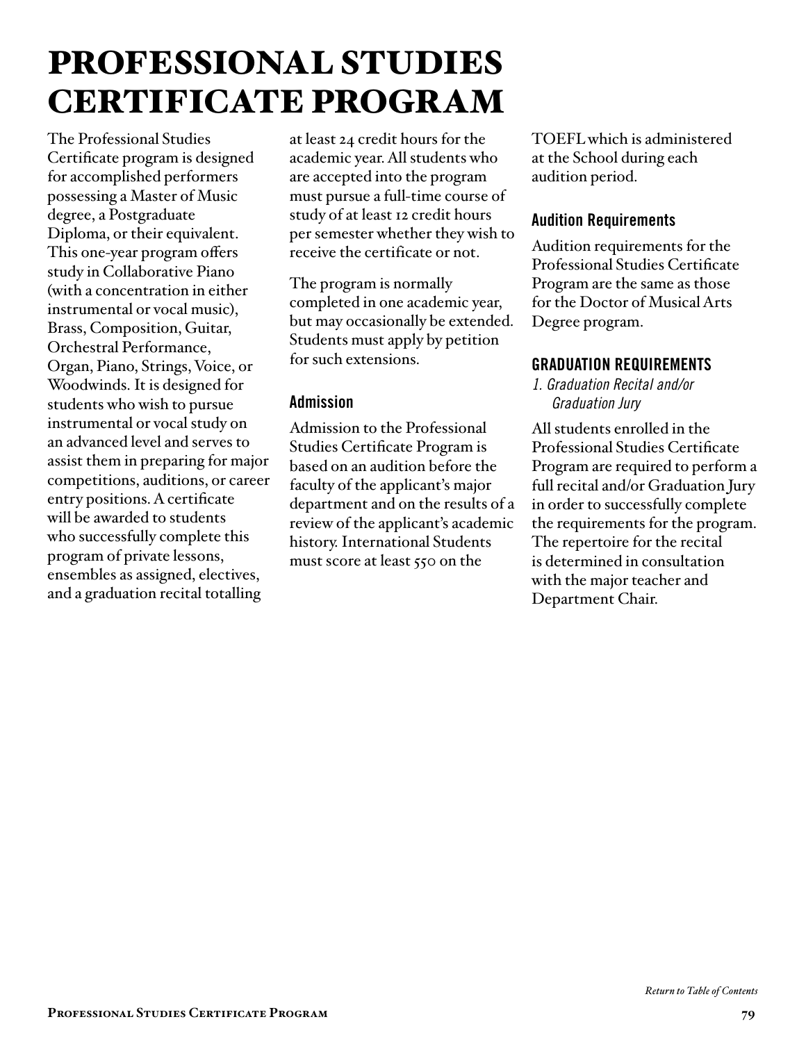# PROFESSIONAL STUDIES CERTIFICATE PROGRAM

The Professional Studies Certificate program is designed for accomplished performers possessing a Master of Music degree, a Postgraduate Diploma, or their equivalent. This one-year program offers study in Collaborative Piano (with a concentration in either instrumental or vocal music), Brass, Composition, Guitar, Orchestral Performance, Organ, Piano, Strings, Voice, or Woodwinds. It is designed for students who wish to pursue instrumental or vocal study on an advanced level and serves to assist them in preparing for major competitions, auditions, or career entry positions. A certificate will be awarded to students who successfully complete this program of private lessons, ensembles as assigned, electives, and a graduation recital totalling at least 24 credit hours for the academic year. All students who are accepted into the program must pursue a full-time course of study of at least 12 credit hours per semester whether they wish to receive the certificate or not.

The program is normally completed in one academic year, but may occasionally be extended. Students must apply by petition for such extensions.

### Admission

Admission to the Professional Studies Certificate Program is based on an audition before the faculty of the applicant's major department and on the results of a review of the applicant's academic history. International Students must score at least 550 on the TOEFL which is administered at the School during each audition period.

### Audition Requirements

Audition requirements for the Professional Studies Certificate Program are the same as those for the Doctor of Musical Arts Degree program.

## GRADUATION REQUIREMENTS

*1. Graduation Recital and/or Graduation Jury*

All students enrolled in the Professional Studies Certificate Program are required to perform a full recital and/or Graduation Jury in order to successfully complete the requirements for the program. The repertoire for the recital is determined in consultation with the major teacher and Department Chair.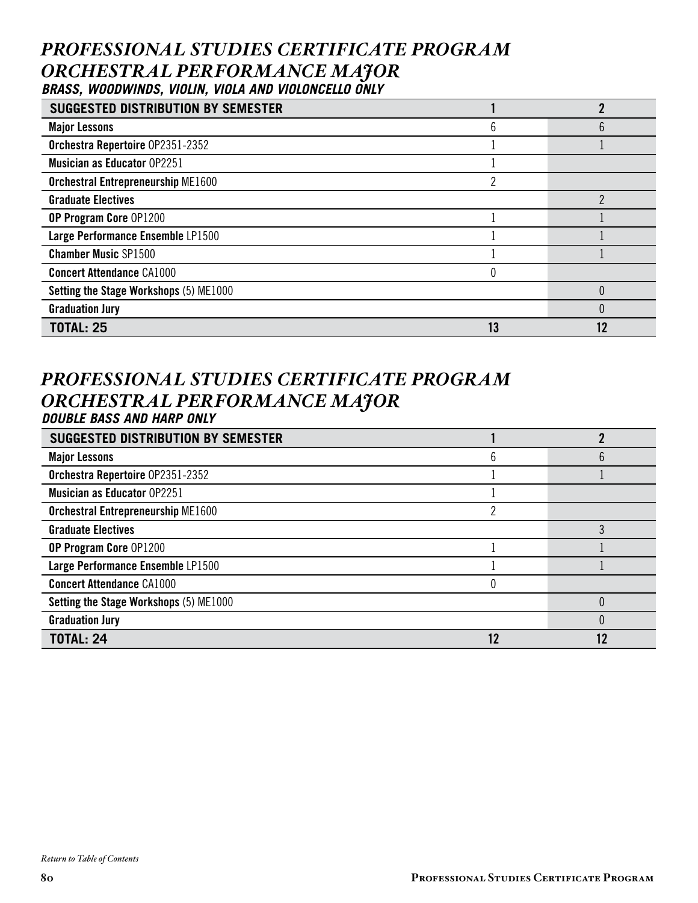## *PROFESSIONAL STUDIES CERTIFICATE PROGRAM ORCHESTRAL PERFORMANCE MAJOR*

### *BRASS, WOODWINDS, VIOLIN, VIOLA AND VIOLONCELLO ONLY*

| SUGGESTED DISTRIBUTION BY SEMESTER | 1 | 2 |
|---|---|---|
| **Major Lessons** | 6 | 6 |
| **Orchestra Repertoire** OP2351-2352 | 1 | 1 |
| **Musician as Educator** OP2251 | 1 | |
| **Orchestral Entrepreneurship** ME1600 | 2 | |
| **Graduate Electives** | | 2 |
| **OP Program Core** OP1200 | 1 | 1 |
| **Large Performance Ensemble** LP1500 | 1 | 1 |
| **Chamber Music** SP1500 | 1 | 1 |
| **Concert Attendance** CA1000 | 0 | |
| **Setting the Stage Workshops** (5) ME1000 | | 0 |
| **Graduation Jury** | | 0 |
| **TOTAL: 25** | **13** | **12** |

## *PROFESSIONAL STUDIES CERTIFICATE PROGRAM ORCHESTRAL PERFORMANCE MAJOR*

### *DOUBLE BASS AND HARP ONLY*

| SUGGESTED DISTRIBUTION BY SEMESTER | 1 | 2 |
|---|---|---|
| **Major Lessons** | 6 | 6 |
| **Orchestra Repertoire** OP2351-2352 | 1 | 1 |
| **Musician as Educator** OP2251 | 1 | |
| **Orchestral Entrepreneurship** ME1600 | 2 | |
| **Graduate Electives** | | 3 |
| **OP Program Core** OP1200 | 1 | 1 |
| **Large Performance Ensemble** LP1500 | 1 | 1 |
| **Concert Attendance** CA1000 | 0 | |
| **Setting the Stage Workshops** (5) ME1000 | | 0 |
| **Graduation Jury** | | 0 |
| **TOTAL: 24** | **12** | **12** |

*Return to Table of Contents*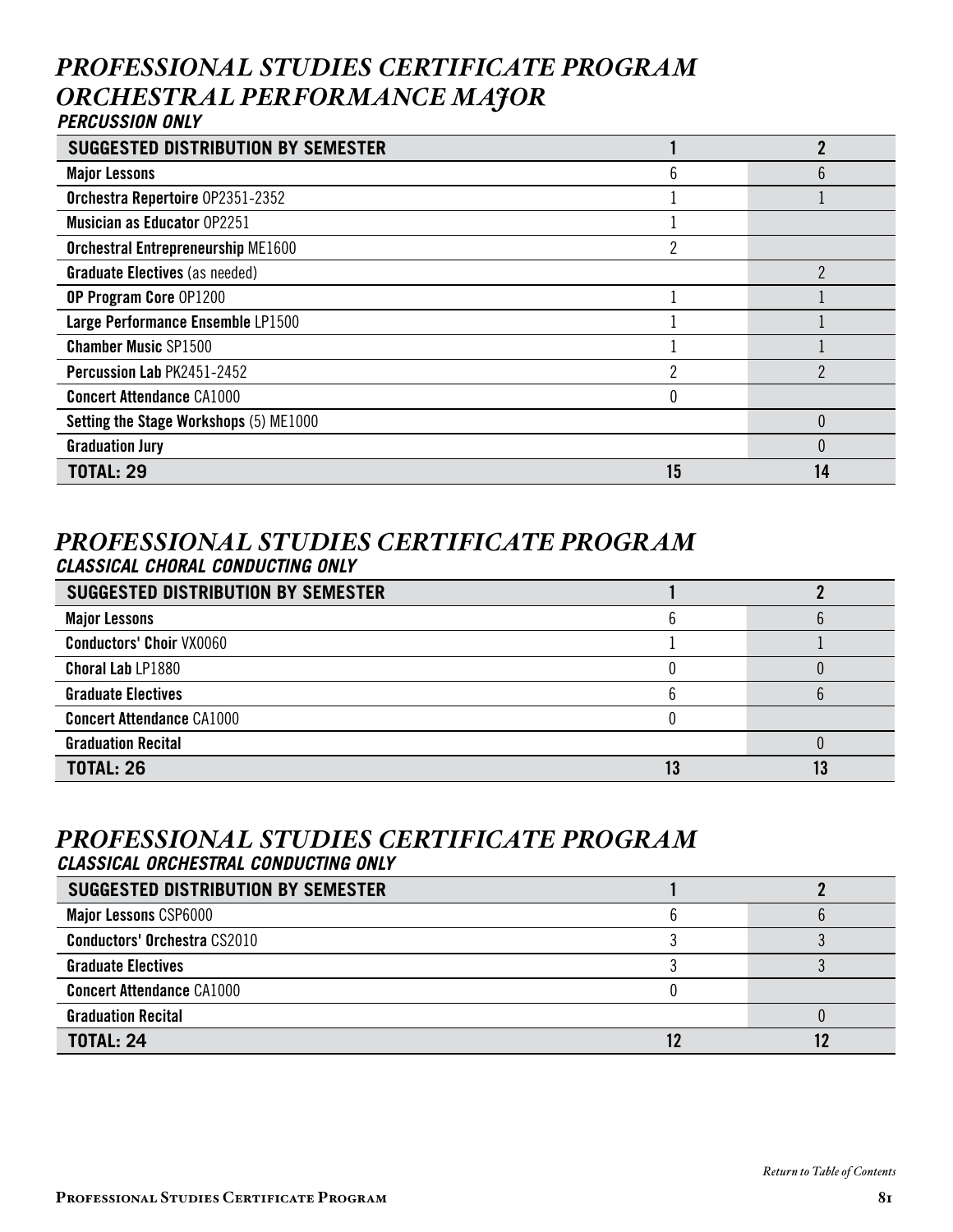## *PROFESSIONAL STUDIES CERTIFICATE PROGRAM ORCHESTRAL PERFORMANCE MAJOR*

### *PERCUSSION ONLY*

| SUGGESTED DISTRIBUTION BY SEMESTER | 1 | 2 |
|---|---|---|
| **Major Lessons** | 6 | 6 |
| **Orchestra Repertoire** OP2351-2352 | 1 | 1 |
| **Musician as Educator** OP2251 | 1 | |
| **Orchestral Entrepreneurship** ME1600 | 2 | |
| **Graduate Electives** (as needed) | | 2 |
| **OP Program Core** OP1200 | 1 | 1 |
| **Large Performance Ensemble** LP1500 | 1 | 1 |
| **Chamber Music** SP1500 | 1 | 1 |
| **Percussion Lab** PK2451-2452 | 2 | 2 |
| **Concert Attendance** CA1000 | 0 | |
| **Setting the Stage Workshops** (5) ME1000 | | 0 |
| **Graduation Jury** | | 0 |
| **TOTAL: 29** | **15** | **14** |

## *PROFESSIONAL STUDIES CERTIFICATE PROGRAM*

### *CLASSICAL CHORAL CONDUCTING ONLY*

| SUGGESTED DISTRIBUTION BY SEMESTER | 1 | 2 |
|---|---|---|
| **Major Lessons** | 6 | 6 |
| **Conductors' Choir** VX0060 | 1 | 1 |
| **Choral Lab** LP1880 | 0 | 0 |
| **Graduate Electives** | 6 | 6 |
| **Concert Attendance** CA1000 | 0 | |
| **Graduation Recital** | | 0 |
| **TOTAL: 26** | **13** | **13** |

## *PROFESSIONAL STUDIES CERTIFICATE PROGRAM*

### *CLASSICAL ORCHESTRAL CONDUCTING ONLY*

| SUGGESTED DISTRIBUTION BY SEMESTER | 1 | 2 |
|---|---|---|
| **Major Lessons** CSP6000 | 6 | 6 |
| **Conductors' Orchestra** CS2010 | 3 | 3 |
| **Graduate Electives** | 3 | 3 |
| **Concert Attendance** CA1000 | 0 | |
| **Graduation Recital** | | 0 |
| **TOTAL: 24** | **12** | **12** |

*Return to Table of Contents*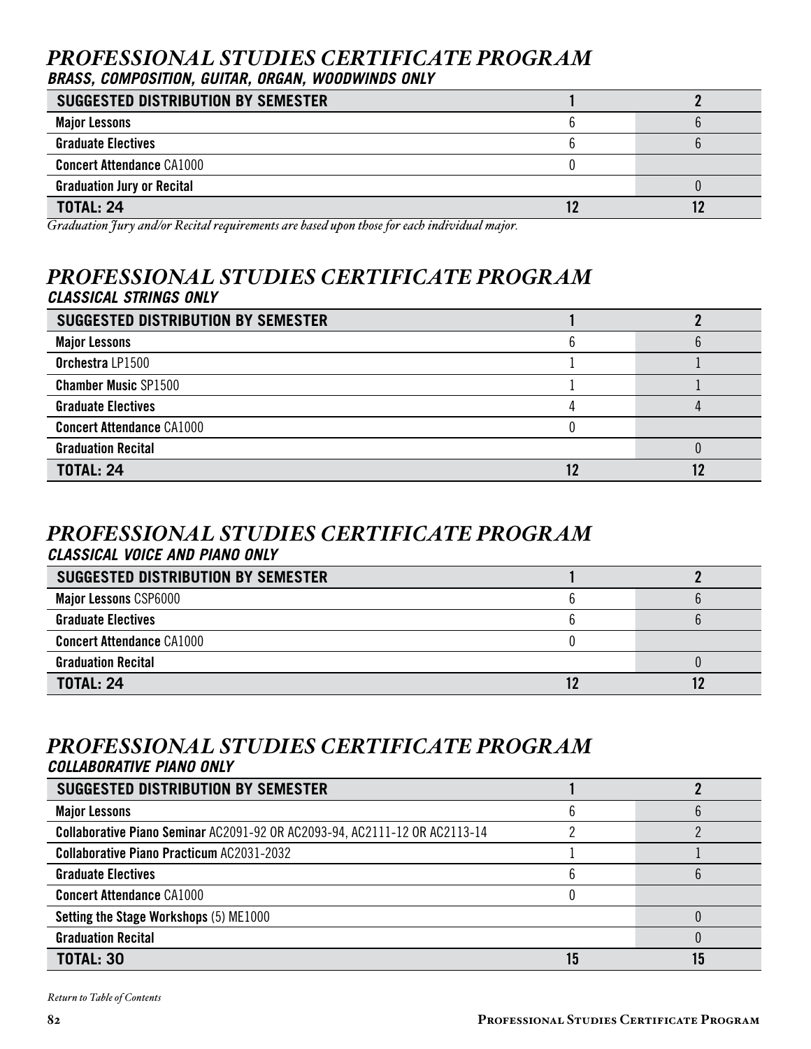## *PROFESSIONAL STUDIES CERTIFICATE PROGRAM*

### *BRASS, COMPOSITION, GUITAR, ORGAN, WOODWINDS ONLY*

| SUGGESTED DISTRIBUTION BY SEMESTER | 1 | 2 |
|---|---|---|
| **Major Lessons** | 6 | 6 |
| **Graduate Electives** | 6 | 6 |
| **Concert Attendance** CA1000 | 0 | |
| **Graduation Jury or Recital** | | 0 |
| **TOTAL: 24** | **12** | **12** |

*Graduation Jury and/or Recital requirements are based upon those for each individual major.*

## *PROFESSIONAL STUDIES CERTIFICATE PROGRAM*

### *CLASSICAL STRINGS ONLY*

| SUGGESTED DISTRIBUTION BY SEMESTER | 1 | 2 |
|---|---|---|
| **Major Lessons** | 6 | 6 |
| **Orchestra** LP1500 | 1 | 1 |
| **Chamber Music** SP1500 | 1 | 1 |
| **Graduate Electives** | 4 | 4 |
| **Concert Attendance** CA1000 | 0 | |
| **Graduation Recital** | | 0 |
| **TOTAL: 24** | **12** | **12** |

## *PROFESSIONAL STUDIES CERTIFICATE PROGRAM*

### *CLASSICAL VOICE AND PIANO ONLY*

| SUGGESTED DISTRIBUTION BY SEMESTER | 1 | 2 |
|---|---|---|
| **Major Lessons** CSP6000 | 6 | 6 |
| **Graduate Electives** | 6 | 6 |
| **Concert Attendance** CA1000 | 0 | |
| **Graduation Recital** | | 0 |
| **TOTAL: 24** | **12** | **12** |

## *PROFESSIONAL STUDIES CERTIFICATE PROGRAM*

### *COLLABORATIVE PIANO ONLY*

| SUGGESTED DISTRIBUTION BY SEMESTER | 1 | 2 |
|---|---|---|
| **Major Lessons** | 6 | 6 |
| **Collaborative Piano Seminar** AC2091-92 OR AC2093-94, AC2111-12 OR AC2113-14 | 2 | 2 |
| **Collaborative Piano Practicum** AC2031-2032 | 1 | 1 |
| **Graduate Electives** | 6 | 6 |
| **Concert Attendance** CA1000 | 0 | |
| **Setting the Stage Workshops** (5) ME1000 | | 0 |
| **Graduation Recital** | | 0 |
| **TOTAL: 30** | **15** | **15** |

*Return to Table of Contents*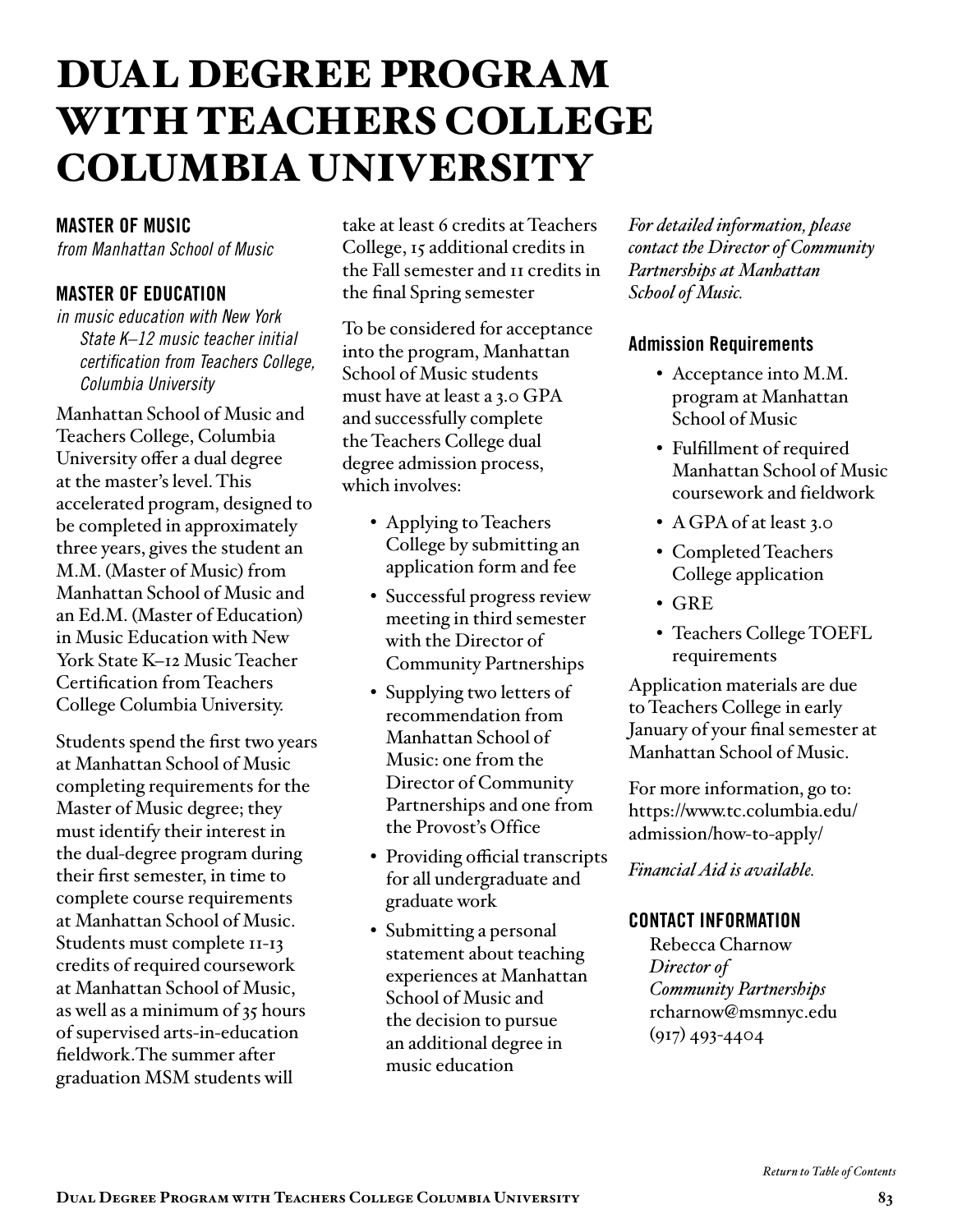# DUAL DEGREE PROGRAM WITH TEACHERS COLLEGE COLUMBIA UNIVERSITY

### MASTER OF MUSIC

*from Manhattan School of Music*

### MASTER OF EDUCATION

*in music education with New York State K–12 music teacher initial certification from Teachers College, Columbia University*

Manhattan School of Music and Teachers College, Columbia University offer a dual degree at the master's level. This accelerated program, designed to be completed in approximately three years, gives the student an M.M. (Master of Music) from Manhattan School of Music and an Ed.M. (Master of Education) in Music Education with New York State K–12 Music Teacher Certification from Teachers College Columbia University.

Students spend the first two years at Manhattan School of Music completing requirements for the Master of Music degree; they must identify their interest in the dual-degree program during their first semester, in time to complete course requirements at Manhattan School of Music. Students must complete 11-13 credits of required coursework at Manhattan School of Music, as well as a minimum of 35 hours of supervised arts-in-education fieldwork.The summer after graduation MSM students will take at least 6 credits at Teachers College, 15 additional credits in the Fall semester and 11 credits in the final Spring semester

To be considered for acceptance into the program, Manhattan School of Music students must have at least a 3.0 GPA and successfully complete the Teachers College dual degree admission process, which involves:

- Applying to Teachers College by submitting an application form and fee
- Successful progress review meeting in third semester with the Director of Community Partnerships
- Supplying two letters of recommendation from Manhattan School of Music: one from the Director of Community Partnerships and one from the Provost's Office
- Providing official transcripts for all undergraduate and graduate work
- Submitting a personal statement about teaching experiences at Manhattan School of Music and the decision to pursue an additional degree in music education

*For detailed information, please contact the Director of Community Partnerships at Manhattan School of Music.*

#### Admission Requirements

- Acceptance into M.M. program at Manhattan School of Music
- Fulfillment of required Manhattan School of Music coursework and fieldwork
- A GPA of at least 3.0
- Completed Teachers College application
- GRE
- Teachers College TOEFL requirements

Application materials are due to Teachers College in early January of your final semester at Manhattan School of Music.

For more information, go to: https://www.tc.columbia.edu/admission/how-to-apply/

*Financial Aid is available.*

### CONTACT INFORMATION

Rebecca Charnow
*Director of Community Partnerships*
rcharnow@msmnyc.edu
(917) 493-4404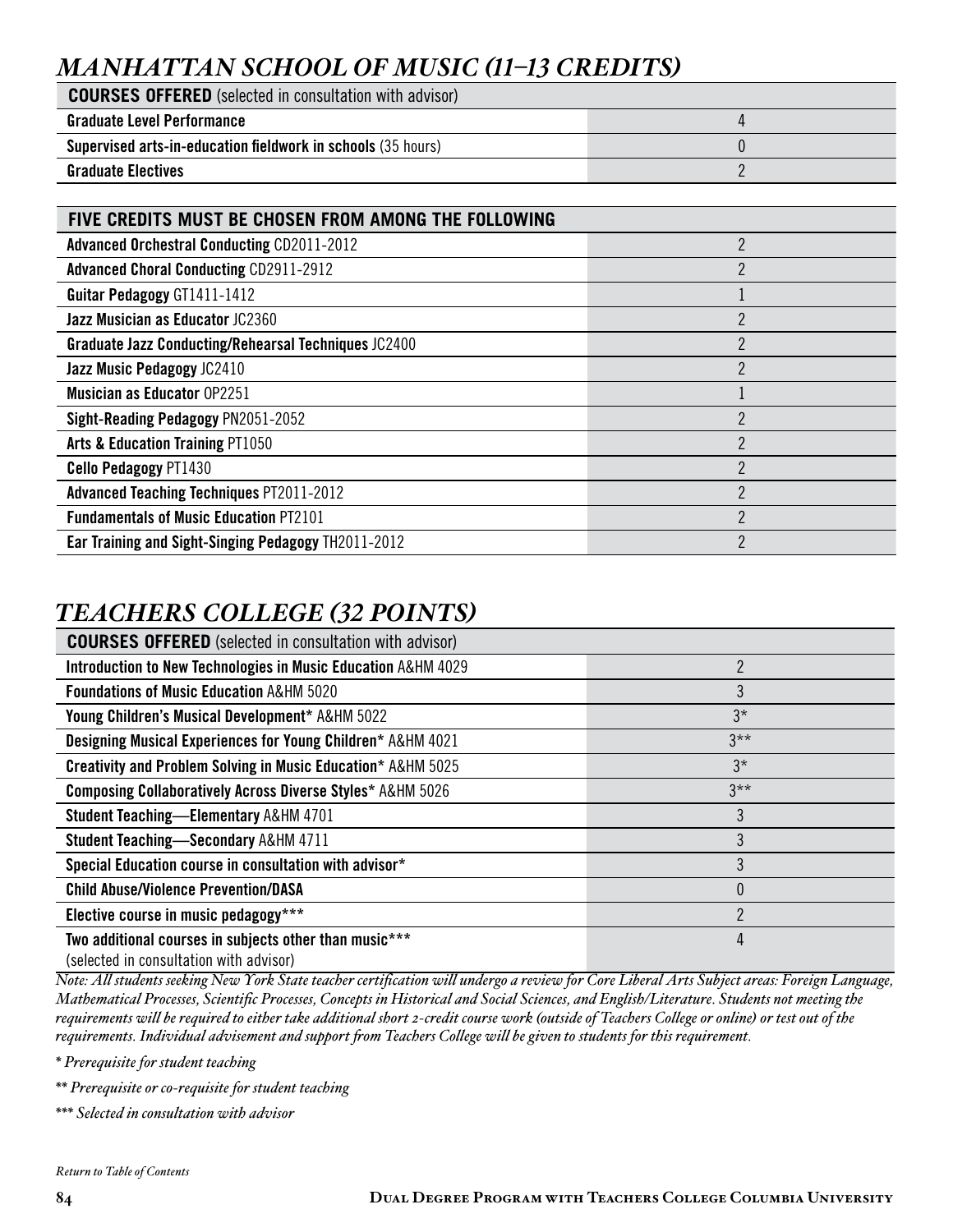## *MANHATTAN SCHOOL OF MUSIC (11–13 CREDITS)*

| **COURSES OFFERED** (selected in consultation with advisor) | |
|---|---|
| **Graduate Level Performance** | 4 |
| **Supervised arts-in-education fieldwork in schools** (35 hours) | 0 |
| **Graduate Electives** | 2 |

| **FIVE CREDITS MUST BE CHOSEN FROM AMONG THE FOLLOWING** | |
|---|---|
| **Advanced Orchestral Conducting** CD2011-2012 | 2 |
| **Advanced Choral Conducting** CD2911-2912 | 2 |
| **Guitar Pedagogy** GT1411-1412 | 1 |
| **Jazz Musician as Educator** JC2360 | 2 |
| **Graduate Jazz Conducting/Rehearsal Techniques** JC2400 | 2 |
| **Jazz Music Pedagogy** JC2410 | 2 |
| **Musician as Educator** OP2251 | 1 |
| **Sight-Reading Pedagogy** PN2051-2052 | 2 |
| **Arts & Education Training** PT1050 | 2 |
| **Cello Pedagogy** PT1430 | 2 |
| **Advanced Teaching Techniques** PT2011-2012 | 2 |
| **Fundamentals of Music Education** PT2101 | 2 |
| **Ear Training and Sight-Singing Pedagogy** TH2011-2012 | 2 |

## *TEACHERS COLLEGE (32 POINTS)*

| **COURSES OFFERED** (selected in consultation with advisor) | |
|---|---|
| **Introduction to New Technologies in Music Education** A&HM 4029 | 2 |
| **Foundations of Music Education** A&HM 5020 | 3 |
| **Young Children's Musical Development*** A&HM 5022 | 3* |
| **Designing Musical Experiences for Young Children*** A&HM 4021 | 3** |
| **Creativity and Problem Solving in Music Education*** A&HM 5025 | 3* |
| **Composing Collaboratively Across Diverse Styles*** A&HM 5026 | 3** |
| **Student Teaching—Elementary** A&HM 4701 | 3 |
| **Student Teaching—Secondary** A&HM 4711 | 3 |
| **Special Education course in consultation with advisor*** | 3 |
| **Child Abuse/Violence Prevention/DASA** | 0 |
| **Elective course in music pedagogy***** | 2 |
| **Two additional courses in subjects other than music***** (selected in consultation with advisor) | 4 |

*Note: All students seeking New York State teacher certification will undergo a review for Core Liberal Arts Subject areas: Foreign Language, Mathematical Processes, Scientific Processes, Concepts in Historical and Social Sciences, and English/Literature. Students not meeting the requirements will be required to either take additional short 2-credit course work (outside of Teachers College or online) or test out of the requirements. Individual advisement and support from Teachers College will be given to students for this requirement.*

*\* Prerequisite for student teaching*

*\*\* Prerequisite or co-requisite for student teaching*

*\*\*\* Selected in consultation with advisor*

*Return to Table of Contents*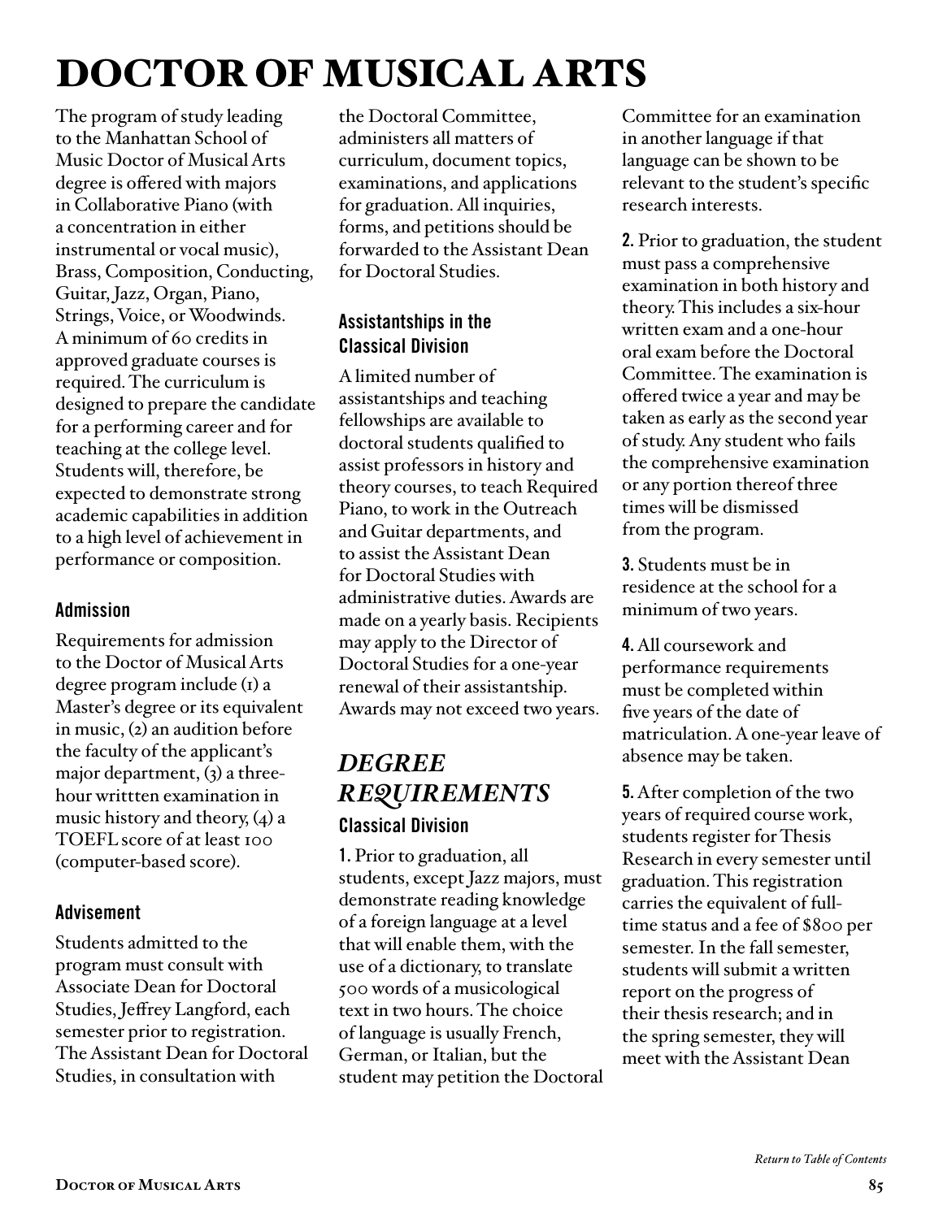# DOCTOR OF MUSICAL ARTS

The program of study leading to the Manhattan School of Music Doctor of Musical Arts degree is offered with majors in Collaborative Piano (with a concentration in either instrumental or vocal music), Brass, Composition, Conducting, Guitar, Jazz, Organ, Piano, Strings, Voice, or Woodwinds. A minimum of 60 credits in approved graduate courses is required. The curriculum is designed to prepare the candidate for a performing career and for teaching at the college level. Students will, therefore, be expected to demonstrate strong academic capabilities in addition to a high level of achievement in performance or composition.

### Admission

Requirements for admission to the Doctor of Musical Arts degree program include (1) a Master's degree or its equivalent in music, (2) an audition before the faculty of the applicant's major department, (3) a three-hour writtten examination in music history and theory, (4) a TOEFL score of at least 100 (computer-based score).

### Advisement

Students admitted to the program must consult with Associate Dean for Doctoral Studies, Jeffrey Langford, each semester prior to registration. The Assistant Dean for Doctoral Studies, in consultation with the Doctoral Committee, administers all matters of curriculum, document topics, examinations, and applications for graduation. All inquiries, forms, and petitions should be forwarded to the Assistant Dean for Doctoral Studies.

### Assistantships in the Classical Division

A limited number of assistantships and teaching fellowships are available to doctoral students qualified to assist professors in history and theory courses, to teach Required Piano, to work in the Outreach and Guitar departments, and to assist the Assistant Dean for Doctoral Studies with administrative duties. Awards are made on a yearly basis. Recipients may apply to the Director of Doctoral Studies for a one-year renewal of their assistantship. Awards may not exceed two years.

## *DEGREE REQUIREMENTS*

### Classical Division

**1.** Prior to graduation, all students, except Jazz majors, must demonstrate reading knowledge of a foreign language at a level that will enable them, with the use of a dictionary, to translate 500 words of a musicological text in two hours. The choice of language is usually French, German, or Italian, but the student may petition the Doctoral Committee for an examination in another language if that language can be shown to be relevant to the student's specific research interests.

**2.** Prior to graduation, the student must pass a comprehensive examination in both history and theory. This includes a six-hour written exam and a one-hour oral exam before the Doctoral Committee. The examination is offered twice a year and may be taken as early as the second year of study. Any student who fails the comprehensive examination or any portion thereof three times will be dismissed from the program.

**3.** Students must be in residence at the school for a minimum of two years.

**4.** All coursework and performance requirements must be completed within five years of the date of matriculation. A one-year leave of absence may be taken.

**5.** After completion of the two years of required course work, students register for Thesis Research in every semester until graduation. This registration carries the equivalent of full-time status and a fee of $800 per semester. In the fall semester, students will submit a written report on the progress of their thesis research; and in the spring semester, they will meet with the Assistant Dean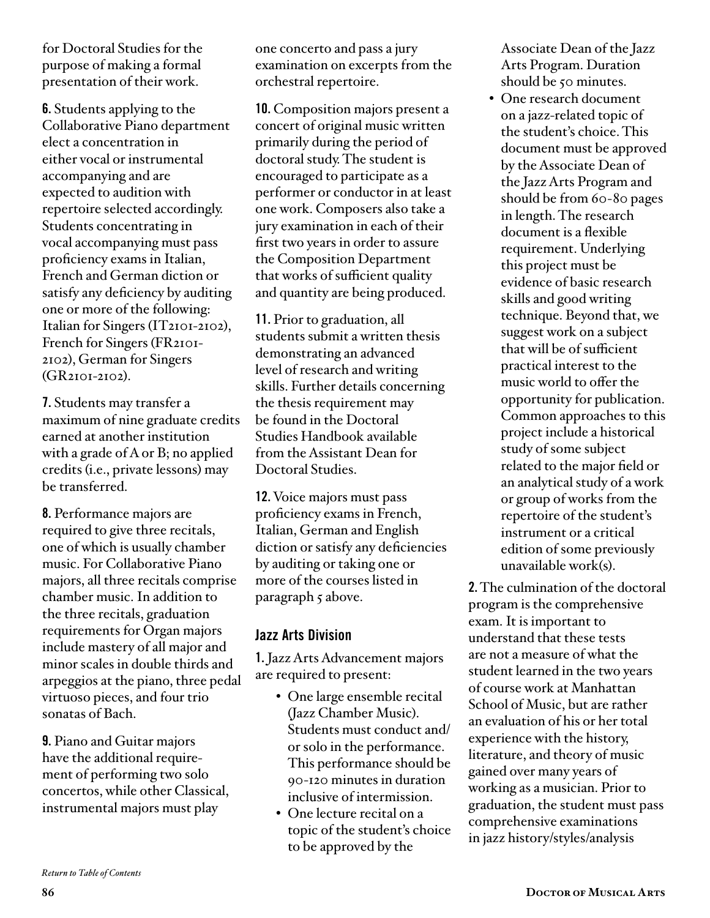for Doctoral Studies for the purpose of making a formal presentation of their work.

**6.** Students applying to the Collaborative Piano department elect a concentration in either vocal or instrumental accompanying and are expected to audition with repertoire selected accordingly. Students concentrating in vocal accompanying must pass proficiency exams in Italian, French and German diction or satisfy any deficiency by auditing one or more of the following: Italian for Singers (IT2101-2102), French for Singers (FR2101-2102), German for Singers (GR2101-2102).

**7.** Students may transfer a maximum of nine graduate credits earned at another institution with a grade of A or B; no applied credits (i.e., private lessons) may be transferred.

**8.** Performance majors are required to give three recitals, one of which is usually chamber music. For Collaborative Piano majors, all three recitals comprise chamber music. In addition to the three recitals, graduation requirements for Organ majors include mastery of all major and minor scales in double thirds and arpeggios at the piano, three pedal virtuoso pieces, and four trio sonatas of Bach.

**9.** Piano and Guitar majors have the additional requirement of performing two solo concertos, while other Classical, instrumental majors must play one concerto and pass a jury examination on excerpts from the orchestral repertoire.

**10.** Composition majors present a concert of original music written primarily during the period of doctoral study. The student is encouraged to participate as a performer or conductor in at least one work. Composers also take a jury examination in each of their first two years in order to assure the Composition Department that works of sufficient quality and quantity are being produced.

**11.** Prior to graduation, all students submit a written thesis demonstrating an advanced level of research and writing skills. Further details concerning the thesis requirement may be found in the Doctoral Studies Handbook available from the Assistant Dean for Doctoral Studies.

**12.** Voice majors must pass proficiency exams in French, Italian, German and English diction or satisfy any deficiencies by auditing or taking one or more of the courses listed in paragraph 5 above.

### Jazz Arts Division

**1.** Jazz Arts Advancement majors are required to present:

- One large ensemble recital (Jazz Chamber Music). Students must conduct and/or solo in the performance. This performance should be 90-120 minutes in duration inclusive of intermission.
- One lecture recital on a topic of the student's choice to be approved by the Associate Dean of the Jazz Arts Program. Duration should be 50 minutes.
- One research document on a jazz-related topic of the student's choice. This document must be approved by the Associate Dean of the Jazz Arts Program and should be from 60-80 pages in length. The research document is a flexible requirement. Underlying this project must be evidence of basic research skills and good writing technique. Beyond that, we suggest work on a subject that will be of sufficient practical interest to the music world to offer the opportunity for publication. Common approaches to this project include a historical study of some subject related to the major field or an analytical study of a work or group of works from the repertoire of the student's instrument or a critical edition of some previously unavailable work(s).

**2.** The culmination of the doctoral program is the comprehensive exam. It is important to understand that these tests are not a measure of what the student learned in the two years of course work at Manhattan School of Music, but are rather an evaluation of his or her total experience with the history, literature, and theory of music gained over many years of working as a musician. Prior to graduation, the student must pass comprehensive examinations in jazz history/styles/analysis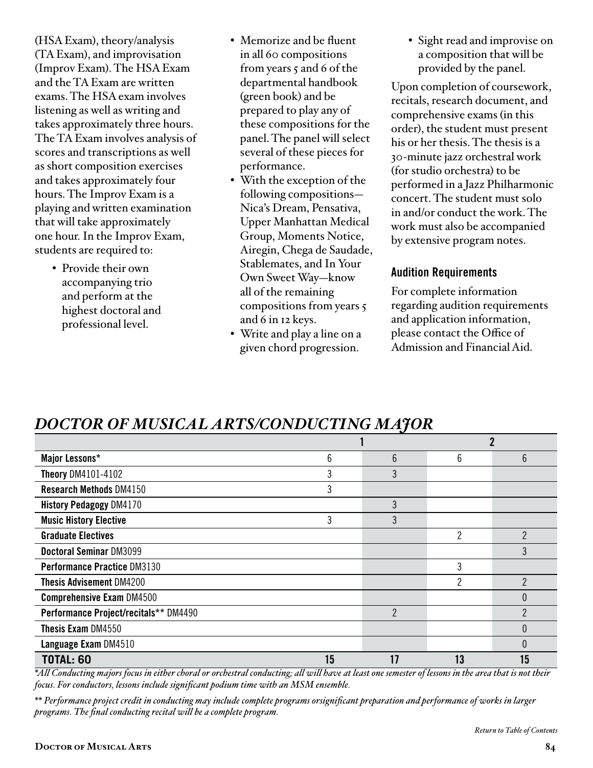(HSA Exam), theory/analysis (TA Exam), and improvisation (Improv Exam). The HSA Exam and the TA Exam are written exams. The HSA exam involves listening as well as writing and takes approximately three hours. The TA Exam involves analysis of scores and transcriptions as well as short composition exercises and takes approximately four hours. The Improv Exam is a playing and written examination that will take approximately one hour. In the Improv Exam, students are required to:

- Provide their own accompanying trio and perform at the highest doctoral and professional level.
- Memorize and be fluent in all 60 compositions from years 5 and 6 of the departmental handbook (green book) and be prepared to play any of these compositions for the panel. The panel will select several of these pieces for performance.
- With the exception of the following compositions—Nica's Dream, Pensativa, Upper Manhattan Medical Group, Moments Notice, Airegin, Chega de Saudade, Stablemates, and In Your Own Sweet Way—know all of the remaining compositions from years 5 and 6 in 12 keys.
- Write and play a line on a given chord progression.
- Sight read and improvise on a composition that will be provided by the panel.

Upon completion of coursework, recitals, research document, and comprehensive exams (in this order), the student must present his or her thesis. The thesis is a 30-minute jazz orchestral work (for studio orchestra) to be performed in a Jazz Philharmonic concert. The student must solo in and/or conduct the work. The work must also be accompanied by extensive program notes.

### Audition Requirements

For complete information regarding audition requirements and application information, please contact the Office of Admission and Financial Aid.

## *DOCTOR OF MUSICAL ARTS/CONDUCTING MAJOR*

| | 1 | | 2 | |
|---|---|---|---|---|
| **Major Lessons*** | 6 | 6 | 6 | 6 |
| **Theory** DM4101-4102 | 3 | 3 | | |
| **Research Methods** DM4150 | 3 | | | |
| **History Pedagogy** DM4170 | | 3 | | |
| **Music History Elective** | 3 | 3 | | |
| **Graduate Electives** | | | 2 | 2 |
| **Doctoral Seminar** DM3099 | | | | 3 |
| **Performance Practice** DM3130 | | | 3 | |
| **Thesis Advisement** DM4200 | | | 2 | 2 |
| **Comprehensive Exam** DM4500 | | | | 0 |
| **Performance Project/recitals**** DM4490 | | 2 | | 2 |
| **Thesis Exam** DM4550 | | | | 0 |
| **Language Exam** DM4510 | | | | 0 |
| **TOTAL: 60** | **15** | **17** | **13** | **15** |

*\*All Conducting majors focus in either choral or orchestral conducting; all will have at least one semester of lessons in the area that is not their focus. For conductors, lessons include significant podium time with an MSM ensemble.*

*\*\* Performance project credit in conducting may include complete programs orsignificant preparation and performance of works in larger programs. The final conducting recital will be a complete program.*

*Return to Table of Contents*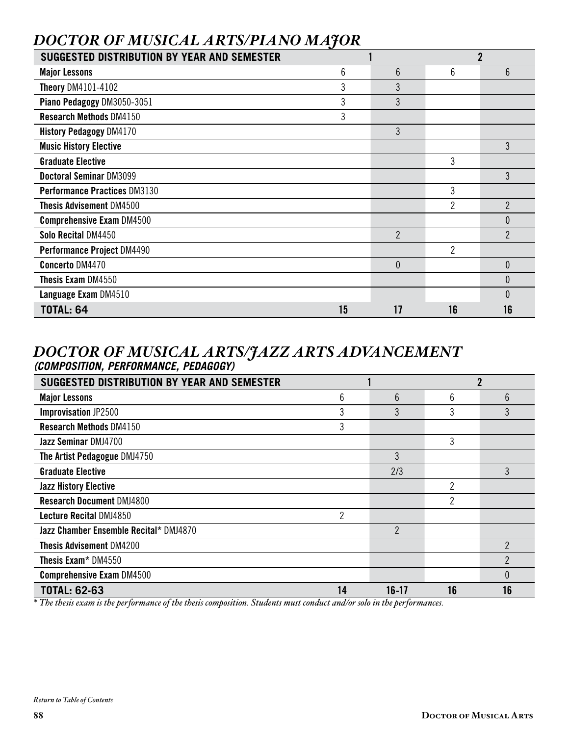## DOCTOR OF MUSICAL ARTS/PIANO MAJOR

| SUGGESTED DISTRIBUTION BY YEAR AND SEMESTER | 1 | | 2 | |
|---|---|---|---|---|
| **Major Lessons** | 6 | 6 | 6 | 6 |
| **Theory** DM4101-4102 | 3 | 3 | | |
| **Piano Pedagogy** DM3050-3051 | 3 | 3 | | |
| **Research Methods** DM4150 | 3 | | | |
| **History Pedagogy** DM4170 | | 3 | | |
| **Music History Elective** | | | | 3 |
| **Graduate Elective** | | | 3 | |
| **Doctoral Seminar** DM3099 | | | | 3 |
| **Performance Practices** DM3130 | | | 3 | |
| **Thesis Advisement** DM4500 | | | 2 | 2 |
| **Comprehensive Exam** DM4500 | | | | 0 |
| **Solo Recital** DM4450 | | 2 | | 2 |
| **Performance Project** DM4490 | | | 2 | |
| **Concerto** DM4470 | | 0 | | 0 |
| **Thesis Exam** DM4550 | | | | 0 |
| **Language Exam** DM4510 | | | | 0 |
| **TOTAL: 64** | **15** | **17** | **16** | **16** |

## DOCTOR OF MUSICAL ARTS/JAZZ ARTS ADVANCEMENT
### *(COMPOSITION, PERFORMANCE, PEDAGOGY)*

| SUGGESTED DISTRIBUTION BY YEAR AND SEMESTER | 1 | | 2 | |
|---|---|---|---|---|
| **Major Lessons** | 6 | 6 | 6 | 6 |
| **Improvisation** JP2500 | 3 | 3 | 3 | 3 |
| **Research Methods** DM4150 | 3 | | | |
| **Jazz Seminar** DMJ4700 | | | 3 | |
| **The Artist Pedagogue** DMJ4750 | | 3 | | |
| **Graduate Elective** | | 2/3 | | 3 |
| **Jazz History Elective** | | | 2 | |
| **Research Document** DMJ4800 | | | 2 | |
| **Lecture Recital** DMJ4850 | 2 | | | |
| **Jazz Chamber Ensemble Recital*** DMJ4870 | | 2 | | |
| **Thesis Advisement** DM4200 | | | | 2 |
| **Thesis Exam*** DM4550 | | | | 2 |
| **Comprehensive Exam** DM4500 | | | | 0 |
| **TOTAL: 62-63** | **14** | **16-17** | **16** | **16** |

*\* The thesis exam is the performance of the thesis composition. Students must conduct and/or solo in the performances.*

*Return to Table of Contents*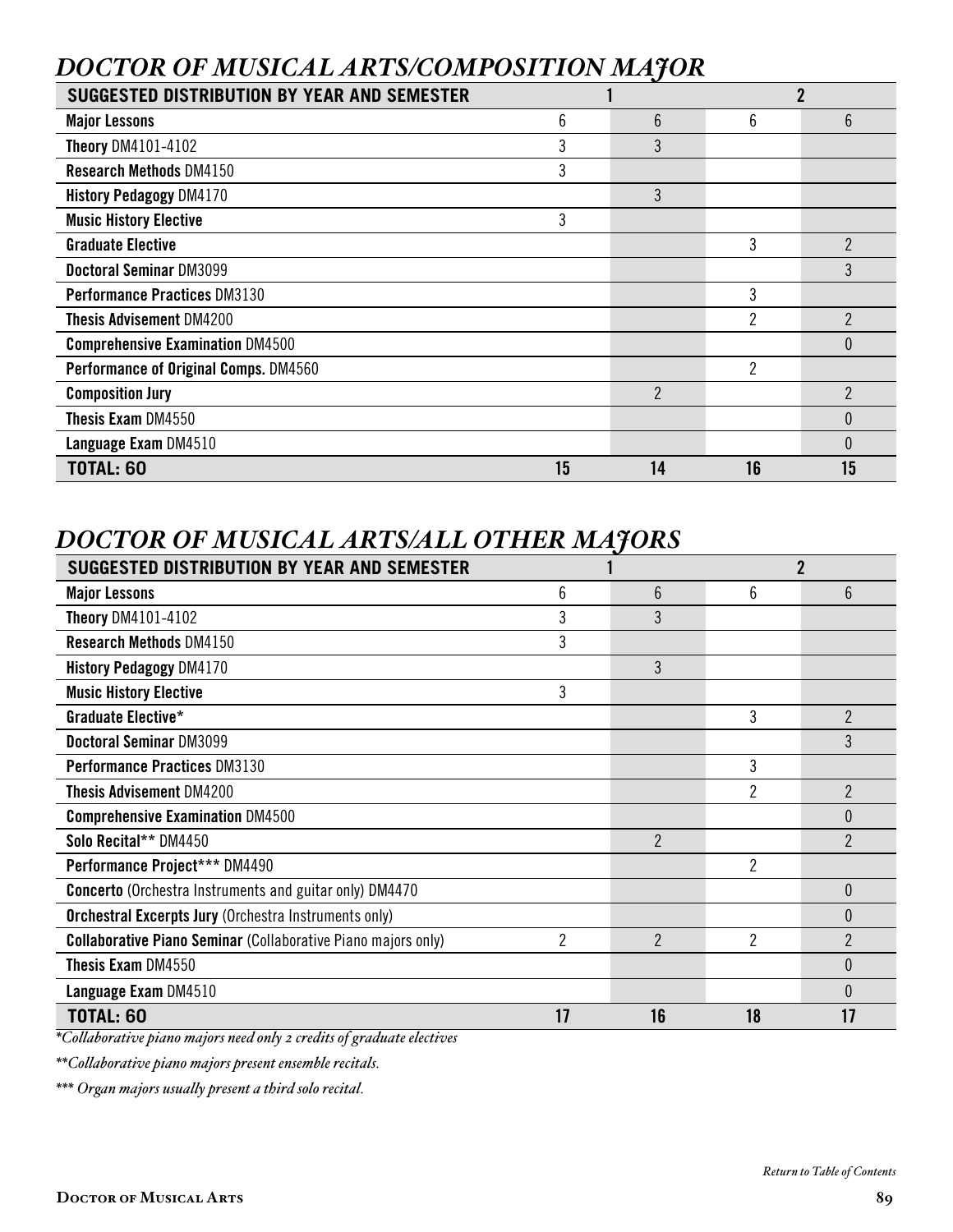## *DOCTOR OF MUSICAL ARTS/COMPOSITION MAJOR*

| SUGGESTED DISTRIBUTION BY YEAR AND SEMESTER | 1 | | 2 | |
|---|---|---|---|---|
| **Major Lessons** | 6 | 6 | 6 | 6 |
| **Theory** DM4101-4102 | 3 | 3 | | |
| **Research Methods** DM4150 | 3 | | | |
| **History Pedagogy** DM4170 | | 3 | | |
| **Music History Elective** | 3 | | | |
| **Graduate Elective** | | | 3 | 2 |
| **Doctoral Seminar** DM3099 | | | | 3 |
| **Performance Practices** DM3130 | | | 3 | |
| **Thesis Advisement** DM4200 | | | 2 | 2 |
| **Comprehensive Examination** DM4500 | | | | 0 |
| **Performance of Original Comps.** DM4560 | | | 2 | |
| **Composition Jury** | | 2 | | 2 |
| **Thesis Exam** DM4550 | | | | 0 |
| **Language Exam** DM4510 | | | | 0 |
| **TOTAL: 60** | **15** | **14** | **16** | **15** |

## *DOCTOR OF MUSICAL ARTS/ALL OTHER MAJORS*

| SUGGESTED DISTRIBUTION BY YEAR AND SEMESTER | 1 | | 2 | |
|---|---|---|---|---|
| **Major Lessons** | 6 | 6 | 6 | 6 |
| **Theory** DM4101-4102 | 3 | 3 | | |
| **Research Methods** DM4150 | 3 | | | |
| **History Pedagogy** DM4170 | | 3 | | |
| **Music History Elective** | 3 | | | |
| **Graduate Elective*** | | | 3 | 2 |
| **Doctoral Seminar** DM3099 | | | | 3 |
| **Performance Practices** DM3130 | | | 3 | |
| **Thesis Advisement** DM4200 | | | 2 | 2 |
| **Comprehensive Examination** DM4500 | | | | 0 |
| **Solo Recital**** DM4450 | | 2 | | 2 |
| **Performance Project***** DM4490 | | | 2 | |
| **Concerto** (Orchestra Instruments and guitar only) DM4470 | | | | 0 |
| **Orchestral Excerpts Jury** (Orchestra Instruments only) | | | | 0 |
| **Collaborative Piano Seminar** (Collaborative Piano majors only) | 2 | 2 | 2 | 2 |
| **Thesis Exam** DM4550 | | | | 0 |
| **Language Exam** DM4510 | | | | 0 |
| **TOTAL: 60** | **17** | **16** | **18** | **17** |

*\*Collaborative piano majors need only 2 credits of graduate electives*

*\*\*Collaborative piano majors present ensemble recitals.*

*\*\*\* Organ majors usually present a third solo recital.*

*Return to Table of Contents*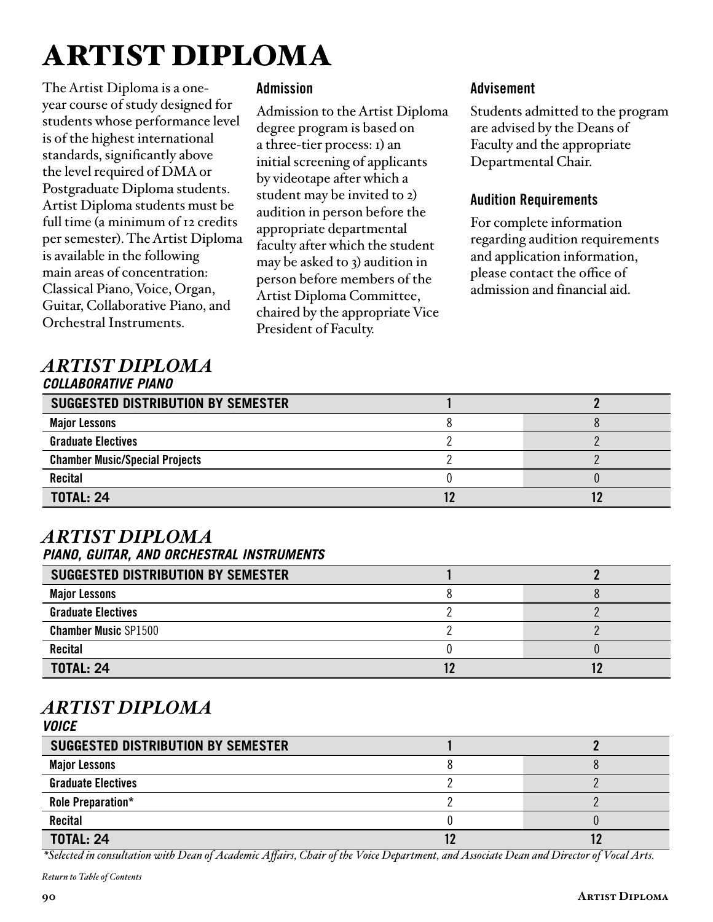# ARTIST DIPLOMA

The Artist Diploma is a one-year course of study designed for students whose performance level is of the highest international standards, significantly above the level required of DMA or Postgraduate Diploma students. Artist Diploma students must be full time (a minimum of 12 credits per semester). The Artist Diploma is available in the following main areas of concentration: Classical Piano, Voice, Organ, Guitar, Collaborative Piano, and Orchestral Instruments.

### Admission

Admission to the Artist Diploma degree program is based on a three-tier process: 1) an initial screening of applicants by videotape after which a student may be invited to 2) audition in person before the appropriate departmental faculty after which the student may be asked to 3) audition in person before members of the Artist Diploma Committee, chaired by the appropriate Vice President of Faculty.

### Advisement

Students admitted to the program are advised by the Deans of Faculty and the appropriate Departmental Chair.

### Audition Requirements

For complete information regarding audition requirements and application information, please contact the office of admission and financial aid.

## *ARTIST DIPLOMA*
***COLLABORATIVE PIANO***

| SUGGESTED DISTRIBUTION BY SEMESTER | 1 | 2 |
|---|---|---|
| Major Lessons | 8 | 8 |
| Graduate Electives | 2 | 2 |
| Chamber Music/Special Projects | 2 | 2 |
| Recital | 0 | 0 |
| TOTAL: 24 | 12 | 12 |

## *ARTIST DIPLOMA*
***PIANO, GUITAR, AND ORCHESTRAL INSTRUMENTS***

| SUGGESTED DISTRIBUTION BY SEMESTER | 1 | 2 |
|---|---|---|
| Major Lessons | 8 | 8 |
| Graduate Electives | 2 | 2 |
| **Chamber Music** SP1500 | 2 | 2 |
| Recital | 0 | 0 |
| TOTAL: 24 | 12 | 12 |

## *ARTIST DIPLOMA*
***VOICE***

| SUGGESTED DISTRIBUTION BY SEMESTER | 1 | 2 |
|---|---|---|
| Major Lessons | 8 | 8 |
| Graduate Electives | 2 | 2 |
| Role Preparation* | 2 | 2 |
| Recital | 0 | 0 |
| TOTAL: 24 | 12 | 12 |

*\*Selected in consultation with Dean of Academic Affairs, Chair of the Voice Department, and Associate Dean and Director of Vocal Arts.*

*Return to Table of Contents*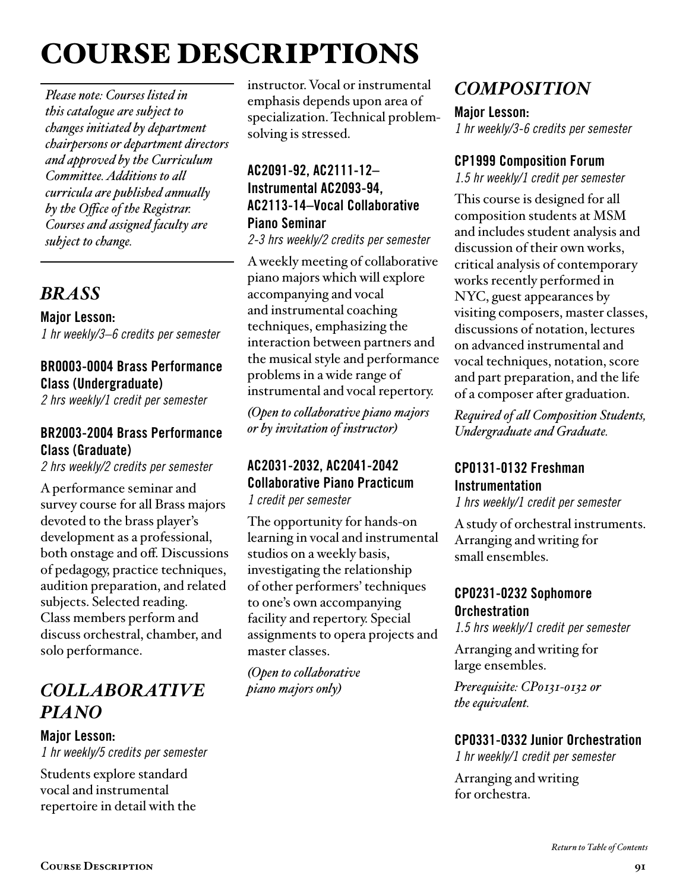# COURSE DESCRIPTIONS

*Please note: Courses listed in this catalogue are subject to changes initiated by department chairpersons or department directors and approved by the Curriculum Committee. Additions to all curricula are published annually by the Office of the Registrar. Courses and assigned faculty are subject to change.*

## *BRASS*

**Major Lesson:**
*1 hr weekly/3–6 credits per semester*

### BR0003-0004 Brass Performance Class (Undergraduate)
*2 hrs weekly/1 credit per semester*

### BR2003-2004 Brass Performance Class (Graduate)
*2 hrs weekly/2 credits per semester*

A performance seminar and survey course for all Brass majors devoted to the brass player's development as a professional, both onstage and off. Discussions of pedagogy, practice techniques, audition preparation, and related subjects. Selected reading. Class members perform and discuss orchestral, chamber, and solo performance.

## *COLLABORATIVE PIANO*

**Major Lesson:**
*1 hr weekly/5 credits per semester*

Students explore standard vocal and instrumental repertoire in detail with the instructor. Vocal or instrumental emphasis depends upon area of specialization. Technical problem-solving is stressed.

### AC2091-92, AC2111-12–Instrumental AC2093-94, AC2113-14–Vocal Collaborative Piano Seminar
*2-3 hrs weekly/2 credits per semester*

A weekly meeting of collaborative piano majors which will explore accompanying and vocal and instrumental coaching techniques, emphasizing the interaction between partners and the musical style and performance problems in a wide range of instrumental and vocal repertory.

*(Open to collaborative piano majors or by invitation of instructor)*

### AC2031-2032, AC2041-2042 Collaborative Piano Practicum
*1 credit per semester*

The opportunity for hands-on learning in vocal and instrumental studios on a weekly basis, investigating the relationship of other performers' techniques to one's own accompanying facility and repertory. Special assignments to opera projects and master classes.

*(Open to collaborative piano majors only)*

## *COMPOSITION*

**Major Lesson:**
*1 hr weekly/3-6 credits per semester*

### CP1999 Composition Forum
*1.5 hr weekly/1 credit per semester*

This course is designed for all composition students at MSM and includes student analysis and discussion of their own works, critical analysis of contemporary works recently performed in NYC, guest appearances by visiting composers, master classes, discussions of notation, lectures on advanced instrumental and vocal techniques, notation, score and part preparation, and the life of a composer after graduation.

*Required of all Composition Students, Undergraduate and Graduate.*

### CP0131-0132 Freshman Instrumentation
*1 hrs weekly/1 credit per semester*

A study of orchestral instruments. Arranging and writing for small ensembles.

### CP0231-0232 Sophomore Orchestration
*1.5 hrs weekly/1 credit per semester*

Arranging and writing for large ensembles.

*Prerequisite: CP0131-0132 or the equivalent.*

### CP0331-0332 Junior Orchestration
*1 hr weekly/1 credit per semester*

Arranging and writing for orchestra.

*Return to Table of Contents*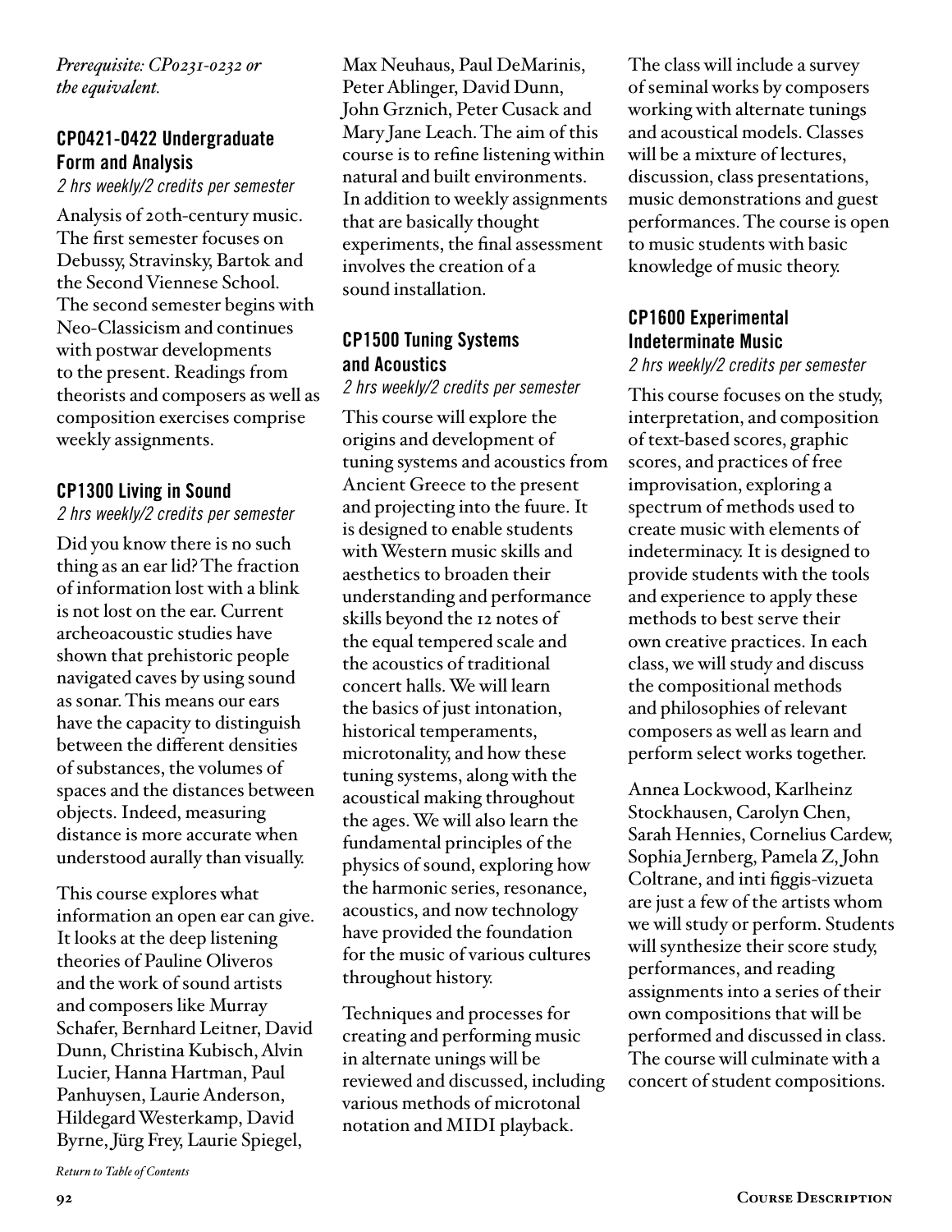*Prerequisite: CP0231-0232 or the equivalent.*

### CP0421-0422 Undergraduate Form and Analysis

*2 hrs weekly/2 credits per semester*

Analysis of 20th-century music. The first semester focuses on Debussy, Stravinsky, Bartok and the Second Viennese School. The second semester begins with Neo-Classicism and continues with postwar developments to the present. Readings from theorists and composers as well as composition exercises comprise weekly assignments.

### CP1300 Living in Sound

*2 hrs weekly/2 credits per semester*

Did you know there is no such thing as an ear lid? The fraction of information lost with a blink is not lost on the ear. Current archeoacoustic studies have shown that prehistoric people navigated caves by using sound as sonar. This means our ears have the capacity to distinguish between the different densities of substances, the volumes of spaces and the distances between objects. Indeed, measuring distance is more accurate when understood aurally than visually.

This course explores what information an open ear can give. It looks at the deep listening theories of Pauline Oliveros and the work of sound artists and composers like Murray Schafer, Bernhard Leitner, David Dunn, Christina Kubisch, Alvin Lucier, Hanna Hartman, Paul Panhuysen, Laurie Anderson, Hildegard Westerkamp, David Byrne, Jürg Frey, Laurie Spiegel, Max Neuhaus, Paul DeMarinis, Peter Ablinger, David Dunn, John Grznich, Peter Cusack and Mary Jane Leach. The aim of this course is to refine listening within natural and built environments. In addition to weekly assignments that are basically thought experiments, the final assessment involves the creation of a sound installation.

### CP1500 Tuning Systems and Acoustics

*2 hrs weekly/2 credits per semester*

This course will explore the origins and development of tuning systems and acoustics from Ancient Greece to the present and projecting into the fuure. It is designed to enable students with Western music skills and aesthetics to broaden their understanding and performance skills beyond the 12 notes of the equal tempered scale and the acoustics of traditional concert halls. We will learn the basics of just intonation, historical temperaments, microtonality, and how these tuning systems, along with the acoustical making throughout the ages. We will also learn the fundamental principles of the physics of sound, exploring how the harmonic series, resonance, acoustics, and now technology have provided the foundation for the music of various cultures throughout history.

Techniques and processes for creating and performing music in alternate unings will be reviewed and discussed, including various methods of microtonal notation and MIDI playback.

The class will include a survey of seminal works by composers working with alternate tunings and acoustical models. Classes will be a mixture of lectures, discussion, class presentations, music demonstrations and guest performances. The course is open to music students with basic knowledge of music theory.

### CP1600 Experimental Indeterminate Music

*2 hrs weekly/2 credits per semester*

This course focuses on the study, interpretation, and composition of text-based scores, graphic scores, and practices of free improvisation, exploring a spectrum of methods used to create music with elements of indeterminacy. It is designed to provide students with the tools and experience to apply these methods to best serve their own creative practices. In each class, we will study and discuss the compositional methods and philosophies of relevant composers as well as learn and perform select works together.

Annea Lockwood, Karlheinz Stockhausen, Carolyn Chen, Sarah Hennies, Cornelius Cardew, Sophia Jernberg, Pamela Z, John Coltrane, and inti figgis-vizueta are just a few of the artists whom we will study or perform. Students will synthesize their score study, performances, and reading assignments into a series of their own compositions that will be performed and discussed in class. The course will culminate with a concert of student compositions.

*Return to Table of Contents*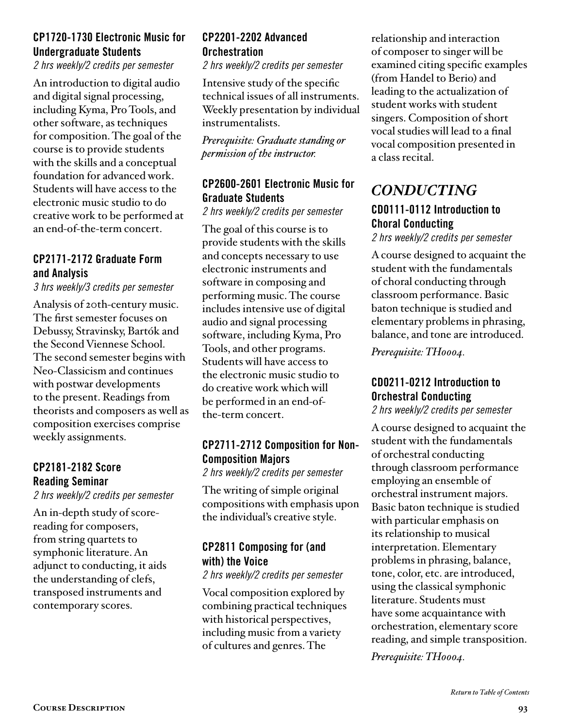### CP1720-1730 Electronic Music for Undergraduate Students

*2 hrs weekly/2 credits per semester*

An introduction to digital audio and digital signal processing, including Kyma, Pro Tools, and other software, as techniques for composition. The goal of the course is to provide students with the skills and a conceptual foundation for advanced work. Students will have access to the electronic music studio to do creative work to be performed at an end-of-the-term concert.

### CP2171-2172 Graduate Form and Analysis

*3 hrs weekly/3 credits per semester*

Analysis of 20th-century music. The first semester focuses on Debussy, Stravinsky, Bartók and the Second Viennese School. The second semester begins with Neo-Classicism and continues with postwar developments to the present. Readings from theorists and composers as well as composition exercises comprise weekly assignments.

### CP2181-2182 Score Reading Seminar

*2 hrs weekly/2 credits per semester*

An in-depth study of score-reading for composers, from string quartets to symphonic literature. An adjunct to conducting, it aids the understanding of clefs, transposed instruments and contemporary scores.

### CP2201-2202 Advanced Orchestration

*2 hrs weekly/2 credits per semester*

Intensive study of the specific technical issues of all instruments. Weekly presentation by individual instrumentalists.

*Prerequisite: Graduate standing or permission of the instructor.*

### CP2600-2601 Electronic Music for Graduate Students

*2 hrs weekly/2 credits per semester*

The goal of this course is to provide students with the skills and concepts necessary to use electronic instruments and software in composing and performing music. The course includes intensive use of digital audio and signal processing software, including Kyma, Pro Tools, and other programs. Students will have access to the electronic music studio to do creative work which will be performed in an end-of-the-term concert.

### CP2711-2712 Composition for Non-Composition Majors

*2 hrs weekly/2 credits per semester*

The writing of simple original compositions with emphasis upon the individual's creative style.

### CP2811 Composing for (and with) the Voice

*2 hrs weekly/2 credits per semester*

Vocal composition explored by combining practical techniques with historical perspectives, including music from a variety of cultures and genres. The relationship and interaction of composer to singer will be examined citing specific examples (from Handel to Berio) and leading to the actualization of student works with student singers. Composition of short vocal studies will lead to a final vocal composition presented in a class recital.

## *CONDUCTING*

### CD0111-0112 Introduction to Choral Conducting

*2 hrs weekly/2 credits per semester*

A course designed to acquaint the student with the fundamentals of choral conducting through classroom performance. Basic baton technique is studied and elementary problems in phrasing, balance, and tone are introduced.

*Prerequisite: TH0004.*

### CD0211-0212 Introduction to Orchestral Conducting

*2 hrs weekly/2 credits per semester*

A course designed to acquaint the student with the fundamentals of orchestral conducting through classroom performance employing an ensemble of orchestral instrument majors. Basic baton technique is studied with particular emphasis on its relationship to musical interpretation. Elementary problems in phrasing, balance, tone, color, etc. are introduced, using the classical symphonic literature. Students must have some acquaintance with orchestration, elementary score reading, and simple transposition.

*Prerequisite: TH0004.*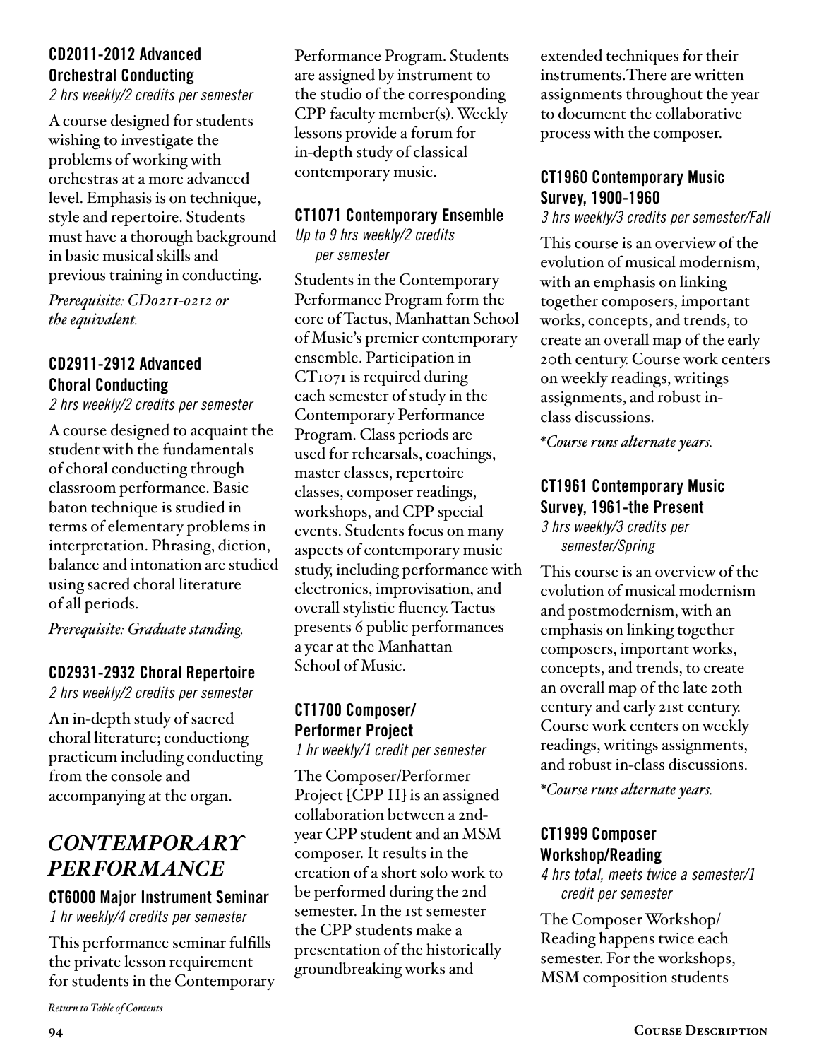### CD2011-2012 Advanced Orchestral Conducting

*2 hrs weekly/2 credits per semester*

A course designed for students wishing to investigate the problems of working with orchestras at a more advanced level. Emphasis is on technique, style and repertoire. Students must have a thorough background in basic musical skills and previous training in conducting.

*Prerequisite: CD0211-0212 or the equivalent.*

### CD2911-2912 Advanced Choral Conducting

*2 hrs weekly/2 credits per semester*

A course designed to acquaint the student with the fundamentals of choral conducting through classroom performance. Basic baton technique is studied in terms of elementary problems in interpretation. Phrasing, diction, balance and intonation are studied using sacred choral literature of all periods.

*Prerequisite: Graduate standing.*

### CD2931-2932 Choral Repertoire

*2 hrs weekly/2 credits per semester*

An in-depth study of sacred choral literature; conductiong practicum including conducting from the console and accompanying at the organ.

## *CONTEMPORARY PERFORMANCE*

### CT6000 Major Instrument Seminar

*1 hr weekly/4 credits per semester*

This performance seminar fulfills the private lesson requirement for students in the Contemporary Performance Program. Students are assigned by instrument to the studio of the corresponding CPP faculty member(s). Weekly lessons provide a forum for in-depth study of classical contemporary music.

### CT1071 Contemporary Ensemble

*Up to 9 hrs weekly/2 credits per semester*

Students in the Contemporary Performance Program form the core of Tactus, Manhattan School of Music's premier contemporary ensemble. Participation in CT1071 is required during each semester of study in the Contemporary Performance Program. Class periods are used for rehearsals, coachings, master classes, repertoire classes, composer readings, workshops, and CPP special events. Students focus on many aspects of contemporary music study, including performance with electronics, improvisation, and overall stylistic fluency. Tactus presents 6 public performances a year at the Manhattan School of Music.

### CT1700 Composer/ Performer Project

*1 hr weekly/1 credit per semester*

The Composer/Performer Project [CPP II] is an assigned collaboration between a 2nd-year CPP student and an MSM composer. It results in the creation of a short solo work to be performed during the 2nd semester. In the 1st semester the CPP students make a presentation of the historically groundbreaking works and extended techniques for their instruments.There are written assignments throughout the year to document the collaborative process with the composer.

### CT1960 Contemporary Music Survey, 1900-1960

*3 hrs weekly/3 credits per semester/Fall*

This course is an overview of the evolution of musical modernism, with an emphasis on linking together composers, important works, concepts, and trends, to create an overall map of the early 20th century. Course work centers on weekly readings, writings assignments, and robust in-class discussions.

**Course runs alternate years.*

### CT1961 Contemporary Music Survey, 1961-the Present

*3 hrs weekly/3 credits per semester/Spring*

This course is an overview of the evolution of musical modernism and postmodernism, with an emphasis on linking together composers, important works, concepts, and trends, to create an overall map of the late 20th century and early 21st century. Course work centers on weekly readings, writings assignments, and robust in-class discussions.

**Course runs alternate years.*

### CT1999 Composer Workshop/Reading

*4 hrs total, meets twice a semester/1 credit per semester*

The Composer Workshop/ Reading happens twice each semester. For the workshops, MSM composition students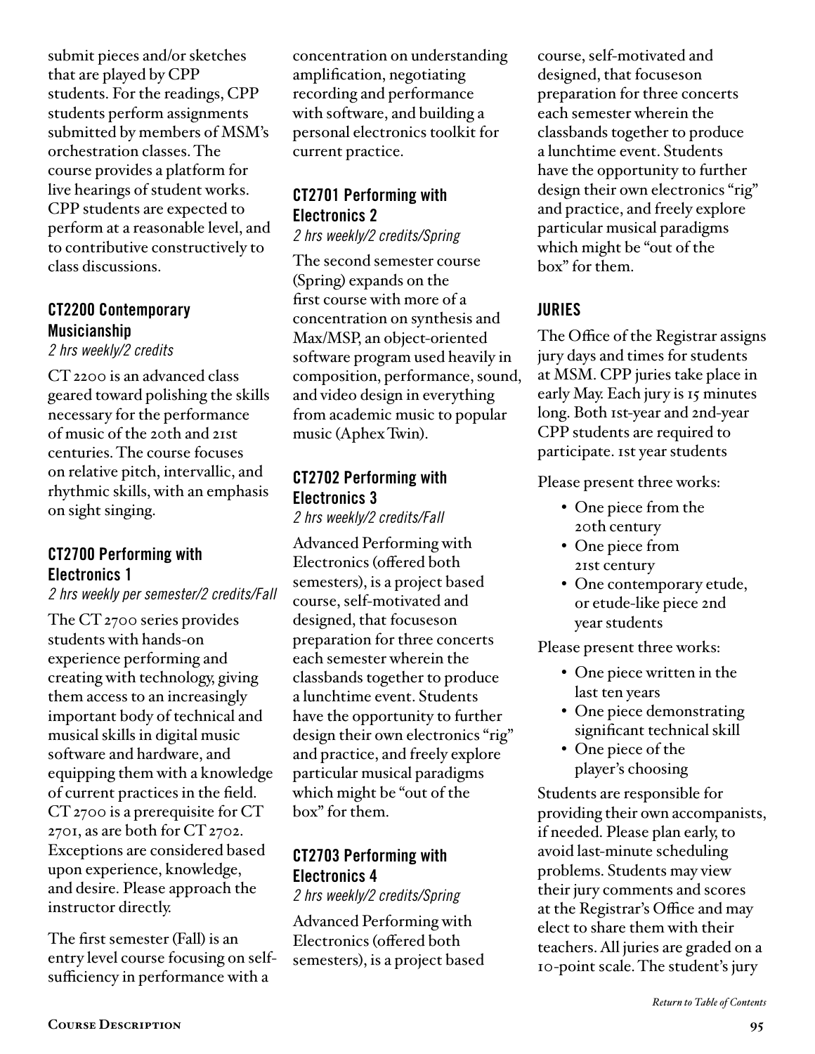submit pieces and/or sketches that are played by CPP students. For the readings, CPP students perform assignments submitted by members of MSM's orchestration classes. The course provides a platform for live hearings of student works. CPP students are expected to perform at a reasonable level, and to contributive constructively to class discussions.

### CT2200 Contemporary Musicianship

*2 hrs weekly/2 credits*

CT 2200 is an advanced class geared toward polishing the skills necessary for the performance of music of the 20th and 21st centuries. The course focuses on relative pitch, intervallic, and rhythmic skills, with an emphasis on sight singing.

### CT2700 Performing with Electronics 1

*2 hrs weekly per semester/2 credits/Fall*

The CT 2700 series provides students with hands-on experience performing and creating with technology, giving them access to an increasingly important body of technical and musical skills in digital music software and hardware, and equipping them with a knowledge of current practices in the field. CT 2700 is a prerequisite for CT 2701, as are both for CT 2702. Exceptions are considered based upon experience, knowledge, and desire. Please approach the instructor directly.

The first semester (Fall) is an entry level course focusing on self-sufficiency in performance with a concentration on understanding amplification, negotiating recording and performance with software, and building a personal electronics toolkit for current practice.

### CT2701 Performing with Electronics 2

*2 hrs weekly/2 credits/Spring*

The second semester course (Spring) expands on the first course with more of a concentration on synthesis and Max/MSP, an object-oriented software program used heavily in composition, performance, sound, and video design in everything from academic music to popular music (Aphex Twin).

### CT2702 Performing with Electronics 3

*2 hrs weekly/2 credits/Fall*

Advanced Performing with Electronics (offered both semesters), is a project based course, self-motivated and designed, that focuseson preparation for three concerts each semester wherein the classbands together to produce a lunchtime event. Students have the opportunity to further design their own electronics "rig" and practice, and freely explore particular musical paradigms which might be "out of the box" for them.

### CT2703 Performing with Electronics 4

*2 hrs weekly/2 credits/Spring*

Advanced Performing with Electronics (offered both semesters), is a project based course, self-motivated and designed, that focuseson preparation for three concerts each semester wherein the classbands together to produce a lunchtime event. Students have the opportunity to further design their own electronics "rig" and practice, and freely explore particular musical paradigms which might be "out of the box" for them.

## JURIES

The Office of the Registrar assigns jury days and times for students at MSM. CPP juries take place in early May. Each jury is 15 minutes long. Both 1st-year and 2nd-year CPP students are required to participate. 1st year students

Please present three works:

- One piece from the 20th century
- One piece from 21st century
- One contemporary etude, or etude-like piece 2nd year students

Please present three works:

- One piece written in the last ten years
- One piece demonstrating significant technical skill
- One piece of the player's choosing

Students are responsible for providing their own accompanists, if needed. Please plan early, to avoid last-minute scheduling problems. Students may view their jury comments and scores at the Registrar's Office and may elect to share them with their teachers. All juries are graded on a 10-point scale. The student's jury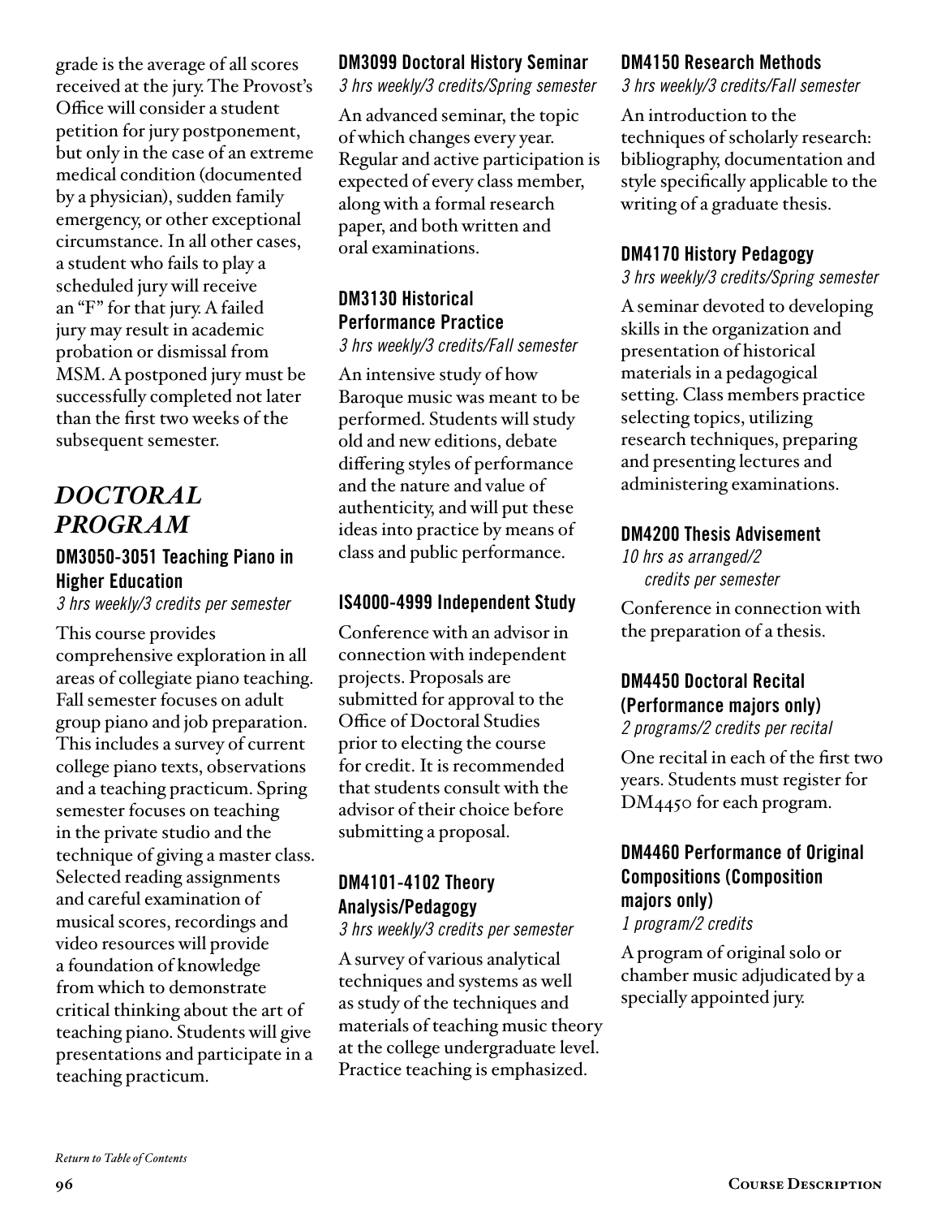grade is the average of all scores received at the jury. The Provost's Office will consider a student petition for jury postponement, but only in the case of an extreme medical condition (documented by a physician), sudden family emergency, or other exceptional circumstance. In all other cases, a student who fails to play a scheduled jury will receive an "F" for that jury. A failed jury may result in academic probation or dismissal from MSM. A postponed jury must be successfully completed not later than the first two weeks of the subsequent semester.

## *DOCTORAL PROGRAM*

### DM3050-3051 Teaching Piano in Higher Education

*3 hrs weekly/3 credits per semester*

This course provides comprehensive exploration in all areas of collegiate piano teaching. Fall semester focuses on adult group piano and job preparation. This includes a survey of current college piano texts, observations and a teaching practicum. Spring semester focuses on teaching in the private studio and the technique of giving a master class. Selected reading assignments and careful examination of musical scores, recordings and video resources will provide a foundation of knowledge from which to demonstrate critical thinking about the art of teaching piano. Students will give presentations and participate in a teaching practicum.

### DM3099 Doctoral History Seminar

*3 hrs weekly/3 credits/Spring semester*

An advanced seminar, the topic of which changes every year. Regular and active participation is expected of every class member, along with a formal research paper, and both written and oral examinations.

### DM3130 Historical Performance Practice

*3 hrs weekly/3 credits/Fall semester*

An intensive study of how Baroque music was meant to be performed. Students will study old and new editions, debate differing styles of performance and the nature and value of authenticity, and will put these ideas into practice by means of class and public performance.

### IS4000-4999 Independent Study

Conference with an advisor in connection with independent projects. Proposals are submitted for approval to the Office of Doctoral Studies prior to electing the course for credit. It is recommended that students consult with the advisor of their choice before submitting a proposal.

### DM4101-4102 Theory Analysis/Pedagogy

*3 hrs weekly/3 credits per semester*

A survey of various analytical techniques and systems as well as study of the techniques and materials of teaching music theory at the college undergraduate level. Practice teaching is emphasized.

### DM4150 Research Methods

*3 hrs weekly/3 credits/Fall semester*

An introduction to the techniques of scholarly research: bibliography, documentation and style specifically applicable to the writing of a graduate thesis.

### DM4170 History Pedagogy

*3 hrs weekly/3 credits/Spring semester*

A seminar devoted to developing skills in the organization and presentation of historical materials in a pedagogical setting. Class members practice selecting topics, utilizing research techniques, preparing and presenting lectures and administering examinations.

### DM4200 Thesis Advisement

*10 hrs as arranged/2 credits per semester*

Conference in connection with the preparation of a thesis.

### DM4450 Doctoral Recital (Performance majors only)

*2 programs/2 credits per recital*

One recital in each of the first two years. Students must register for DM4450 for each program.

### DM4460 Performance of Original Compositions (Composition majors only)

*1 program/2 credits*

A program of original solo or chamber music adjudicated by a specially appointed jury.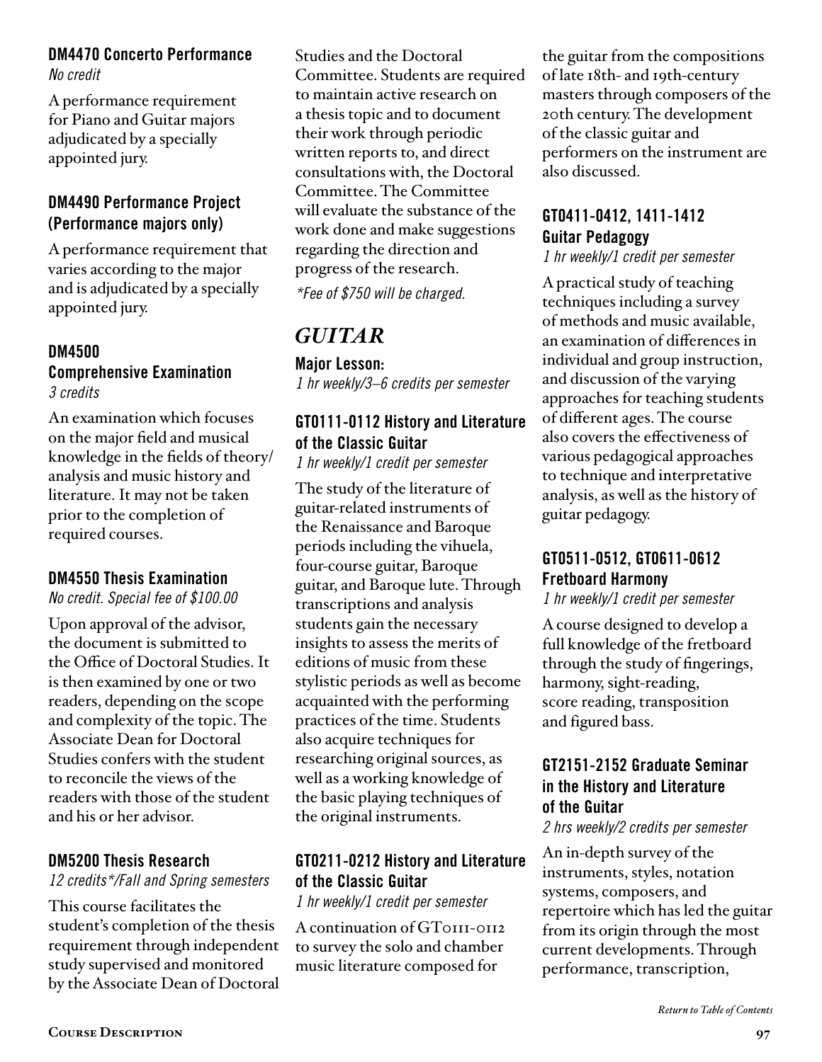### DM4470 Concerto Performance

*No credit*

A performance requirement for Piano and Guitar majors adjudicated by a specially appointed jury.

### DM4490 Performance Project (Performance majors only)

A performance requirement that varies according to the major and is adjudicated by a specially appointed jury.

### DM4500 Comprehensive Examination

*3 credits*

An examination which focuses on the major field and musical knowledge in the fields of theory/analysis and music history and literature. It may not be taken prior to the completion of required courses.

### DM4550 Thesis Examination

*No credit. Special fee of $100.00*

Upon approval of the advisor, the document is submitted to the Office of Doctoral Studies. It is then examined by one or two readers, depending on the scope and complexity of the topic. The Associate Dean for Doctoral Studies confers with the student to reconcile the views of the readers with those of the student and his or her advisor.

### DM5200 Thesis Research

*12 credits*/Fall and Spring semesters*

This course facilitates the student's completion of the thesis requirement through independent study supervised and monitored by the Associate Dean of Doctoral Studies and the Doctoral Committee. Students are required to maintain active research on a thesis topic and to document their work through periodic written reports to, and direct consultations with, the Doctoral Committee. The Committee will evaluate the substance of the work done and make suggestions regarding the direction and progress of the research.

*\*Fee of $750 will be charged.*

## GUITAR

**Major Lesson:**
*1 hr weekly/3–6 credits per semester*

### GT0111-0112 History and Literature of the Classic Guitar

*1 hr weekly/1 credit per semester*

The study of the literature of guitar-related instruments of the Renaissance and Baroque periods including the vihuela, four-course guitar, Baroque guitar, and Baroque lute. Through transcriptions and analysis students gain the necessary insights to assess the merits of editions of music from these stylistic periods as well as become acquainted with the performing practices of the time. Students also acquire techniques for researching original sources, as well as a working knowledge of the basic playing techniques of the original instruments.

### GT0211-0212 History and Literature of the Classic Guitar

*1 hr weekly/1 credit per semester*

A continuation of GT0111-0112 to survey the solo and chamber music literature composed for the guitar from the compositions of late 18th- and 19th-century masters through composers of the 20th century. The development of the classic guitar and performers on the instrument are also discussed.

### GT0411-0412, 1411-1412 Guitar Pedagogy

*1 hr weekly/1 credit per semester*

A practical study of teaching techniques including a survey of methods and music available, an examination of differences in individual and group instruction, and discussion of the varying approaches for teaching students of different ages. The course also covers the effectiveness of various pedagogical approaches to technique and interpretative analysis, as well as the history of guitar pedagogy.

### GT0511-0512, GT0611-0612 Fretboard Harmony

*1 hr weekly/1 credit per semester*

A course designed to develop a full knowledge of the fretboard through the study of fingerings, harmony, sight-reading, score reading, transposition and figured bass.

### GT2151-2152 Graduate Seminar in the History and Literature of the Guitar

*2 hrs weekly/2 credits per semester*

An in-depth survey of the instruments, styles, notation systems, composers, and repertoire which has led the guitar from its origin through the most current developments. Through performance, transcription,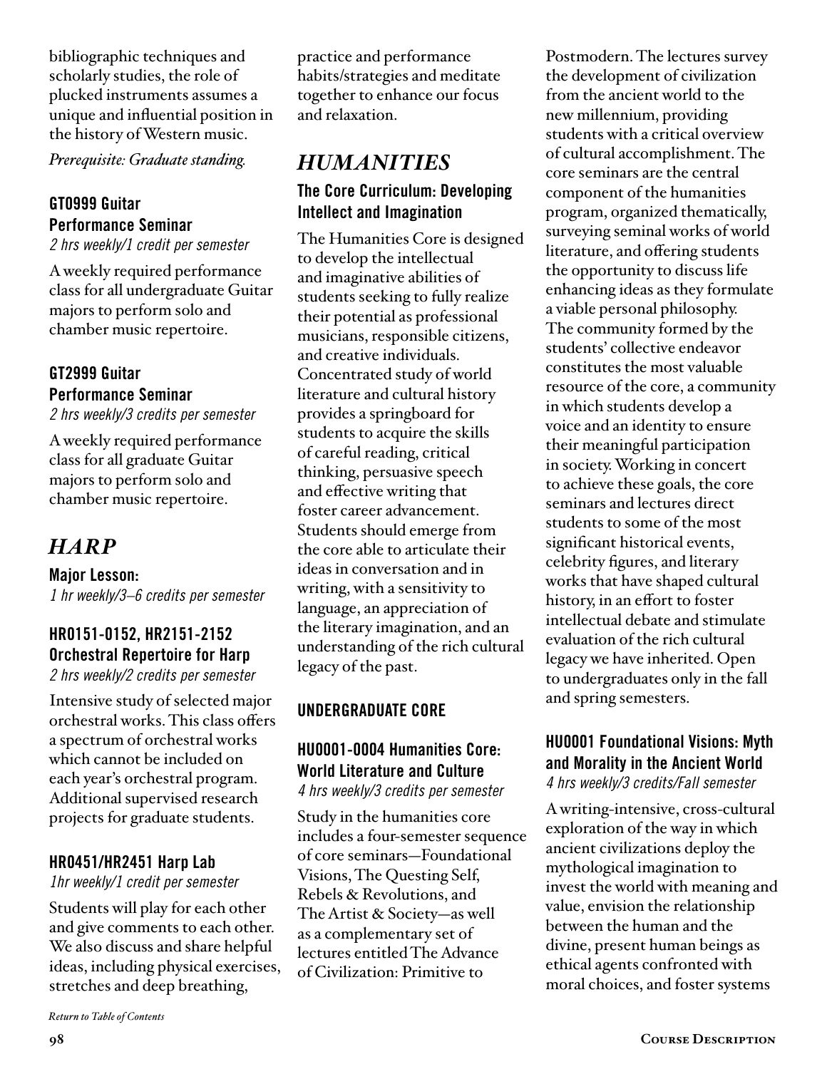bibliographic techniques and scholarly studies, the role of plucked instruments assumes a unique and influential position in the history of Western music.

*Prerequisite: Graduate standing.*

#### GT0999 Guitar Performance Seminar

*2 hrs weekly/1 credit per semester*

A weekly required performance class for all undergraduate Guitar majors to perform solo and chamber music repertoire.

#### GT2999 Guitar Performance Seminar

*2 hrs weekly/3 credits per semester*

A weekly required performance class for all graduate Guitar majors to perform solo and chamber music repertoire.

## *HARP*

**Major Lesson:**
*1 hr weekly/3–6 credits per semester*

#### HR0151-0152, HR2151-2152 Orchestral Repertoire for Harp

*2 hrs weekly/2 credits per semester*

Intensive study of selected major orchestral works. This class offers a spectrum of orchestral works which cannot be included on each year's orchestral program. Additional supervised research projects for graduate students.

#### HR0451/HR2451 Harp Lab

*1hr weekly/1 credit per semester*

Students will play for each other and give comments to each other. We also discuss and share helpful ideas, including physical exercises, stretches and deep breathing, practice and performance habits/strategies and meditate together to enhance our focus and relaxation.

## *HUMANITIES*

### The Core Curriculum: Developing Intellect and Imagination

The Humanities Core is designed to develop the intellectual and imaginative abilities of students seeking to fully realize their potential as professional musicians, responsible citizens, and creative individuals. Concentrated study of world literature and cultural history provides a springboard for students to acquire the skills of careful reading, critical thinking, persuasive speech and effective writing that foster career advancement. Students should emerge from the core able to articulate their ideas in conversation and in writing, with a sensitivity to language, an appreciation of the literary imagination, and an understanding of the rich cultural legacy of the past.

### UNDERGRADUATE CORE

#### HU0001-0004 Humanities Core: World Literature and Culture

*4 hrs weekly/3 credits per semester*

Study in the humanities core includes a four-semester sequence of core seminars—Foundational Visions, The Questing Self, Rebels & Revolutions, and The Artist & Society—as well as a complementary set of lectures entitled The Advance of Civilization: Primitive to Postmodern. The lectures survey the development of civilization from the ancient world to the new millennium, providing students with a critical overview of cultural accomplishment. The core seminars are the central component of the humanities program, organized thematically, surveying seminal works of world literature, and offering students the opportunity to discuss life enhancing ideas as they formulate a viable personal philosophy. The community formed by the students' collective endeavor constitutes the most valuable resource of the core, a community in which students develop a voice and an identity to ensure their meaningful participation in society. Working in concert to achieve these goals, the core seminars and lectures direct students to some of the most significant historical events, celebrity figures, and literary works that have shaped cultural history, in an effort to foster intellectual debate and stimulate evaluation of the rich cultural legacy we have inherited. Open to undergraduates only in the fall and spring semesters.

#### HU0001 Foundational Visions: Myth and Morality in the Ancient World

*4 hrs weekly/3 credits/Fall semester*

A writing-intensive, cross-cultural exploration of the way in which ancient civilizations deploy the mythological imagination to invest the world with meaning and value, envision the relationship between the human and the divine, present human beings as ethical agents confronted with moral choices, and foster systems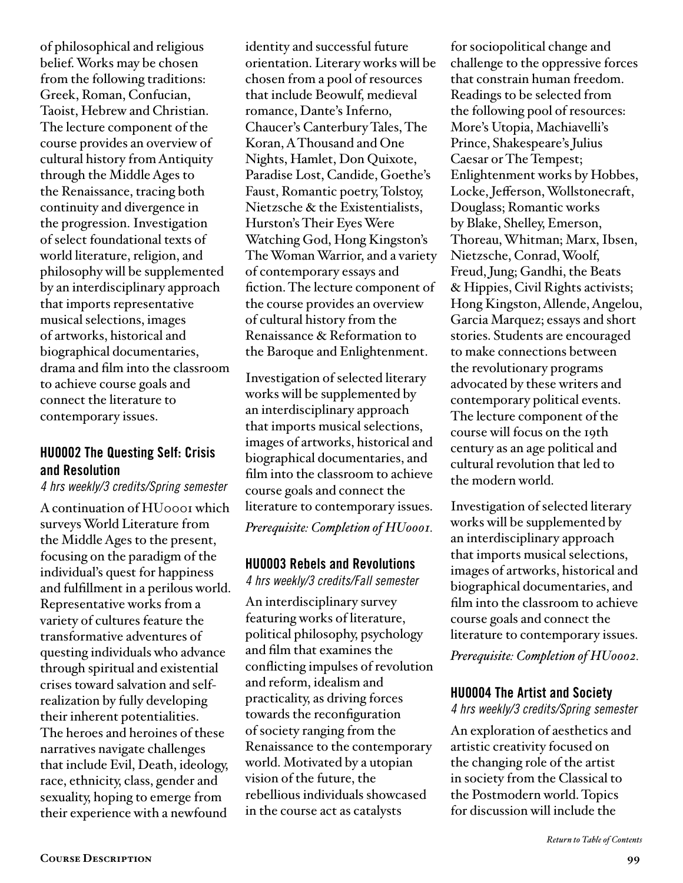of philosophical and religious belief. Works may be chosen from the following traditions: Greek, Roman, Confucian, Taoist, Hebrew and Christian. The lecture component of the course provides an overview of cultural history from Antiquity through the Middle Ages to the Renaissance, tracing both continuity and divergence in the progression. Investigation of select foundational texts of world literature, religion, and philosophy will be supplemented by an interdisciplinary approach that imports representative musical selections, images of artworks, historical and biographical documentaries, drama and film into the classroom to achieve course goals and connect the literature to contemporary issues.

### HU0002 The Questing Self: Crisis and Resolution

*4 hrs weekly/3 credits/Spring semester*

A continuation of HU0001 which surveys World Literature from the Middle Ages to the present, focusing on the paradigm of the individual's quest for happiness and fulfillment in a perilous world. Representative works from a variety of cultures feature the transformative adventures of questing individuals who advance through spiritual and existential crises toward salvation and self-realization by fully developing their inherent potentialities. The heroes and heroines of these narratives navigate challenges that include Evil, Death, ideology, race, ethnicity, class, gender and sexuality, hoping to emerge from their experience with a newfound identity and successful future orientation. Literary works will be chosen from a pool of resources that include Beowulf, medieval romance, Dante's Inferno, Chaucer's Canterbury Tales, The Koran, A Thousand and One Nights, Hamlet, Don Quixote, Paradise Lost, Candide, Goethe's Faust, Romantic poetry, Tolstoy, Nietzsche & the Existentialists, Hurston's Their Eyes Were Watching God, Hong Kingston's The Woman Warrior, and a variety of contemporary essays and fiction. The lecture component of the course provides an overview of cultural history from the Renaissance & Reformation to the Baroque and Enlightenment.

Investigation of selected literary works will be supplemented by an interdisciplinary approach that imports musical selections, images of artworks, historical and biographical documentaries, and film into the classroom to achieve course goals and connect the literature to contemporary issues.

*Prerequisite: Completion of HU0001.*

### HU0003 Rebels and Revolutions

*4 hrs weekly/3 credits/Fall semester*

An interdisciplinary survey featuring works of literature, political philosophy, psychology and film that examines the conflicting impulses of revolution and reform, idealism and practicality, as driving forces towards the reconfiguration of society ranging from the Renaissance to the contemporary world. Motivated by a utopian vision of the future, the rebellious individuals showcased in the course act as catalysts for sociopolitical change and challenge to the oppressive forces that constrain human freedom. Readings to be selected from the following pool of resources: More's Utopia, Machiavelli's Prince, Shakespeare's Julius Caesar or The Tempest; Enlightenment works by Hobbes, Locke, Jefferson, Wollstonecraft, Douglass; Romantic works by Blake, Shelley, Emerson, Thoreau, Whitman; Marx, Ibsen, Nietzsche, Conrad, Woolf, Freud, Jung; Gandhi, the Beats & Hippies, Civil Rights activists; Hong Kingston, Allende, Angelou, Garcia Marquez; essays and short stories. Students are encouraged to make connections between the revolutionary programs advocated by these writers and contemporary political events. The lecture component of the course will focus on the 19th century as an age political and cultural revolution that led to the modern world.

Investigation of selected literary works will be supplemented by an interdisciplinary approach that imports musical selections, images of artworks, historical and biographical documentaries, and film into the classroom to achieve course goals and connect the literature to contemporary issues.

*Prerequisite: Completion of HU0002.*

### HU0004 The Artist and Society

*4 hrs weekly/3 credits/Spring semester*

An exploration of aesthetics and artistic creativity focused on the changing role of the artist in society from the Classical to the Postmodern world. Topics for discussion will include the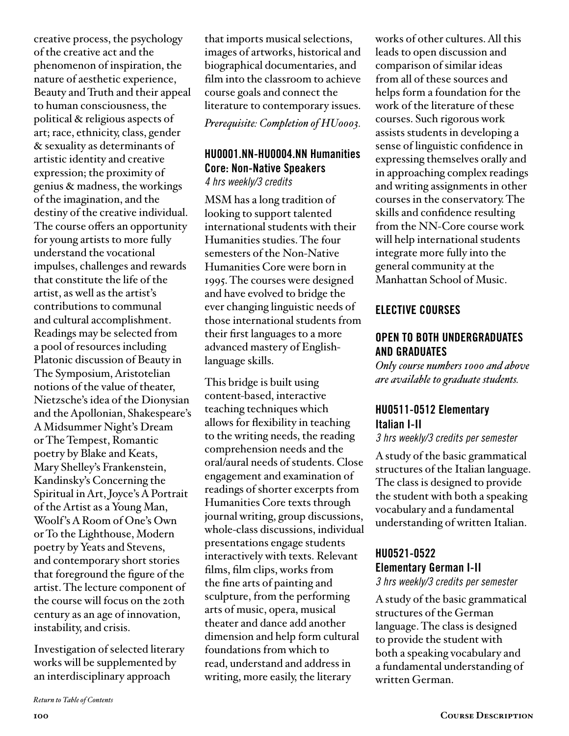creative process, the psychology of the creative act and the phenomenon of inspiration, the nature of aesthetic experience, Beauty and Truth and their appeal to human consciousness, the political & religious aspects of art; race, ethnicity, class, gender & sexuality as determinants of artistic identity and creative expression; the proximity of genius & madness, the workings of the imagination, and the destiny of the creative individual. The course offers an opportunity for young artists to more fully understand the vocational impulses, challenges and rewards that constitute the life of the artist, as well as the artist's contributions to communal and cultural accomplishment. Readings may be selected from a pool of resources including Platonic discussion of Beauty in The Symposium, Aristotelian notions of the value of theater, Nietzsche's idea of the Dionysian and the Apollonian, Shakespeare's A Midsummer Night's Dream or The Tempest, Romantic poetry by Blake and Keats, Mary Shelley's Frankenstein, Kandinsky's Concerning the Spiritual in Art, Joyce's A Portrait of the Artist as a Young Man, Woolf's A Room of One's Own or To the Lighthouse, Modern poetry by Yeats and Stevens, and contemporary short stories that foreground the figure of the artist. The lecture component of the course will focus on the 20th century as an age of innovation, instability, and crisis.

Investigation of selected literary works will be supplemented by an interdisciplinary approach that imports musical selections, images of artworks, historical and biographical documentaries, and film into the classroom to achieve course goals and connect the literature to contemporary issues.

*Prerequisite: Completion of HU0003.*

### HU0001.NN-HU0004.NN Humanities Core: Non-Native Speakers

*4 hrs weekly/3 credits*

MSM has a long tradition of looking to support talented international students with their Humanities studies. The four semesters of the Non-Native Humanities Core were born in 1995. The courses were designed and have evolved to bridge the ever changing linguistic needs of those international students from their first languages to a more advanced mastery of English-language skills.

This bridge is built using content-based, interactive teaching techniques which allows for flexibility in teaching to the writing needs, the reading comprehension needs and the oral/aural needs of students. Close engagement and examination of readings of shorter excerpts from Humanities Core texts through journal writing, group discussions, whole-class discussions, individual presentations engage students interactively with texts. Relevant films, film clips, works from the fine arts of painting and sculpture, from the performing arts of music, opera, musical theater and dance add another dimension and help form cultural foundations from which to read, understand and address in writing, more easily, the literary works of other cultures. All this leads to open discussion and comparison of similar ideas from all of these sources and helps form a foundation for the work of the literature of these courses. Such rigorous work assists students in developing a sense of linguistic confidence in expressing themselves orally and in approaching complex readings and writing assignments in other courses in the conservatory. The skills and confidence resulting from the NN-Core course work will help international students integrate more fully into the general community at the Manhattan School of Music.

## ELECTIVE COURSES

### OPEN TO BOTH UNDERGRADUATES AND GRADUATES

*Only course numbers 1000 and above are available to graduate students.*

### HU0511-0512 Elementary Italian I-II

*3 hrs weekly/3 credits per semester*

A study of the basic grammatical structures of the Italian language. The class is designed to provide the student with both a speaking vocabulary and a fundamental understanding of written Italian.

### HU0521-0522 Elementary German I-II

*3 hrs weekly/3 credits per semester*

A study of the basic grammatical structures of the German language. The class is designed to provide the student with both a speaking vocabulary and a fundamental understanding of written German.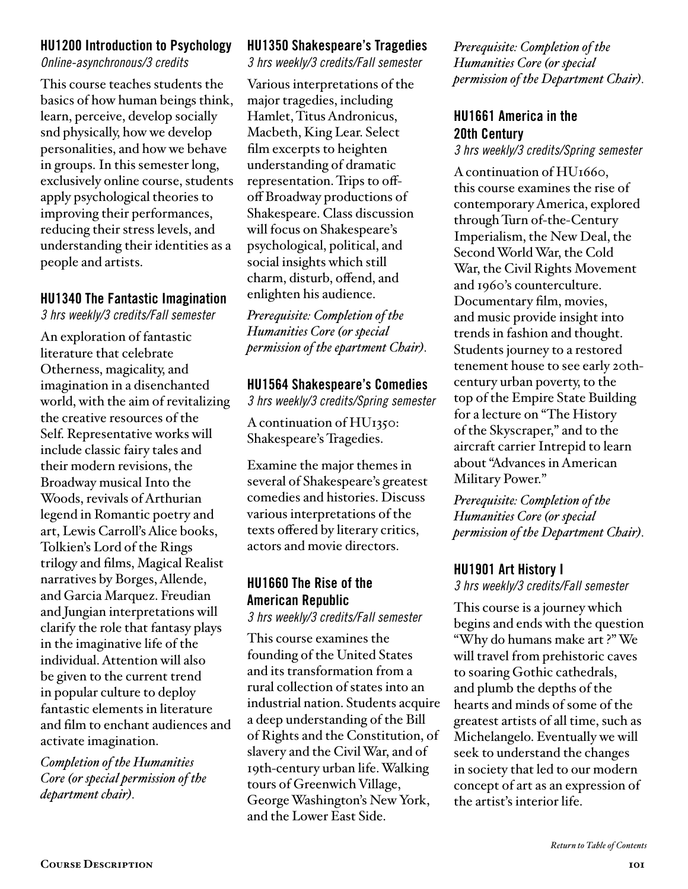### HU1200 Introduction to Psychology

*Online-asynchronous/3 credits*

This course teaches students the basics of how human beings think, learn, perceive, develop socially snd physically, how we develop personalities, and how we behave in groups. In this semester long, exclusively online course, students apply psychological theories to improving their performances, reducing their stress levels, and understanding their identities as a people and artists.

### HU1340 The Fantastic Imagination

*3 hrs weekly/3 credits/Fall semester*

An exploration of fantastic literature that celebrate Otherness, magicality, and imagination in a disenchanted world, with the aim of revitalizing the creative resources of the Self. Representative works will include classic fairy tales and their modern revisions, the Broadway musical Into the Woods, revivals of Arthurian legend in Romantic poetry and art, Lewis Carroll's Alice books, Tolkien's Lord of the Rings trilogy and films, Magical Realist narratives by Borges, Allende, and Garcia Marquez. Freudian and Jungian interpretations will clarify the role that fantasy plays in the imaginative life of the individual. Attention will also be given to the current trend in popular culture to deploy fantastic elements in literature and film to enchant audiences and activate imagination.

*Completion of the Humanities Core (or special permission of the department chair).*

### HU1350 Shakespeare's Tragedies

*3 hrs weekly/3 credits/Fall semester*

Various interpretations of the major tragedies, including Hamlet, Titus Andronicus, Macbeth, King Lear. Select film excerpts to heighten understanding of dramatic representation. Trips to off-off Broadway productions of Shakespeare. Class discussion will focus on Shakespeare's psychological, political, and social insights which still charm, disturb, offend, and enlighten his audience.

*Prerequisite: Completion of the Humanities Core (or special permission of the epartment Chair).*

### HU1564 Shakespeare's Comedies

*3 hrs weekly/3 credits/Spring semester*

A continuation of HU1350: Shakespeare's Tragedies.

Examine the major themes in several of Shakespeare's greatest comedies and histories. Discuss various interpretations of the texts offered by literary critics, actors and movie directors.

### HU1660 The Rise of the American Republic

*3 hrs weekly/3 credits/Fall semester*

This course examines the founding of the United States and its transformation from a rural collection of states into an industrial nation. Students acquire a deep understanding of the Bill of Rights and the Constitution, of slavery and the Civil War, and of 19th-century urban life. Walking tours of Greenwich Village, George Washington's New York, and the Lower East Side.

*Prerequisite: Completion of the Humanities Core (or special permission of the Department Chair).*

### HU1661 America in the 20th Century

*3 hrs weekly/3 credits/Spring semester*

A continuation of HU1660, this course examines the rise of contemporary America, explored through Turn of-the-Century Imperialism, the New Deal, the Second World War, the Cold War, the Civil Rights Movement and 1960's counterculture. Documentary film, movies, and music provide insight into trends in fashion and thought. Students journey to a restored tenement house to see early 20th-century urban poverty, to the top of the Empire State Building for a lecture on "The History of the Skyscraper," and to the aircraft carrier Intrepid to learn about "Advances in American Military Power."

*Prerequisite: Completion of the Humanities Core (or special permission of the Department Chair).*

### HU1901 Art History I

*3 hrs weekly/3 credits/Fall semester*

This course is a journey which begins and ends with the question "Why do humans make art ?" We will travel from prehistoric caves to soaring Gothic cathedrals, and plumb the depths of the hearts and minds of some of the greatest artists of all time, such as Michelangelo. Eventually we will seek to understand the changes in society that led to our modern concept of art as an expression of the artist's interior life.

*Return to Table of Contents*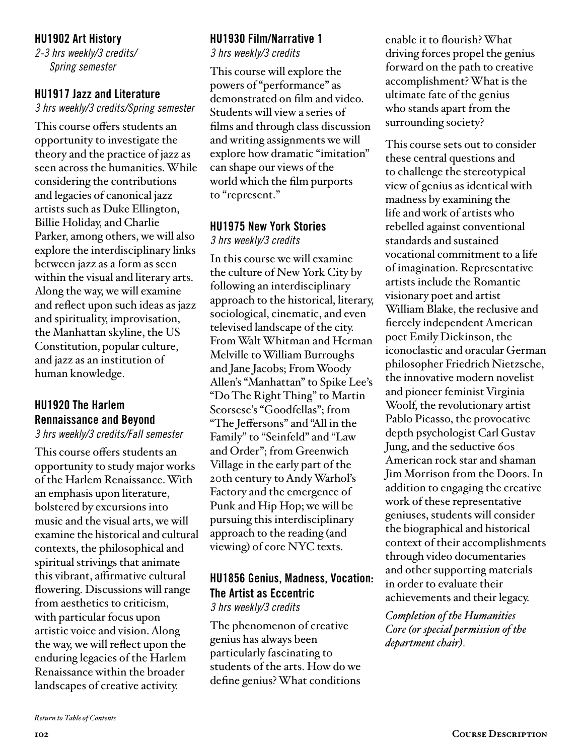### HU1902 Art History

*2-3 hrs weekly/3 credits/ Spring semester*

### HU1917 Jazz and Literature

*3 hrs weekly/3 credits/Spring semester*

This course offers students an opportunity to investigate the theory and the practice of jazz as seen across the humanities. While considering the contributions and legacies of canonical jazz artists such as Duke Ellington, Billie Holiday, and Charlie Parker, among others, we will also explore the interdisciplinary links between jazz as a form as seen within the visual and literary arts. Along the way, we will examine and reflect upon such ideas as jazz and spirituality, improvisation, the Manhattan skyline, the US Constitution, popular culture, and jazz as an institution of human knowledge.

### HU1920 The Harlem Rennaissance and Beyond

*3 hrs weekly/3 credits/Fall semester*

This course offers students an opportunity to study major works of the Harlem Renaissance. With an emphasis upon literature, bolstered by excursions into music and the visual arts, we will examine the historical and cultural contexts, the philosophical and spiritual strivings that animate this vibrant, affirmative cultural flowering. Discussions will range from aesthetics to criticism, with particular focus upon artistic voice and vision. Along the way, we will reflect upon the enduring legacies of the Harlem Renaissance within the broader landscapes of creative activity.

### HU1930 Film/Narrative 1

*3 hrs weekly/3 credits*

This course will explore the powers of "performance" as demonstrated on film and video. Students will view a series of films and through class discussion and writing assignments we will explore how dramatic "imitation" can shape our views of the world which the film purports to "represent."

### HU1975 New York Stories

*3 hrs weekly/3 credits*

In this course we will examine the culture of New York City by following an interdisciplinary approach to the historical, literary, sociological, cinematic, and even televised landscape of the city. From Walt Whitman and Herman Melville to William Burroughs and Jane Jacobs; From Woody Allen's "Manhattan" to Spike Lee's "Do The Right Thing" to Martin Scorsese's "Goodfellas"; from "The Jeffersons" and "All in the Family" to "Seinfeld" and "Law and Order"; from Greenwich Village in the early part of the 20th century to Andy Warhol's Factory and the emergence of Punk and Hip Hop; we will be pursuing this interdisciplinary approach to the reading (and viewing) of core NYC texts.

### HU1856 Genius, Madness, Vocation: The Artist as Eccentric

*3 hrs weekly/3 credits*

The phenomenon of creative genius has always been particularly fascinating to students of the arts. How do we define genius? What conditions enable it to flourish? What driving forces propel the genius forward on the path to creative accomplishment? What is the ultimate fate of the genius who stands apart from the surrounding society?

This course sets out to consider these central questions and to challenge the stereotypical view of genius as identical with madness by examining the life and work of artists who rebelled against conventional standards and sustained vocational commitment to a life of imagination. Representative artists include the Romantic visionary poet and artist William Blake, the reclusive and fiercely independent American poet Emily Dickinson, the iconoclastic and oracular German philosopher Friedrich Nietzsche, the innovative modern novelist and pioneer feminist Virginia Woolf, the revolutionary artist Pablo Picasso, the provocative depth psychologist Carl Gustav Jung, and the seductive 60s American rock star and shaman Jim Morrison from the Doors. In addition to engaging the creative work of these representative geniuses, students will consider the biographical and historical context of their accomplishments through video documentaries and other supporting materials in order to evaluate their achievements and their legacy.

*Completion of the Humanities Core (or special permission of the department chair).*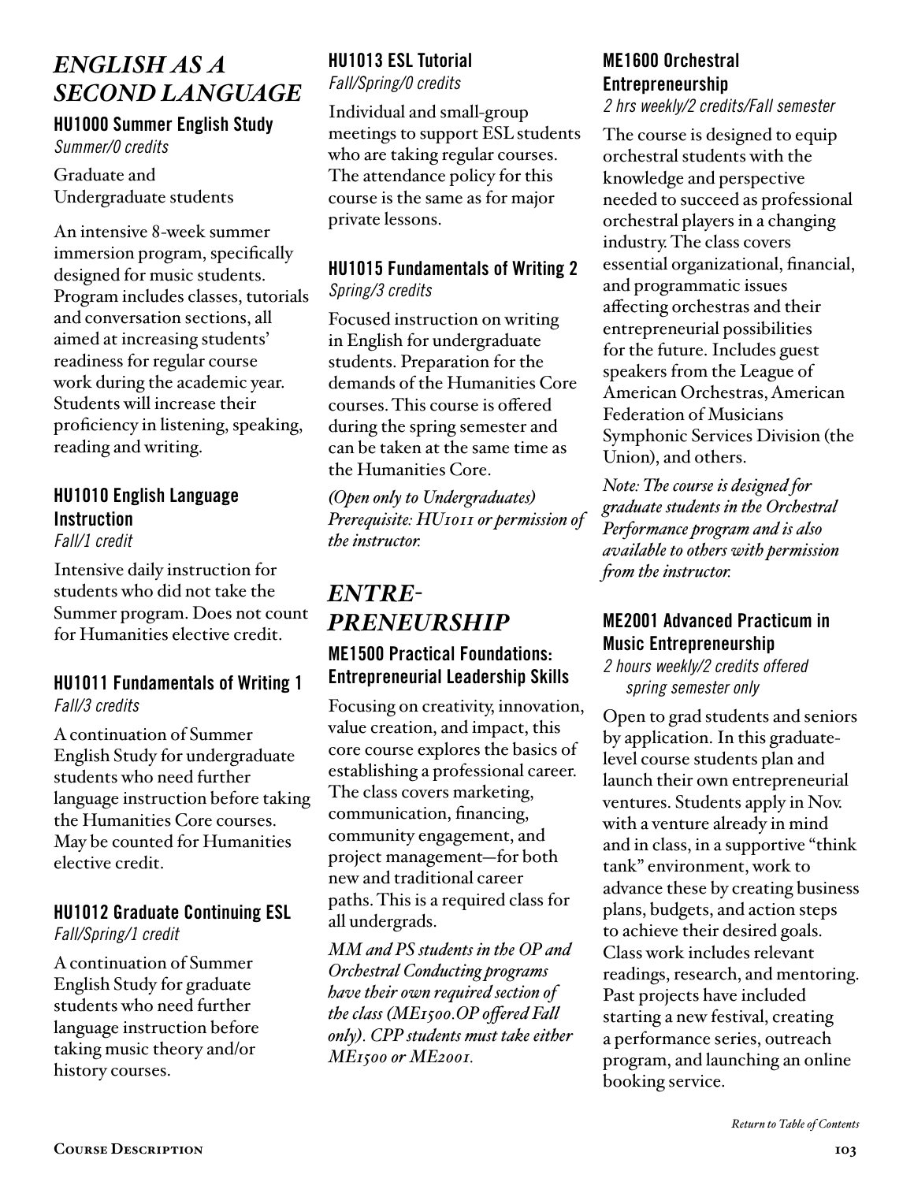## *ENGLISH AS A SECOND LANGUAGE*

### HU1000 Summer English Study

*Summer/0 credits*

Graduate and Undergraduate students

An intensive 8-week summer immersion program, specifically designed for music students. Program includes classes, tutorials and conversation sections, all aimed at increasing students' readiness for regular course work during the academic year. Students will increase their proficiency in listening, speaking, reading and writing.

### HU1010 English Language Instruction

*Fall/1 credit*

Intensive daily instruction for students who did not take the Summer program. Does not count for Humanities elective credit.

### HU1011 Fundamentals of Writing 1

*Fall/3 credits*

A continuation of Summer English Study for undergraduate students who need further language instruction before taking the Humanities Core courses. May be counted for Humanities elective credit.

### HU1012 Graduate Continuing ESL

*Fall/Spring/1 credit*

A continuation of Summer English Study for graduate students who need further language instruction before taking music theory and/or history courses.

### HU1013 ESL Tutorial

*Fall/Spring/0 credits*

Individual and small-group meetings to support ESL students who are taking regular courses. The attendance policy for this course is the same as for major private lessons.

### HU1015 Fundamentals of Writing 2

*Spring/3 credits*

Focused instruction on writing in English for undergraduate students. Preparation for the demands of the Humanities Core courses. This course is offered during the spring semester and can be taken at the same time as the Humanities Core.

*(Open only to Undergraduates) Prerequisite: HU1011 or permission of the instructor.*

## *ENTRE-PRENEURSHIP*

### ME1500 Practical Foundations: Entrepreneurial Leadership Skills

Focusing on creativity, innovation, value creation, and impact, this core course explores the basics of establishing a professional career. The class covers marketing, communication, financing, community engagement, and project management—for both new and traditional career paths. This is a required class for all undergrads.

*MM and PS students in the OP and Orchestral Conducting programs have their own required section of the class (ME1500.OP offered Fall only). CPP students must take either ME1500 or ME2001.*

### ME1600 Orchestral Entrepreneurship

*2 hrs weekly/2 credits/Fall semester*

The course is designed to equip orchestral students with the knowledge and perspective needed to succeed as professional orchestral players in a changing industry. The class covers essential organizational, financial, and programmatic issues affecting orchestras and their entrepreneurial possibilities for the future. Includes guest speakers from the League of American Orchestras, American Federation of Musicians Symphonic Services Division (the Union), and others.

*Note: The course is designed for graduate students in the Orchestral Performance program and is also available to others with permission from the instructor.*

### ME2001 Advanced Practicum in Music Entrepreneurship

*2 hours weekly/2 credits offered spring semester only*

Open to grad students and seniors by application. In this graduate-level course students plan and launch their own entrepreneurial ventures. Students apply in Nov. with a venture already in mind and in class, in a supportive "think tank" environment, work to advance these by creating business plans, budgets, and action steps to achieve their desired goals. Class work includes relevant readings, research, and mentoring. Past projects have included starting a new festival, creating a performance series, outreach program, and launching an online booking service.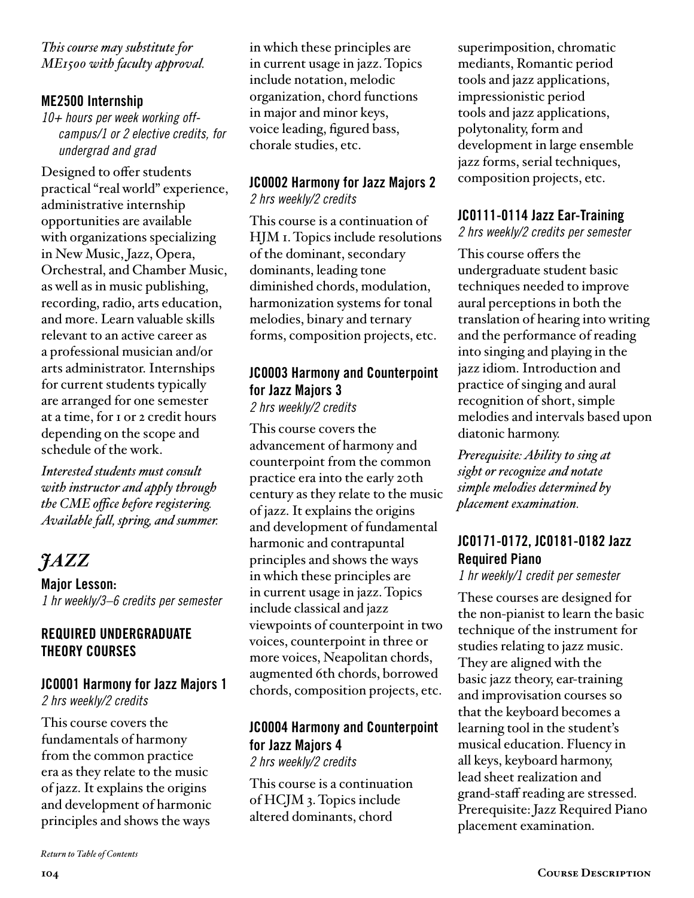*This course may substitute for ME1500 with faculty approval.*

### ME2500 Internship

*10+ hours per week working off-campus/1 or 2 elective credits, for undergrad and grad*

Designed to offer students practical "real world" experience, administrative internship opportunities are available with organizations specializing in New Music, Jazz, Opera, Orchestral, and Chamber Music, as well as in music publishing, recording, radio, arts education, and more. Learn valuable skills relevant to an active career as a professional musician and/or arts administrator. Internships for current students typically are arranged for one semester at a time, for 1 or 2 credit hours depending on the scope and schedule of the work.

*Interested students must consult with instructor and apply through the CME office before registering. Available fall, spring, and summer.*

# JAZZ

**Major Lesson:**
*1 hr weekly/3–6 credits per semester*

## REQUIRED UNDERGRADUATE THEORY COURSES

### JC0001 Harmony for Jazz Majors 1

*2 hrs weekly/2 credits*

This course covers the fundamentals of harmony from the common practice era as they relate to the music of jazz. It explains the origins and development of harmonic principles and shows the ways in which these principles are in current usage in jazz. Topics include notation, melodic organization, chord functions in major and minor keys, voice leading, figured bass, chorale studies, etc.

### JC0002 Harmony for Jazz Majors 2

*2 hrs weekly/2 credits*

This course is a continuation of HJM 1. Topics include resolutions of the dominant, secondary dominants, leading tone diminished chords, modulation, harmonization systems for tonal melodies, binary and ternary forms, composition projects, etc.

### JC0003 Harmony and Counterpoint for Jazz Majors 3

*2 hrs weekly/2 credits*

This course covers the advancement of harmony and counterpoint from the common practice era into the early 20th century as they relate to the music of jazz. It explains the origins and development of fundamental harmonic and contrapuntal principles and shows the ways in which these principles are in current usage in jazz. Topics include classical and jazz viewpoints of counterpoint in two voices, counterpoint in three or more voices, Neapolitan chords, augmented 6th chords, borrowed chords, composition projects, etc.

### JC0004 Harmony and Counterpoint for Jazz Majors 4

*2 hrs weekly/2 credits*

This course is a continuation of HCJM 3. Topics include altered dominants, chord superimposition, chromatic mediants, Romantic period tools and jazz applications, impressionistic period tools and jazz applications, polytonality, form and development in large ensemble jazz forms, serial techniques, composition projects, etc.

### JC0111-0114 Jazz Ear-Training

*2 hrs weekly/2 credits per semester*

This course offers the undergraduate student basic techniques needed to improve aural perceptions in both the translation of hearing into writing and the performance of reading into singing and playing in the jazz idiom. Introduction and practice of singing and aural recognition of short, simple melodies and intervals based upon diatonic harmony.

*Prerequisite: Ability to sing at sight or recognize and notate simple melodies determined by placement examination.*

### JC0171-0172, JC0181-0182 Jazz Required Piano

*1 hr weekly/1 credit per semester*

These courses are designed for the non-pianist to learn the basic technique of the instrument for studies relating to jazz music. They are aligned with the basic jazz theory, ear-training and improvisation courses so that the keyboard becomes a learning tool in the student's musical education. Fluency in all keys, keyboard harmony, lead sheet realization and grand-staff reading are stressed. Prerequisite: Jazz Required Piano placement examination.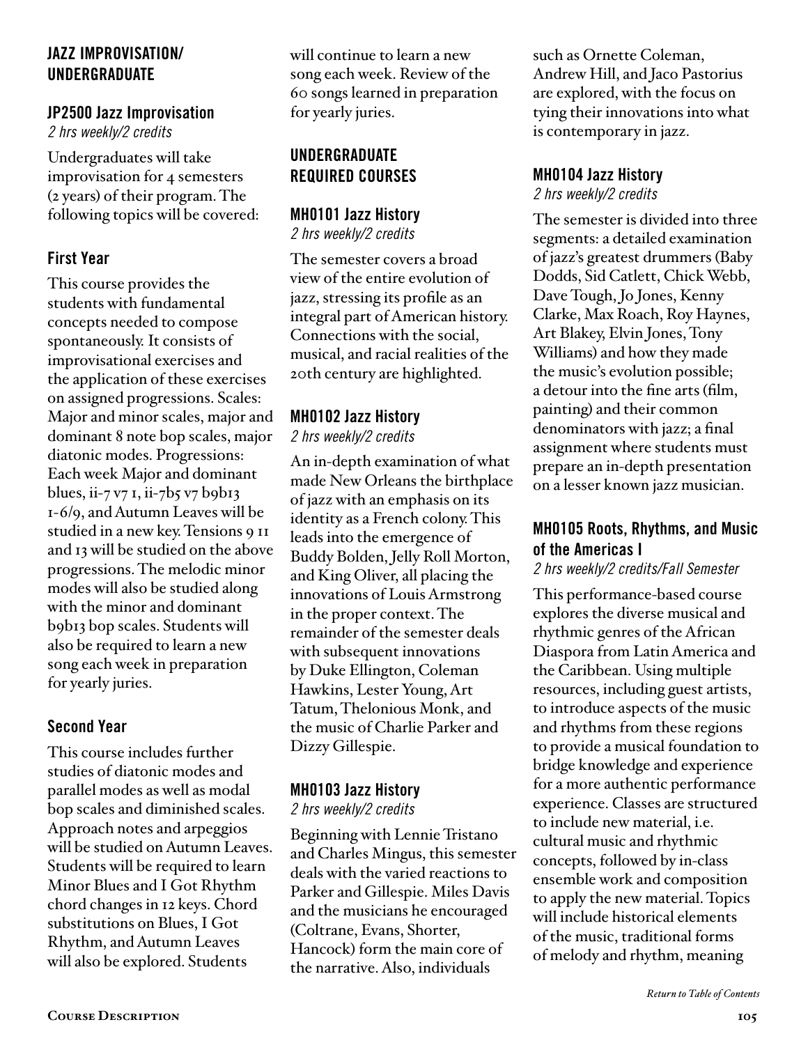## JAZZ IMPROVISATION/ UNDERGRADUATE

### JP2500 Jazz Improvisation

*2 hrs weekly/2 credits*

Undergraduates will take improvisation for 4 semesters (2 years) of their program. The following topics will be covered:

### First Year

This course provides the students with fundamental concepts needed to compose spontaneously. It consists of improvisational exercises and the application of these exercises on assigned progressions. Scales: Major and minor scales, major and dominant 8 note bop scales, major diatonic modes. Progressions: Each week Major and dominant blues, ii-7 v7 I, ii-7b5 v7 b9b13 I-6/9, and Autumn Leaves will be studied in a new key. Tensions 9 11 and 13 will be studied on the above progressions. The melodic minor modes will also be studied along with the minor and dominant b9b13 bop scales. Students will also be required to learn a new song each week in preparation for yearly juries.

### Second Year

This course includes further studies of diatonic modes and parallel modes as well as modal bop scales and diminished scales. Approach notes and arpeggios will be studied on Autumn Leaves. Students will be required to learn Minor Blues and I Got Rhythm chord changes in 12 keys. Chord substitutions on Blues, I Got Rhythm, and Autumn Leaves will also be explored. Students will continue to learn a new song each week. Review of the 60 songs learned in preparation for yearly juries.

## UNDERGRADUATE REQUIRED COURSES

### MH0101 Jazz History

*2 hrs weekly/2 credits*

The semester covers a broad view of the entire evolution of jazz, stressing its profile as an integral part of American history. Connections with the social, musical, and racial realities of the 20th century are highlighted.

### MH0102 Jazz History

*2 hrs weekly/2 credits*

An in-depth examination of what made New Orleans the birthplace of jazz with an emphasis on its identity as a French colony. This leads into the emergence of Buddy Bolden, Jelly Roll Morton, and King Oliver, all placing the innovations of Louis Armstrong in the proper context. The remainder of the semester deals with subsequent innovations by Duke Ellington, Coleman Hawkins, Lester Young, Art Tatum, Thelonious Monk, and the music of Charlie Parker and Dizzy Gillespie.

### MH0103 Jazz History

*2 hrs weekly/2 credits*

Beginning with Lennie Tristano and Charles Mingus, this semester deals with the varied reactions to Parker and Gillespie. Miles Davis and the musicians he encouraged (Coltrane, Evans, Shorter, Hancock) form the main core of the narrative. Also, individuals such as Ornette Coleman, Andrew Hill, and Jaco Pastorius are explored, with the focus on tying their innovations into what is contemporary in jazz.

### MH0104 Jazz History

*2 hrs weekly/2 credits*

The semester is divided into three segments: a detailed examination of jazz's greatest drummers (Baby Dodds, Sid Catlett, Chick Webb, Dave Tough, Jo Jones, Kenny Clarke, Max Roach, Roy Haynes, Art Blakey, Elvin Jones, Tony Williams) and how they made the music's evolution possible; a detour into the fine arts (film, painting) and their common denominators with jazz; a final assignment where students must prepare an in-depth presentation on a lesser known jazz musician.

### MH0105 Roots, Rhythms, and Music of the Americas I

*2 hrs weekly/2 credits/Fall Semester*

This performance-based course explores the diverse musical and rhythmic genres of the African Diaspora from Latin America and the Caribbean. Using multiple resources, including guest artists, to introduce aspects of the music and rhythms from these regions to provide a musical foundation to bridge knowledge and experience for a more authentic performance experience. Classes are structured to include new material, i.e. cultural music and rhythmic concepts, followed by in-class ensemble work and composition to apply the new material. Topics will include historical elements of the music, traditional forms of melody and rhythm, meaning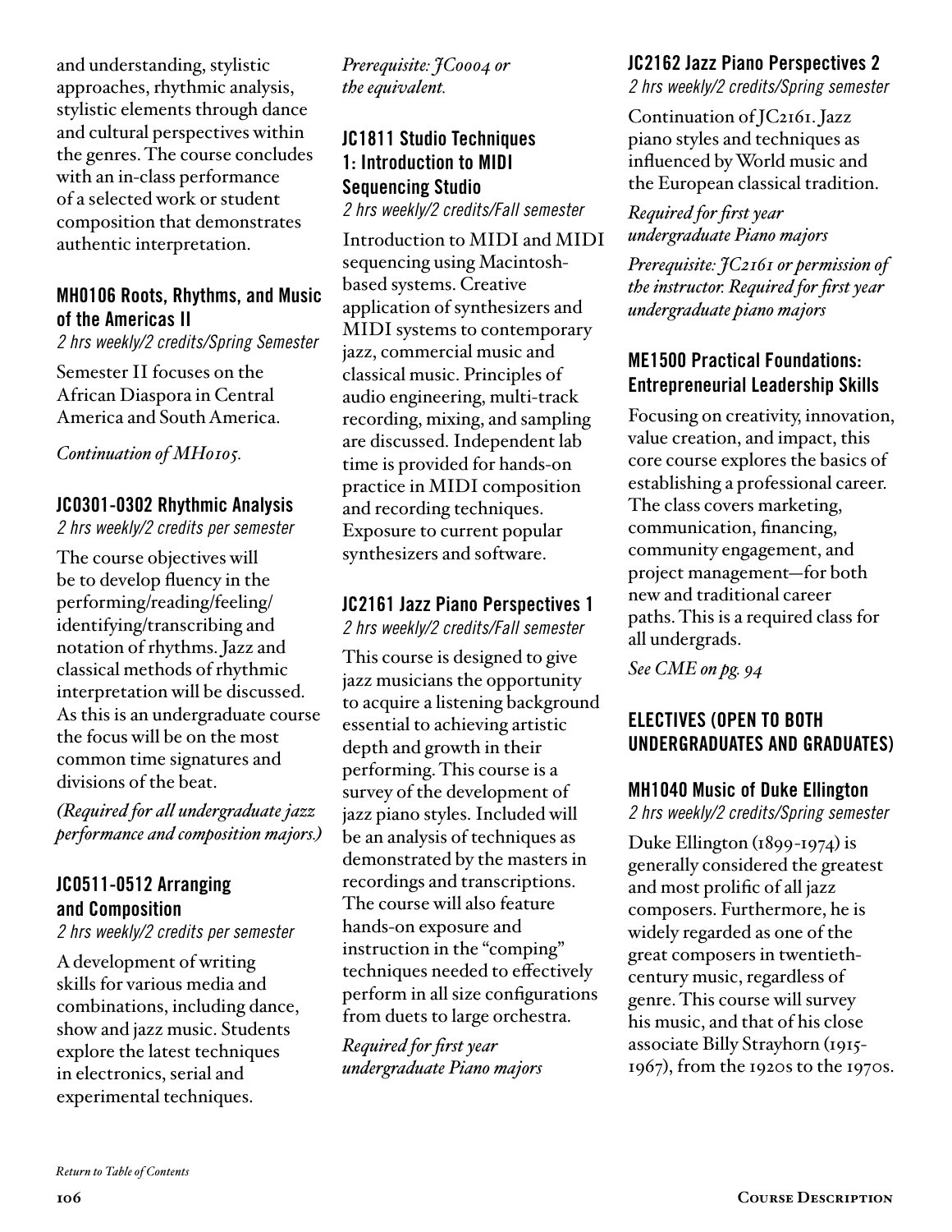and understanding, stylistic approaches, rhythmic analysis, stylistic elements through dance and cultural perspectives within the genres. The course concludes with an in-class performance of a selected work or student composition that demonstrates authentic interpretation.

### MH0106 Roots, Rhythms, and Music of the Americas II

*2 hrs weekly/2 credits/Spring Semester*

Semester II focuses on the African Diaspora in Central America and South America.

*Continuation of MH0105.*

### JC0301-0302 Rhythmic Analysis

*2 hrs weekly/2 credits per semester*

The course objectives will be to develop fluency in the performing/reading/feeling/identifying/transcribing and notation of rhythms. Jazz and classical methods of rhythmic interpretation will be discussed. As this is an undergraduate course the focus will be on the most common time signatures and divisions of the beat.

*(Required for all undergraduate jazz performance and composition majors.)*

### JC0511-0512 Arranging and Composition

*2 hrs weekly/2 credits per semester*

A development of writing skills for various media and combinations, including dance, show and jazz music. Students explore the latest techniques in electronics, serial and experimental techniques.

*Prerequisite: JC0004 or the equivalent.*

### JC1811 Studio Techniques 1: Introduction to MIDI Sequencing Studio

*2 hrs weekly/2 credits/Fall semester*

Introduction to MIDI and MIDI sequencing using Macintosh-based systems. Creative application of synthesizers and MIDI systems to contemporary jazz, commercial music and classical music. Principles of audio engineering, multi-track recording, mixing, and sampling are discussed. Independent lab time is provided for hands-on practice in MIDI composition and recording techniques. Exposure to current popular synthesizers and software.

### JC2161 Jazz Piano Perspectives 1

*2 hrs weekly/2 credits/Fall semester*

This course is designed to give jazz musicians the opportunity to acquire a listening background essential to achieving artistic depth and growth in their performing. This course is a survey of the development of jazz piano styles. Included will be an analysis of techniques as demonstrated by the masters in recordings and transcriptions. The course will also feature hands-on exposure and instruction in the "comping" techniques needed to effectively perform in all size configurations from duets to large orchestra.

*Required for first year undergraduate Piano majors*

### JC2162 Jazz Piano Perspectives 2

*2 hrs weekly/2 credits/Spring semester*

Continuation of JC2161. Jazz piano styles and techniques as influenced by World music and the European classical tradition.

*Required for first year undergraduate Piano majors*

*Prerequisite: JC2161 or permission of the instructor. Required for first year undergraduate piano majors*

### ME1500 Practical Foundations: Entrepreneurial Leadership Skills

Focusing on creativity, innovation, value creation, and impact, this core course explores the basics of establishing a professional career. The class covers marketing, communication, financing, community engagement, and project management—for both new and traditional career paths. This is a required class for all undergrads.

*See CME on pg. 94*

## ELECTIVES (OPEN TO BOTH UNDERGRADUATES AND GRADUATES)

### MH1040 Music of Duke Ellington

*2 hrs weekly/2 credits/Spring semester*

Duke Ellington (1899-1974) is generally considered the greatest and most prolific of all jazz composers. Furthermore, he is widely regarded as one of the great composers in twentieth-century music, regardless of genre. This course will survey his music, and that of his close associate Billy Strayhorn (1915-1967), from the 1920s to the 1970s.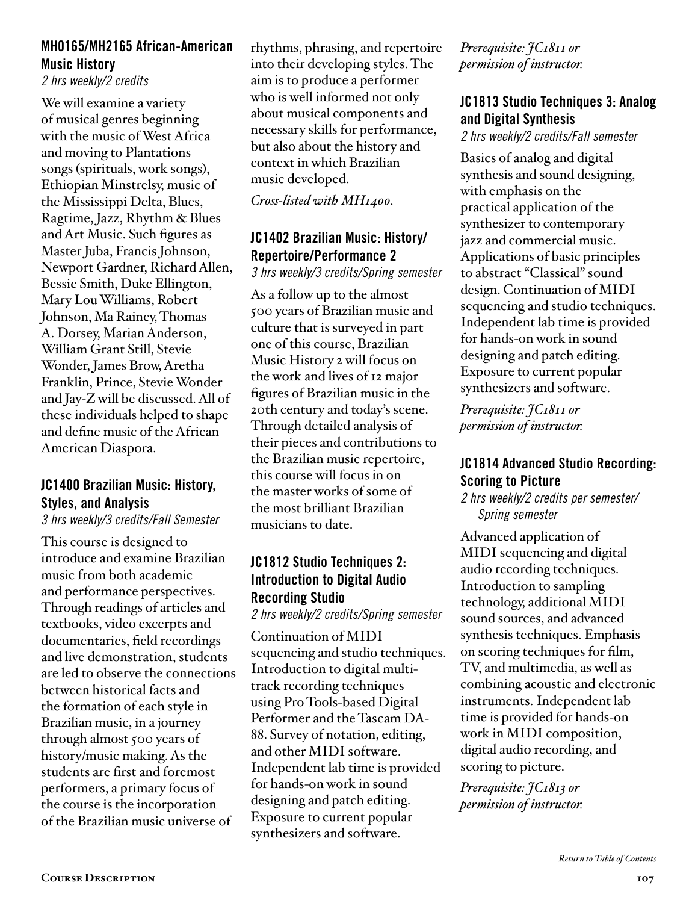### MH0165/MH2165 African-American Music History

*2 hrs weekly/2 credits*

We will examine a variety of musical genres beginning with the music of West Africa and moving to Plantations songs (spirituals, work songs), Ethiopian Minstrelsy, music of the Mississippi Delta, Blues, Ragtime, Jazz, Rhythm & Blues and Art Music. Such figures as Master Juba, Francis Johnson, Newport Gardner, Richard Allen, Bessie Smith, Duke Ellington, Mary Lou Williams, Robert Johnson, Ma Rainey, Thomas A. Dorsey, Marian Anderson, William Grant Still, Stevie Wonder, James Brow, Aretha Franklin, Prince, Stevie Wonder and Jay-Z will be discussed. All of these individuals helped to shape and define music of the African American Diaspora.

### JC1400 Brazilian Music: History, Styles, and Analysis

*3 hrs weekly/3 credits/Fall Semester*

This course is designed to introduce and examine Brazilian music from both academic and performance perspectives. Through readings of articles and textbooks, video excerpts and documentaries, field recordings and live demonstration, students are led to observe the connections between historical facts and the formation of each style in Brazilian music, in a journey through almost 500 years of history/music making. As the students are first and foremost performers, a primary focus of the course is the incorporation of the Brazilian music universe of rhythms, phrasing, and repertoire into their developing styles. The aim is to produce a performer who is well informed not only about musical components and necessary skills for performance, but also about the history and context in which Brazilian music developed.

*Cross-listed with MH1400.*

### JC1402 Brazilian Music: History/Repertoire/Performance 2

*3 hrs weekly/3 credits/Spring semester*

As a follow up to the almost 500 years of Brazilian music and culture that is surveyed in part one of this course, Brazilian Music History 2 will focus on the work and lives of 12 major figures of Brazilian music in the 20th century and today's scene. Through detailed analysis of their pieces and contributions to the Brazilian music repertoire, this course will focus in on the master works of some of the most brilliant Brazilian musicians to date.

### JC1812 Studio Techniques 2: Introduction to Digital Audio Recording Studio

*2 hrs weekly/2 credits/Spring semester*

Continuation of MIDI sequencing and studio techniques. Introduction to digital multi-track recording techniques using Pro Tools-based Digital Performer and the Tascam DA-88. Survey of notation, editing, and other MIDI software. Independent lab time is provided for hands-on work in sound designing and patch editing. Exposure to current popular synthesizers and software.

*Prerequisite: JC1811 or permission of instructor.*

### JC1813 Studio Techniques 3: Analog and Digital Synthesis

*2 hrs weekly/2 credits/Fall semester*

Basics of analog and digital synthesis and sound designing, with emphasis on the practical application of the synthesizer to contemporary jazz and commercial music. Applications of basic principles to abstract "Classical" sound design. Continuation of MIDI sequencing and studio techniques. Independent lab time is provided for hands-on work in sound designing and patch editing. Exposure to current popular synthesizers and software.

*Prerequisite: JC1811 or permission of instructor.*

### JC1814 Advanced Studio Recording: Scoring to Picture

*2 hrs weekly/2 credits per semester/ Spring semester*

Advanced application of MIDI sequencing and digital audio recording techniques. Introduction to sampling technology, additional MIDI sound sources, and advanced synthesis techniques. Emphasis on scoring techniques for film, TV, and multimedia, as well as combining acoustic and electronic instruments. Independent lab time is provided for hands-on work in MIDI composition, digital audio recording, and scoring to picture.

*Prerequisite: JC1813 or permission of instructor.*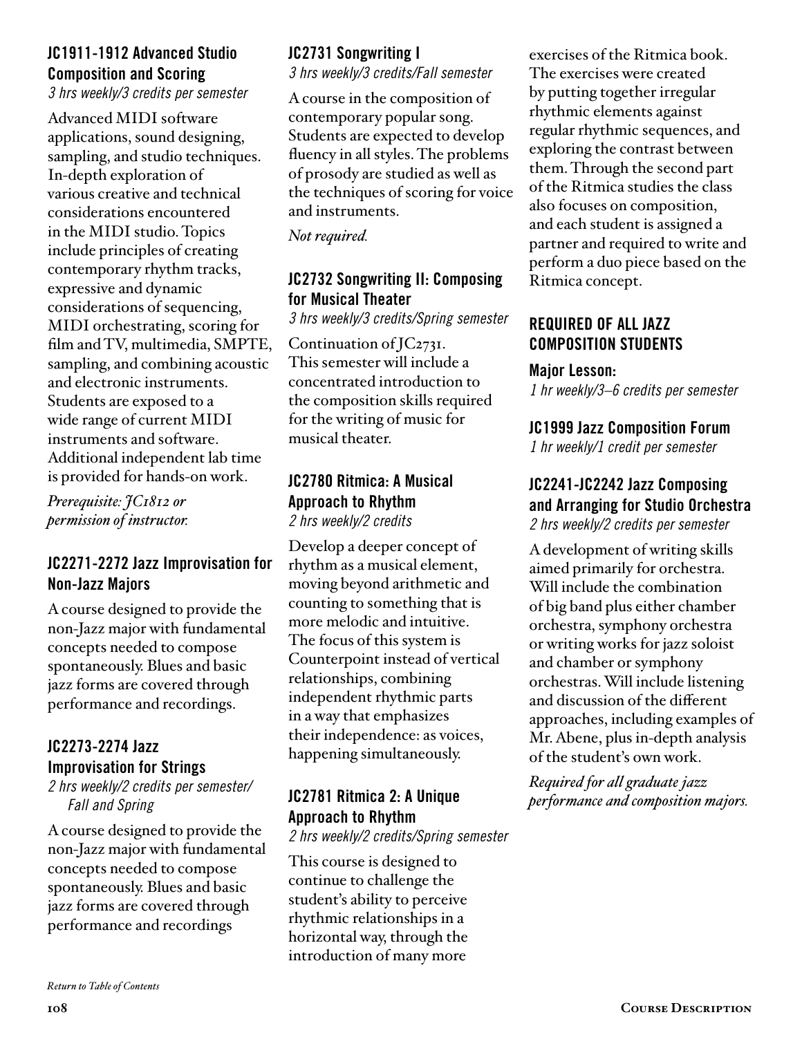### JC1911-1912 Advanced Studio Composition and Scoring

*3 hrs weekly/3 credits per semester*

Advanced MIDI software applications, sound designing, sampling, and studio techniques. In-depth exploration of various creative and technical considerations encountered in the MIDI studio. Topics include principles of creating contemporary rhythm tracks, expressive and dynamic considerations of sequencing, MIDI orchestrating, scoring for film and TV, multimedia, SMPTE, sampling, and combining acoustic and electronic instruments. Students are exposed to a wide range of current MIDI instruments and software. Additional independent lab time is provided for hands-on work.

*Prerequisite: JC1812 or permission of instructor.*

### JC2271-2272 Jazz Improvisation for Non-Jazz Majors

A course designed to provide the non-Jazz major with fundamental concepts needed to compose spontaneously. Blues and basic jazz forms are covered through performance and recordings.

### JC2273-2274 Jazz Improvisation for Strings

*2 hrs weekly/2 credits per semester/ Fall and Spring*

A course designed to provide the non-Jazz major with fundamental concepts needed to compose spontaneously. Blues and basic jazz forms are covered through performance and recordings

### JC2731 Songwriting I

*3 hrs weekly/3 credits/Fall semester*

A course in the composition of contemporary popular song. Students are expected to develop fluency in all styles. The problems of prosody are studied as well as the techniques of scoring for voice and instruments.

*Not required.*

### JC2732 Songwriting II: Composing for Musical Theater

*3 hrs weekly/3 credits/Spring semester*

Continuation of JC2731. This semester will include a concentrated introduction to the composition skills required for the writing of music for musical theater.

### JC2780 Ritmica: A Musical Approach to Rhythm

*2 hrs weekly/2 credits*

Develop a deeper concept of rhythm as a musical element, moving beyond arithmetic and counting to something that is more melodic and intuitive. The focus of this system is Counterpoint instead of vertical relationships, combining independent rhythmic parts in a way that emphasizes their independence: as voices, happening simultaneously.

### JC2781 Ritmica 2: A Unique Approach to Rhythm

*2 hrs weekly/2 credits/Spring semester*

This course is designed to continue to challenge the student's ability to perceive rhythmic relationships in a horizontal way, through the introduction of many more exercises of the Ritmica book. The exercises were created by putting together irregular rhythmic elements against regular rhythmic sequences, and exploring the contrast between them. Through the second part of the Ritmica studies the class also focuses on composition, and each student is assigned a partner and required to write and perform a duo piece based on the Ritmica concept.

## REQUIRED OF ALL JAZZ COMPOSITION STUDENTS

### Major Lesson:

*1 hr weekly/3–6 credits per semester*

### JC1999 Jazz Composition Forum

*1 hr weekly/1 credit per semester*

### JC2241-JC2242 Jazz Composing and Arranging for Studio Orchestra

*2 hrs weekly/2 credits per semester*

A development of writing skills aimed primarily for orchestra. Will include the combination of big band plus either chamber orchestra, symphony orchestra or writing works for jazz soloist and chamber or symphony orchestras. Will include listening and discussion of the different approaches, including examples of Mr. Abene, plus in-depth analysis of the student's own work.

*Required for all graduate jazz performance and composition majors.*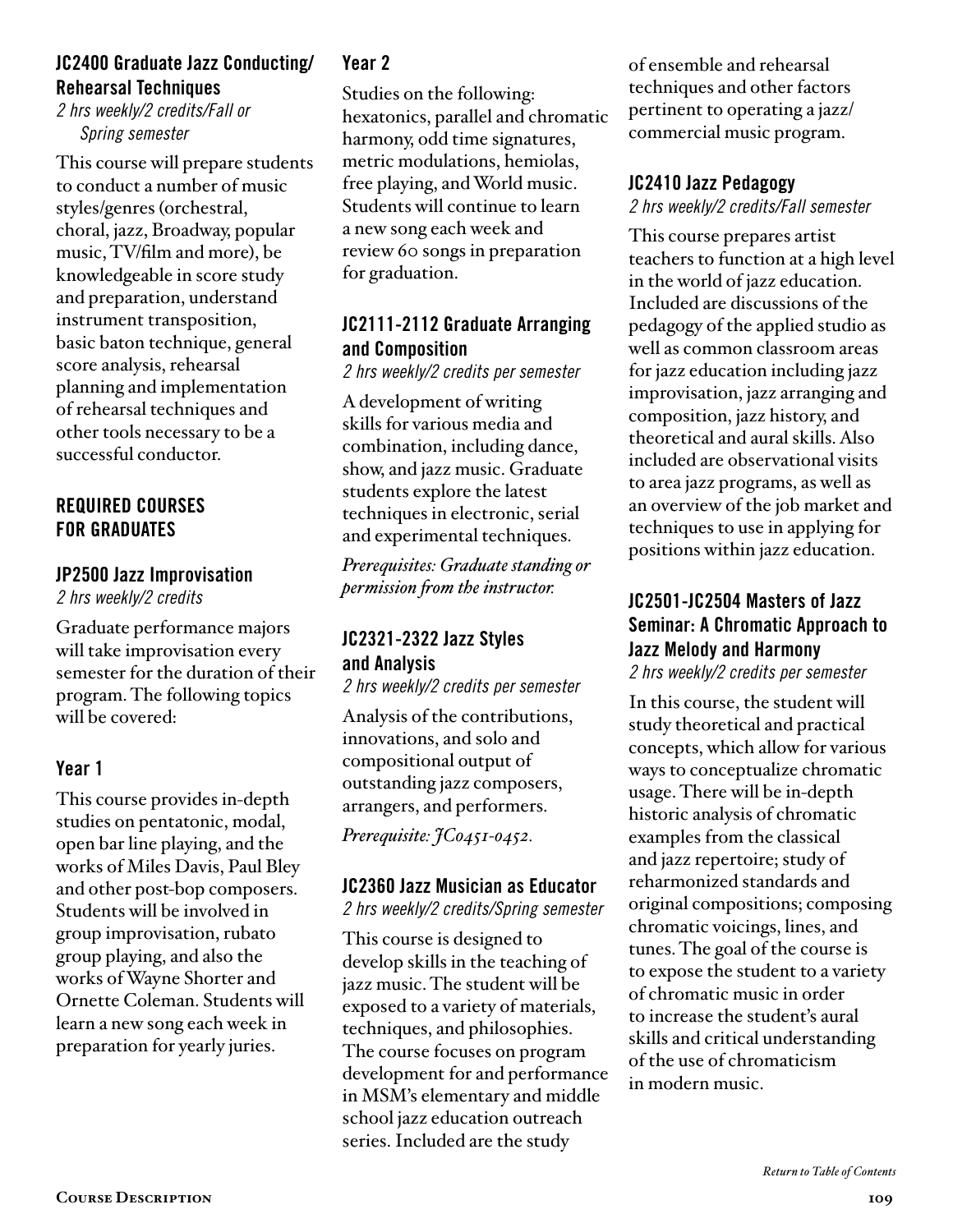### JC2400 Graduate Jazz Conducting/ Rehearsal Techniques

*2 hrs weekly/2 credits/Fall or Spring semester*

This course will prepare students to conduct a number of music styles/genres (orchestral, choral, jazz, Broadway, popular music, TV/film and more), be knowledgeable in score study and preparation, understand instrument transposition, basic baton technique, general score analysis, rehearsal planning and implementation of rehearsal techniques and other tools necessary to be a successful conductor.

## REQUIRED COURSES FOR GRADUATES

### JP2500 Jazz Improvisation

*2 hrs weekly/2 credits*

Graduate performance majors will take improvisation every semester for the duration of their program. The following topics will be covered:

#### Year 1

This course provides in-depth studies on pentatonic, modal, open bar line playing, and the works of Miles Davis, Paul Bley and other post-bop composers. Students will be involved in group improvisation, rubato group playing, and also the works of Wayne Shorter and Ornette Coleman. Students will learn a new song each week in preparation for yearly juries.

#### Year 2

Studies on the following: hexatonics, parallel and chromatic harmony, odd time signatures, metric modulations, hemiolas, free playing, and World music. Students will continue to learn a new song each week and review 60 songs in preparation for graduation.

### JC2111-2112 Graduate Arranging and Composition

*2 hrs weekly/2 credits per semester*

A development of writing skills for various media and combination, including dance, show, and jazz music. Graduate students explore the latest techniques in electronic, serial and experimental techniques.

*Prerequisites: Graduate standing or permission from the instructor.*

### JC2321-2322 Jazz Styles and Analysis

*2 hrs weekly/2 credits per semester*

Analysis of the contributions, innovations, and solo and compositional output of outstanding jazz composers, arrangers, and performers.

*Prerequisite: JC0451-0452.*

### JC2360 Jazz Musician as Educator

*2 hrs weekly/2 credits/Spring semester*

This course is designed to develop skills in the teaching of jazz music. The student will be exposed to a variety of materials, techniques, and philosophies. The course focuses on program development for and performance in MSM's elementary and middle school jazz education outreach series. Included are the study of ensemble and rehearsal techniques and other factors pertinent to operating a jazz/commercial music program.

### JC2410 Jazz Pedagogy

*2 hrs weekly/2 credits/Fall semester*

This course prepares artist teachers to function at a high level in the world of jazz education. Included are discussions of the pedagogy of the applied studio as well as common classroom areas for jazz education including jazz improvisation, jazz arranging and composition, jazz history, and theoretical and aural skills. Also included are observational visits to area jazz programs, as well as an overview of the job market and techniques to use in applying for positions within jazz education.

### JC2501-JC2504 Masters of Jazz Seminar: A Chromatic Approach to Jazz Melody and Harmony

*2 hrs weekly/2 credits per semester*

In this course, the student will study theoretical and practical concepts, which allow for various ways to conceptualize chromatic usage. There will be in-depth historic analysis of chromatic examples from the classical and jazz repertoire; study of reharmonized standards and original compositions; composing chromatic voicings, lines, and tunes. The goal of the course is to expose the student to a variety of chromatic music in order to increase the student's aural skills and critical understanding of the use of chromaticism in modern music.

*Return to Table of Contents*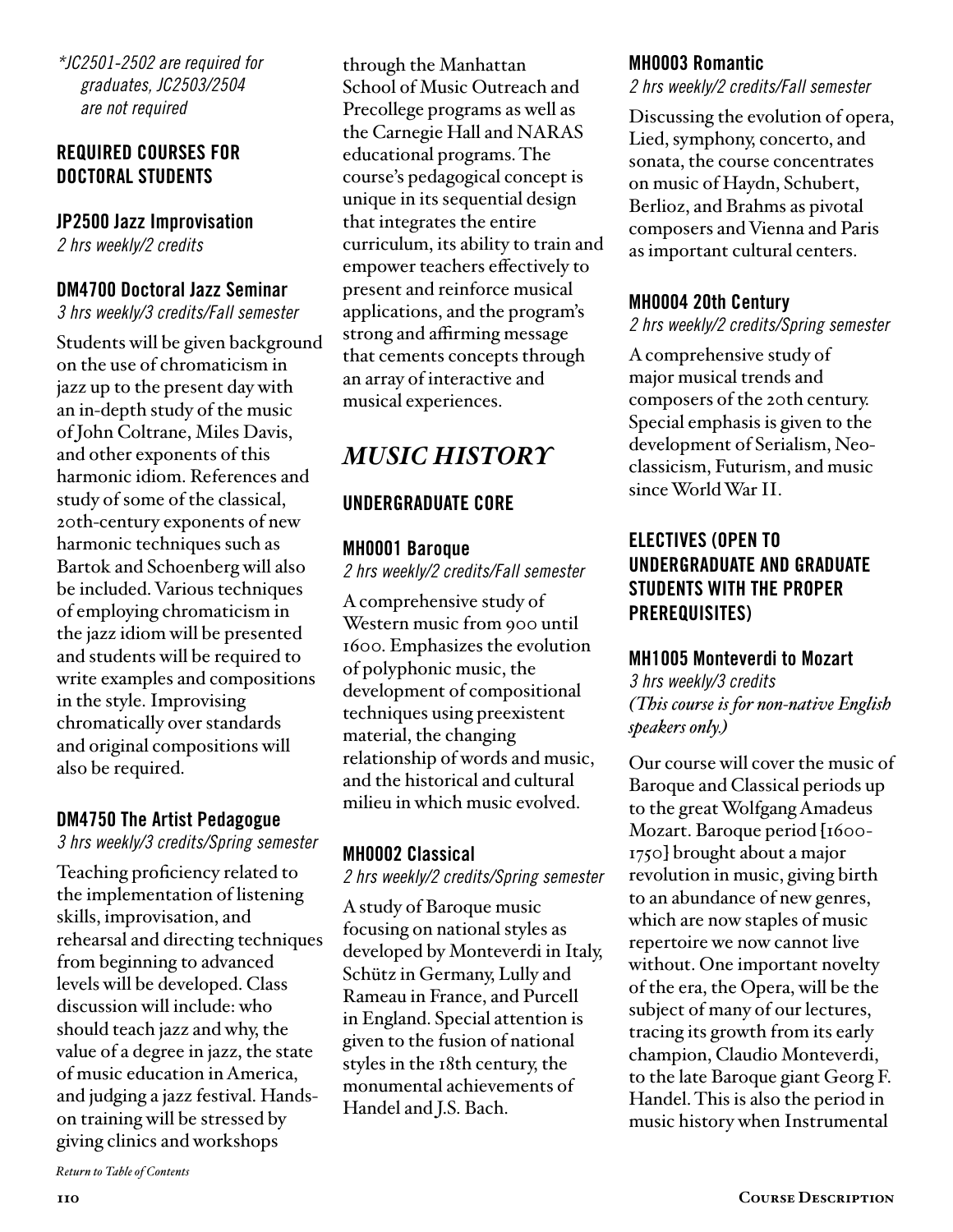*\*JC2501-2502 are required for graduates, JC2503/2504 are not required*

### REQUIRED COURSES FOR DOCTORAL STUDENTS

#### JP2500 Jazz Improvisation

*2 hrs weekly/2 credits*

#### DM4700 Doctoral Jazz Seminar

*3 hrs weekly/3 credits/Fall semester*

Students will be given background on the use of chromaticism in jazz up to the present day with an in-depth study of the music of John Coltrane, Miles Davis, and other exponents of this harmonic idiom. References and study of some of the classical, 20th-century exponents of new harmonic techniques such as Bartok and Schoenberg will also be included. Various techniques of employing chromaticism in the jazz idiom will be presented and students will be required to write examples and compositions in the style. Improvising chromatically over standards and original compositions will also be required.

#### DM4750 The Artist Pedagogue

*3 hrs weekly/3 credits/Spring semester*

Teaching proficiency related to the implementation of listening skills, improvisation, and rehearsal and directing techniques from beginning to advanced levels will be developed. Class discussion will include: who should teach jazz and why, the value of a degree in jazz, the state of music education in America, and judging a jazz festival. Hands-on training will be stressed by giving clinics and workshops through the Manhattan School of Music Outreach and Precollege programs as well as the Carnegie Hall and NARAS educational programs. The course's pedagogical concept is unique in its sequential design that integrates the entire curriculum, its ability to train and empower teachers effectively to present and reinforce musical applications, and the program's strong and affirming message that cements concepts through an array of interactive and musical experiences.

## *MUSIC HISTORY*

### UNDERGRADUATE CORE

#### MH0001 Baroque

*2 hrs weekly/2 credits/Fall semester*

A comprehensive study of Western music from 900 until 1600. Emphasizes the evolution of polyphonic music, the development of compositional techniques using preexistent material, the changing relationship of words and music, and the historical and cultural milieu in which music evolved.

#### MH0002 Classical

*2 hrs weekly/2 credits/Spring semester*

A study of Baroque music focusing on national styles as developed by Monteverdi in Italy, Schütz in Germany, Lully and Rameau in France, and Purcell in England. Special attention is given to the fusion of national styles in the 18th century, the monumental achievements of Handel and J.S. Bach.

#### MH0003 Romantic

*2 hrs weekly/2 credits/Fall semester*

Discussing the evolution of opera, Lied, symphony, concerto, and sonata, the course concentrates on music of Haydn, Schubert, Berlioz, and Brahms as pivotal composers and Vienna and Paris as important cultural centers.

#### MH0004 20th Century

*2 hrs weekly/2 credits/Spring semester*

A comprehensive study of major musical trends and composers of the 20th century. Special emphasis is given to the development of Serialism, Neo-classicism, Futurism, and music since World War II.

### ELECTIVES (OPEN TO UNDERGRADUATE AND GRADUATE STUDENTS WITH THE PROPER PREREQUISITES)

#### MH1005 Monteverdi to Mozart

*3 hrs weekly/3 credits*
*(This course is for non-native English speakers only.)*

Our course will cover the music of Baroque and Classical periods up to the great Wolfgang Amadeus Mozart. Baroque period [1600-1750] brought about a major revolution in music, giving birth to an abundance of new genres, which are now staples of music repertoire we now cannot live without. One important novelty of the era, the Opera, will be the subject of many of our lectures, tracing its growth from its early champion, Claudio Monteverdi, to the late Baroque giant Georg F. Handel. This is also the period in music history when Instrumental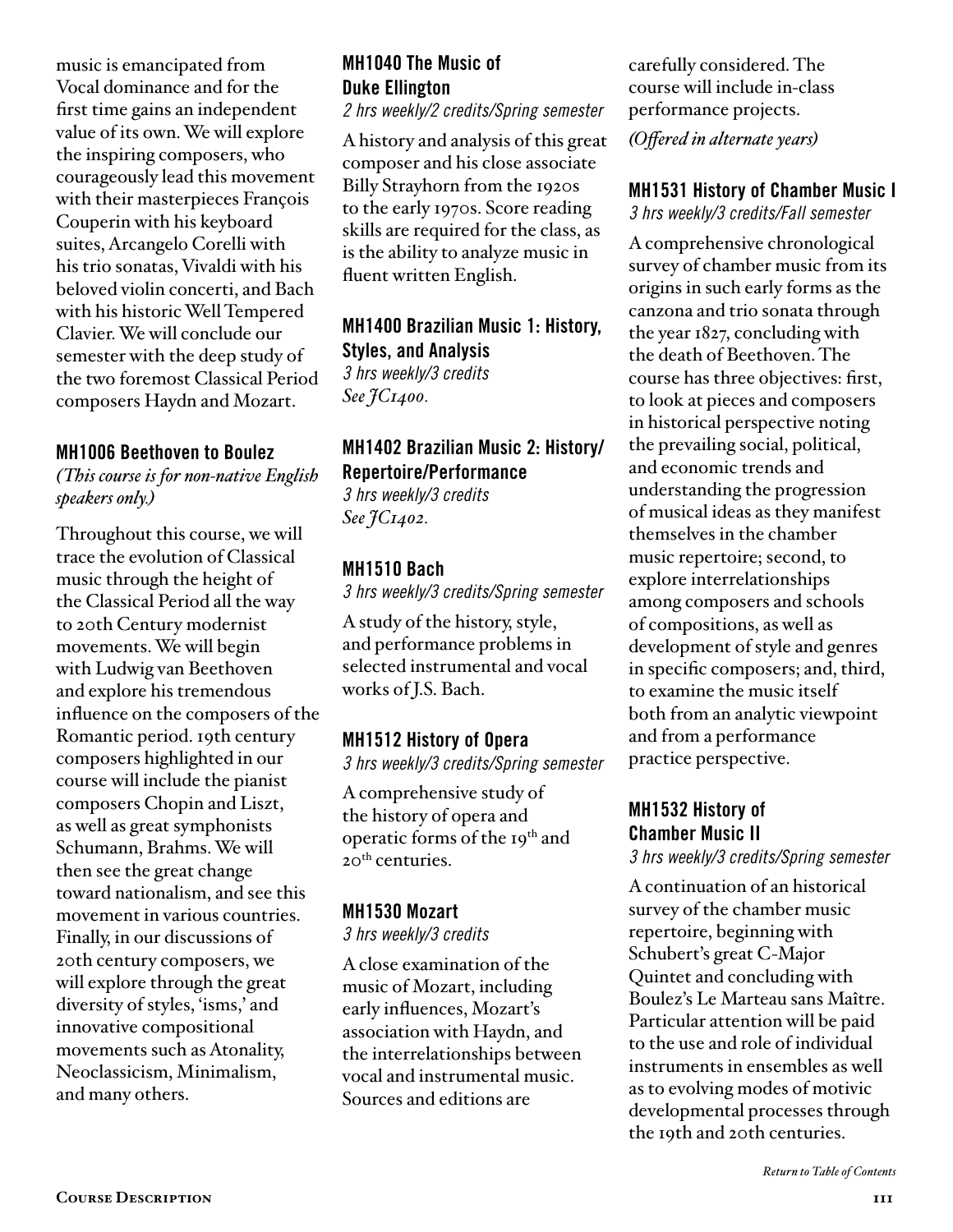music is emancipated from Vocal dominance and for the first time gains an independent value of its own. We will explore the inspiring composers, who courageously lead this movement with their masterpieces François Couperin with his keyboard suites, Arcangelo Corelli with his trio sonatas, Vivaldi with his beloved violin concerti, and Bach with his historic Well Tempered Clavier. We will conclude our semester with the deep study of the two foremost Classical Period composers Haydn and Mozart.

### MH1006 Beethoven to Boulez

*(This course is for non-native English speakers only.)*

Throughout this course, we will trace the evolution of Classical music through the height of the Classical Period all the way to 20th Century modernist movements. We will begin with Ludwig van Beethoven and explore his tremendous influence on the composers of the Romantic period. 19th century composers highlighted in our course will include the pianist composers Chopin and Liszt, as well as great symphonists Schumann, Brahms. We will then see the great change toward nationalism, and see this movement in various countries. Finally, in our discussions of 20th century composers, we will explore through the great diversity of styles, 'isms,' and innovative compositional movements such as Atonality, Neoclassicism, Minimalism, and many others.

### MH1040 The Music of Duke Ellington

*2 hrs weekly/2 credits/Spring semester*

A history and analysis of this great composer and his close associate Billy Strayhorn from the 1920s to the early 1970s. Score reading skills are required for the class, as is the ability to analyze music in fluent written English.

### MH1400 Brazilian Music 1: History, Styles, and Analysis

*3 hrs weekly/3 credits*
*See JC1400.*

### MH1402 Brazilian Music 2: History/Repertoire/Performance

*3 hrs weekly/3 credits*
*See JC1402.*

### MH1510 Bach

*3 hrs weekly/3 credits/Spring semester*

A study of the history, style, and performance problems in selected instrumental and vocal works of J.S. Bach.

### MH1512 History of Opera

*3 hrs weekly/3 credits/Spring semester*

A comprehensive study of the history of opera and operatic forms of the 19th and 20th centuries.

### MH1530 Mozart

*3 hrs weekly/3 credits*

A close examination of the music of Mozart, including early influences, Mozart's association with Haydn, and the interrelationships between vocal and instrumental music. Sources and editions are carefully considered. The course will include in-class performance projects.

*(Offered in alternate years)*

### MH1531 History of Chamber Music I

*3 hrs weekly/3 credits/Fall semester*

A comprehensive chronological survey of chamber music from its origins in such early forms as the canzona and trio sonata through the year 1827, concluding with the death of Beethoven. The course has three objectives: first, to look at pieces and composers in historical perspective noting the prevailing social, political, and economic trends and understanding the progression of musical ideas as they manifest themselves in the chamber music repertoire; second, to explore interrelationships among composers and schools of compositions, as well as development of style and genres in specific composers; and, third, to examine the music itself both from an analytic viewpoint and from a performance practice perspective.

### MH1532 History of Chamber Music II

*3 hrs weekly/3 credits/Spring semester*

A continuation of an historical survey of the chamber music repertoire, beginning with Schubert's great C-Major Quintet and concluding with Boulez's Le Marteau sans Maître. Particular attention will be paid to the use and role of individual instruments in ensembles as well as to evolving modes of motivic developmental processes through the 19th and 20th centuries.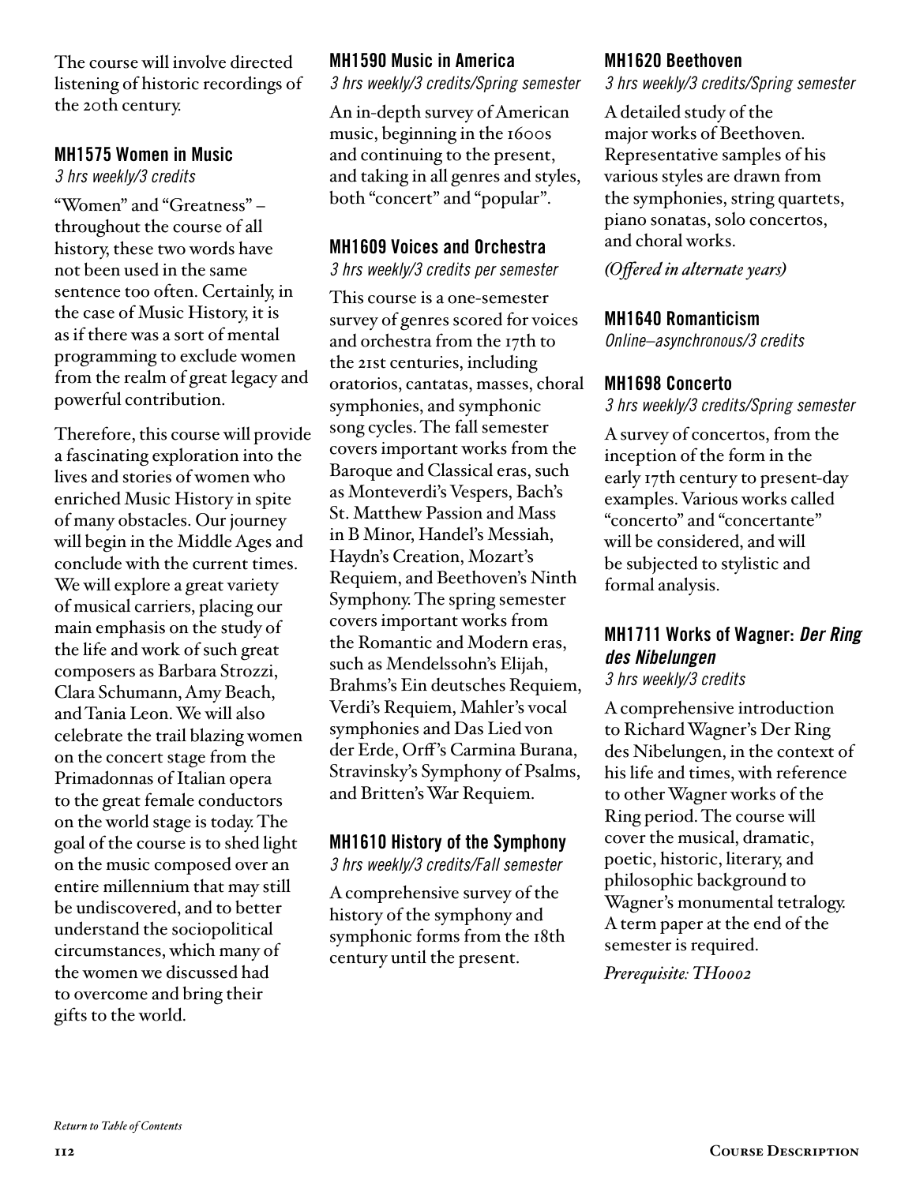The course will involve directed listening of historic recordings of the 20th century.

### MH1575 Women in Music

*3 hrs weekly/3 credits*

"Women" and "Greatness" – throughout the course of all history, these two words have not been used in the same sentence too often. Certainly, in the case of Music History, it is as if there was a sort of mental programming to exclude women from the realm of great legacy and powerful contribution.

Therefore, this course will provide a fascinating exploration into the lives and stories of women who enriched Music History in spite of many obstacles. Our journey will begin in the Middle Ages and conclude with the current times. We will explore a great variety of musical carriers, placing our main emphasis on the study of the life and work of such great composers as Barbara Strozzi, Clara Schumann, Amy Beach, and Tania Leon. We will also celebrate the trail blazing women on the concert stage from the Primadonnas of Italian opera to the great female conductors on the world stage is today. The goal of the course is to shed light on the music composed over an entire millennium that may still be undiscovered, and to better understand the sociopolitical circumstances, which many of the women we discussed had to overcome and bring their gifts to the world.

### MH1590 Music in America

*3 hrs weekly/3 credits/Spring semester*

An in-depth survey of American music, beginning in the 1600s and continuing to the present, and taking in all genres and styles, both "concert" and "popular".

### MH1609 Voices and Orchestra

*3 hrs weekly/3 credits per semester*

This course is a one-semester survey of genres scored for voices and orchestra from the 17th to the 21st centuries, including oratorios, cantatas, masses, choral symphonies, and symphonic song cycles. The fall semester covers important works from the Baroque and Classical eras, such as Monteverdi's Vespers, Bach's St. Matthew Passion and Mass in B Minor, Handel's Messiah, Haydn's Creation, Mozart's Requiem, and Beethoven's Ninth Symphony. The spring semester covers important works from the Romantic and Modern eras, such as Mendelssohn's Elijah, Brahms's Ein deutsches Requiem, Verdi's Requiem, Mahler's vocal symphonies and Das Lied von der Erde, Orff's Carmina Burana, Stravinsky's Symphony of Psalms, and Britten's War Requiem.

### MH1610 History of the Symphony

*3 hrs weekly/3 credits/Fall semester*

A comprehensive survey of the history of the symphony and symphonic forms from the 18th century until the present.

### MH1620 Beethoven

*3 hrs weekly/3 credits/Spring semester*

A detailed study of the major works of Beethoven. Representative samples of his various styles are drawn from the symphonies, string quartets, piano sonatas, solo concertos, and choral works.

*(Offered in alternate years)*

### MH1640 Romanticism

*Online–asynchronous/3 credits*

### MH1698 Concerto

*3 hrs weekly/3 credits/Spring semester*

A survey of concertos, from the inception of the form in the early 17th century to present-day examples. Various works called "concerto" and "concertante" will be considered, and will be subjected to stylistic and formal analysis.

### MH1711 Works of Wagner: *Der Ring des Nibelungen*

*3 hrs weekly/3 credits*

A comprehensive introduction to Richard Wagner's Der Ring des Nibelungen, in the context of his life and times, with reference to other Wagner works of the Ring period. The course will cover the musical, dramatic, poetic, historic, literary, and philosophic background to Wagner's monumental tetralogy. A term paper at the end of the semester is required.

*Prerequisite: TH0002*

*Return to Table of Contents*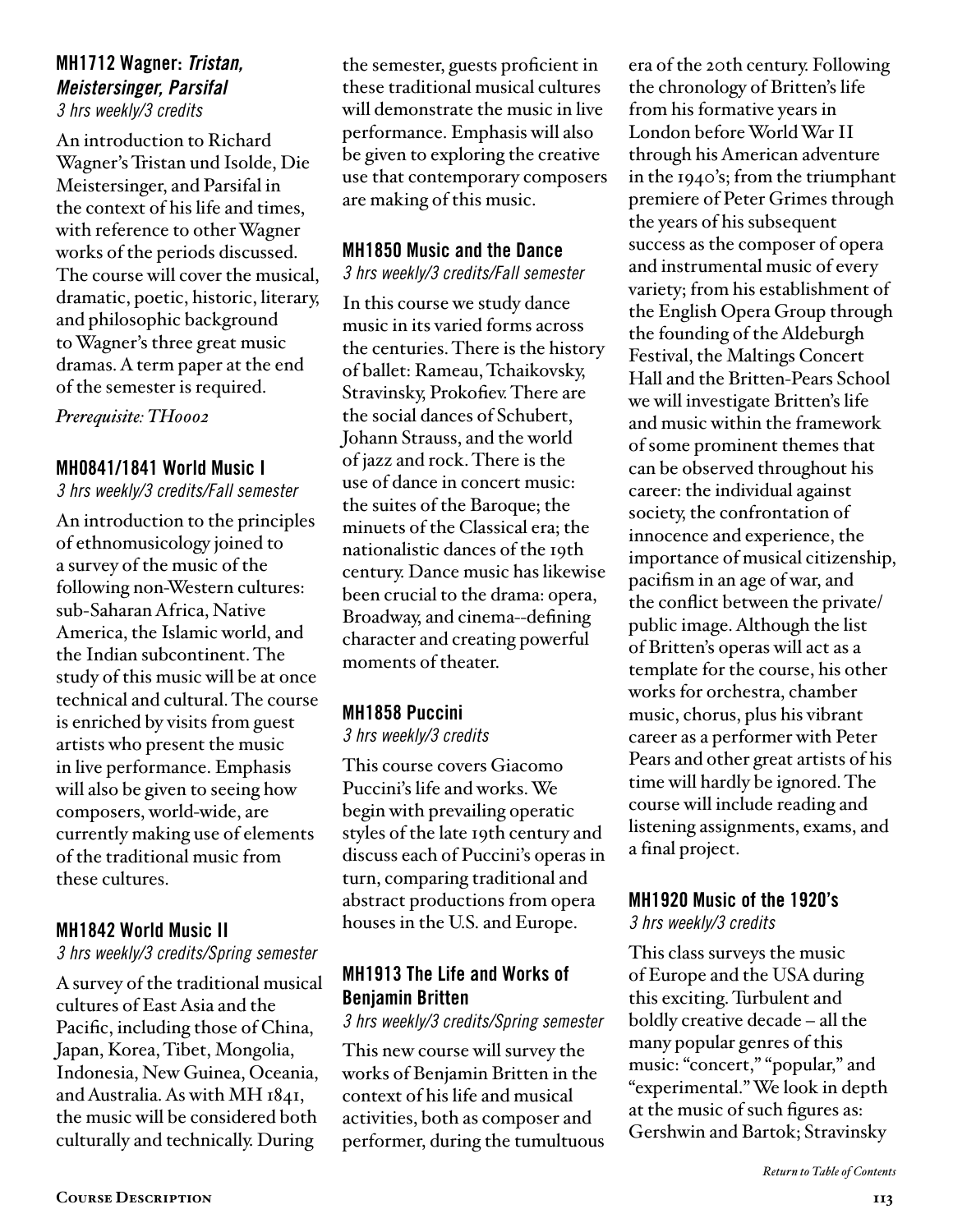### MH1712 Wagner: *Tristan, Meistersinger, Parsifal*

*3 hrs weekly/3 credits*

An introduction to Richard Wagner's Tristan und Isolde, Die Meistersinger, and Parsifal in the context of his life and times, with reference to other Wagner works of the periods discussed. The course will cover the musical, dramatic, poetic, historic, literary, and philosophic background to Wagner's three great music dramas. A term paper at the end of the semester is required.

*Prerequisite: TH0002*

### MH0841/1841 World Music I

*3 hrs weekly/3 credits/Fall semester*

An introduction to the principles of ethnomusicology joined to a survey of the music of the following non-Western cultures: sub-Saharan Africa, Native America, the Islamic world, and the Indian subcontinent. The study of this music will be at once technical and cultural. The course is enriched by visits from guest artists who present the music in live performance. Emphasis will also be given to seeing how composers, world-wide, are currently making use of elements of the traditional music from these cultures.

### MH1842 World Music II

*3 hrs weekly/3 credits/Spring semester*

A survey of the traditional musical cultures of East Asia and the Pacific, including those of China, Japan, Korea, Tibet, Mongolia, Indonesia, New Guinea, Oceania, and Australia. As with MH 1841, the music will be considered both culturally and technically. During the semester, guests proficient in these traditional musical cultures will demonstrate the music in live performance. Emphasis will also be given to exploring the creative use that contemporary composers are making of this music.

### MH1850 Music and the Dance

*3 hrs weekly/3 credits/Fall semester*

In this course we study dance music in its varied forms across the centuries. There is the history of ballet: Rameau, Tchaikovsky, Stravinsky, Prokofiev. There are the social dances of Schubert, Johann Strauss, and the world of jazz and rock. There is the use of dance in concert music: the suites of the Baroque; the minuets of the Classical era; the nationalistic dances of the 19th century. Dance music has likewise been crucial to the drama: opera, Broadway, and cinema--defining character and creating powerful moments of theater.

### MH1858 Puccini

*3 hrs weekly/3 credits*

This course covers Giacomo Puccini's life and works. We begin with prevailing operatic styles of the late 19th century and discuss each of Puccini's operas in turn, comparing traditional and abstract productions from opera houses in the U.S. and Europe.

### MH1913 The Life and Works of Benjamin Britten

*3 hrs weekly/3 credits/Spring semester*

This new course will survey the works of Benjamin Britten in the context of his life and musical activities, both as composer and performer, during the tumultuous era of the 20th century. Following the chronology of Britten's life from his formative years in London before World War II through his American adventure in the 1940's; from the triumphant premiere of Peter Grimes through the years of his subsequent success as the composer of opera and instrumental music of every variety; from his establishment of the English Opera Group through the founding of the Aldeburgh Festival, the Maltings Concert Hall and the Britten-Pears School we will investigate Britten's life and music within the framework of some prominent themes that can be observed throughout his career: the individual against society, the confrontation of innocence and experience, the importance of musical citizenship, pacifism in an age of war, and the conflict between the private/public image. Although the list of Britten's operas will act as a template for the course, his other works for orchestra, chamber music, chorus, plus his vibrant career as a performer with Peter Pears and other great artists of his time will hardly be ignored. The course will include reading and listening assignments, exams, and a final project.

### MH1920 Music of the 1920's

*3 hrs weekly/3 credits*

This class surveys the music of Europe and the USA during this exciting. Turbulent and boldly creative decade – all the many popular genres of this music: "concert," "popular," and "experimental." We look in depth at the music of such figures as: Gershwin and Bartok; Stravinsky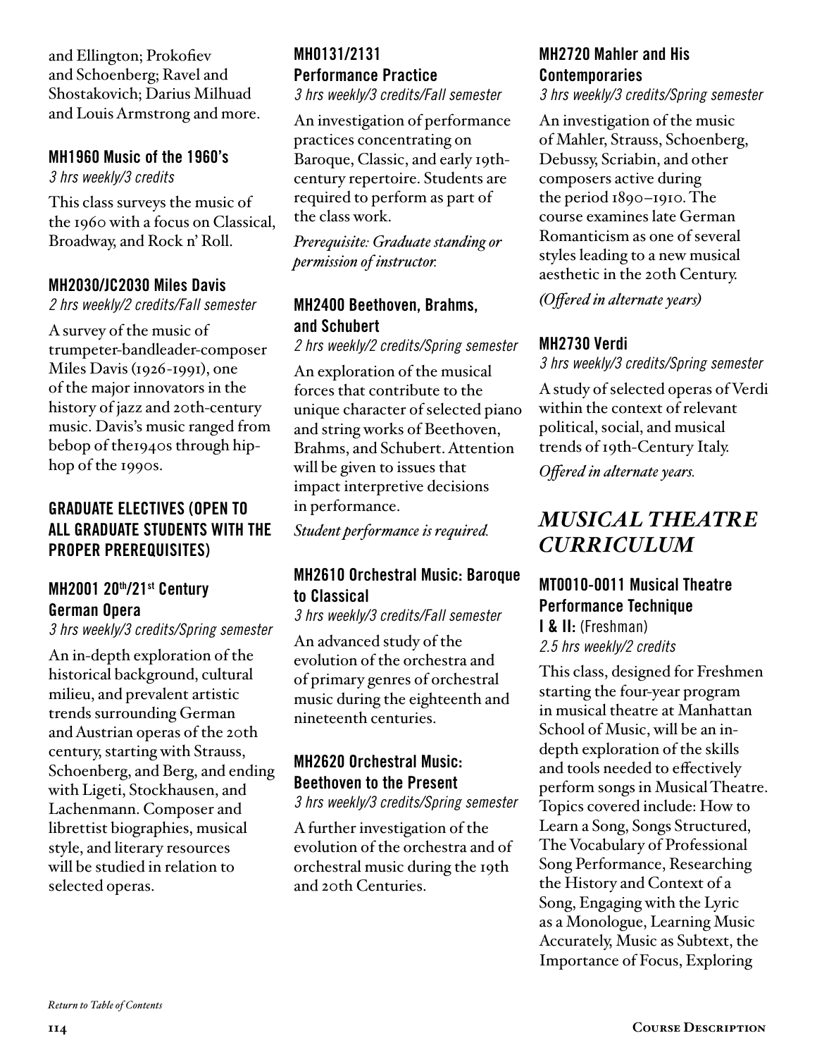and Ellington; Prokofiev and Schoenberg; Ravel and Shostakovich; Darius Milhuad and Louis Armstrong and more.

### MH1960 Music of the 1960's

*3 hrs weekly/3 credits*

This class surveys the music of the 1960 with a focus on Classical, Broadway, and Rock n' Roll.

### MH2030/JC2030 Miles Davis

*2 hrs weekly/2 credits/Fall semester*

A survey of the music of trumpeter-bandleader-composer Miles Davis (1926-1991), one of the major innovators in the history of jazz and 20th-century music. Davis's music ranged from bebop of the1940s through hip-hop of the 1990s.

## GRADUATE ELECTIVES (OPEN TO ALL GRADUATE STUDENTS WITH THE PROPER PREREQUISITES)

### MH2001 20th/21st Century German Opera

*3 hrs weekly/3 credits/Spring semester*

An in-depth exploration of the historical background, cultural milieu, and prevalent artistic trends surrounding German and Austrian operas of the 20th century, starting with Strauss, Schoenberg, and Berg, and ending with Ligeti, Stockhausen, and Lachenmann. Composer and librettist biographies, musical style, and literary resources will be studied in relation to selected operas.

### MH0131/2131 Performance Practice

*3 hrs weekly/3 credits/Fall semester*

An investigation of performance practices concentrating on Baroque, Classic, and early 19th-century repertoire. Students are required to perform as part of the class work.

*Prerequisite: Graduate standing or permission of instructor.*

### MH2400 Beethoven, Brahms, and Schubert

*2 hrs weekly/2 credits/Spring semester*

An exploration of the musical forces that contribute to the unique character of selected piano and string works of Beethoven, Brahms, and Schubert. Attention will be given to issues that impact interpretive decisions in performance.

*Student performance is required.*

### MH2610 Orchestral Music: Baroque to Classical

*3 hrs weekly/3 credits/Fall semester*

An advanced study of the evolution of the orchestra and of primary genres of orchestral music during the eighteenth and nineteenth centuries.

### MH2620 Orchestral Music: Beethoven to the Present

*3 hrs weekly/3 credits/Spring semester*

A further investigation of the evolution of the orchestra and of orchestral music during the 19th and 20th Centuries.

### MH2720 Mahler and His Contemporaries

*3 hrs weekly/3 credits/Spring semester*

An investigation of the music of Mahler, Strauss, Schoenberg, Debussy, Scriabin, and other composers active during the period 1890–1910. The course examines late German Romanticism as one of several styles leading to a new musical aesthetic in the 20th Century.

*(Offered in alternate years)*

### MH2730 Verdi

*3 hrs weekly/3 credits/Spring semester*

A study of selected operas of Verdi within the context of relevant political, social, and musical trends of 19th-Century Italy.

*Offered in alternate years.*

# *MUSICAL THEATRE CURRICULUM*

### MT0010-0011 Musical Theatre Performance Technique

**I & II:** (Freshman)

*2.5 hrs weekly/2 credits*

This class, designed for Freshmen starting the four-year program in musical theatre at Manhattan School of Music, will be an in-depth exploration of the skills and tools needed to effectively perform songs in Musical Theatre. Topics covered include: How to Learn a Song, Songs Structured, The Vocabulary of Professional Song Performance, Researching the History and Context of a Song, Engaging with the Lyric as a Monologue, Learning Music Accurately, Music as Subtext, the Importance of Focus, Exploring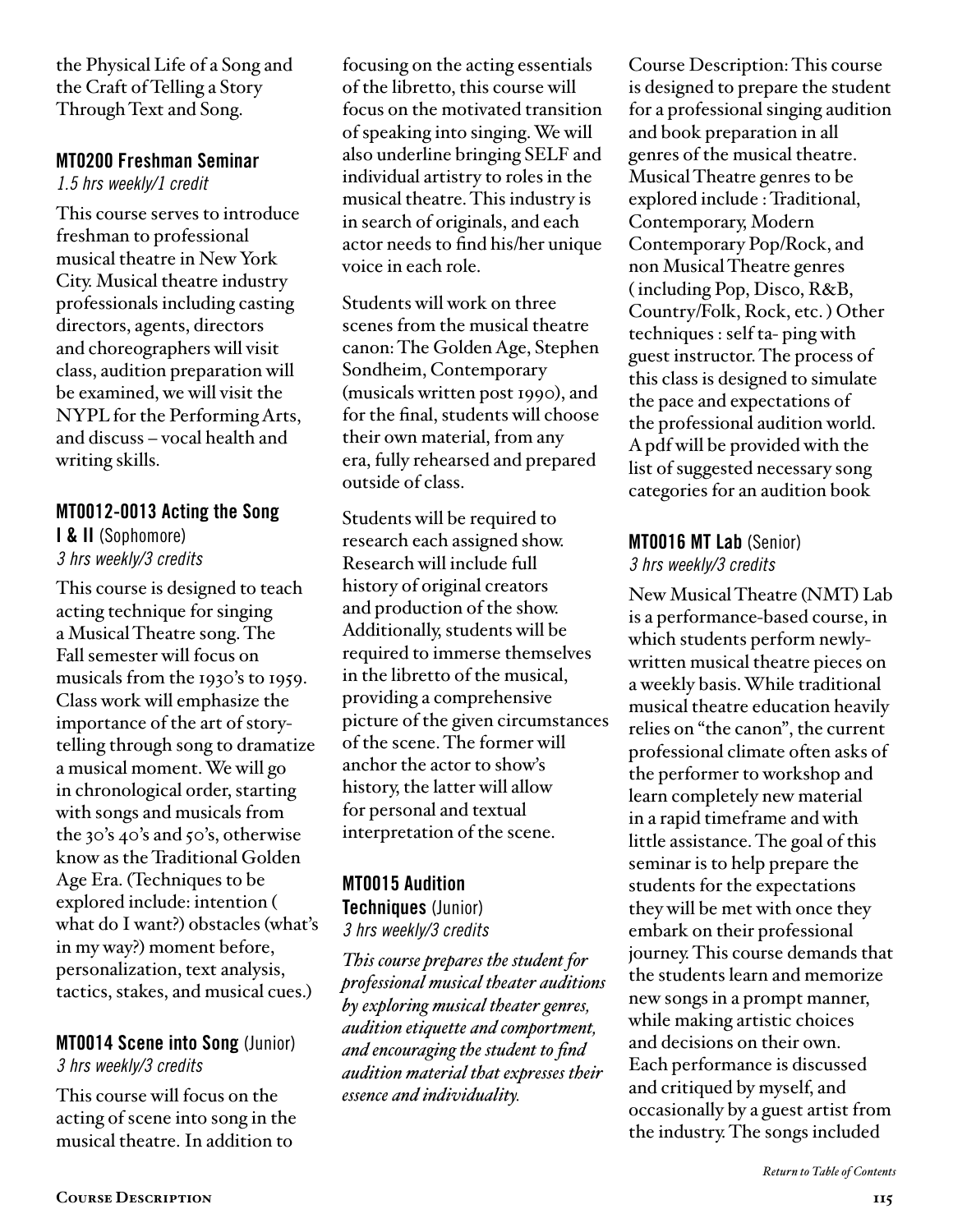the Physical Life of a Song and the Craft of Telling a Story Through Text and Song.

### MT0200 Freshman Seminar

*1.5 hrs weekly/1 credit*

This course serves to introduce freshman to professional musical theatre in New York City. Musical theatre industry professionals including casting directors, agents, directors and choreographers will visit class, audition preparation will be examined, we will visit the NYPL for the Performing Arts, and discuss – vocal health and writing skills.

### MT0012-0013 Acting the Song I & II (Sophomore)

*3 hrs weekly/3 credits*

This course is designed to teach acting technique for singing a Musical Theatre song. The Fall semester will focus on musicals from the 1930's to 1959. Class work will emphasize the importance of the art of story-telling through song to dramatize a musical moment. We will go in chronological order, starting with songs and musicals from the 30's 40's and 50's, otherwise know as the Traditional Golden Age Era. (Techniques to be explored include: intention ( what do I want?) obstacles (what's in my way?) moment before, personalization, text analysis, tactics, stakes, and musical cues.)

### MT0014 Scene into Song (Junior)

*3 hrs weekly/3 credits*

This course will focus on the acting of scene into song in the musical theatre. In addition to focusing on the acting essentials of the libretto, this course will focus on the motivated transition of speaking into singing. We will also underline bringing SELF and individual artistry to roles in the musical theatre. This industry is in search of originals, and each actor needs to find his/her unique voice in each role.

Students will work on three scenes from the musical theatre canon: The Golden Age, Stephen Sondheim, Contemporary (musicals written post 1990), and for the final, students will choose their own material, from any era, fully rehearsed and prepared outside of class.

Students will be required to research each assigned show. Research will include full history of original creators and production of the show. Additionally, students will be required to immerse themselves in the libretto of the musical, providing a comprehensive picture of the given circumstances of the scene. The former will anchor the actor to show's history, the latter will allow for personal and textual interpretation of the scene.

### MT0015 Audition Techniques (Junior)

*3 hrs weekly/3 credits*

*This course prepares the student for professional musical theater auditions by exploring musical theater genres, audition etiquette and comportment, and encouraging the student to find audition material that expresses their essence and individuality.*

Course Description: This course is designed to prepare the student for a professional singing audition and book preparation in all genres of the musical theatre. Musical Theatre genres to be explored include : Traditional, Contemporary, Modern Contemporary Pop/Rock, and non Musical Theatre genres ( including Pop, Disco, R&B, Country/Folk, Rock, etc. ) Other techniques : self ta- ping with guest instructor. The process of this class is designed to simulate the pace and expectations of the professional audition world. A pdf will be provided with the list of suggested necessary song categories for an audition book

### MT0016 MT Lab (Senior)

*3 hrs weekly/3 credits*

New Musical Theatre (NMT) Lab is a performance-based course, in which students perform newly-written musical theatre pieces on a weekly basis. While traditional musical theatre education heavily relies on "the canon", the current professional climate often asks of the performer to workshop and learn completely new material in a rapid timeframe and with little assistance. The goal of this seminar is to help prepare the students for the expectations they will be met with once they embark on their professional journey. This course demands that the students learn and memorize new songs in a prompt manner, while making artistic choices and decisions on their own. Each performance is discussed and critiqued by myself, and occasionally by a guest artist from the industry. The songs included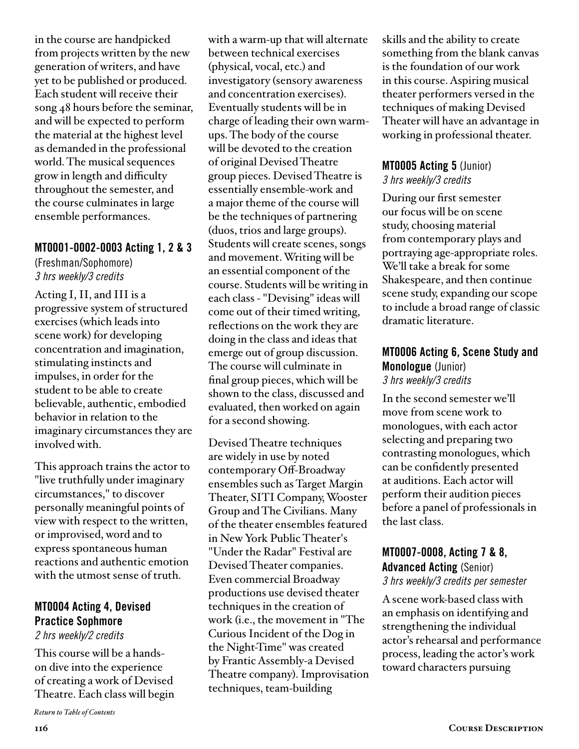in the course are handpicked from projects written by the new generation of writers, and have yet to be published or produced. Each student will receive their song 48 hours before the seminar, and will be expected to perform the material at the highest level as demanded in the professional world. The musical sequences grow in length and difficulty throughout the semester, and the course culminates in large ensemble performances.

### MT0001-0002-0003 Acting 1, 2 & 3 (Freshman/Sophomore)

*3 hrs weekly/3 credits*

Acting I, II, and III is a progressive system of structured exercises (which leads into scene work) for developing concentration and imagination, stimulating instincts and impulses, in order for the student to be able to create believable, authentic, embodied behavior in relation to the imaginary circumstances they are involved with.

This approach trains the actor to "live truthfully under imaginary circumstances," to discover personally meaningful points of view with respect to the written, or improvised, word and to express spontaneous human reactions and authentic emotion with the utmost sense of truth.

### MT0004 Acting 4, Devised Practice Sophmore

*2 hrs weekly/2 credits*

This course will be a hands-on dive into the experience of creating a work of Devised Theatre. Each class will begin with a warm-up that will alternate between technical exercises (physical, vocal, etc.) and investigatory (sensory awareness and concentration exercises). Eventually students will be in charge of leading their own warm-ups. The body of the course will be devoted to the creation of original Devised Theatre group pieces. Devised Theatre is essentially ensemble-work and a major theme of the course will be the techniques of partnering (duos, trios and large groups). Students will create scenes, songs and movement. Writing will be an essential component of the course. Students will be writing in each class - "Devising" ideas will come out of their timed writing, reflections on the work they are doing in the class and ideas that emerge out of group discussion. The course will culminate in final group pieces, which will be shown to the class, discussed and evaluated, then worked on again for a second showing.

Devised Theatre techniques are widely in use by noted contemporary Off-Broadway ensembles such as Target Margin Theater, SITI Company, Wooster Group and The Civilians. Many of the theater ensembles featured in New York Public Theater's "Under the Radar" Festival are Devised Theater companies. Even commercial Broadway productions use devised theater techniques in the creation of work (i.e., the movement in "The Curious Incident of the Dog in the Night-Time" was created by Frantic Assembly-a Devised Theatre company). Improvisation techniques, team-building skills and the ability to create something from the blank canvas is the foundation of our work in this course. Aspiring musical theater performers versed in the techniques of making Devised Theater will have an advantage in working in professional theater.

### MT0005 Acting 5 (Junior)

*3 hrs weekly/3 credits*

During our first semester our focus will be on scene study, choosing material from contemporary plays and portraying age-appropriate roles. We'll take a break for some Shakespeare, and then continue scene study, expanding our scope to include a broad range of classic dramatic literature.

### MT0006 Acting 6, Scene Study and Monologue (Junior)

*3 hrs weekly/3 credits*

In the second semester we'll move from scene work to monologues, with each actor selecting and preparing two contrasting monologues, which can be confidently presented at auditions. Each actor will perform their audition pieces before a panel of professionals in the last class.

### MT0007-0008, Acting 7 & 8, Advanced Acting (Senior)

*3 hrs weekly/3 credits per semester*

A scene work-based class with an emphasis on identifying and strengthening the individual actor's rehearsal and performance process, leading the actor's work toward characters pursuing

*Return to Table of Contents*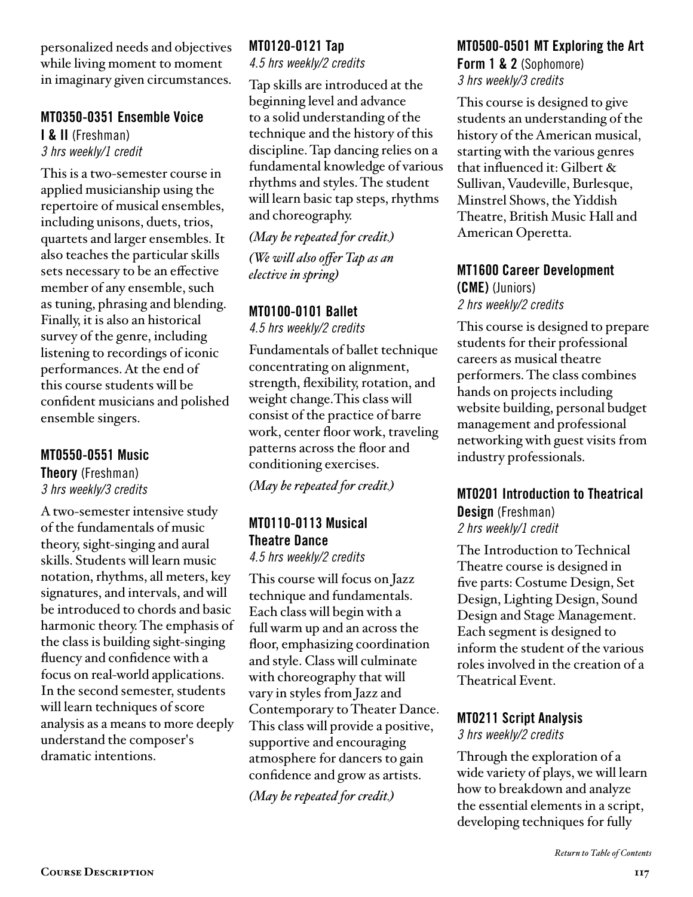personalized needs and objectives while living moment to moment in imaginary given circumstances.

### MT0350-0351 Ensemble Voice I & II (Freshman)

*3 hrs weekly/1 credit*

This is a two-semester course in applied musicianship using the repertoire of musical ensembles, including unisons, duets, trios, quartets and larger ensembles. It also teaches the particular skills sets necessary to be an effective member of any ensemble, such as tuning, phrasing and blending. Finally, it is also an historical survey of the genre, including listening to recordings of iconic performances. At the end of this course students will be confident musicians and polished ensemble singers.

### MT0550-0551 Music Theory (Freshman)

*3 hrs weekly/3 credits*

A two-semester intensive study of the fundamentals of music theory, sight-singing and aural skills. Students will learn music notation, rhythms, all meters, key signatures, and intervals, and will be introduced to chords and basic harmonic theory. The emphasis of the class is building sight-singing fluency and confidence with a focus on real-world applications. In the second semester, students will learn techniques of score analysis as a means to more deeply understand the composer's dramatic intentions.

### MT0120-0121 Tap

*4.5 hrs weekly/2 credits*

Tap skills are introduced at the beginning level and advance to a solid understanding of the technique and the history of this discipline. Tap dancing relies on a fundamental knowledge of various rhythms and styles. The student will learn basic tap steps, rhythms and choreography.

*(May be repeated for credit.)*

*(We will also offer Tap as an elective in spring)*

### MT0100-0101 Ballet

*4.5 hrs weekly/2 credits*

Fundamentals of ballet technique concentrating on alignment, strength, flexibility, rotation, and weight change.This class will consist of the practice of barre work, center floor work, traveling patterns across the floor and conditioning exercises.

*(May be repeated for credit.)*

### MT0110-0113 Musical Theatre Dance

*4.5 hrs weekly/2 credits*

This course will focus on Jazz technique and fundamentals. Each class will begin with a full warm up and an across the floor, emphasizing coordination and style. Class will culminate with choreography that will vary in styles from Jazz and Contemporary to Theater Dance. This class will provide a positive, supportive and encouraging atmosphere for dancers to gain confidence and grow as artists.

*(May be repeated for credit.)*

### MT0500-0501 MT Exploring the Art Form 1 & 2 (Sophomore)

*3 hrs weekly/3 credits*

This course is designed to give students an understanding of the history of the American musical, starting with the various genres that influenced it: Gilbert & Sullivan, Vaudeville, Burlesque, Minstrel Shows, the Yiddish Theatre, British Music Hall and American Operetta.

### MT1600 Career Development (CME) (Juniors)

*2 hrs weekly/2 credits*

This course is designed to prepare students for their professional careers as musical theatre performers. The class combines hands on projects including website building, personal budget management and professional networking with guest visits from industry professionals.

### MT0201 Introduction to Theatrical Design (Freshman)

*2 hrs weekly/1 credit*

The Introduction to Technical Theatre course is designed in five parts: Costume Design, Set Design, Lighting Design, Sound Design and Stage Management. Each segment is designed to inform the student of the various roles involved in the creation of a Theatrical Event.

### MT0211 Script Analysis

*3 hrs weekly/2 credits*

Through the exploration of a wide variety of plays, we will learn how to breakdown and analyze the essential elements in a script, developing techniques for fully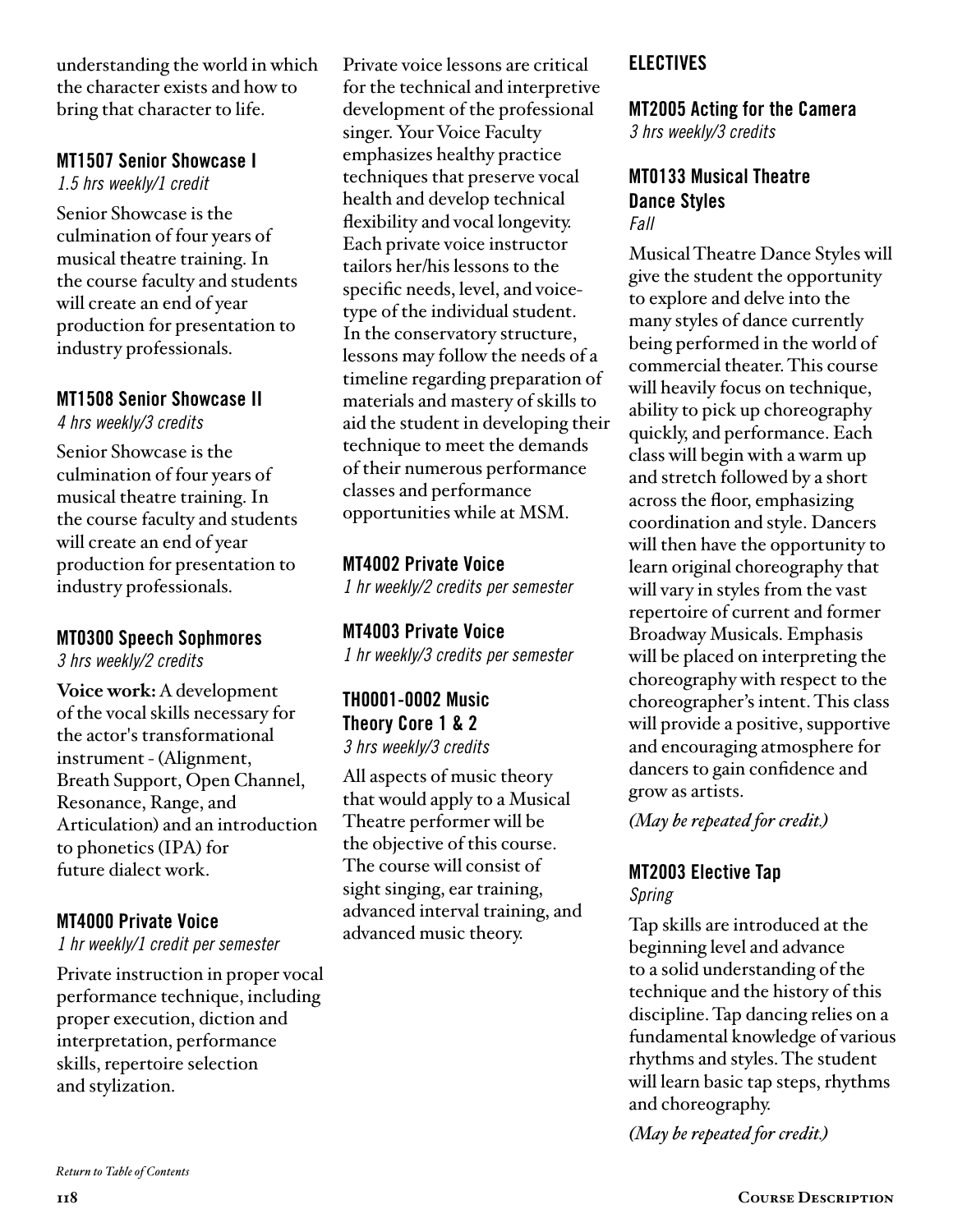understanding the world in which the character exists and how to bring that character to life.

### MT1507 Senior Showcase I

*1.5 hrs weekly/1 credit*

Senior Showcase is the culmination of four years of musical theatre training. In the course faculty and students will create an end of year production for presentation to industry professionals.

### MT1508 Senior Showcase II

*4 hrs weekly/3 credits*

Senior Showcase is the culmination of four years of musical theatre training. In the course faculty and students will create an end of year production for presentation to industry professionals.

### MT0300 Speech Sophmores

*3 hrs weekly/2 credits*

**Voice work:** A development of the vocal skills necessary for the actor's transformational instrument - (Alignment, Breath Support, Open Channel, Resonance, Range, and Articulation) and an introduction to phonetics (IPA) for future dialect work.

### MT4000 Private Voice

*1 hr weekly/1 credit per semester*

Private instruction in proper vocal performance technique, including proper execution, diction and interpretation, performance skills, repertoire selection and stylization.

Private voice lessons are critical for the technical and interpretive development of the professional singer. Your Voice Faculty emphasizes healthy practice techniques that preserve vocal health and develop technical flexibility and vocal longevity. Each private voice instructor tailors her/his lessons to the specific needs, level, and voice-type of the individual student. In the conservatory structure, lessons may follow the needs of a timeline regarding preparation of materials and mastery of skills to aid the student in developing their technique to meet the demands of their numerous performance classes and performance opportunities while at MSM.

### MT4002 Private Voice

*1 hr weekly/2 credits per semester*

### MT4003 Private Voice

*1 hr weekly/3 credits per semester*

### TH0001-0002 Music Theory Core 1 & 2

*3 hrs weekly/3 credits*

All aspects of music theory that would apply to a Musical Theatre performer will be the objective of this course. The course will consist of sight singing, ear training, advanced interval training, and advanced music theory.

## ELECTIVES

### MT2005 Acting for the Camera

*3 hrs weekly/3 credits*

### MT0133 Musical Theatre Dance Styles

*Fall*

Musical Theatre Dance Styles will give the student the opportunity to explore and delve into the many styles of dance currently being performed in the world of commercial theater. This course will heavily focus on technique, ability to pick up choreography quickly, and performance. Each class will begin with a warm up and stretch followed by a short across the floor, emphasizing coordination and style. Dancers will then have the opportunity to learn original choreography that will vary in styles from the vast repertoire of current and former Broadway Musicals. Emphasis will be placed on interpreting the choreography with respect to the choreographer's intent. This class will provide a positive, supportive and encouraging atmosphere for dancers to gain confidence and grow as artists.

*(May be repeated for credit.)*

### MT2003 Elective Tap

*Spring*

Tap skills are introduced at the beginning level and advance to a solid understanding of the technique and the history of this discipline. Tap dancing relies on a fundamental knowledge of various rhythms and styles. The student will learn basic tap steps, rhythms and choreography.

*(May be repeated for credit.)*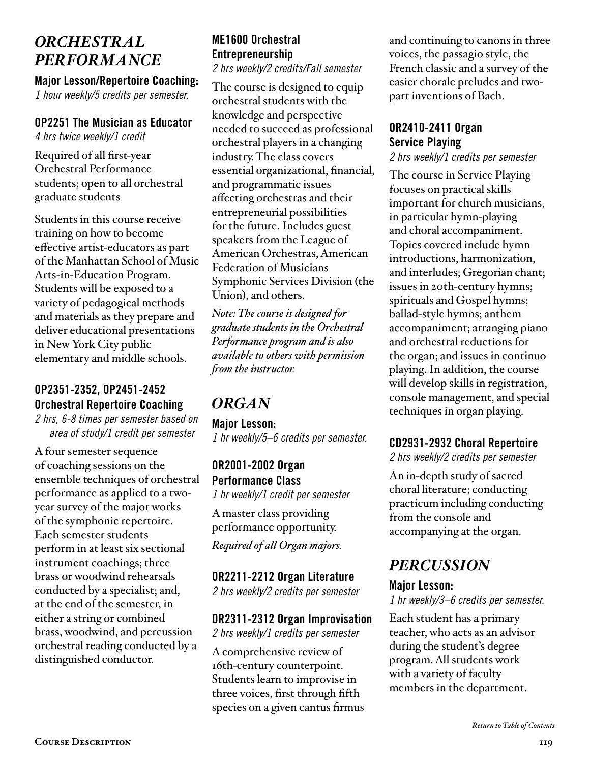## *ORCHESTRAL PERFORMANCE*

**Major Lesson/Repertoire Coaching:**
*1 hour weekly/5 credits per semester.*

### OP2251 The Musician as Educator

*4 hrs twice weekly/1 credit*

Required of all first-year Orchestral Performance students; open to all orchestral graduate students

Students in this course receive training on how to become effective artist-educators as part of the Manhattan School of Music Arts-in-Education Program. Students will be exposed to a variety of pedagogical methods and materials as they prepare and deliver educational presentations in New York City public elementary and middle schools.

### OP2351-2352, OP2451-2452 Orchestral Repertoire Coaching

*2 hrs, 6-8 times per semester based on area of study/1 credit per semester*

A four semester sequence of coaching sessions on the ensemble techniques of orchestral performance as applied to a two-year survey of the major works of the symphonic repertoire. Each semester students perform in at least six sectional instrument coachings; three brass or woodwind rehearsals conducted by a specialist; and, at the end of the semester, in either a string or combined brass, woodwind, and percussion orchestral reading conducted by a distinguished conductor.

### ME1600 Orchestral Entrepreneurship

*2 hrs weekly/2 credits/Fall semester*

The course is designed to equip orchestral students with the knowledge and perspective needed to succeed as professional orchestral players in a changing industry. The class covers essential organizational, financial, and programmatic issues affecting orchestras and their entrepreneurial possibilities for the future. Includes guest speakers from the League of American Orchestras, American Federation of Musicians Symphonic Services Division (the Union), and others.

*Note: The course is designed for graduate students in the Orchestral Performance program and is also available to others with permission from the instructor.*

## *ORGAN*

**Major Lesson:**
*1 hr weekly/5–6 credits per semester.*

### OR2001-2002 Organ Performance Class

*1 hr weekly/1 credit per semester*

A master class providing performance opportunity.

*Required of all Organ majors.*

### OR2211-2212 Organ Literature

*2 hrs weekly/2 credits per semester*

### OR2311-2312 Organ Improvisation

*2 hrs weekly/1 credits per semester*

A comprehensive review of 16th-century counterpoint. Students learn to improvise in three voices, first through fifth species on a given cantus firmus and continuing to canons in three voices, the passagio style, the French classic and a survey of the easier chorale preludes and two-part inventions of Bach.

### OR2410-2411 Organ Service Playing

*2 hrs weekly/1 credits per semester*

The course in Service Playing focuses on practical skills important for church musicians, in particular hymn-playing and choral accompaniment. Topics covered include hymn introductions, harmonization, and interludes; Gregorian chant; issues in 20th-century hymns; spirituals and Gospel hymns; ballad-style hymns; anthem accompaniment; arranging piano and orchestral reductions for the organ; and issues in continuo playing. In addition, the course will develop skills in registration, console management, and special techniques in organ playing.

### CD2931-2932 Choral Repertoire

*2 hrs weekly/2 credits per semester*

An in-depth study of sacred choral literature; conducting practicum including conducting from the console and accompanying at the organ.

## *PERCUSSION*

**Major Lesson:**
*1 hr weekly/3–6 credits per semester.*

Each student has a primary teacher, who acts as an advisor during the student's degree program. All students work with a variety of faculty members in the department.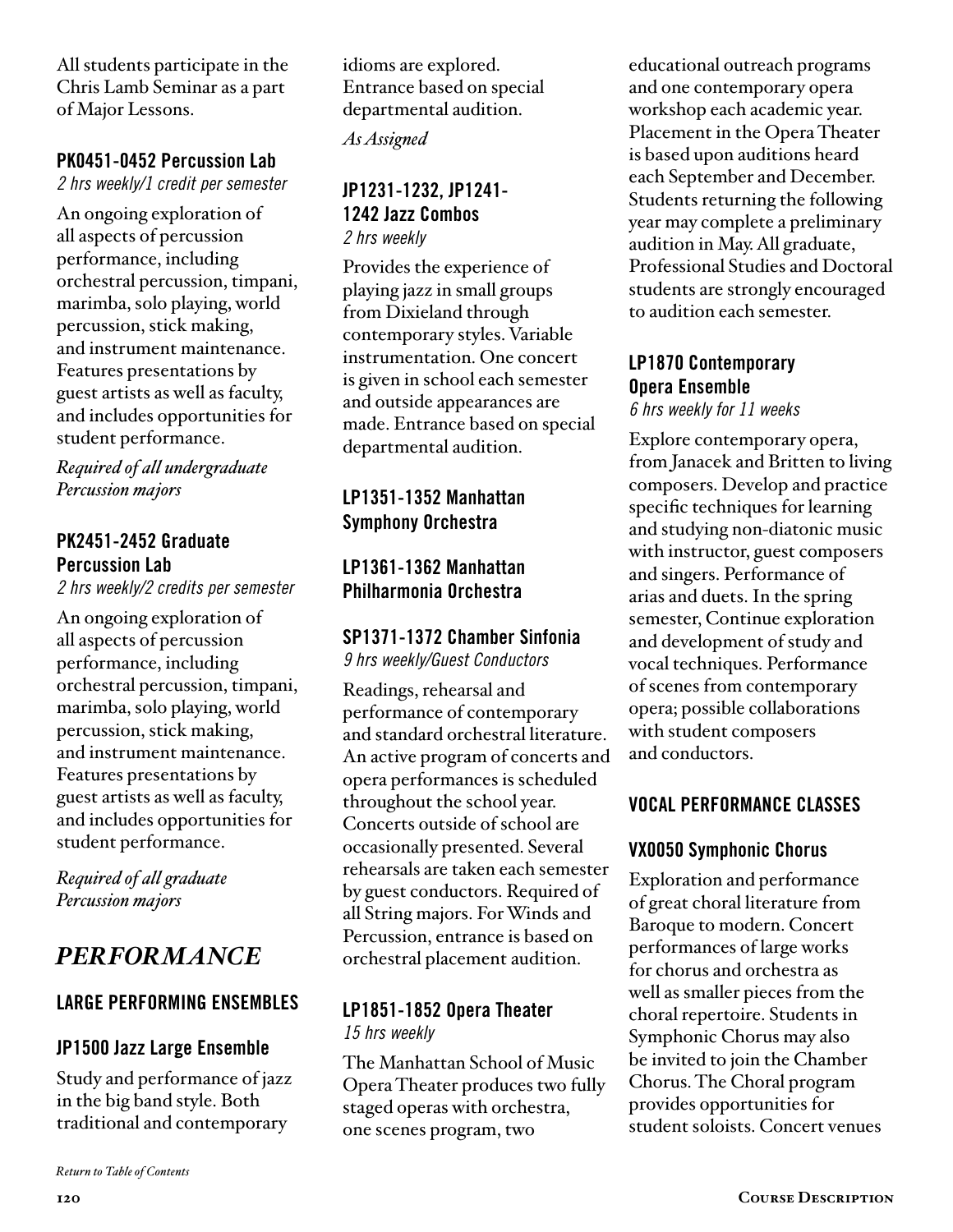All students participate in the Chris Lamb Seminar as a part of Major Lessons.

### PK0451-0452 Percussion Lab

*2 hrs weekly/1 credit per semester*

An ongoing exploration of all aspects of percussion performance, including orchestral percussion, timpani, marimba, solo playing, world percussion, stick making, and instrument maintenance. Features presentations by guest artists as well as faculty, and includes opportunities for student performance.

*Required of all undergraduate Percussion majors*

### PK2451-2452 Graduate Percussion Lab

*2 hrs weekly/2 credits per semester*

An ongoing exploration of all aspects of percussion performance, including orchestral percussion, timpani, marimba, solo playing, world percussion, stick making, and instrument maintenance. Features presentations by guest artists as well as faculty, and includes opportunities for student performance.

*Required of all graduate Percussion majors*

# *PERFORMANCE*

## LARGE PERFORMING ENSEMBLES

### JP1500 Jazz Large Ensemble

Study and performance of jazz in the big band style. Both traditional and contemporary idioms are explored. Entrance based on special departmental audition.

*As Assigned*

### JP1231-1232, JP1241-1242 Jazz Combos

*2 hrs weekly*

Provides the experience of playing jazz in small groups from Dixieland through contemporary styles. Variable instrumentation. One concert is given in school each semester and outside appearances are made. Entrance based on special departmental audition.

### LP1351-1352 Manhattan Symphony Orchestra

### LP1361-1362 Manhattan Philharmonia Orchestra

### SP1371-1372 Chamber Sinfonia

*9 hrs weekly/Guest Conductors*

Readings, rehearsal and performance of contemporary and standard orchestral literature. An active program of concerts and opera performances is scheduled throughout the school year. Concerts outside of school are occasionally presented. Several rehearsals are taken each semester by guest conductors. Required of all String majors. For Winds and Percussion, entrance is based on orchestral placement audition.

### LP1851-1852 Opera Theater

*15 hrs weekly*

The Manhattan School of Music Opera Theater produces two fully staged operas with orchestra, one scenes program, two educational outreach programs and one contemporary opera workshop each academic year. Placement in the Opera Theater is based upon auditions heard each September and December. Students returning the following year may complete a preliminary audition in May. All graduate, Professional Studies and Doctoral students are strongly encouraged to audition each semester.

### LP1870 Contemporary Opera Ensemble

*6 hrs weekly for 11 weeks*

Explore contemporary opera, from Janacek and Britten to living composers. Develop and practice specific techniques for learning and studying non-diatonic music with instructor, guest composers and singers. Performance of arias and duets. In the spring semester, Continue exploration and development of study and vocal techniques. Performance of scenes from contemporary opera; possible collaborations with student composers and conductors.

## VOCAL PERFORMANCE CLASSES

### VX0050 Symphonic Chorus

Exploration and performance of great choral literature from Baroque to modern. Concert performances of large works for chorus and orchestra as well as smaller pieces from the choral repertoire. Students in Symphonic Chorus may also be invited to join the Chamber Chorus. The Choral program provides opportunities for student soloists. Concert venues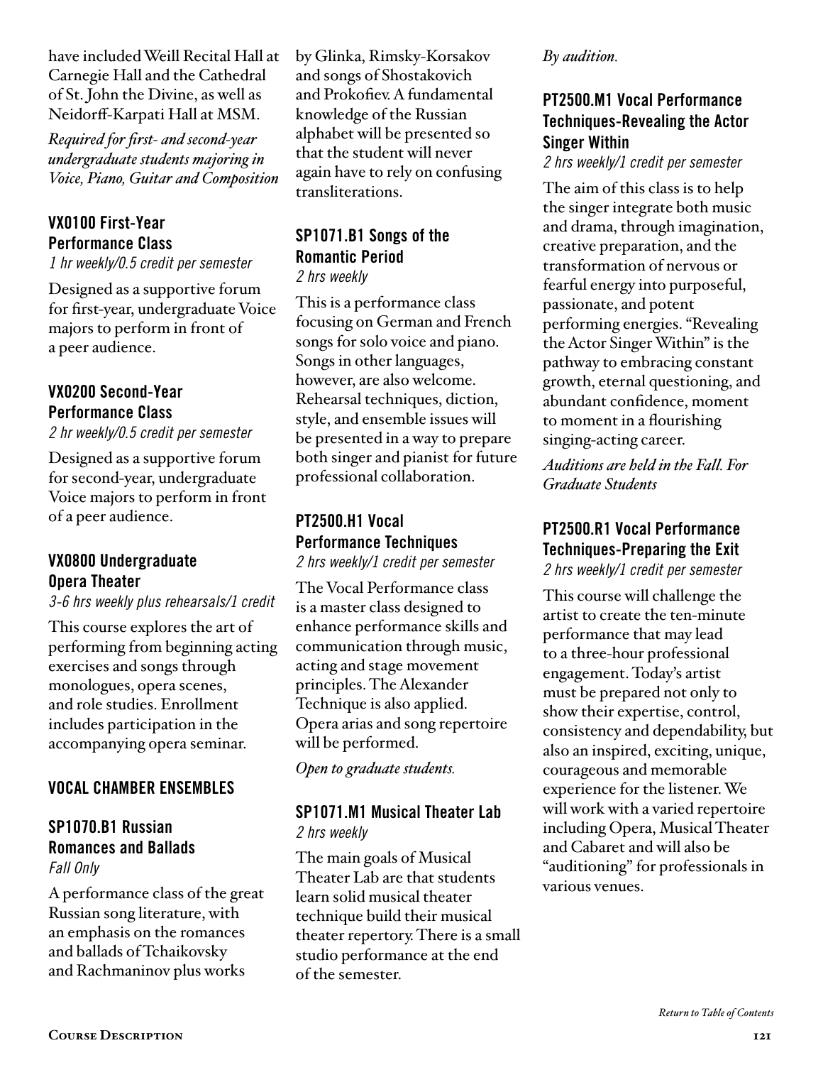have included Weill Recital Hall at Carnegie Hall and the Cathedral of St. John the Divine, as well as Neidorff-Karpati Hall at MSM.

*Required for first- and second-year undergraduate students majoring in Voice, Piano, Guitar and Composition*

### VX0100 First-Year Performance Class

*1 hr weekly/0.5 credit per semester*

Designed as a supportive forum for first-year, undergraduate Voice majors to perform in front of a peer audience.

### VX0200 Second-Year Performance Class

*2 hr weekly/0.5 credit per semester*

Designed as a supportive forum for second-year, undergraduate Voice majors to perform in front of a peer audience.

### VX0800 Undergraduate Opera Theater

*3-6 hrs weekly plus rehearsals/1 credit*

This course explores the art of performing from beginning acting exercises and songs through monologues, opera scenes, and role studies. Enrollment includes participation in the accompanying opera seminar.

## VOCAL CHAMBER ENSEMBLES

### SP1070.B1 Russian Romances and Ballads

*Fall Only*

A performance class of the great Russian song literature, with an emphasis on the romances and ballads of Tchaikovsky and Rachmaninov plus works by Glinka, Rimsky-Korsakov and songs of Shostakovich and Prokofiev. A fundamental knowledge of the Russian alphabet will be presented so that the student will never again have to rely on confusing transliterations.

### SP1071.B1 Songs of the Romantic Period

*2 hrs weekly*

This is a performance class focusing on German and French songs for solo voice and piano. Songs in other languages, however, are also welcome. Rehearsal techniques, diction, style, and ensemble issues will be presented in a way to prepare both singer and pianist for future professional collaboration.

### PT2500.H1 Vocal Performance Techniques

*2 hrs weekly/1 credit per semester*

The Vocal Performance class is a master class designed to enhance performance skills and communication through music, acting and stage movement principles. The Alexander Technique is also applied. Opera arias and song repertoire will be performed.

*Open to graduate students.*

### SP1071.M1 Musical Theater Lab

*2 hrs weekly*

The main goals of Musical Theater Lab are that students learn solid musical theater technique build their musical theater repertory. There is a small studio performance at the end of the semester.

*By audition.*

### PT2500.M1 Vocal Performance Techniques-Revealing the Actor Singer Within

*2 hrs weekly/1 credit per semester*

The aim of this class is to help the singer integrate both music and drama, through imagination, creative preparation, and the transformation of nervous or fearful energy into purposeful, passionate, and potent performing energies. "Revealing the Actor Singer Within" is the pathway to embracing constant growth, eternal questioning, and abundant confidence, moment to moment in a flourishing singing-acting career.

*Auditions are held in the Fall. For Graduate Students*

### PT2500.R1 Vocal Performance Techniques-Preparing the Exit

*2 hrs weekly/1 credit per semester*

This course will challenge the artist to create the ten-minute performance that may lead to a three-hour professional engagement. Today's artist must be prepared not only to show their expertise, control, consistency and dependability, but also an inspired, exciting, unique, courageous and memorable experience for the listener. We will work with a varied repertoire including Opera, Musical Theater and Cabaret and will also be "auditioning" for professionals in various venues.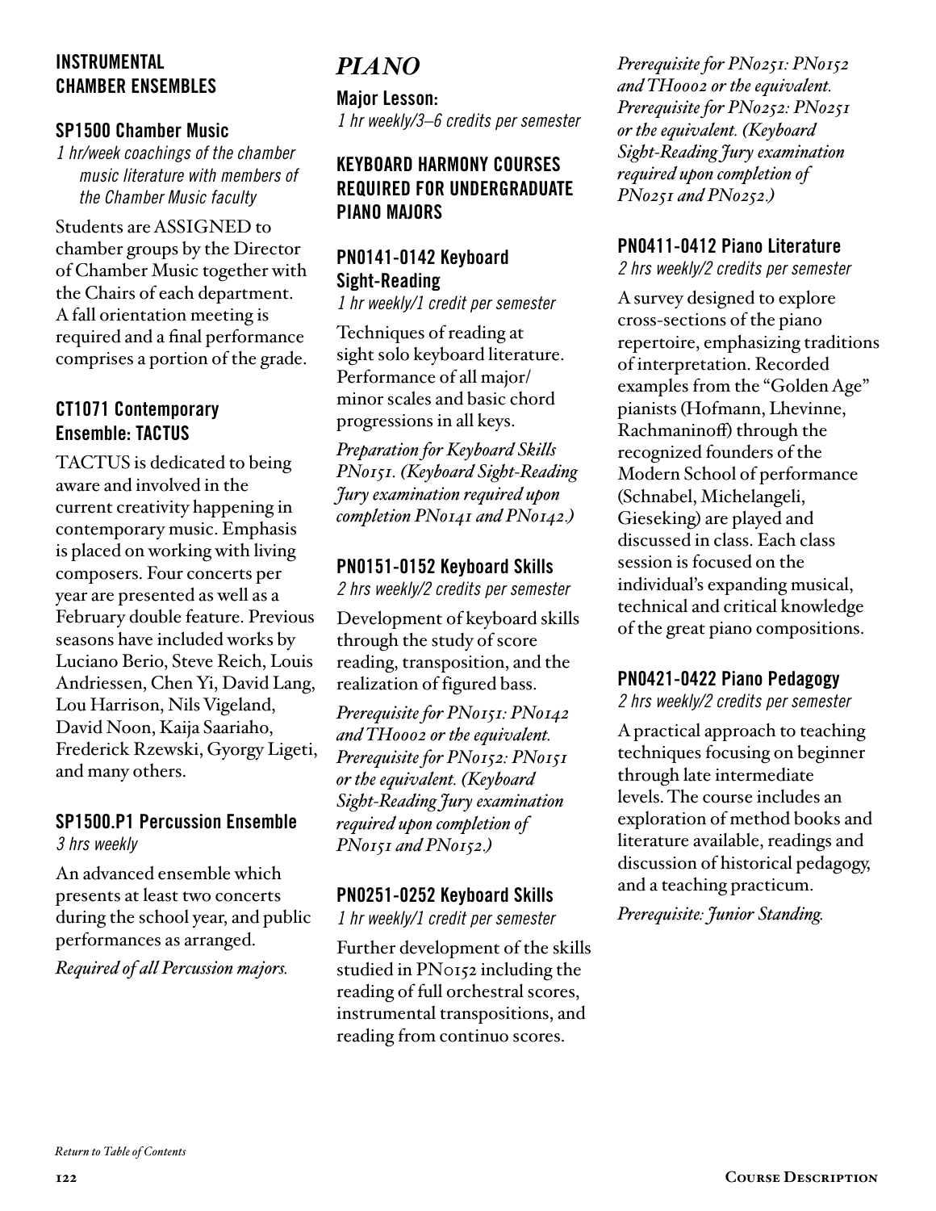### INSTRUMENTAL CHAMBER ENSEMBLES

#### SP1500 Chamber Music

*1 hr/week coachings of the chamber music literature with members of the Chamber Music faculty*

Students are ASSIGNED to chamber groups by the Director of Chamber Music together with the Chairs of each department. A fall orientation meeting is required and a final performance comprises a portion of the grade.

#### CT1071 Contemporary Ensemble: TACTUS

TACTUS is dedicated to being aware and involved in the current creativity happening in contemporary music. Emphasis is placed on working with living composers. Four concerts per year are presented as well as a February double feature. Previous seasons have included works by Luciano Berio, Steve Reich, Louis Andriessen, Chen Yi, David Lang, Lou Harrison, Nils Vigeland, David Noon, Kaija Saariaho, Frederick Rzewski, Gyorgy Ligeti, and many others.

#### SP1500.P1 Percussion Ensemble

*3 hrs weekly*

An advanced ensemble which presents at least two concerts during the school year, and public performances as arranged.

*Required of all Percussion majors.*

## PIANO

**Major Lesson:**
*1 hr weekly/3–6 credits per semester*

### KEYBOARD HARMONY COURSES REQUIRED FOR UNDERGRADUATE PIANO MAJORS

#### PN0141-0142 Keyboard Sight-Reading

*1 hr weekly/1 credit per semester*

Techniques of reading at sight solo keyboard literature. Performance of all major/minor scales and basic chord progressions in all keys.

*Preparation for Keyboard Skills PN0151. (Keyboard Sight-Reading Jury examination required upon completion PN0141 and PN0142.)*

#### PN0151-0152 Keyboard Skills

*2 hrs weekly/2 credits per semester*

Development of keyboard skills through the study of score reading, transposition, and the realization of figured bass.

*Prerequisite for PN0151: PN0142 and TH0002 or the equivalent. Prerequisite for PN0152: PN0151 or the equivalent. (Keyboard Sight-Reading Jury examination required upon completion of PN0151 and PN0152.)*

#### PN0251-0252 Keyboard Skills

*1 hr weekly/1 credit per semester*

Further development of the skills studied in PN0152 including the reading of full orchestral scores, instrumental transpositions, and reading from continuo scores.

*Prerequisite for PN0251: PN0152 and TH0002 or the equivalent. Prerequisite for PN0252: PN0251 or the equivalent. (Keyboard Sight-Reading Jury examination required upon completion of PN0251 and PN0252.)*

#### PN0411-0412 Piano Literature

*2 hrs weekly/2 credits per semester*

A survey designed to explore cross-sections of the piano repertoire, emphasizing traditions of interpretation. Recorded examples from the "Golden Age" pianists (Hofmann, Lhevinne, Rachmaninoff) through the recognized founders of the Modern School of performance (Schnabel, Michelangeli, Gieseking) are played and discussed in class. Each class session is focused on the individual's expanding musical, technical and critical knowledge of the great piano compositions.

#### PN0421-0422 Piano Pedagogy

*2 hrs weekly/2 credits per semester*

A practical approach to teaching techniques focusing on beginner through late intermediate levels. The course includes an exploration of method books and literature available, readings and discussion of historical pedagogy, and a teaching practicum.

*Prerequisite: Junior Standing.*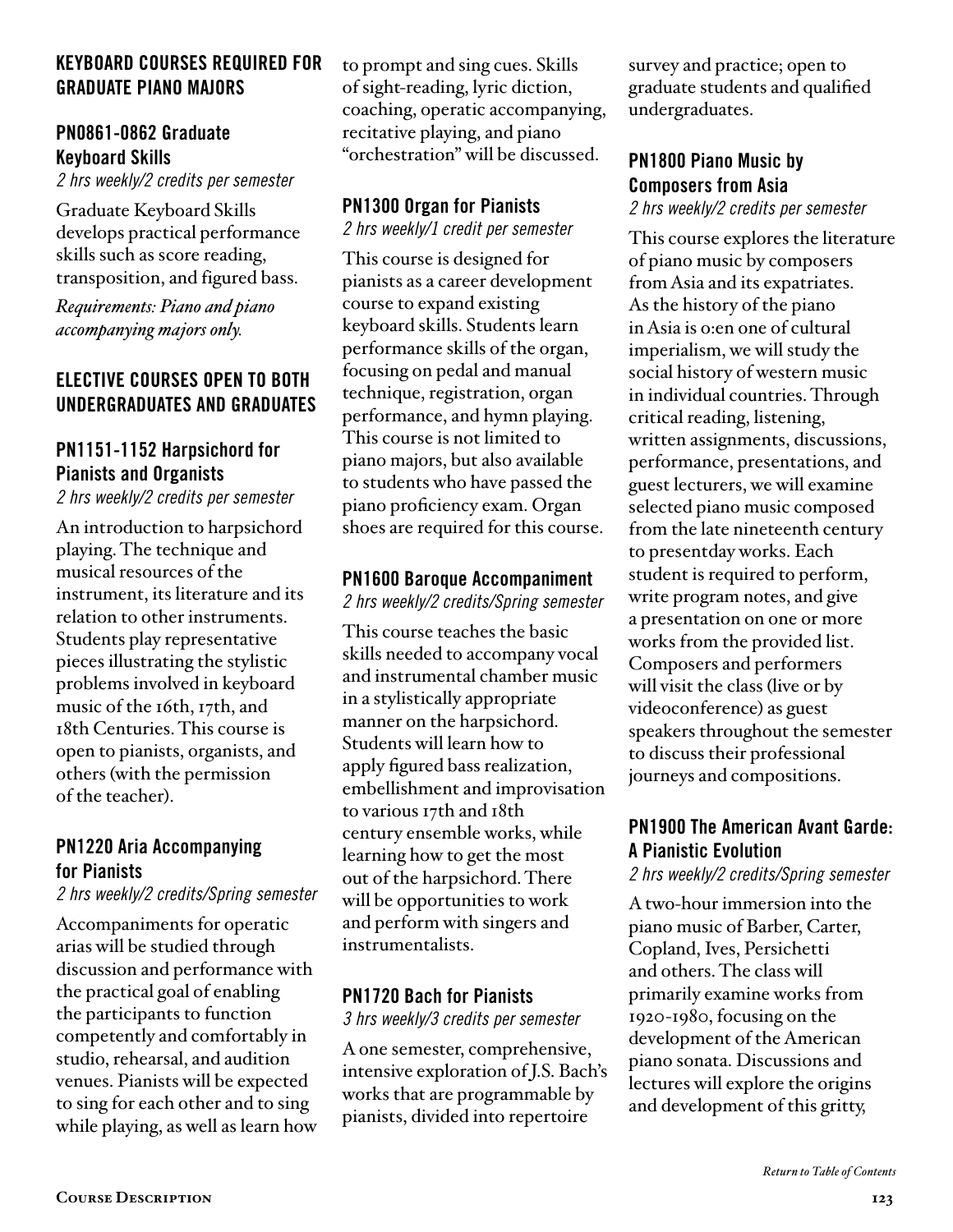## KEYBOARD COURSES REQUIRED FOR GRADUATE PIANO MAJORS

### PN0861-0862 Graduate Keyboard Skills

*2 hrs weekly/2 credits per semester*

Graduate Keyboard Skills develops practical performance skills such as score reading, transposition, and figured bass.

*Requirements: Piano and piano accompanying majors only.*

## ELECTIVE COURSES OPEN TO BOTH UNDERGRADUATES AND GRADUATES

### PN1151-1152 Harpsichord for Pianists and Organists

*2 hrs weekly/2 credits per semester*

An introduction to harpsichord playing. The technique and musical resources of the instrument, its literature and its relation to other instruments. Students play representative pieces illustrating the stylistic problems involved in keyboard music of the 16th, 17th, and 18th Centuries. This course is open to pianists, organists, and others (with the permission of the teacher).

### PN1220 Aria Accompanying for Pianists

*2 hrs weekly/2 credits/Spring semester*

Accompaniments for operatic arias will be studied through discussion and performance with the practical goal of enabling the participants to function competently and comfortably in studio, rehearsal, and audition venues. Pianists will be expected to sing for each other and to sing while playing, as well as learn how to prompt and sing cues. Skills of sight-reading, lyric diction, coaching, operatic accompanying, recitative playing, and piano "orchestration" will be discussed.

### PN1300 Organ for Pianists

*2 hrs weekly/1 credit per semester*

This course is designed for pianists as a career development course to expand existing keyboard skills. Students learn performance skills of the organ, focusing on pedal and manual technique, registration, organ performance, and hymn playing. This course is not limited to piano majors, but also available to students who have passed the piano proficiency exam. Organ shoes are required for this course.

### PN1600 Baroque Accompaniment

*2 hrs weekly/2 credits/Spring semester*

This course teaches the basic skills needed to accompany vocal and instrumental chamber music in a stylistically appropriate manner on the harpsichord. Students will learn how to apply figured bass realization, embellishment and improvisation to various 17th and 18th century ensemble works, while learning how to get the most out of the harpsichord. There will be opportunities to work and perform with singers and instrumentalists.

### PN1720 Bach for Pianists

*3 hrs weekly/3 credits per semester*

A one semester, comprehensive, intensive exploration of J.S. Bach's works that are programmable by pianists, divided into repertoire survey and practice; open to graduate students and qualified undergraduates.

### PN1800 Piano Music by Composers from Asia

*2 hrs weekly/2 credits per semester*

This course explores the literature of piano music by composers from Asia and its expatriates. As the history of the piano in Asia is o:en one of cultural imperialism, we will study the social history of western music in individual countries. Through critical reading, listening, written assignments, discussions, performance, presentations, and guest lecturers, we will examine selected piano music composed from the late nineteenth century to presentday works. Each student is required to perform, write program notes, and give a presentation on one or more works from the provided list. Composers and performers will visit the class (live or by videoconference) as guest speakers throughout the semester to discuss their professional journeys and compositions.

### PN1900 The American Avant Garde: A Pianistic Evolution

*2 hrs weekly/2 credits/Spring semester*

A two-hour immersion into the piano music of Barber, Carter, Copland, Ives, Persichetti and others. The class will primarily examine works from 1920-1980, focusing on the development of the American piano sonata. Discussions and lectures will explore the origins and development of this gritty,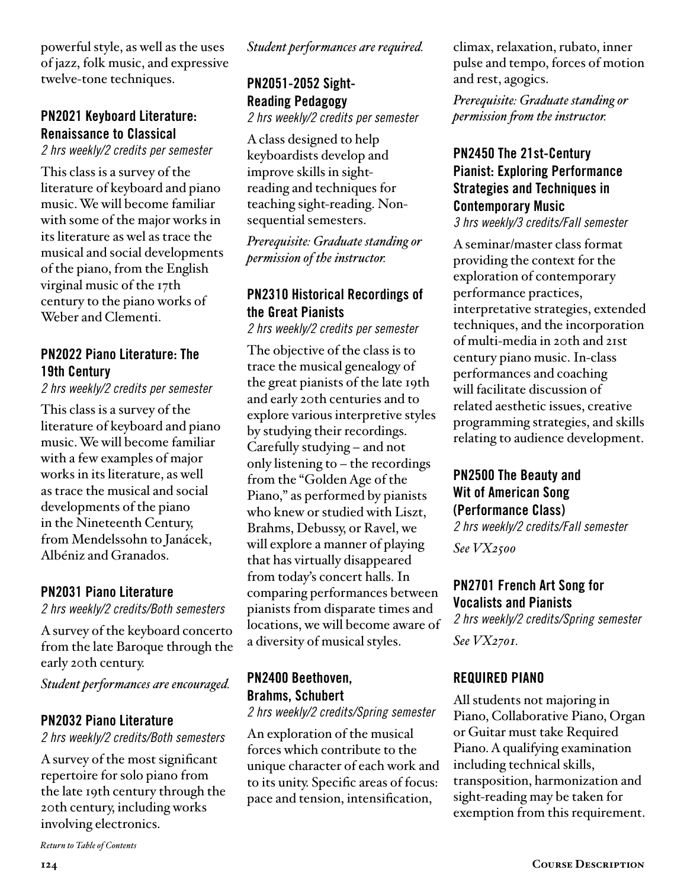powerful style, as well as the uses of jazz, folk music, and expressive twelve-tone techniques.

### PN2021 Keyboard Literature: Renaissance to Classical

*2 hrs weekly/2 credits per semester*

This class is a survey of the literature of keyboard and piano music. We will become familiar with some of the major works in its literature as wel as trace the musical and social developments of the piano, from the English virginal music of the 17th century to the piano works of Weber and Clementi.

### PN2022 Piano Literature: The 19th Century

*2 hrs weekly/2 credits per semester*

This class is a survey of the literature of keyboard and piano music. We will become familiar with a few examples of major works in its literature, as well as trace the musical and social developments of the piano in the Nineteenth Century, from Mendelssohn to Janácek, Albéniz and Granados.

### PN2031 Piano Literature

*2 hrs weekly/2 credits/Both semesters*

A survey of the keyboard concerto from the late Baroque through the early 20th century.

*Student performances are encouraged.*

### PN2032 Piano Literature

*2 hrs weekly/2 credits/Both semesters*

A survey of the most significant repertoire for solo piano from the late 19th century through the 20th century, including works involving electronics.

*Student performances are required.*

### PN2051-2052 Sight-Reading Pedagogy

*2 hrs weekly/2 credits per semester*

A class designed to help keyboardists develop and improve skills in sight-reading and techniques for teaching sight-reading. Non-sequential semesters.

*Prerequisite: Graduate standing or permission of the instructor.*

### PN2310 Historical Recordings of the Great Pianists

*2 hrs weekly/2 credits per semester*

The objective of the class is to trace the musical genealogy of the great pianists of the late 19th and early 20th centuries and to explore various interpretive styles by studying their recordings. Carefully studying – and not only listening to – the recordings from the "Golden Age of the Piano," as performed by pianists who knew or studied with Liszt, Brahms, Debussy, or Ravel, we will explore a manner of playing that has virtually disappeared from today's concert halls. In comparing performances between pianists from disparate times and locations, we will become aware of a diversity of musical styles.

### PN2400 Beethoven, Brahms, Schubert

*2 hrs weekly/2 credits/Spring semester*

An exploration of the musical forces which contribute to the unique character of each work and to its unity. Specific areas of focus: pace and tension, intensification, climax, relaxation, rubato, inner pulse and tempo, forces of motion and rest, agogics.

*Prerequisite: Graduate standing or permission from the instructor.*

### PN2450 The 21st-Century Pianist: Exploring Performance Strategies and Techniques in Contemporary Music

*3 hrs weekly/3 credits/Fall semester*

A seminar/master class format providing the context for the exploration of contemporary performance practices, interpretative strategies, extended techniques, and the incorporation of multi-media in 20th and 21st century piano music. In-class performances and coaching will facilitate discussion of related aesthetic issues, creative programming strategies, and skills relating to audience development.

### PN2500 The Beauty and Wit of American Song (Performance Class)

*2 hrs weekly/2 credits/Fall semester*

*See VX2500*

### PN2701 French Art Song for Vocalists and Pianists

*2 hrs weekly/2 credits/Spring semester*

*See VX2701.*

### REQUIRED PIANO

All students not majoring in Piano, Collaborative Piano, Organ or Guitar must take Required Piano. A qualifying examination including technical skills, transposition, harmonization and sight-reading may be taken for exemption from this requirement.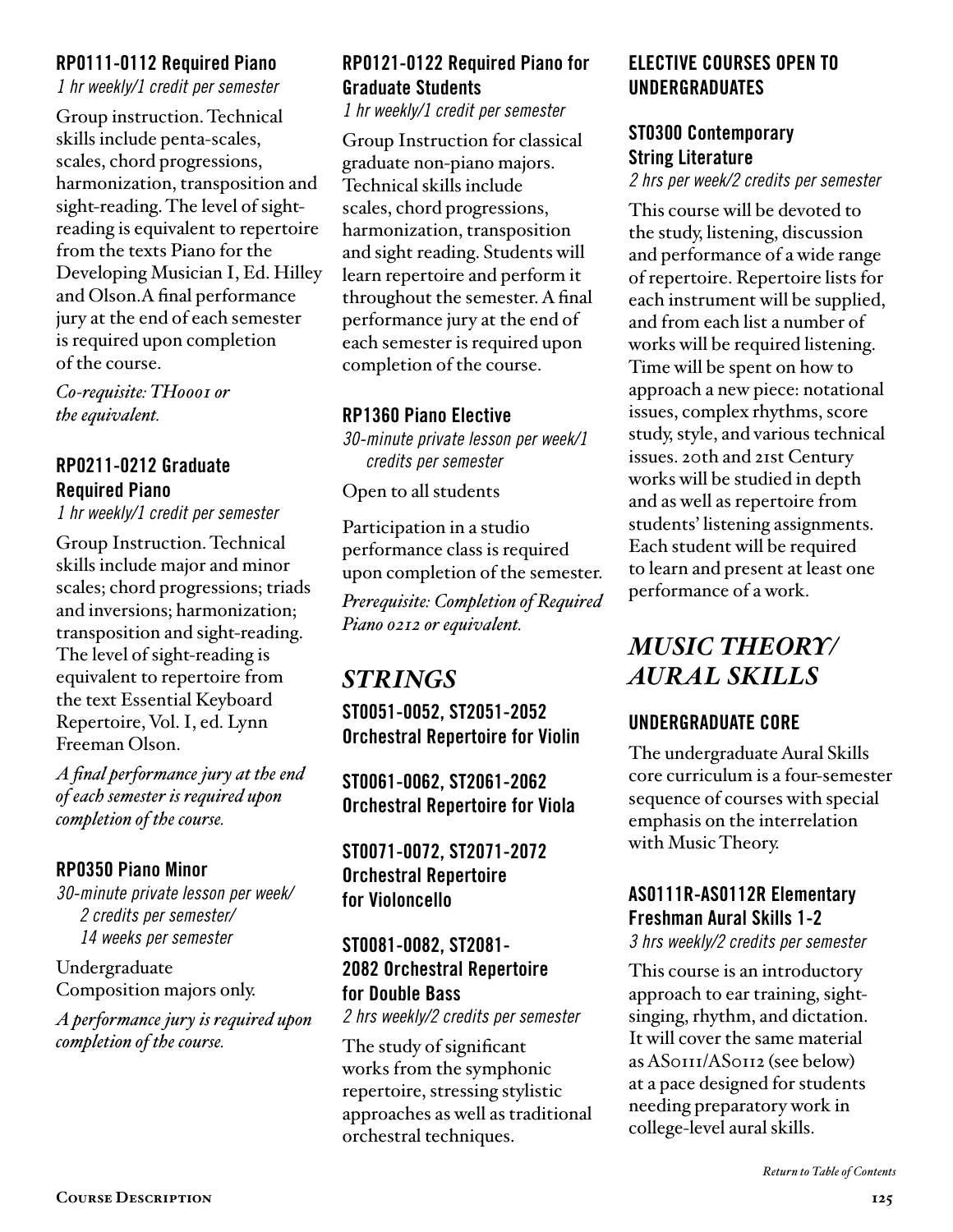### RP0111-0112 Required Piano

*1 hr weekly/1 credit per semester*

Group instruction. Technical skills include penta-scales, scales, chord progressions, harmonization, transposition and sight-reading. The level of sight-reading is equivalent to repertoire from the texts Piano for the Developing Musician I, Ed. Hilley and Olson.A final performance jury at the end of each semester is required upon completion of the course.

*Co-requisite: TH0001 or the equivalent.*

### RP0211-0212 Graduate Required Piano

*1 hr weekly/1 credit per semester*

Group Instruction. Technical skills include major and minor scales; chord progressions; triads and inversions; harmonization; transposition and sight-reading. The level of sight-reading is equivalent to repertoire from the text Essential Keyboard Repertoire, Vol. I, ed. Lynn Freeman Olson.

*A final performance jury at the end of each semester is required upon completion of the course.*

### RP0350 Piano Minor

*30-minute private lesson per week/ 2 credits per semester/ 14 weeks per semester*

Undergraduate Composition majors only.

*A performance jury is required upon completion of the course.*

### RP0121-0122 Required Piano for Graduate Students

*1 hr weekly/1 credit per semester*

Group Instruction for classical graduate non-piano majors. Technical skills include scales, chord progressions, harmonization, transposition and sight reading. Students will learn repertoire and perform it throughout the semester. A final performance jury at the end of each semester is required upon completion of the course.

### RP1360 Piano Elective

*30-minute private lesson per week/1 credits per semester*

Open to all students

Participation in a studio performance class is required upon completion of the semester.

*Prerequisite: Completion of Required Piano 0212 or equivalent.*

## *STRINGS*

### ST0051-0052, ST2051-2052 Orchestral Repertoire for Violin

### ST0061-0062, ST2061-2062 Orchestral Repertoire for Viola

### ST0071-0072, ST2071-2072 Orchestral Repertoire for Violoncello

### ST0081-0082, ST2081-2082 Orchestral Repertoire for Double Bass

*2 hrs weekly/2 credits per semester*

The study of significant works from the symphonic repertoire, stressing stylistic approaches as well as traditional orchestral techniques.

### ELECTIVE COURSES OPEN TO UNDERGRADUATES

### ST0300 Contemporary String Literature

*2 hrs per week/2 credits per semester*

This course will be devoted to the study, listening, discussion and performance of a wide range of repertoire. Repertoire lists for each instrument will be supplied, and from each list a number of works will be required listening. Time will be spent on how to approach a new piece: notational issues, complex rhythms, score study, style, and various technical issues. 20th and 21st Century works will be studied in depth and as well as repertoire from students' listening assignments. Each student will be required to learn and present at least one performance of a work.

## *MUSIC THEORY/ AURAL SKILLS*

### UNDERGRADUATE CORE

The undergraduate Aural Skills core curriculum is a four-semester sequence of courses with special emphasis on the interrelation with Music Theory.

### AS0111R-AS0112R Elementary Freshman Aural Skills 1-2

*3 hrs weekly/2 credits per semester*

This course is an introductory approach to ear training, sight-singing, rhythm, and dictation. It will cover the same material as AS0111/AS0112 (see below) at a pace designed for students needing preparatory work in college-level aural skills.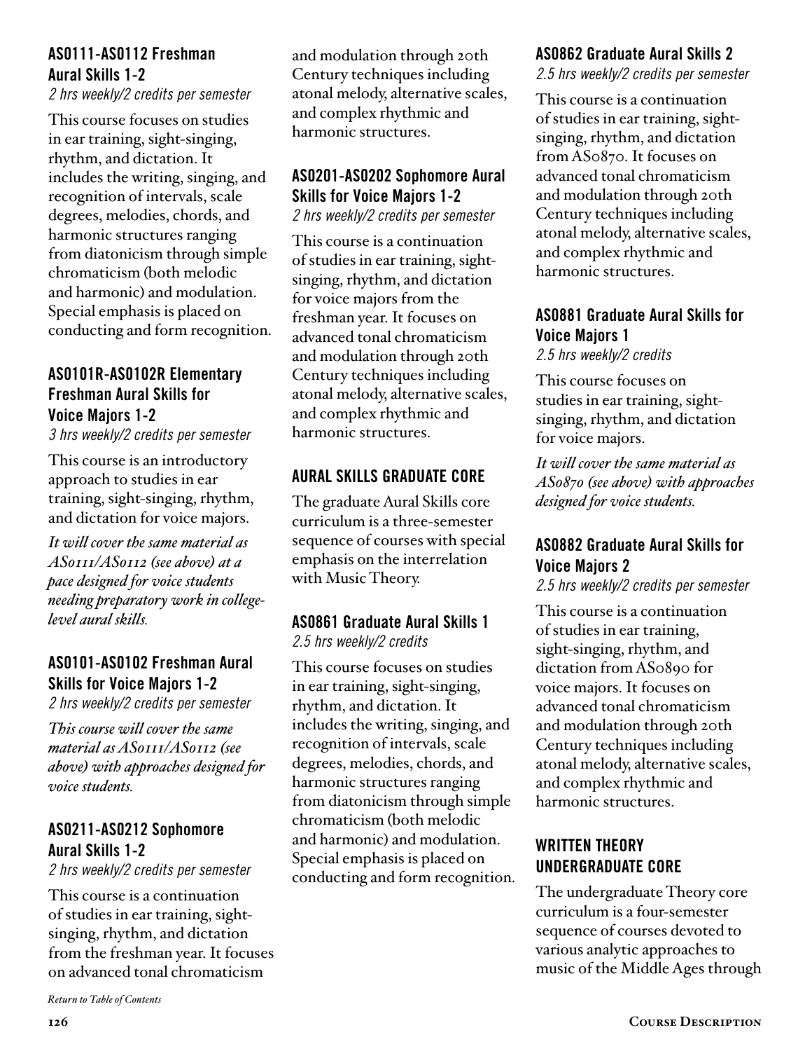### AS0111-AS0112 Freshman Aural Skills 1-2

*2 hrs weekly/2 credits per semester*

This course focuses on studies in ear training, sight-singing, rhythm, and dictation. It includes the writing, singing, and recognition of intervals, scale degrees, melodies, chords, and harmonic structures ranging from diatonicism through simple chromaticism (both melodic and harmonic) and modulation. Special emphasis is placed on conducting and form recognition.

### AS0101R-AS0102R Elementary Freshman Aural Skills for Voice Majors 1-2

*3 hrs weekly/2 credits per semester*

This course is an introductory approach to studies in ear training, sight-singing, rhythm, and dictation for voice majors.

***It will cover the same material as AS0111/AS0112 (see above) at a pace designed for voice students needing preparatory work in college-level aural skills.***

### AS0101-AS0102 Freshman Aural Skills for Voice Majors 1-2

*2 hrs weekly/2 credits per semester*

***This course will cover the same material as AS0111/AS0112 (see above) with approaches designed for voice students.***

### AS0211-AS0212 Sophomore Aural Skills 1-2

*2 hrs weekly/2 credits per semester*

This course is a continuation of studies in ear training, sight-singing, rhythm, and dictation from the freshman year. It focuses on advanced tonal chromaticism and modulation through 20th Century techniques including atonal melody, alternative scales, and complex rhythmic and harmonic structures.

### AS0201-AS0202 Sophomore Aural Skills for Voice Majors 1-2

*2 hrs weekly/2 credits per semester*

This course is a continuation of studies in ear training, sight-singing, rhythm, and dictation for voice majors from the freshman year. It focuses on advanced tonal chromaticism and modulation through 20th Century techniques including atonal melody, alternative scales, and complex rhythmic and harmonic structures.

## AURAL SKILLS GRADUATE CORE

The graduate Aural Skills core curriculum is a three-semester sequence of courses with special emphasis on the interrelation with Music Theory.

### AS0861 Graduate Aural Skills 1

*2.5 hrs weekly/2 credits*

This course focuses on studies in ear training, sight-singing, rhythm, and dictation. It includes the writing, singing, and recognition of intervals, scale degrees, melodies, chords, and harmonic structures ranging from diatonicism through simple chromaticism (both melodic and harmonic) and modulation. Special emphasis is placed on conducting and form recognition.

### AS0862 Graduate Aural Skills 2

*2.5 hrs weekly/2 credits per semester*

This course is a continuation of studies in ear training, sight-singing, rhythm, and dictation from AS0870. It focuses on advanced tonal chromaticism and modulation through 20th Century techniques including atonal melody, alternative scales, and complex rhythmic and harmonic structures.

### AS0881 Graduate Aural Skills for Voice Majors 1

*2.5 hrs weekly/2 credits*

This course focuses on studies in ear training, sight-singing, rhythm, and dictation for voice majors.

***It will cover the same material as AS0870 (see above) with approaches designed for voice students.***

### AS0882 Graduate Aural Skills for Voice Majors 2

*2.5 hrs weekly/2 credits per semester*

This course is a continuation of studies in ear training, sight-singing, rhythm, and dictation from AS0890 for voice majors. It focuses on advanced tonal chromaticism and modulation through 20th Century techniques including atonal melody, alternative scales, and complex rhythmic and harmonic structures.

## WRITTEN THEORY UNDERGRADUATE CORE

The undergraduate Theory core curriculum is a four-semester sequence of courses devoted to various analytic approaches to music of the Middle Ages through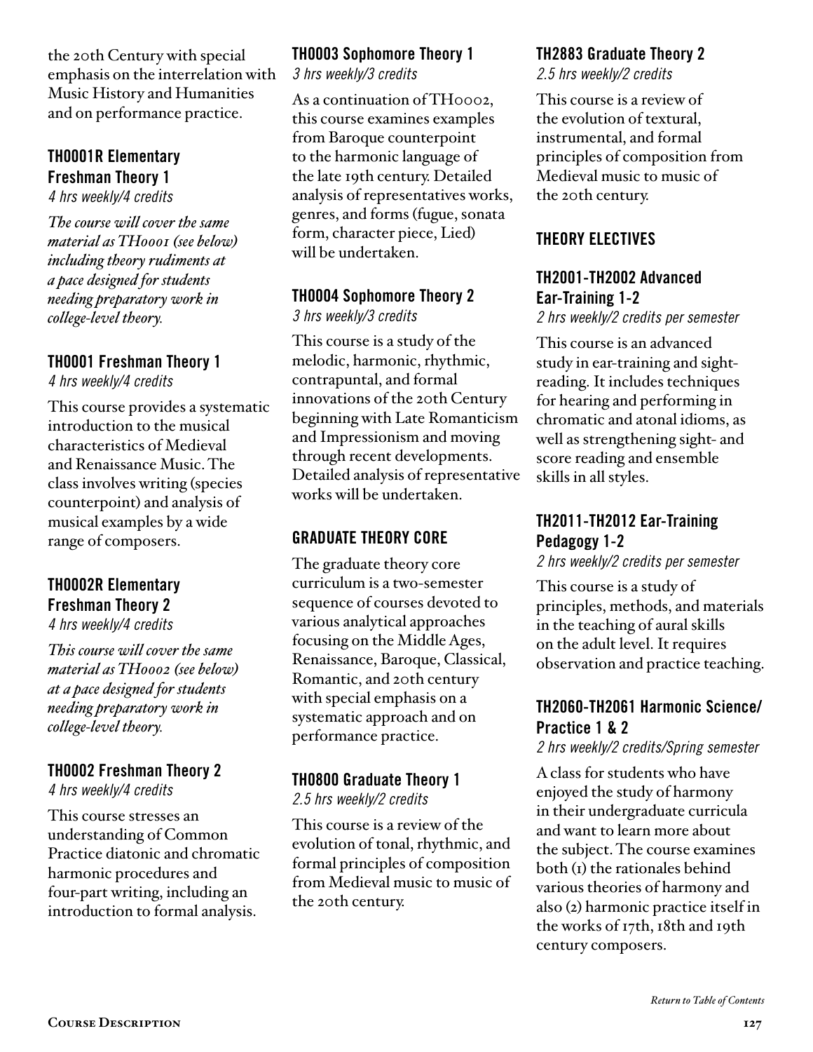the 20th Century with special emphasis on the interrelation with Music History and Humanities and on performance practice.

### TH0001R Elementary Freshman Theory 1

*4 hrs weekly/4 credits*

*The course will cover the same material as TH0001 (see below) including theory rudiments at a pace designed for students needing preparatory work in college-level theory.*

### TH0001 Freshman Theory 1

*4 hrs weekly/4 credits*

This course provides a systematic introduction to the musical characteristics of Medieval and Renaissance Music. The class involves writing (species counterpoint) and analysis of musical examples by a wide range of composers.

### TH0002R Elementary Freshman Theory 2

*4 hrs weekly/4 credits*

*This course will cover the same material as TH0002 (see below) at a pace designed for students needing preparatory work in college-level theory.*

### TH0002 Freshman Theory 2

*4 hrs weekly/4 credits*

This course stresses an understanding of Common Practice diatonic and chromatic harmonic procedures and four-part writing, including an introduction to formal analysis.

### TH0003 Sophomore Theory 1

*3 hrs weekly/3 credits*

As a continuation of TH0002, this course examines examples from Baroque counterpoint to the harmonic language of the late 19th century. Detailed analysis of representatives works, genres, and forms (fugue, sonata form, character piece, Lied) will be undertaken.

### TH0004 Sophomore Theory 2

*3 hrs weekly/3 credits*

This course is a study of the melodic, harmonic, rhythmic, contrapuntal, and formal innovations of the 20th Century beginning with Late Romanticism and Impressionism and moving through recent developments. Detailed analysis of representative works will be undertaken.

## GRADUATE THEORY CORE

The graduate theory core curriculum is a two-semester sequence of courses devoted to various analytical approaches focusing on the Middle Ages, Renaissance, Baroque, Classical, Romantic, and 20th century with special emphasis on a systematic approach and on performance practice.

### TH0800 Graduate Theory 1

*2.5 hrs weekly/2 credits*

This course is a review of the evolution of tonal, rhythmic, and formal principles of composition from Medieval music to music of the 20th century.

### TH2883 Graduate Theory 2

*2.5 hrs weekly/2 credits*

This course is a review of the evolution of textural, instrumental, and formal principles of composition from Medieval music to music of the 20th century.

## THEORY ELECTIVES

### TH2001-TH2002 Advanced Ear-Training 1-2

*2 hrs weekly/2 credits per semester*

This course is an advanced study in ear-training and sight-reading. It includes techniques for hearing and performing in chromatic and atonal idioms, as well as strengthening sight- and score reading and ensemble skills in all styles.

### TH2011-TH2012 Ear-Training Pedagogy 1-2

*2 hrs weekly/2 credits per semester*

This course is a study of principles, methods, and materials in the teaching of aural skills on the adult level. It requires observation and practice teaching.

### TH2060-TH2061 Harmonic Science/ Practice 1 & 2

*2 hrs weekly/2 credits/Spring semester*

A class for students who have enjoyed the study of harmony in their undergraduate curricula and want to learn more about the subject. The course examines both (1) the rationales behind various theories of harmony and also (2) harmonic practice itself in the works of 17th, 18th and 19th century composers.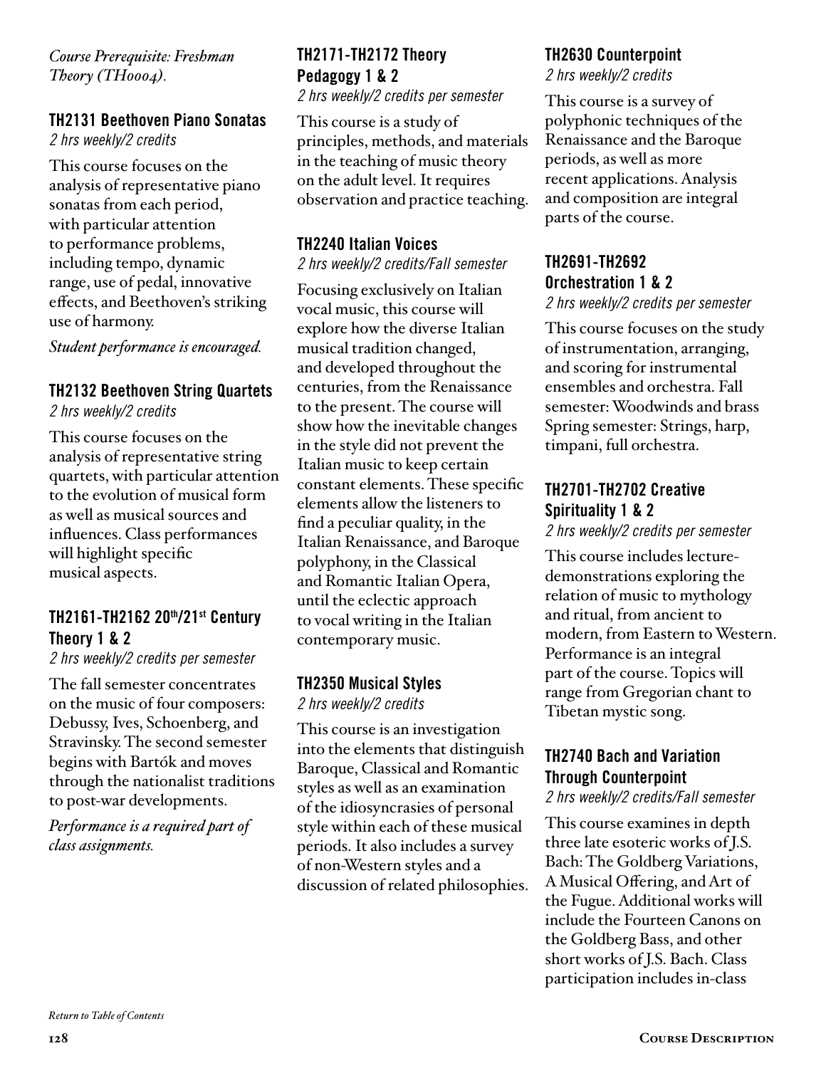*Course Prerequisite: Freshman Theory (TH0004).*

### TH2131 Beethoven Piano Sonatas

*2 hrs weekly/2 credits*

This course focuses on the analysis of representative piano sonatas from each period, with particular attention to performance problems, including tempo, dynamic range, use of pedal, innovative effects, and Beethoven's striking use of harmony.

*Student performance is encouraged.*

### TH2132 Beethoven String Quartets

*2 hrs weekly/2 credits*

This course focuses on the analysis of representative string quartets, with particular attention to the evolution of musical form as well as musical sources and influences. Class performances will highlight specific musical aspects.

### TH2161-TH2162 20th/21st Century Theory 1 & 2

*2 hrs weekly/2 credits per semester*

The fall semester concentrates on the music of four composers: Debussy, Ives, Schoenberg, and Stravinsky. The second semester begins with Bartók and moves through the nationalist traditions to post-war developments.

*Performance is a required part of class assignments.*

### TH2171-TH2172 Theory Pedagogy 1 & 2

*2 hrs weekly/2 credits per semester*

This course is a study of principles, methods, and materials in the teaching of music theory on the adult level. It requires observation and practice teaching.

### TH2240 Italian Voices

*2 hrs weekly/2 credits/Fall semester*

Focusing exclusively on Italian vocal music, this course will explore how the diverse Italian musical tradition changed, and developed throughout the centuries, from the Renaissance to the present. The course will show how the inevitable changes in the style did not prevent the Italian music to keep certain constant elements. These specific elements allow the listeners to find a peculiar quality, in the Italian Renaissance, and Baroque polyphony, in the Classical and Romantic Italian Opera, until the eclectic approach to vocal writing in the Italian contemporary music.

### TH2350 Musical Styles

*2 hrs weekly/2 credits*

This course is an investigation into the elements that distinguish Baroque, Classical and Romantic styles as well as an examination of the idiosyncrasies of personal style within each of these musical periods. It also includes a survey of non-Western styles and a discussion of related philosophies.

### TH2630 Counterpoint

*2 hrs weekly/2 credits*

This course is a survey of polyphonic techniques of the Renaissance and the Baroque periods, as well as more recent applications. Analysis and composition are integral parts of the course.

### TH2691-TH2692 Orchestration 1 & 2

*2 hrs weekly/2 credits per semester*

This course focuses on the study of instrumentation, arranging, and scoring for instrumental ensembles and orchestra. Fall semester: Woodwinds and brass Spring semester: Strings, harp, timpani, full orchestra.

### TH2701-TH2702 Creative Spirituality 1 & 2

*2 hrs weekly/2 credits per semester*

This course includes lecture-demonstrations exploring the relation of music to mythology and ritual, from ancient to modern, from Eastern to Western. Performance is an integral part of the course. Topics will range from Gregorian chant to Tibetan mystic song.

### TH2740 Bach and Variation Through Counterpoint

*2 hrs weekly/2 credits/Fall semester*

This course examines in depth three late esoteric works of J.S. Bach: The Goldberg Variations, A Musical Offering, and Art of the Fugue. Additional works will include the Fourteen Canons on the Goldberg Bass, and other short works of J.S. Bach. Class participation includes in-class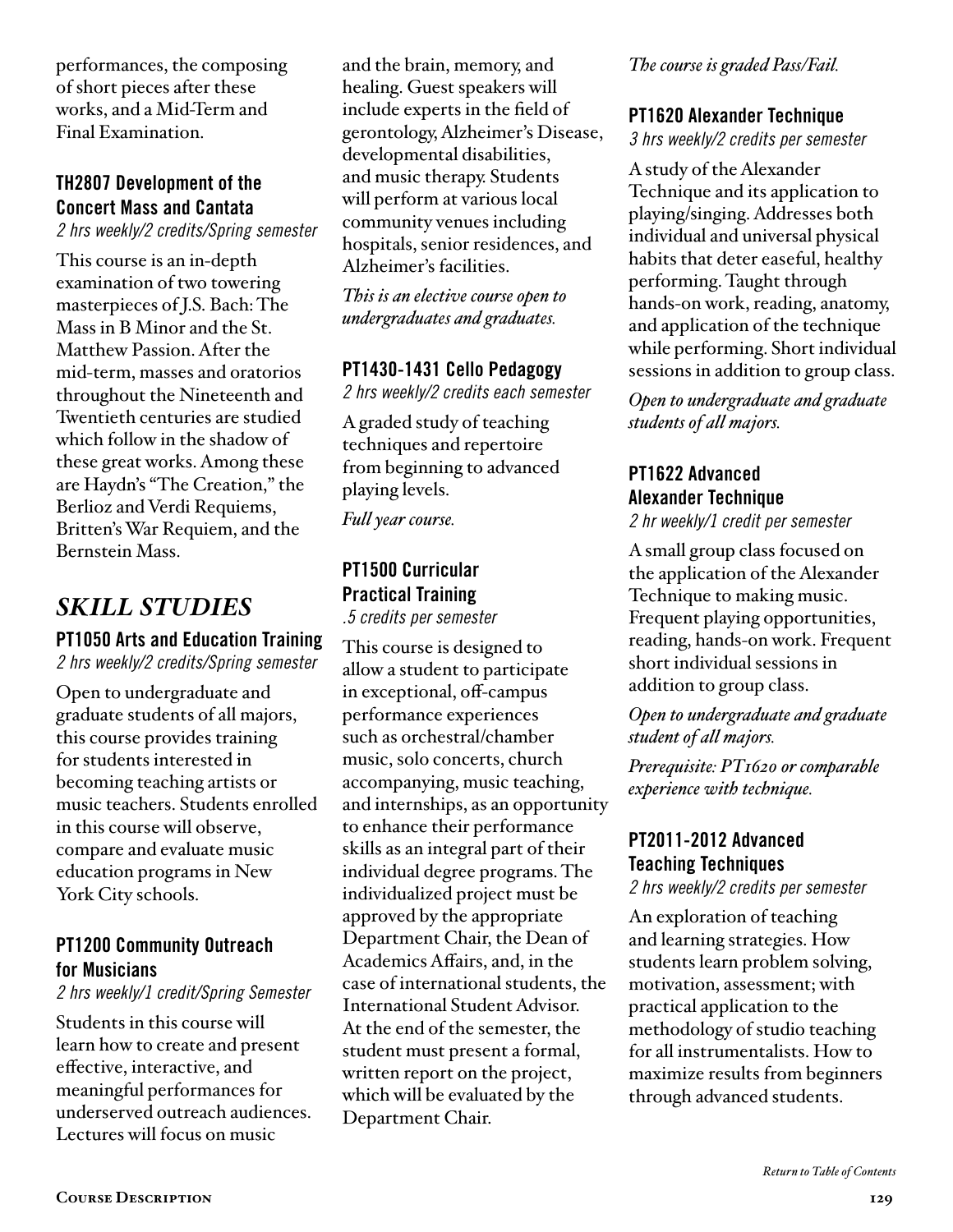performances, the composing of short pieces after these works, and a Mid-Term and Final Examination.

### TH2807 Development of the Concert Mass and Cantata

*2 hrs weekly/2 credits/Spring semester*

This course is an in-depth examination of two towering masterpieces of J.S. Bach: The Mass in B Minor and the St. Matthew Passion. After the mid-term, masses and oratorios throughout the Nineteenth and Twentieth centuries are studied which follow in the shadow of these great works. Among these are Haydn's "The Creation," the Berlioz and Verdi Requiems, Britten's War Requiem, and the Bernstein Mass.

## *SKILL STUDIES*

### PT1050 Arts and Education Training

*2 hrs weekly/2 credits/Spring semester*

Open to undergraduate and graduate students of all majors, this course provides training for students interested in becoming teaching artists or music teachers. Students enrolled in this course will observe, compare and evaluate music education programs in New York City schools.

### PT1200 Community Outreach for Musicians

*2 hrs weekly/1 credit/Spring Semester*

Students in this course will learn how to create and present effective, interactive, and meaningful performances for underserved outreach audiences. Lectures will focus on music and the brain, memory, and healing. Guest speakers will include experts in the field of gerontology, Alzheimer's Disease, developmental disabilities, and music therapy. Students will perform at various local community venues including hospitals, senior residences, and Alzheimer's facilities.

*This is an elective course open to undergraduates and graduates.*

### PT1430-1431 Cello Pedagogy

*2 hrs weekly/2 credits each semester*

A graded study of teaching techniques and repertoire from beginning to advanced playing levels.

*Full year course.*

### PT1500 Curricular Practical Training

*.5 credits per semester*

This course is designed to allow a student to participate in exceptional, off-campus performance experiences such as orchestral/chamber music, solo concerts, church accompanying, music teaching, and internships, as an opportunity to enhance their performance skills as an integral part of their individual degree programs. The individualized project must be approved by the appropriate Department Chair, the Dean of Academics Affairs, and, in the case of international students, the International Student Advisor. At the end of the semester, the student must present a formal, written report on the project, which will be evaluated by the Department Chair.

*The course is graded Pass/Fail.*

### PT1620 Alexander Technique

*3 hrs weekly/2 credits per semester*

A study of the Alexander Technique and its application to playing/singing. Addresses both individual and universal physical habits that deter easeful, healthy performing. Taught through hands-on work, reading, anatomy, and application of the technique while performing. Short individual sessions in addition to group class.

*Open to undergraduate and graduate students of all majors.*

### PT1622 Advanced Alexander Technique

*2 hr weekly/1 credit per semester*

A small group class focused on the application of the Alexander Technique to making music. Frequent playing opportunities, reading, hands-on work. Frequent short individual sessions in addition to group class.

*Open to undergraduate and graduate student of all majors.*

*Prerequisite: PT1620 or comparable experience with technique.*

### PT2011-2012 Advanced Teaching Techniques

*2 hrs weekly/2 credits per semester*

An exploration of teaching and learning strategies. How students learn problem solving, motivation, assessment; with practical application to the methodology of studio teaching for all instrumentalists. How to maximize results from beginners through advanced students.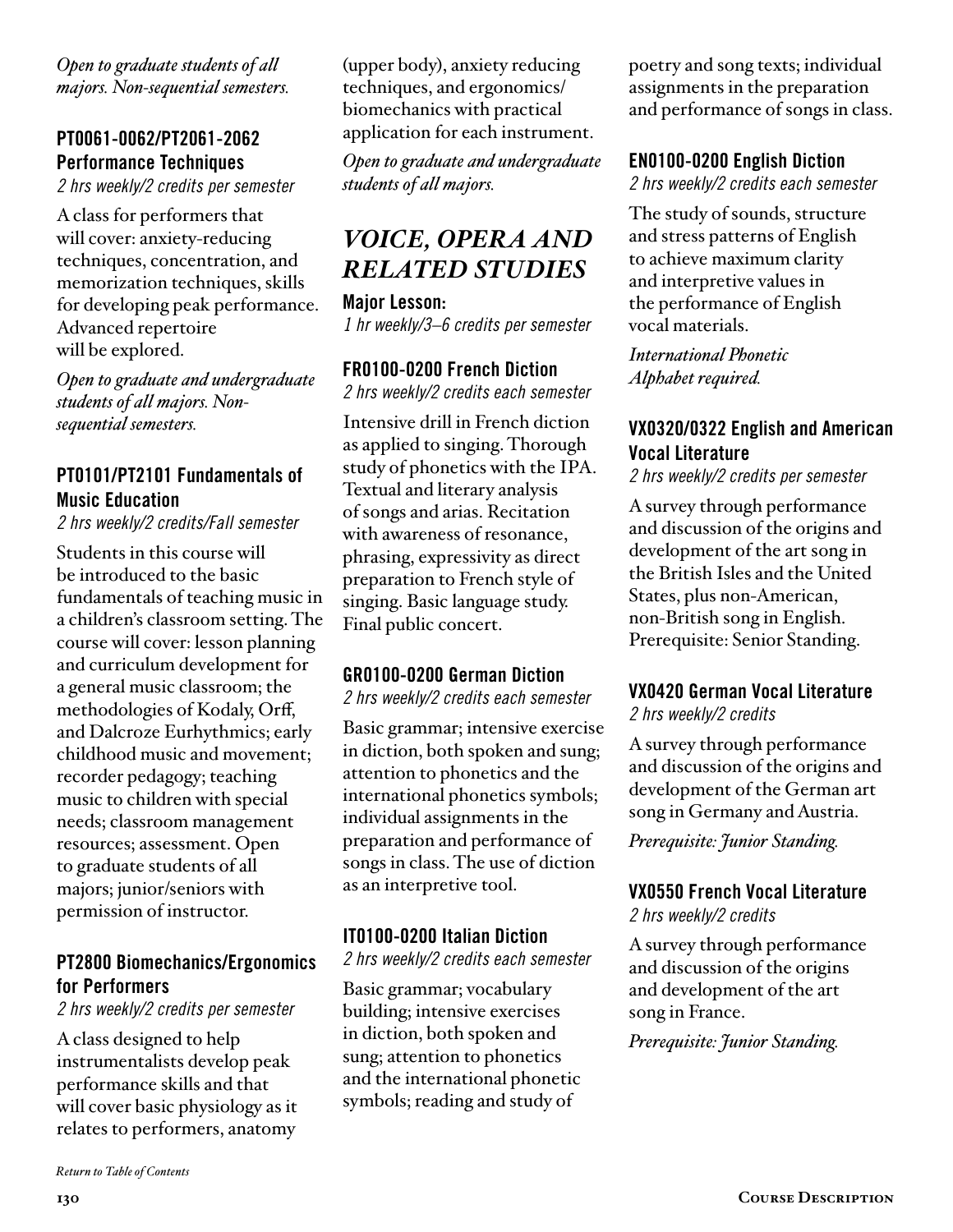*Open to graduate students of all majors. Non-sequential semesters.*

### PT0061-0062/PT2061-2062 Performance Techniques

*2 hrs weekly/2 credits per semester*

A class for performers that will cover: anxiety-reducing techniques, concentration, and memorization techniques, skills for developing peak performance. Advanced repertoire will be explored.

*Open to graduate and undergraduate students of all majors. Non-sequential semesters.*

### PT0101/PT2101 Fundamentals of Music Education

*2 hrs weekly/2 credits/Fall semester*

Students in this course will be introduced to the basic fundamentals of teaching music in a children's classroom setting. The course will cover: lesson planning and curriculum development for a general music classroom; the methodologies of Kodaly, Orff, and Dalcroze Eurhythmics; early childhood music and movement; recorder pedagogy; teaching music to children with special needs; classroom management resources; assessment. Open to graduate students of all majors; junior/seniors with permission of instructor.

### PT2800 Biomechanics/Ergonomics for Performers

*2 hrs weekly/2 credits per semester*

A class designed to help instrumentalists develop peak performance skills and that will cover basic physiology as it relates to performers, anatomy (upper body), anxiety reducing techniques, and ergonomics/biomechanics with practical application for each instrument.

*Open to graduate and undergraduate students of all majors.*

## *VOICE, OPERA AND RELATED STUDIES*

**Major Lesson:**
*1 hr weekly/3–6 credits per semester*

### FR0100-0200 French Diction

*2 hrs weekly/2 credits each semester*

Intensive drill in French diction as applied to singing. Thorough study of phonetics with the IPA. Textual and literary analysis of songs and arias. Recitation with awareness of resonance, phrasing, expressivity as direct preparation to French style of singing. Basic language study. Final public concert.

### GR0100-0200 German Diction

*2 hrs weekly/2 credits each semester*

Basic grammar; intensive exercise in diction, both spoken and sung; attention to phonetics and the international phonetics symbols; individual assignments in the preparation and performance of songs in class. The use of diction as an interpretive tool.

### IT0100-0200 Italian Diction

*2 hrs weekly/2 credits each semester*

Basic grammar; vocabulary building; intensive exercises in diction, both spoken and sung; attention to phonetics and the international phonetic symbols; reading and study of poetry and song texts; individual assignments in the preparation and performance of songs in class.

### EN0100-0200 English Diction

*2 hrs weekly/2 credits each semester*

The study of sounds, structure and stress patterns of English to achieve maximum clarity and interpretive values in the performance of English vocal materials.

*International Phonetic Alphabet required.*

### VX0320/0322 English and American Vocal Literature

*2 hrs weekly/2 credits per semester*

A survey through performance and discussion of the origins and development of the art song in the British Isles and the United States, plus non-American, non-British song in English. Prerequisite: Senior Standing.

### VX0420 German Vocal Literature

*2 hrs weekly/2 credits*

A survey through performance and discussion of the origins and development of the German art song in Germany and Austria.

*Prerequisite: Junior Standing.*

### VX0550 French Vocal Literature

*2 hrs weekly/2 credits*

A survey through performance and discussion of the origins and development of the art song in France.

*Prerequisite: Junior Standing.*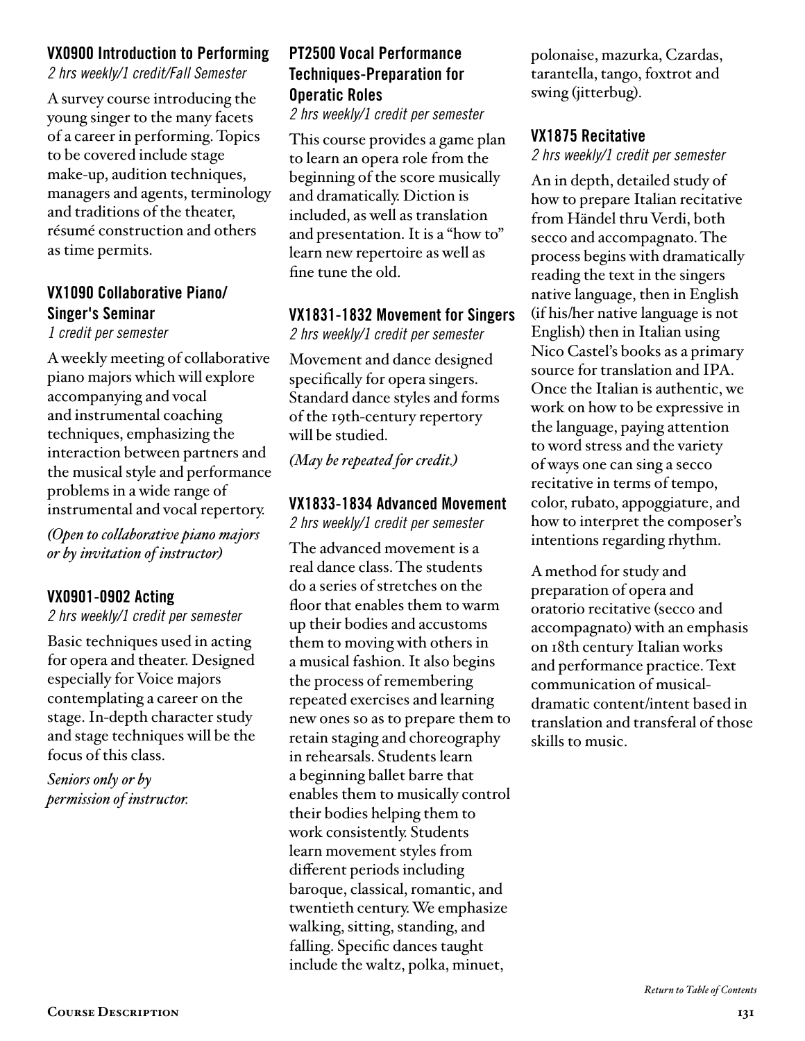### VX0900 Introduction to Performing

*2 hrs weekly/1 credit/Fall Semester*

A survey course introducing the young singer to the many facets of a career in performing. Topics to be covered include stage make-up, audition techniques, managers and agents, terminology and traditions of the theater, résumé construction and others as time permits.

### VX1090 Collaborative Piano/ Singer's Seminar

*1 credit per semester*

A weekly meeting of collaborative piano majors which will explore accompanying and vocal and instrumental coaching techniques, emphasizing the interaction between partners and the musical style and performance problems in a wide range of instrumental and vocal repertory.

*(Open to collaborative piano majors or by invitation of instructor)*

### VX0901-0902 Acting

*2 hrs weekly/1 credit per semester*

Basic techniques used in acting for opera and theater. Designed especially for Voice majors contemplating a career on the stage. In-depth character study and stage techniques will be the focus of this class.

*Seniors only or by permission of instructor.*

### PT2500 Vocal Performance Techniques-Preparation for Operatic Roles

*2 hrs weekly/1 credit per semester*

This course provides a game plan to learn an opera role from the beginning of the score musically and dramatically. Diction is included, as well as translation and presentation. It is a "how to" learn new repertoire as well as fine tune the old.

### VX1831-1832 Movement for Singers

*2 hrs weekly/1 credit per semester*

Movement and dance designed specifically for opera singers. Standard dance styles and forms of the 19th-century repertory will be studied.

*(May be repeated for credit.)*

### VX1833-1834 Advanced Movement

*2 hrs weekly/1 credit per semester*

The advanced movement is a real dance class. The students do a series of stretches on the floor that enables them to warm up their bodies and accustoms them to moving with others in a musical fashion. It also begins the process of remembering repeated exercises and learning new ones so as to prepare them to retain staging and choreography in rehearsals. Students learn a beginning ballet barre that enables them to musically control their bodies helping them to work consistently. Students learn movement styles from different periods including baroque, classical, romantic, and twentieth century. We emphasize walking, sitting, standing, and falling. Specific dances taught include the waltz, polka, minuet, polonaise, mazurka, Czardas, tarantella, tango, foxtrot and swing (jitterbug).

### VX1875 Recitative

*2 hrs weekly/1 credit per semester*

An in depth, detailed study of how to prepare Italian recitative from Händel thru Verdi, both secco and accompagnato. The process begins with dramatically reading the text in the singers native language, then in English (if his/her native language is not English) then in Italian using Nico Castel's books as a primary source for translation and IPA. Once the Italian is authentic, we work on how to be expressive in the language, paying attention to word stress and the variety of ways one can sing a secco recitative in terms of tempo, color, rubato, appoggiature, and how to interpret the composer's intentions regarding rhythm.

A method for study and preparation of opera and oratorio recitative (secco and accompagnato) with an emphasis on 18th century Italian works and performance practice. Text communication of musical-dramatic content/intent based in translation and transferal of those skills to music.

*Return to Table of Contents*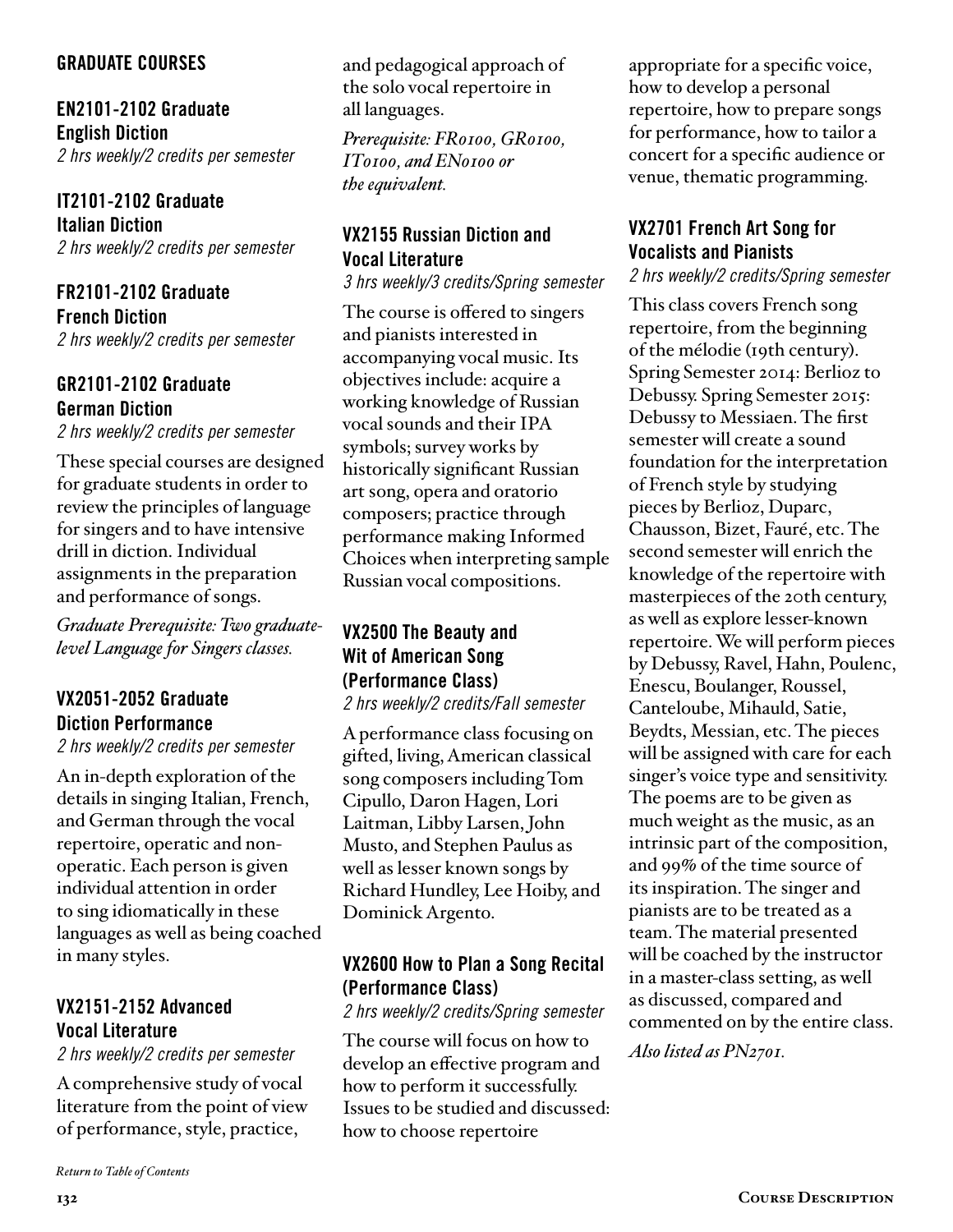## GRADUATE COURSES

### EN2101-2102 Graduate English Diction

*2 hrs weekly/2 credits per semester*

### IT2101-2102 Graduate Italian Diction

*2 hrs weekly/2 credits per semester*

### FR2101-2102 Graduate French Diction

*2 hrs weekly/2 credits per semester*

### GR2101-2102 Graduate German Diction

*2 hrs weekly/2 credits per semester*

These special courses are designed for graduate students in order to review the principles of language for singers and to have intensive drill in diction. Individual assignments in the preparation and performance of songs.

*Graduate Prerequisite: Two graduate-level Language for Singers classes.*

### VX2051-2052 Graduate Diction Performance

*2 hrs weekly/2 credits per semester*

An in-depth exploration of the details in singing Italian, French, and German through the vocal repertoire, operatic and non-operatic. Each person is given individual attention in order to sing idiomatically in these languages as well as being coached in many styles.

### VX2151-2152 Advanced Vocal Literature

*2 hrs weekly/2 credits per semester*

A comprehensive study of vocal literature from the point of view of performance, style, practice, and pedagogical approach of the solo vocal repertoire in all languages.

*Prerequisite: FR0100, GR0100, IT0100, and EN0100 or the equivalent.*

### VX2155 Russian Diction and Vocal Literature

*3 hrs weekly/3 credits/Spring semester*

The course is offered to singers and pianists interested in accompanying vocal music. Its objectives include: acquire a working knowledge of Russian vocal sounds and their IPA symbols; survey works by historically significant Russian art song, opera and oratorio composers; practice through performance making Informed Choices when interpreting sample Russian vocal compositions.

### VX2500 The Beauty and Wit of American Song (Performance Class)

*2 hrs weekly/2 credits/Fall semester*

A performance class focusing on gifted, living, American classical song composers including Tom Cipullo, Daron Hagen, Lori Laitman, Libby Larsen, John Musto, and Stephen Paulus as well as lesser known songs by Richard Hundley, Lee Hoiby, and Dominick Argento.

### VX2600 How to Plan a Song Recital (Performance Class)

*2 hrs weekly/2 credits/Spring semester*

The course will focus on how to develop an effective program and how to perform it successfully. Issues to be studied and discussed: how to choose repertoire appropriate for a specific voice, how to develop a personal repertoire, how to prepare songs for performance, how to tailor a concert for a specific audience or venue, thematic programming.

### VX2701 French Art Song for Vocalists and Pianists

*2 hrs weekly/2 credits/Spring semester*

This class covers French song repertoire, from the beginning of the mélodie (19th century). Spring Semester 2014: Berlioz to Debussy. Spring Semester 2015: Debussy to Messiaen. The first semester will create a sound foundation for the interpretation of French style by studying pieces by Berlioz, Duparc, Chausson, Bizet, Fauré, etc. The second semester will enrich the knowledge of the repertoire with masterpieces of the 20th century, as well as explore lesser-known repertoire. We will perform pieces by Debussy, Ravel, Hahn, Poulenc, Enescu, Boulanger, Roussel, Canteloube, Mihauld, Satie, Beydts, Messian, etc. The pieces will be assigned with care for each singer's voice type and sensitivity. The poems are to be given as much weight as the music, as an intrinsic part of the composition, and 99% of the time source of its inspiration. The singer and pianists are to be treated as a team. The material presented will be coached by the instructor in a master-class setting, as well as discussed, compared and commented on by the entire class.

*Also listed as PN2701.*

*Return to Table of Contents*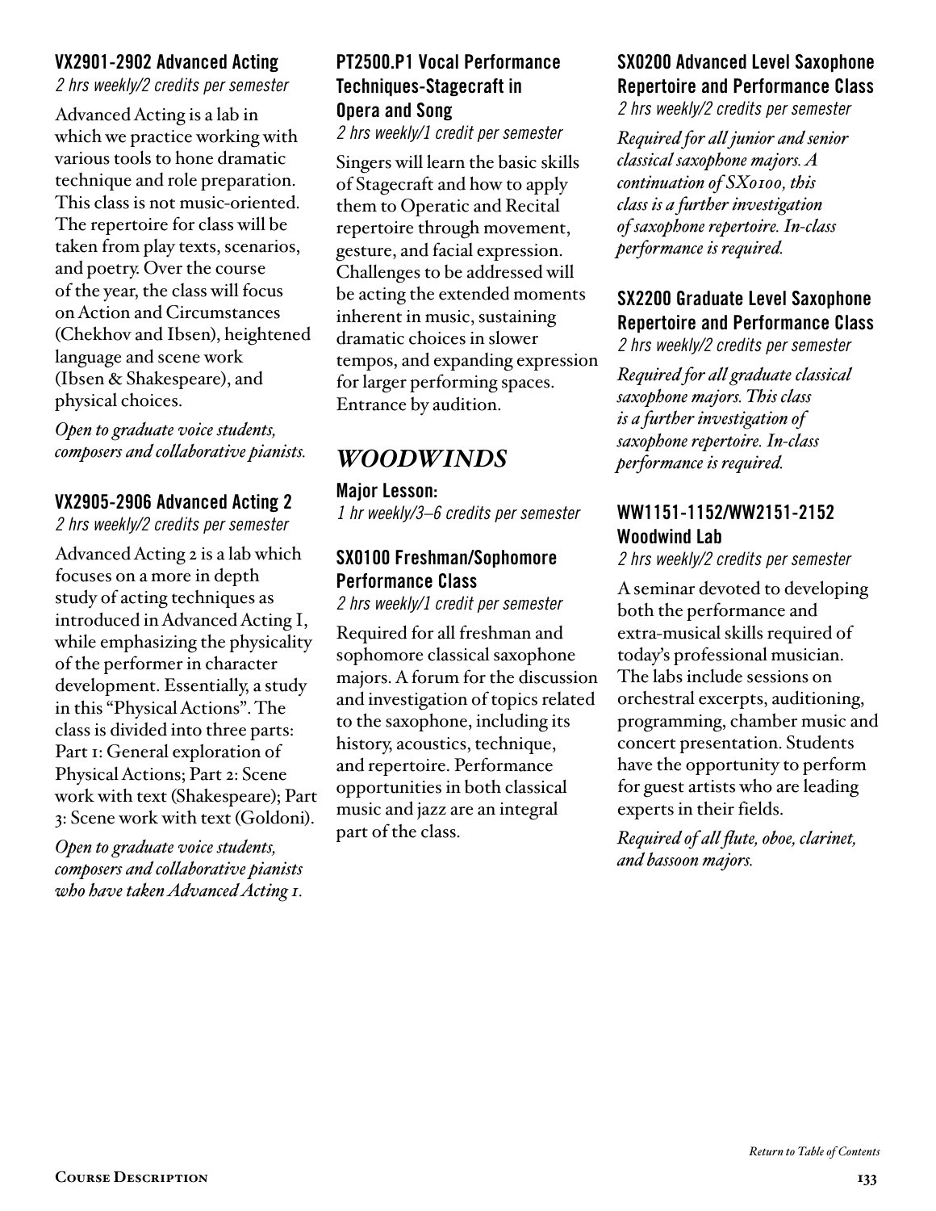### VX2901-2902 Advanced Acting

*2 hrs weekly/2 credits per semester*

Advanced Acting is a lab in which we practice working with various tools to hone dramatic technique and role preparation. This class is not music-oriented. The repertoire for class will be taken from play texts, scenarios, and poetry. Over the course of the year, the class will focus on Action and Circumstances (Chekhov and Ibsen), heightened language and scene work (Ibsen & Shakespeare), and physical choices.

*Open to graduate voice students, composers and collaborative pianists.*

### VX2905-2906 Advanced Acting 2

*2 hrs weekly/2 credits per semester*

Advanced Acting 2 is a lab which focuses on a more in depth study of acting techniques as introduced in Advanced Acting I, while emphasizing the physicality of the performer in character development. Essentially, a study in this "Physical Actions". The class is divided into three parts: Part 1: General exploration of Physical Actions; Part 2: Scene work with text (Shakespeare); Part 3: Scene work with text (Goldoni).

*Open to graduate voice students, composers and collaborative pianists who have taken Advanced Acting 1.*

### PT2500.P1 Vocal Performance Techniques-Stagecraft in Opera and Song

*2 hrs weekly/1 credit per semester*

Singers will learn the basic skills of Stagecraft and how to apply them to Operatic and Recital repertoire through movement, gesture, and facial expression. Challenges to be addressed will be acting the extended moments inherent in music, sustaining dramatic choices in slower tempos, and expanding expression for larger performing spaces. Entrance by audition.

## *WOODWINDS*

**Major Lesson:**
*1 hr weekly/3–6 credits per semester*

### SX0100 Freshman/Sophomore Performance Class

*2 hrs weekly/1 credit per semester*

Required for all freshman and sophomore classical saxophone majors. A forum for the discussion and investigation of topics related to the saxophone, including its history, acoustics, technique, and repertoire. Performance opportunities in both classical music and jazz are an integral part of the class.

### SX0200 Advanced Level Saxophone Repertoire and Performance Class

*2 hrs weekly/2 credits per semester*

*Required for all junior and senior classical saxophone majors. A continuation of SX0100, this class is a further investigation of saxophone repertoire. In-class performance is required.*

### SX2200 Graduate Level Saxophone Repertoire and Performance Class

*2 hrs weekly/2 credits per semester*

*Required for all graduate classical saxophone majors. This class is a further investigation of saxophone repertoire. In-class performance is required.*

### WW1151-1152/WW2151-2152 Woodwind Lab

*2 hrs weekly/2 credits per semester*

A seminar devoted to developing both the performance and extra-musical skills required of today's professional musician. The labs include sessions on orchestral excerpts, auditioning, programming, chamber music and concert presentation. Students have the opportunity to perform for guest artists who are leading experts in their fields.

*Required of all flute, oboe, clarinet, and bassoon majors.*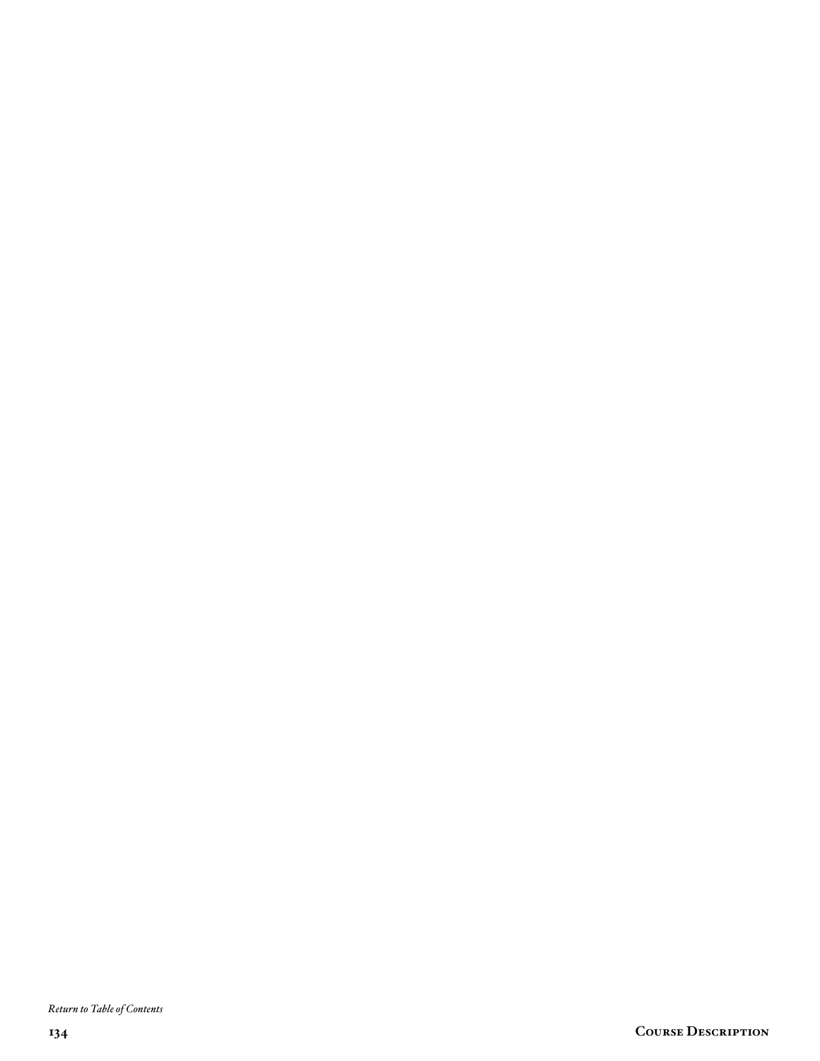*Return to Table of Contents*